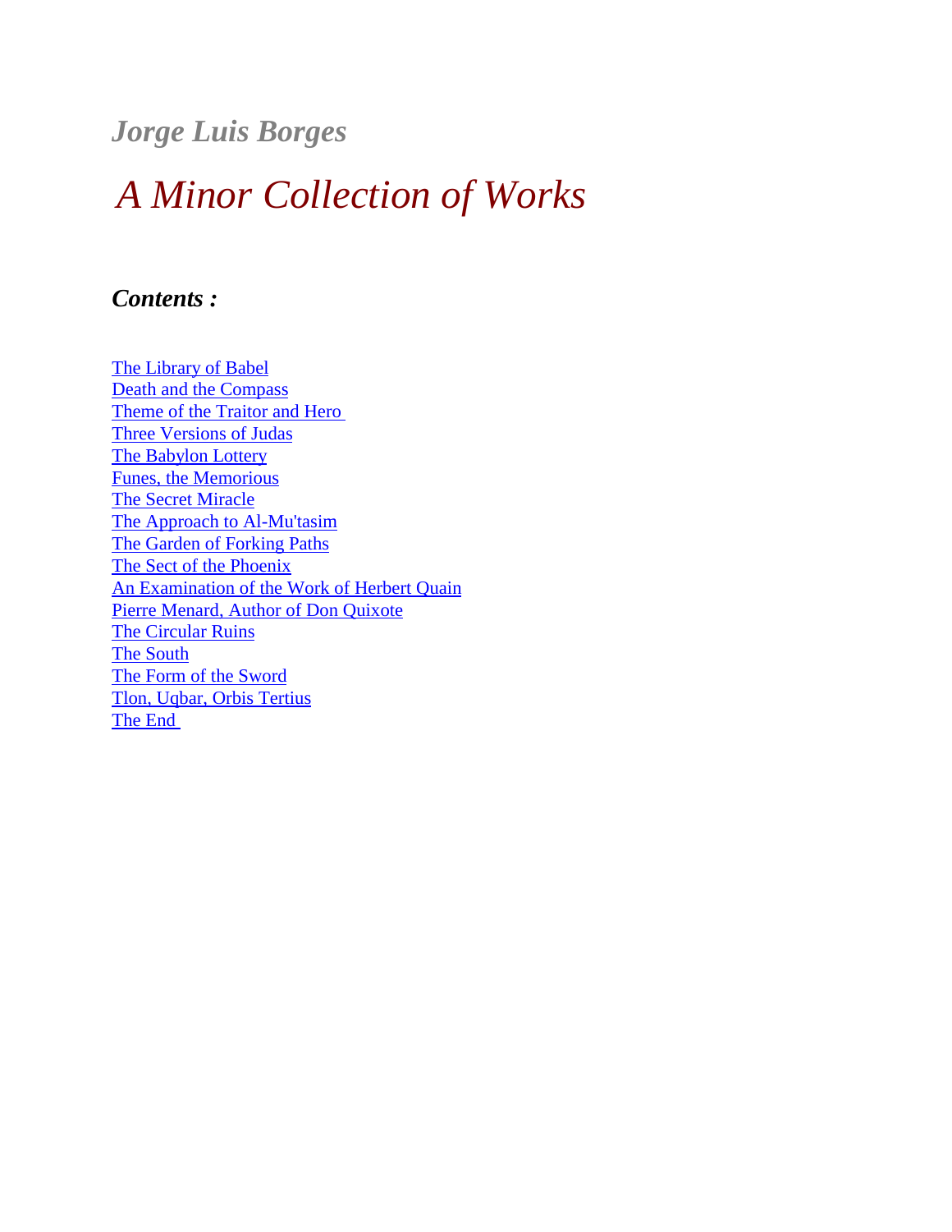## *Jorge Luis Borges*

# *A Minor Collection of Works*

### *Contents :*

The Library of Babel
Death and the Compass
Theme of the Traitor and Hero
Three Versions of Judas
The Babylon Lottery
Funes, the Memorious
The Secret Miracle
The Approach to Al-Mu'tasim
The Garden of Forking Paths
The Sect of the Phoenix
An Examination of the Work of Herbert Quain
Pierre Menard, Author of Don Quixote
The Circular Ruins
The South
The Form of the Sword
Tlon, Uqbar, Orbis Tertius
The End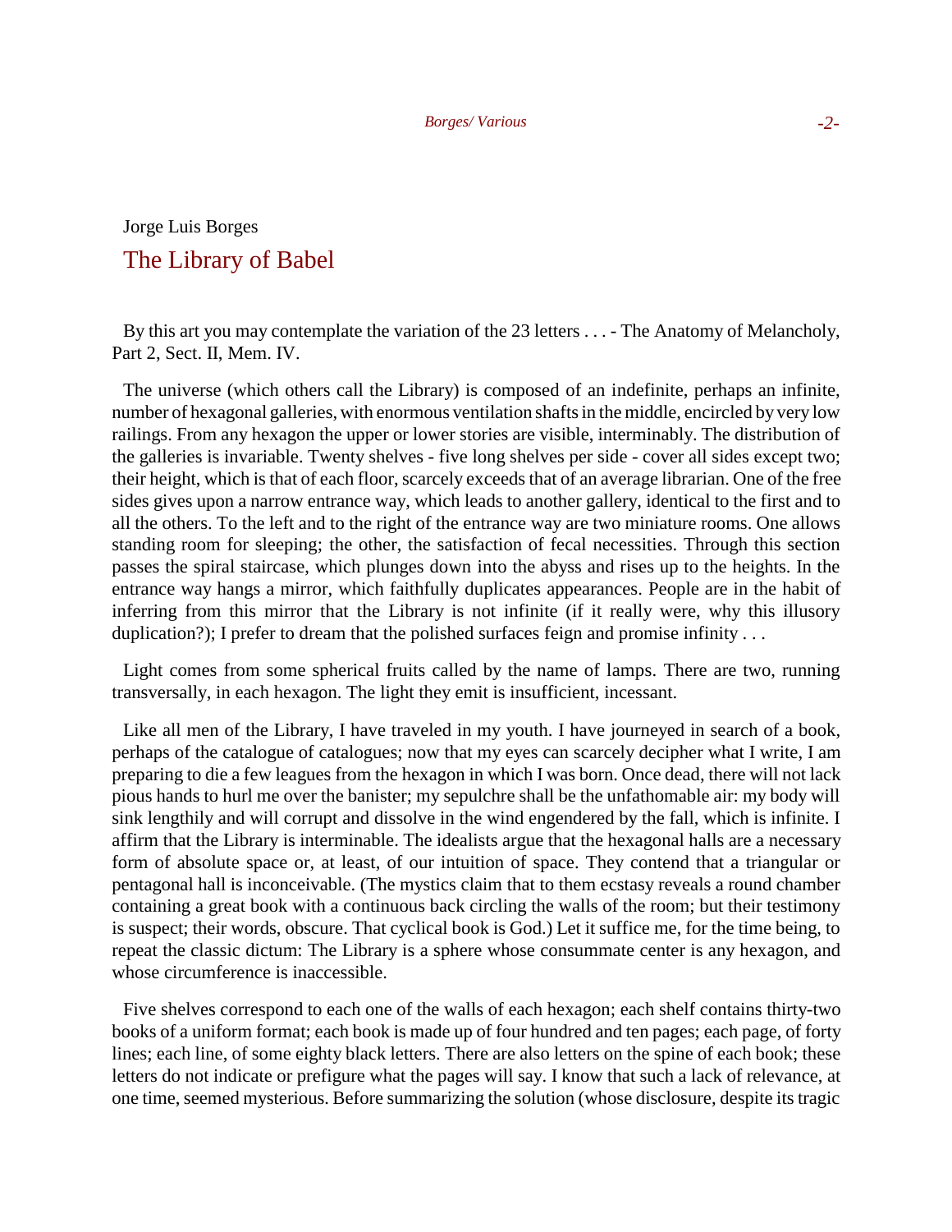Jorge Luis Borges

# The Library of Babel

By this art you may contemplate the variation of the 23 letters . . . - The Anatomy of Melancholy, Part 2, Sect. II, Mem. IV.

The universe (which others call the Library) is composed of an indefinite, perhaps an infinite, number of hexagonal galleries, with enormous ventilation shafts in the middle, encircled by very low railings. From any hexagon the upper or lower stories are visible, interminably. The distribution of the galleries is invariable. Twenty shelves - five long shelves per side - cover all sides except two; their height, which is that of each floor, scarcely exceeds that of an average librarian. One of the free sides gives upon a narrow entrance way, which leads to another gallery, identical to the first and to all the others. To the left and to the right of the entrance way are two miniature rooms. One allows standing room for sleeping; the other, the satisfaction of fecal necessities. Through this section passes the spiral staircase, which plunges down into the abyss and rises up to the heights. In the entrance way hangs a mirror, which faithfully duplicates appearances. People are in the habit of inferring from this mirror that the Library is not infinite (if it really were, why this illusory duplication?); I prefer to dream that the polished surfaces feign and promise infinity . . .

Light comes from some spherical fruits called by the name of lamps. There are two, running transversally, in each hexagon. The light they emit is insufficient, incessant.

Like all men of the Library, I have traveled in my youth. I have journeyed in search of a book, perhaps of the catalogue of catalogues; now that my eyes can scarcely decipher what I write, I am preparing to die a few leagues from the hexagon in which I was born. Once dead, there will not lack pious hands to hurl me over the banister; my sepulchre shall be the unfathomable air: my body will sink lengthily and will corrupt and dissolve in the wind engendered by the fall, which is infinite. I affirm that the Library is interminable. The idealists argue that the hexagonal halls are a necessary form of absolute space or, at least, of our intuition of space. They contend that a triangular or pentagonal hall is inconceivable. (The mystics claim that to them ecstasy reveals a round chamber containing a great book with a continuous back circling the walls of the room; but their testimony is suspect; their words, obscure. That cyclical book is God.) Let it suffice me, for the time being, to repeat the classic dictum: The Library is a sphere whose consummate center is any hexagon, and whose circumference is inaccessible.

Five shelves correspond to each one of the walls of each hexagon; each shelf contains thirty-two books of a uniform format; each book is made up of four hundred and ten pages; each page, of forty lines; each line, of some eighty black letters. There are also letters on the spine of each book; these letters do not indicate or prefigure what the pages will say. I know that such a lack of relevance, at one time, seemed mysterious. Before summarizing the solution (whose disclosure, despite its tragic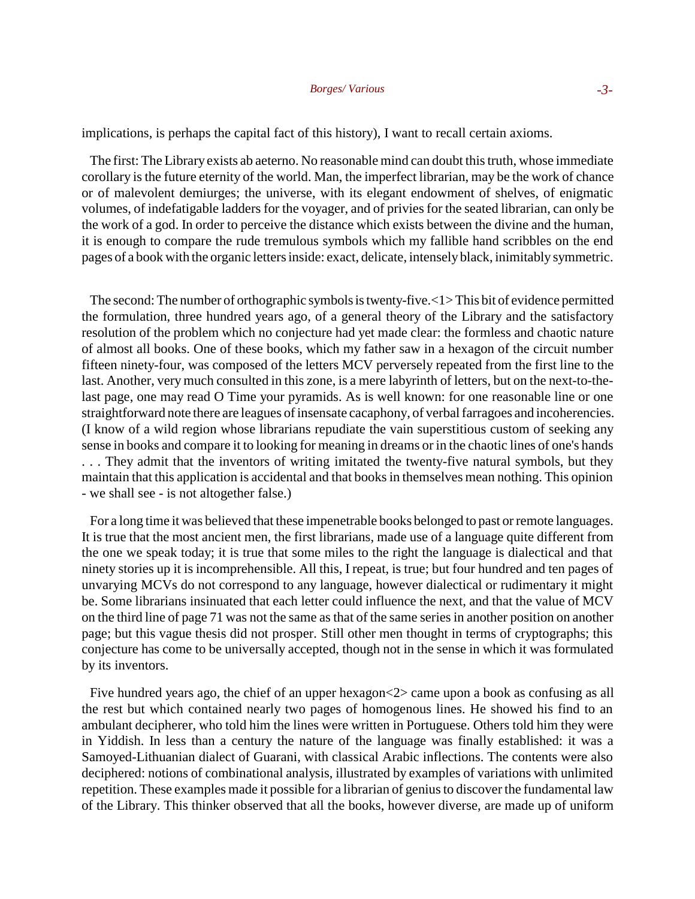implications, is perhaps the capital fact of this history), I want to recall certain axioms.

The first: The Library exists ab aeterno. No reasonable mind can doubt this truth, whose immediate corollary is the future eternity of the world. Man, the imperfect librarian, may be the work of chance or of malevolent demiurges; the universe, with its elegant endowment of shelves, of enigmatic volumes, of indefatigable ladders for the voyager, and of privies for the seated librarian, can only be the work of a god. In order to perceive the distance which exists between the divine and the human, it is enough to compare the rude tremulous symbols which my fallible hand scribbles on the end pages of a book with the organic letters inside: exact, delicate, intensely black, inimitably symmetric.

The second: The number of orthographic symbols is twenty-five.<1> This bit of evidence permitted the formulation, three hundred years ago, of a general theory of the Library and the satisfactory resolution of the problem which no conjecture had yet made clear: the formless and chaotic nature of almost all books. One of these books, which my father saw in a hexagon of the circuit number fifteen ninety-four, was composed of the letters MCV perversely repeated from the first line to the last. Another, very much consulted in this zone, is a mere labyrinth of letters, but on the next-to-the-last page, one may read O Time your pyramids. As is well known: for one reasonable line or one straightforward note there are leagues of insensate cacaphony, of verbal farragoes and incoherencies. (I know of a wild region whose librarians repudiate the vain superstitious custom of seeking any sense in books and compare it to looking for meaning in dreams or in the chaotic lines of one's hands . . . They admit that the inventors of writing imitated the twenty-five natural symbols, but they maintain that this application is accidental and that books in themselves mean nothing. This opinion - we shall see - is not altogether false.)

For a long time it was believed that these impenetrable books belonged to past or remote languages. It is true that the most ancient men, the first librarians, made use of a language quite different from the one we speak today; it is true that some miles to the right the language is dialectical and that ninety stories up it is incomprehensible. All this, I repeat, is true; but four hundred and ten pages of unvarying MCVs do not correspond to any language, however dialectical or rudimentary it might be. Some librarians insinuated that each letter could influence the next, and that the value of MCV on the third line of page 71 was not the same as that of the same series in another position on another page; but this vague thesis did not prosper. Still other men thought in terms of cryptographs; this conjecture has come to be universally accepted, though not in the sense in which it was formulated by its inventors.

Five hundred years ago, the chief of an upper hexagon<2> came upon a book as confusing as all the rest but which contained nearly two pages of homogenous lines. He showed his find to an ambulant decipherer, who told him the lines were written in Portuguese. Others told him they were in Yiddish. In less than a century the nature of the language was finally established: it was a Samoyed-Lithuanian dialect of Guarani, with classical Arabic inflections. The contents were also deciphered: notions of combinational analysis, illustrated by examples of variations with unlimited repetition. These examples made it possible for a librarian of genius to discover the fundamental law of the Library. This thinker observed that all the books, however diverse, are made up of uniform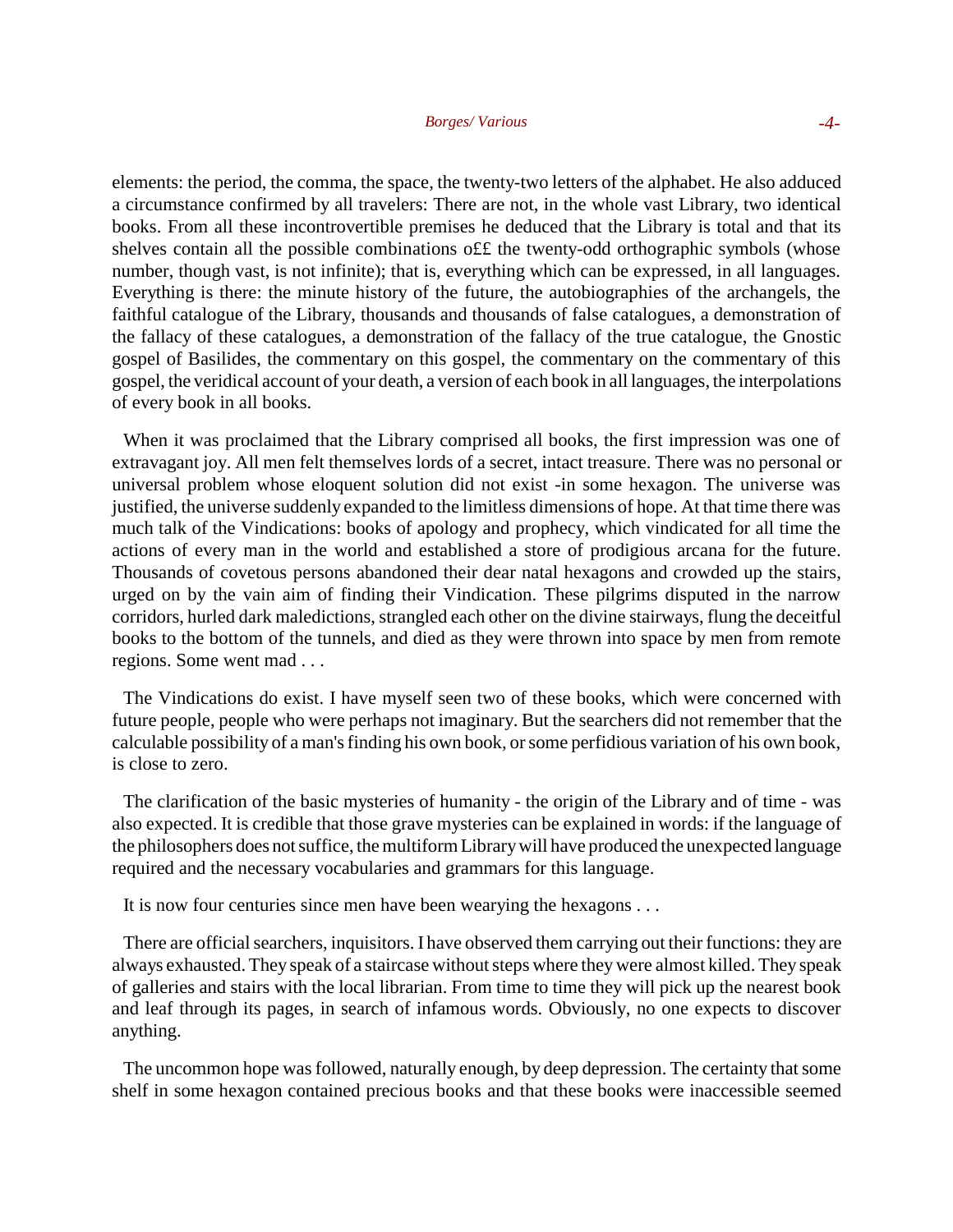elements: the period, the comma, the space, the twenty-two letters of the alphabet. He also adduced a circumstance confirmed by all travelers: There are not, in the whole vast Library, two identical books. From all these incontrovertible premises he deduced that the Library is total and that its shelves contain all the possible combinations o££ the twenty-odd orthographic symbols (whose number, though vast, is not infinite); that is, everything which can be expressed, in all languages. Everything is there: the minute history of the future, the autobiographies of the archangels, the faithful catalogue of the Library, thousands and thousands of false catalogues, a demonstration of the fallacy of these catalogues, a demonstration of the fallacy of the true catalogue, the Gnostic gospel of Basilides, the commentary on this gospel, the commentary on the commentary of this gospel, the veridical account of your death, a version of each book in all languages, the interpolations of every book in all books.

When it was proclaimed that the Library comprised all books, the first impression was one of extravagant joy. All men felt themselves lords of a secret, intact treasure. There was no personal or universal problem whose eloquent solution did not exist -in some hexagon. The universe was justified, the universe suddenly expanded to the limitless dimensions of hope. At that time there was much talk of the Vindications: books of apology and prophecy, which vindicated for all time the actions of every man in the world and established a store of prodigious arcana for the future. Thousands of covetous persons abandoned their dear natal hexagons and crowded up the stairs, urged on by the vain aim of finding their Vindication. These pilgrims disputed in the narrow corridors, hurled dark maledictions, strangled each other on the divine stairways, flung the deceitful books to the bottom of the tunnels, and died as they were thrown into space by men from remote regions. Some went mad . . .

The Vindications do exist. I have myself seen two of these books, which were concerned with future people, people who were perhaps not imaginary. But the searchers did not remember that the calculable possibility of a man's finding his own book, or some perfidious variation of his own book, is close to zero.

The clarification of the basic mysteries of humanity - the origin of the Library and of time - was also expected. It is credible that those grave mysteries can be explained in words: if the language of the philosophers does not suffice, the multiform Library will have produced the unexpected language required and the necessary vocabularies and grammars for this language.

It is now four centuries since men have been wearying the hexagons . . .

There are official searchers, inquisitors. I have observed them carrying out their functions: they are always exhausted. They speak of a staircase without steps where they were almost killed. They speak of galleries and stairs with the local librarian. From time to time they will pick up the nearest book and leaf through its pages, in search of infamous words. Obviously, no one expects to discover anything.

The uncommon hope was followed, naturally enough, by deep depression. The certainty that some shelf in some hexagon contained precious books and that these books were inaccessible seemed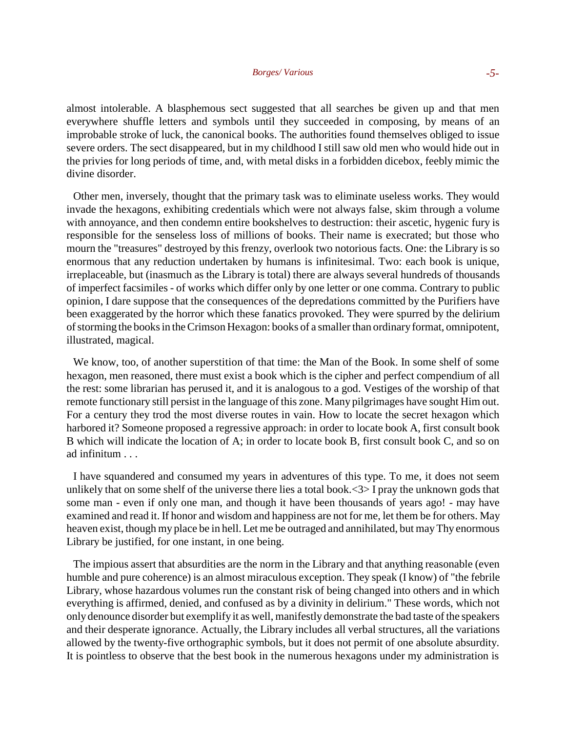almost intolerable. A blasphemous sect suggested that all searches be given up and that men everywhere shuffle letters and symbols until they succeeded in composing, by means of an improbable stroke of luck, the canonical books. The authorities found themselves obliged to issue severe orders. The sect disappeared, but in my childhood I still saw old men who would hide out in the privies for long periods of time, and, with metal disks in a forbidden dicebox, feebly mimic the divine disorder.

Other men, inversely, thought that the primary task was to eliminate useless works. They would invade the hexagons, exhibiting credentials which were not always false, skim through a volume with annoyance, and then condemn entire bookshelves to destruction: their ascetic, hygenic fury is responsible for the senseless loss of millions of books. Their name is execrated; but those who mourn the "treasures" destroyed by this frenzy, overlook two notorious facts. One: the Library is so enormous that any reduction undertaken by humans is infinitesimal. Two: each book is unique, irreplaceable, but (inasmuch as the Library is total) there are always several hundreds of thousands of imperfect facsimiles - of works which differ only by one letter or one comma. Contrary to public opinion, I dare suppose that the consequences of the depredations committed by the Purifiers have been exaggerated by the horror which these fanatics provoked. They were spurred by the delirium of storming the books in the Crimson Hexagon: books of a smaller than ordinary format, omnipotent, illustrated, magical.

We know, too, of another superstition of that time: the Man of the Book. In some shelf of some hexagon, men reasoned, there must exist a book which is the cipher and perfect compendium of all the rest: some librarian has perused it, and it is analogous to a god. Vestiges of the worship of that remote functionary still persist in the language of this zone. Many pilgrimages have sought Him out. For a century they trod the most diverse routes in vain. How to locate the secret hexagon which harbored it? Someone proposed a regressive approach: in order to locate book A, first consult book B which will indicate the location of A; in order to locate book B, first consult book C, and so on ad infinitum . . .

I have squandered and consumed my years in adventures of this type. To me, it does not seem unlikely that on some shelf of the universe there lies a total book.<3> I pray the unknown gods that some man - even if only one man, and though it have been thousands of years ago! - may have examined and read it. If honor and wisdom and happiness are not for me, let them be for others. May heaven exist, though my place be in hell. Let me be outraged and annihilated, but may Thy enormous Library be justified, for one instant, in one being.

The impious assert that absurdities are the norm in the Library and that anything reasonable (even humble and pure coherence) is an almost miraculous exception. They speak (I know) of "the febrile Library, whose hazardous volumes run the constant risk of being changed into others and in which everything is affirmed, denied, and confused as by a divinity in delirium." These words, which not only denounce disorder but exemplify it as well, manifestly demonstrate the bad taste of the speakers and their desperate ignorance. Actually, the Library includes all verbal structures, all the variations allowed by the twenty-five orthographic symbols, but it does not permit of one absolute absurdity. It is pointless to observe that the best book in the numerous hexagons under my administration is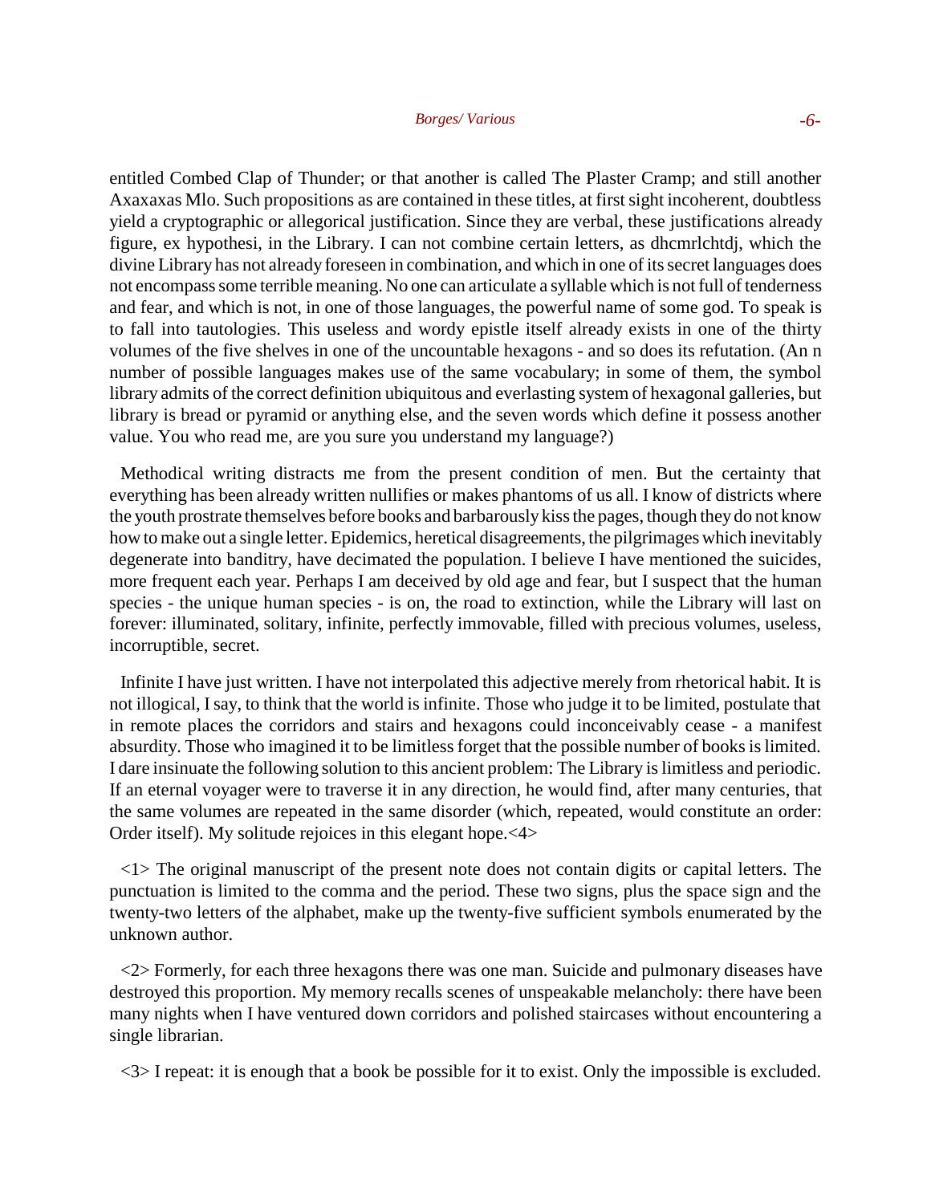entitled Combed Clap of Thunder; or that another is called The Plaster Cramp; and still another Axaxaxas Mlo. Such propositions as are contained in these titles, at first sight incoherent, doubtless yield a cryptographic or allegorical justification. Since they are verbal, these justifications already figure, ex hypothesi, in the Library. I can not combine certain letters, as dhcmrlchtdj, which the divine Library has not already foreseen in combination, and which in one of its secret languages does not encompass some terrible meaning. No one can articulate a syllable which is not full of tenderness and fear, and which is not, in one of those languages, the powerful name of some god. To speak is to fall into tautologies. This useless and wordy epistle itself already exists in one of the thirty volumes of the five shelves in one of the uncountable hexagons - and so does its refutation. (An n number of possible languages makes use of the same vocabulary; in some of them, the symbol library admits of the correct definition ubiquitous and everlasting system of hexagonal galleries, but library is bread or pyramid or anything else, and the seven words which define it possess another value. You who read me, are you sure you understand my language?)

Methodical writing distracts me from the present condition of men. But the certainty that everything has been already written nullifies or makes phantoms of us all. I know of districts where the youth prostrate themselves before books and barbarously kiss the pages, though they do not know how to make out a single letter. Epidemics, heretical disagreements, the pilgrimages which inevitably degenerate into banditry, have decimated the population. I believe I have mentioned the suicides, more frequent each year. Perhaps I am deceived by old age and fear, but I suspect that the human species - the unique human species - is on, the road to extinction, while the Library will last on forever: illuminated, solitary, infinite, perfectly immovable, filled with precious volumes, useless, incorruptible, secret.

Infinite I have just written. I have not interpolated this adjective merely from rhetorical habit. It is not illogical, I say, to think that the world is infinite. Those who judge it to be limited, postulate that in remote places the corridors and stairs and hexagons could inconceivably cease - a manifest absurdity. Those who imagined it to be limitless forget that the possible number of books is limited. I dare insinuate the following solution to this ancient problem: The Library is limitless and periodic. If an eternal voyager were to traverse it in any direction, he would find, after many centuries, that the same volumes are repeated in the same disorder (which, repeated, would constitute an order: Order itself). My solitude rejoices in this elegant hope.<4>

<1> The original manuscript of the present note does not contain digits or capital letters. The punctuation is limited to the comma and the period. These two signs, plus the space sign and the twenty-two letters of the alphabet, make up the twenty-five sufficient symbols enumerated by the unknown author.

<2> Formerly, for each three hexagons there was one man. Suicide and pulmonary diseases have destroyed this proportion. My memory recalls scenes of unspeakable melancholy: there have been many nights when I have ventured down corridors and polished staircases without encountering a single librarian.

<3> I repeat: it is enough that a book be possible for it to exist. Only the impossible is excluded.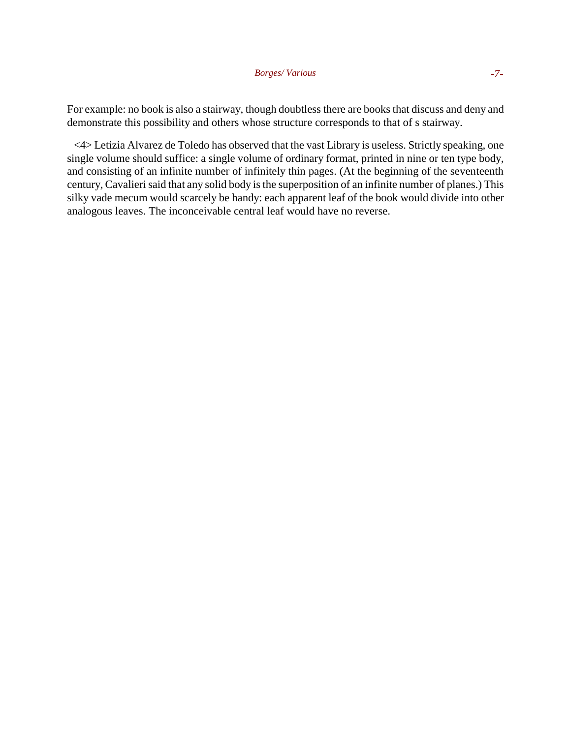For example: no book is also a stairway, though doubtless there are books that discuss and deny and demonstrate this possibility and others whose structure corresponds to that of s stairway.

<4> Letizia Alvarez de Toledo has observed that the vast Library is useless. Strictly speaking, one single volume should suffice: a single volume of ordinary format, printed in nine or ten type body, and consisting of an infinite number of infinitely thin pages. (At the beginning of the seventeenth century, Cavalieri said that any solid body is the superposition of an infinite number of planes.) This silky vade mecum would scarcely be handy: each apparent leaf of the book would divide into other analogous leaves. The inconceivable central leaf would have no reverse.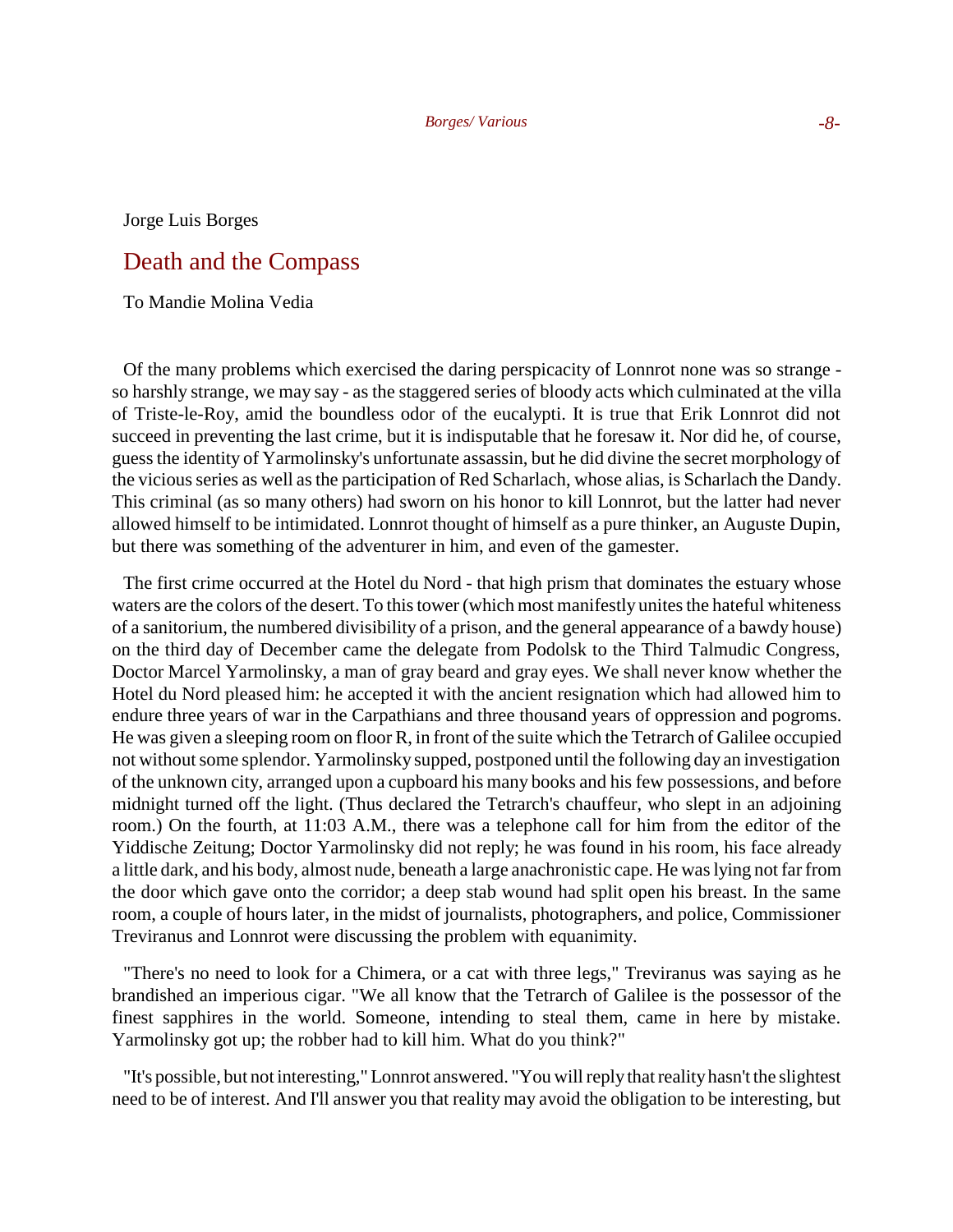Jorge Luis Borges

## Death and the Compass

To Mandie Molina Vedia

Of the many problems which exercised the daring perspicacity of Lonnrot none was so strange - so harshly strange, we may say - as the staggered series of bloody acts which culminated at the villa of Triste-le-Roy, amid the boundless odor of the eucalypti. It is true that Erik Lonnrot did not succeed in preventing the last crime, but it is indisputable that he foresaw it. Nor did he, of course, guess the identity of Yarmolinsky's unfortunate assassin, but he did divine the secret morphology of the vicious series as well as the participation of Red Scharlach, whose alias, is Scharlach the Dandy. This criminal (as so many others) had sworn on his honor to kill Lonnrot, but the latter had never allowed himself to be intimidated. Lonnrot thought of himself as a pure thinker, an Auguste Dupin, but there was something of the adventurer in him, and even of the gamester.

The first crime occurred at the Hotel du Nord - that high prism that dominates the estuary whose waters are the colors of the desert. To this tower (which most manifestly unites the hateful whiteness of a sanitorium, the numbered divisibility of a prison, and the general appearance of a bawdy house) on the third day of December came the delegate from Podolsk to the Third Talmudic Congress, Doctor Marcel Yarmolinsky, a man of gray beard and gray eyes. We shall never know whether the Hotel du Nord pleased him: he accepted it with the ancient resignation which had allowed him to endure three years of war in the Carpathians and three thousand years of oppression and pogroms. He was given a sleeping room on floor R, in front of the suite which the Tetrarch of Galilee occupied not without some splendor. Yarmolinsky supped, postponed until the following day an investigation of the unknown city, arranged upon a cupboard his many books and his few possessions, and before midnight turned off the light. (Thus declared the Tetrarch's chauffeur, who slept in an adjoining room.) On the fourth, at 11:03 A.M., there was a telephone call for him from the editor of the Yiddische Zeitung; Doctor Yarmolinsky did not reply; he was found in his room, his face already a little dark, and his body, almost nude, beneath a large anachronistic cape. He was lying not far from the door which gave onto the corridor; a deep stab wound had split open his breast. In the same room, a couple of hours later, in the midst of journalists, photographers, and police, Commissioner Treviranus and Lonnrot were discussing the problem with equanimity.

"There's no need to look for a Chimera, or a cat with three legs," Treviranus was saying as he brandished an imperious cigar. "We all know that the Tetrarch of Galilee is the possessor of the finest sapphires in the world. Someone, intending to steal them, came in here by mistake. Yarmolinsky got up; the robber had to kill him. What do you think?"

"It's possible, but not interesting," Lonnrot answered. "You will reply that reality hasn't the slightest need to be of interest. And I'll answer you that reality may avoid the obligation to be interesting, but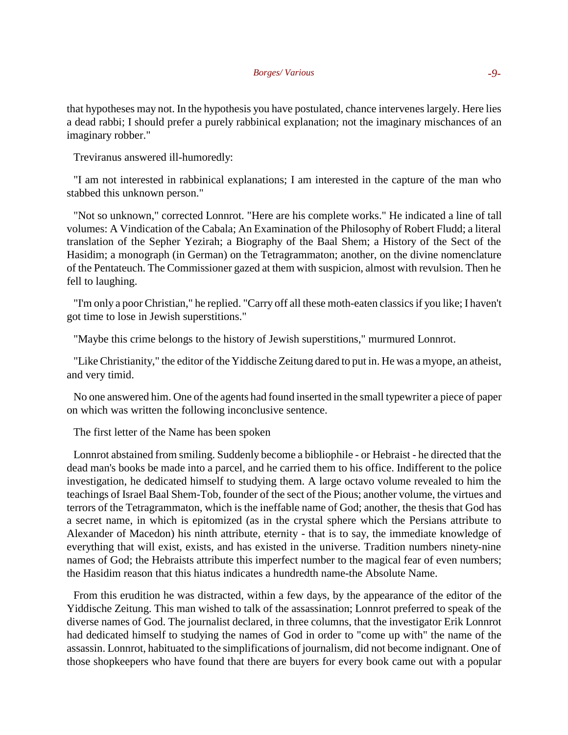that hypotheses may not. In the hypothesis you have postulated, chance intervenes largely. Here lies a dead rabbi; I should prefer a purely rabbinical explanation; not the imaginary mischances of an imaginary robber."

Treviranus answered ill-humoredly:

"I am not interested in rabbinical explanations; I am interested in the capture of the man who stabbed this unknown person."

"Not so unknown," corrected Lonnrot. "Here are his complete works." He indicated a line of tall volumes: A Vindication of the Cabala; An Examination of the Philosophy of Robert Fludd; a literal translation of the Sepher Yezirah; a Biography of the Baal Shem; a History of the Sect of the Hasidim; a monograph (in German) on the Tetragrammaton; another, on the divine nomenclature of the Pentateuch. The Commissioner gazed at them with suspicion, almost with revulsion. Then he fell to laughing.

"I'm only a poor Christian," he replied. "Carry off all these moth-eaten classics if you like; I haven't got time to lose in Jewish superstitions."

"Maybe this crime belongs to the history of Jewish superstitions," murmured Lonnrot.

"Like Christianity," the editor of the Yiddische Zeitung dared to put in. He was a myope, an atheist, and very timid.

No one answered him. One of the agents had found inserted in the small typewriter a piece of paper on which was written the following inconclusive sentence.

The first letter of the Name has been spoken

Lonnrot abstained from smiling. Suddenly become a bibliophile - or Hebraist - he directed that the dead man's books be made into a parcel, and he carried them to his office. Indifferent to the police investigation, he dedicated himself to studying them. A large octavo volume revealed to him the teachings of Israel Baal Shem-Tob, founder of the sect of the Pious; another volume, the virtues and terrors of the Tetragrammaton, which is the ineffable name of God; another, the thesis that God has a secret name, in which is epitomized (as in the crystal sphere which the Persians attribute to Alexander of Macedon) his ninth attribute, eternity - that is to say, the immediate knowledge of everything that will exist, exists, and has existed in the universe. Tradition numbers ninety-nine names of God; the Hebraists attribute this imperfect number to the magical fear of even numbers; the Hasidim reason that this hiatus indicates a hundredth name-the Absolute Name.

From this erudition he was distracted, within a few days, by the appearance of the editor of the Yiddische Zeitung. This man wished to talk of the assassination; Lonnrot preferred to speak of the diverse names of God. The journalist declared, in three columns, that the investigator Erik Lonnrot had dedicated himself to studying the names of God in order to "come up with" the name of the assassin. Lonnrot, habituated to the simplifications of journalism, did not become indignant. One of those shopkeepers who have found that there are buyers for every book came out with a popular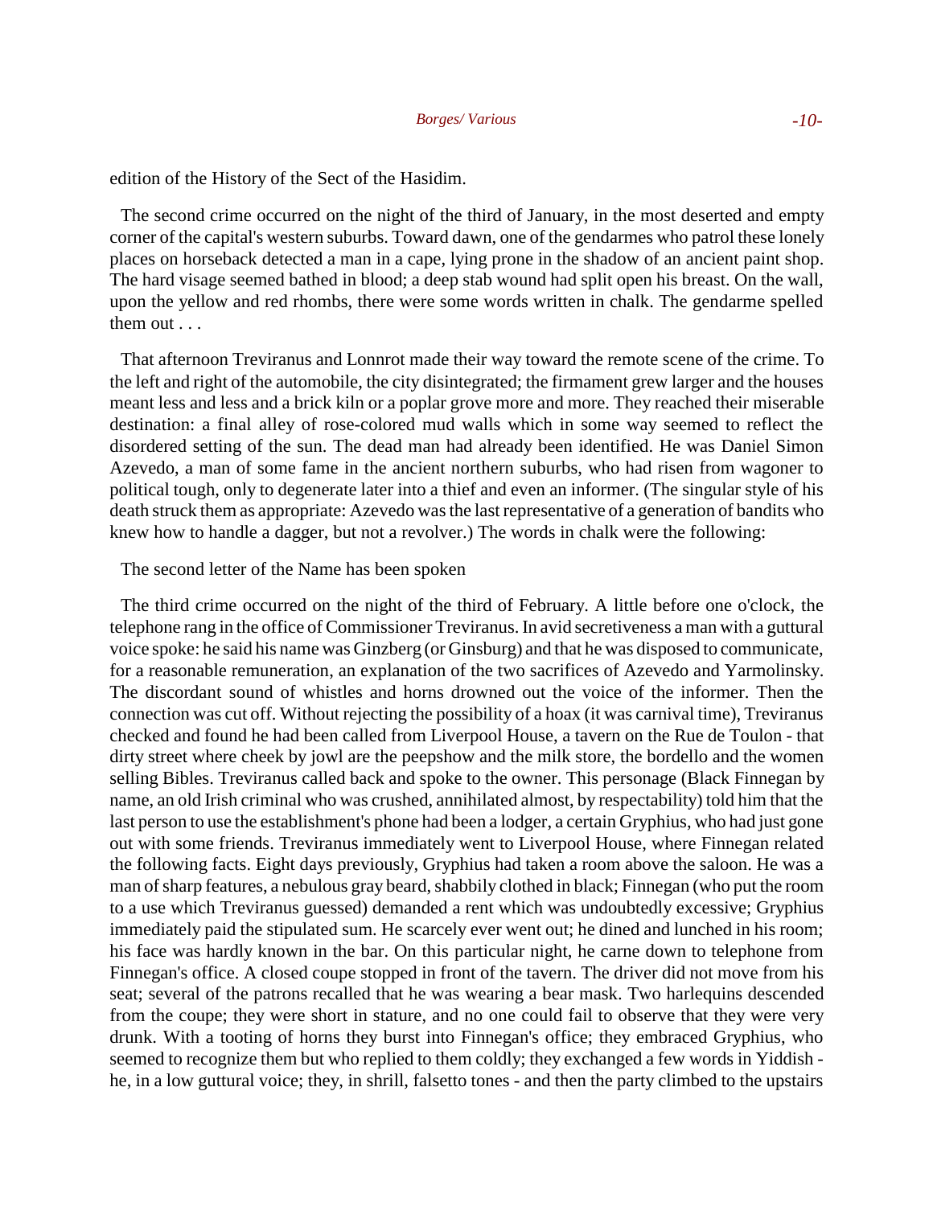edition of the History of the Sect of the Hasidim.

The second crime occurred on the night of the third of January, in the most deserted and empty corner of the capital's western suburbs. Toward dawn, one of the gendarmes who patrol these lonely places on horseback detected a man in a cape, lying prone in the shadow of an ancient paint shop. The hard visage seemed bathed in blood; a deep stab wound had split open his breast. On the wall, upon the yellow and red rhombs, there were some words written in chalk. The gendarme spelled them out . . .

That afternoon Treviranus and Lonnrot made their way toward the remote scene of the crime. To the left and right of the automobile, the city disintegrated; the firmament grew larger and the houses meant less and less and a brick kiln or a poplar grove more and more. They reached their miserable destination: a final alley of rose-colored mud walls which in some way seemed to reflect the disordered setting of the sun. The dead man had already been identified. He was Daniel Simon Azevedo, a man of some fame in the ancient northern suburbs, who had risen from wagoner to political tough, only to degenerate later into a thief and even an informer. (The singular style of his death struck them as appropriate: Azevedo was the last representative of a generation of bandits who knew how to handle a dagger, but not a revolver.) The words in chalk were the following:

The second letter of the Name has been spoken

The third crime occurred on the night of the third of February. A little before one o'clock, the telephone rang in the office of Commissioner Treviranus. In avid secretiveness a man with a guttural voice spoke: he said his name was Ginzberg (or Ginsburg) and that he was disposed to communicate, for a reasonable remuneration, an explanation of the two sacrifices of Azevedo and Yarmolinsky. The discordant sound of whistles and horns drowned out the voice of the informer. Then the connection was cut off. Without rejecting the possibility of a hoax (it was carnival time), Treviranus checked and found he had been called from Liverpool House, a tavern on the Rue de Toulon - that dirty street where cheek by jowl are the peepshow and the milk store, the bordello and the women selling Bibles. Treviranus called back and spoke to the owner. This personage (Black Finnegan by name, an old Irish criminal who was crushed, annihilated almost, by respectability) told him that the last person to use the establishment's phone had been a lodger, a certain Gryphius, who had just gone out with some friends. Treviranus immediately went to Liverpool House, where Finnegan related the following facts. Eight days previously, Gryphius had taken a room above the saloon. He was a man of sharp features, a nebulous gray beard, shabbily clothed in black; Finnegan (who put the room to a use which Treviranus guessed) demanded a rent which was undoubtedly excessive; Gryphius immediately paid the stipulated sum. He scarcely ever went out; he dined and lunched in his room; his face was hardly known in the bar. On this particular night, he carne down to telephone from Finnegan's office. A closed coupe stopped in front of the tavern. The driver did not move from his seat; several of the patrons recalled that he was wearing a bear mask. Two harlequins descended from the coupe; they were short in stature, and no one could fail to observe that they were very drunk. With a tooting of horns they burst into Finnegan's office; they embraced Gryphius, who seemed to recognize them but who replied to them coldly; they exchanged a few words in Yiddish - he, in a low guttural voice; they, in shrill, falsetto tones - and then the party climbed to the upstairs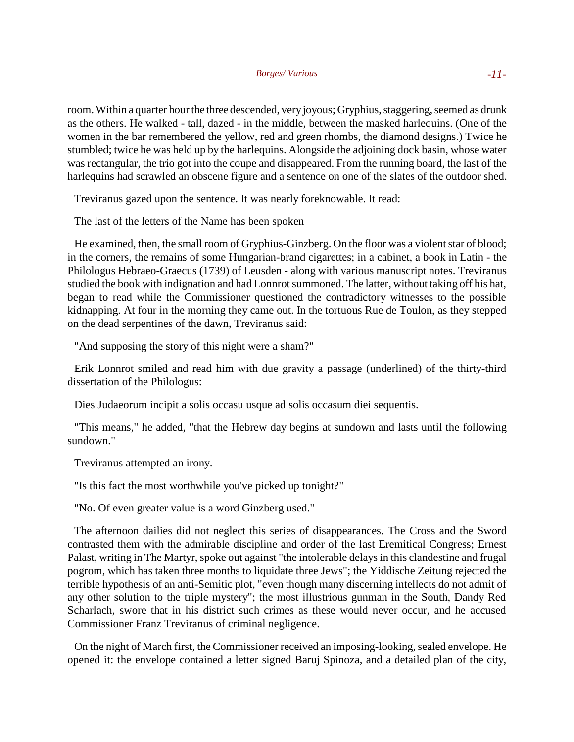room. Within a quarter hour the three descended, very joyous; Gryphius, staggering, seemed as drunk as the others. He walked - tall, dazed - in the middle, between the masked harlequins. (One of the women in the bar remembered the yellow, red and green rhombs, the diamond designs.) Twice he stumbled; twice he was held up by the harlequins. Alongside the adjoining dock basin, whose water was rectangular, the trio got into the coupe and disappeared. From the running board, the last of the harlequins had scrawled an obscene figure and a sentence on one of the slates of the outdoor shed.

Treviranus gazed upon the sentence. It was nearly foreknowable. It read:

The last of the letters of the Name has been spoken

He examined, then, the small room of Gryphius-Ginzberg. On the floor was a violent star of blood; in the corners, the remains of some Hungarian-brand cigarettes; in a cabinet, a book in Latin - the Philologus Hebraeo-Graecus (1739) of Leusden - along with various manuscript notes. Treviranus studied the book with indignation and had Lonnrot summoned. The latter, without taking off his hat, began to read while the Commissioner questioned the contradictory witnesses to the possible kidnapping. At four in the morning they came out. In the tortuous Rue de Toulon, as they stepped on the dead serpentines of the dawn, Treviranus said:

"And supposing the story of this night were a sham?"

Erik Lonnrot smiled and read him with due gravity a passage (underlined) of the thirty-third dissertation of the Philologus:

Dies Judaeorum incipit a solis occasu usque ad solis occasum diei sequentis.

"This means," he added, "that the Hebrew day begins at sundown and lasts until the following sundown."

Treviranus attempted an irony.

"Is this fact the most worthwhile you've picked up tonight?"

"No. Of even greater value is a word Ginzberg used."

The afternoon dailies did not neglect this series of disappearances. The Cross and the Sword contrasted them with the admirable discipline and order of the last Eremitical Congress; Ernest Palast, writing in The Martyr, spoke out against "the intolerable delays in this clandestine and frugal pogrom, which has taken three months to liquidate three Jews"; the Yiddische Zeitung rejected the terrible hypothesis of an anti-Semitic plot, "even though many discerning intellects do not admit of any other solution to the triple mystery"; the most illustrious gunman in the South, Dandy Red Scharlach, swore that in his district such crimes as these would never occur, and he accused Commissioner Franz Treviranus of criminal negligence.

On the night of March first, the Commissioner received an imposing-looking, sealed envelope. He opened it: the envelope contained a letter signed Baruj Spinoza, and a detailed plan of the city,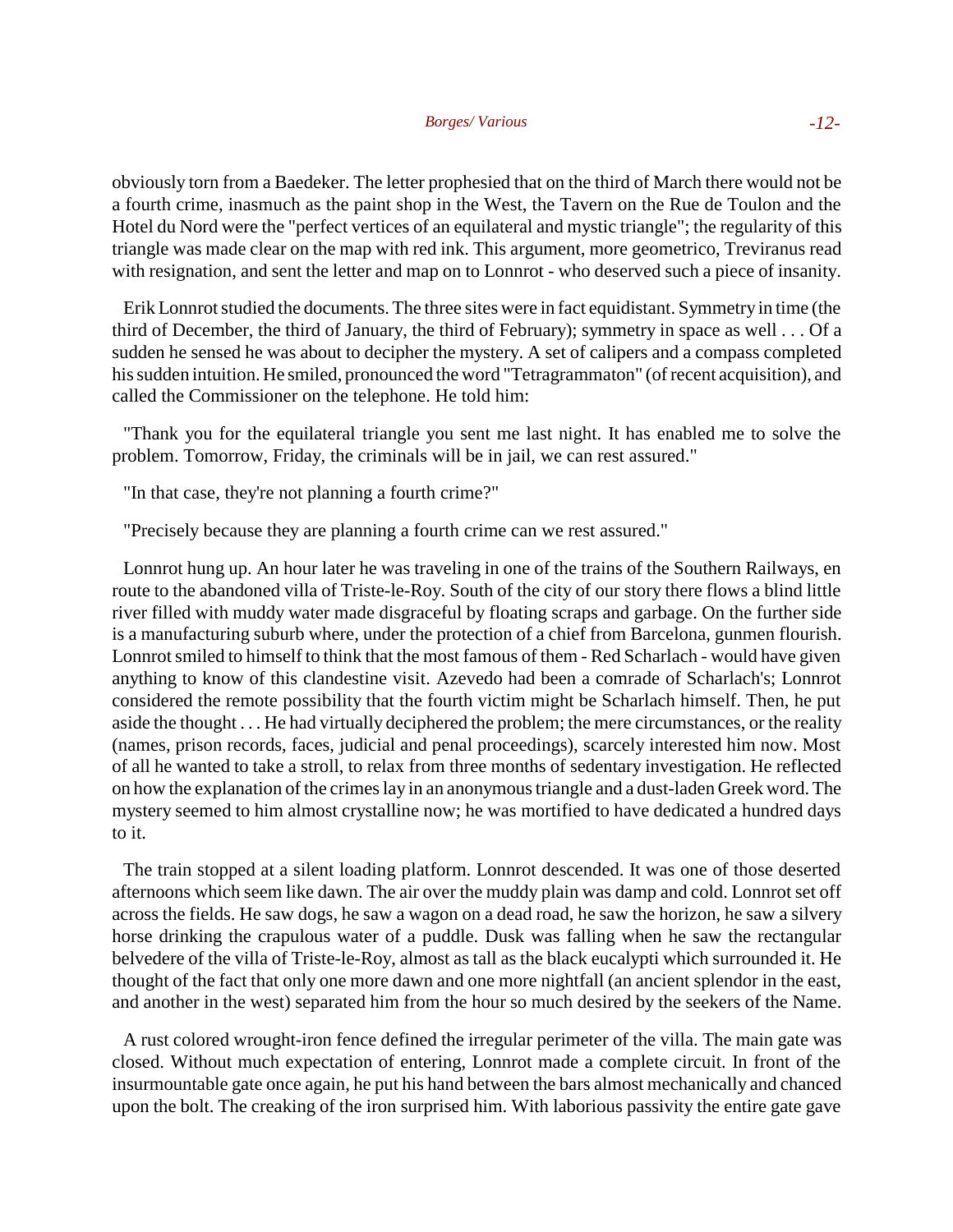obviously torn from a Baedeker. The letter prophesied that on the third of March there would not be a fourth crime, inasmuch as the paint shop in the West, the Tavern on the Rue de Toulon and the Hotel du Nord were the "perfect vertices of an equilateral and mystic triangle"; the regularity of this triangle was made clear on the map with red ink. This argument, more geometrico, Treviranus read with resignation, and sent the letter and map on to Lonnrot - who deserved such a piece of insanity.

Erik Lonnrot studied the documents. The three sites were in fact equidistant. Symmetry in time (the third of December, the third of January, the third of February); symmetry in space as well . . . Of a sudden he sensed he was about to decipher the mystery. A set of calipers and a compass completed his sudden intuition. He smiled, pronounced the word "Tetragrammaton" (of recent acquisition), and called the Commissioner on the telephone. He told him:

"Thank you for the equilateral triangle you sent me last night. It has enabled me to solve the problem. Tomorrow, Friday, the criminals will be in jail, we can rest assured."

"In that case, they're not planning a fourth crime?"

"Precisely because they are planning a fourth crime can we rest assured."

Lonnrot hung up. An hour later he was traveling in one of the trains of the Southern Railways, en route to the abandoned villa of Triste-le-Roy. South of the city of our story there flows a blind little river filled with muddy water made disgraceful by floating scraps and garbage. On the further side is a manufacturing suburb where, under the protection of a chief from Barcelona, gunmen flourish. Lonnrot smiled to himself to think that the most famous of them - Red Scharlach - would have given anything to know of this clandestine visit. Azevedo had been a comrade of Scharlach's; Lonnrot considered the remote possibility that the fourth victim might be Scharlach himself. Then, he put aside the thought . . . He had virtually deciphered the problem; the mere circumstances, or the reality (names, prison records, faces, judicial and penal proceedings), scarcely interested him now. Most of all he wanted to take a stroll, to relax from three months of sedentary investigation. He reflected on how the explanation of the crimes lay in an anonymous triangle and a dust-laden Greek word. The mystery seemed to him almost crystalline now; he was mortified to have dedicated a hundred days to it.

The train stopped at a silent loading platform. Lonnrot descended. It was one of those deserted afternoons which seem like dawn. The air over the muddy plain was damp and cold. Lonnrot set off across the fields. He saw dogs, he saw a wagon on a dead road, he saw the horizon, he saw a silvery horse drinking the crapulous water of a puddle. Dusk was falling when he saw the rectangular belvedere of the villa of Triste-le-Roy, almost as tall as the black eucalypti which surrounded it. He thought of the fact that only one more dawn and one more nightfall (an ancient splendor in the east, and another in the west) separated him from the hour so much desired by the seekers of the Name.

A rust colored wrought-iron fence defined the irregular perimeter of the villa. The main gate was closed. Without much expectation of entering, Lonnrot made a complete circuit. In front of the insurmountable gate once again, he put his hand between the bars almost mechanically and chanced upon the bolt. The creaking of the iron surprised him. With laborious passivity the entire gate gave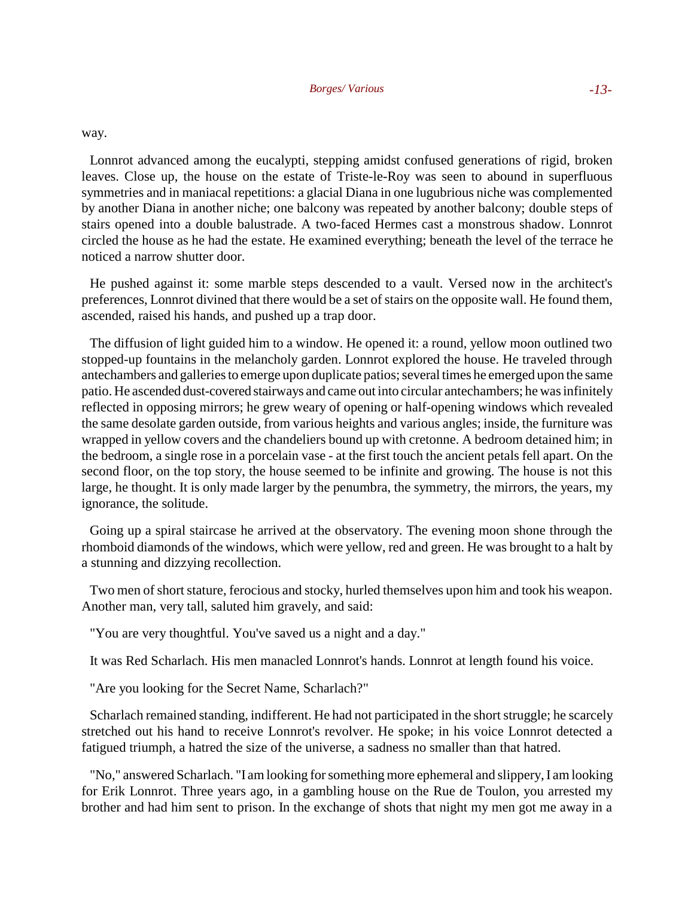way.

Lonnrot advanced among the eucalypti, stepping amidst confused generations of rigid, broken leaves. Close up, the house on the estate of Triste-le-Roy was seen to abound in superfluous symmetries and in maniacal repetitions: a glacial Diana in one lugubrious niche was complemented by another Diana in another niche; one balcony was repeated by another balcony; double steps of stairs opened into a double balustrade. A two-faced Hermes cast a monstrous shadow. Lonnrot circled the house as he had the estate. He examined everything; beneath the level of the terrace he noticed a narrow shutter door.

He pushed against it: some marble steps descended to a vault. Versed now in the architect's preferences, Lonnrot divined that there would be a set of stairs on the opposite wall. He found them, ascended, raised his hands, and pushed up a trap door.

The diffusion of light guided him to a window. He opened it: a round, yellow moon outlined two stopped-up fountains in the melancholy garden. Lonnrot explored the house. He traveled through antechambers and galleries to emerge upon duplicate patios; several times he emerged upon the same patio. He ascended dust-covered stairways and came out into circular antechambers; he was infinitely reflected in opposing mirrors; he grew weary of opening or half-opening windows which revealed the same desolate garden outside, from various heights and various angles; inside, the furniture was wrapped in yellow covers and the chandeliers bound up with cretonne. A bedroom detained him; in the bedroom, a single rose in a porcelain vase - at the first touch the ancient petals fell apart. On the second floor, on the top story, the house seemed to be infinite and growing. The house is not this large, he thought. It is only made larger by the penumbra, the symmetry, the mirrors, the years, my ignorance, the solitude.

Going up a spiral staircase he arrived at the observatory. The evening moon shone through the rhomboid diamonds of the windows, which were yellow, red and green. He was brought to a halt by a stunning and dizzying recollection.

Two men of short stature, ferocious and stocky, hurled themselves upon him and took his weapon. Another man, very tall, saluted him gravely, and said:

"You are very thoughtful. You've saved us a night and a day."

It was Red Scharlach. His men manacled Lonnrot's hands. Lonnrot at length found his voice.

"Are you looking for the Secret Name, Scharlach?"

Scharlach remained standing, indifferent. He had not participated in the short struggle; he scarcely stretched out his hand to receive Lonnrot's revolver. He spoke; in his voice Lonnrot detected a fatigued triumph, a hatred the size of the universe, a sadness no smaller than that hatred.

"No," answered Scharlach. "I am looking for something more ephemeral and slippery, I am looking for Erik Lonnrot. Three years ago, in a gambling house on the Rue de Toulon, you arrested my brother and had him sent to prison. In the exchange of shots that night my men got me away in a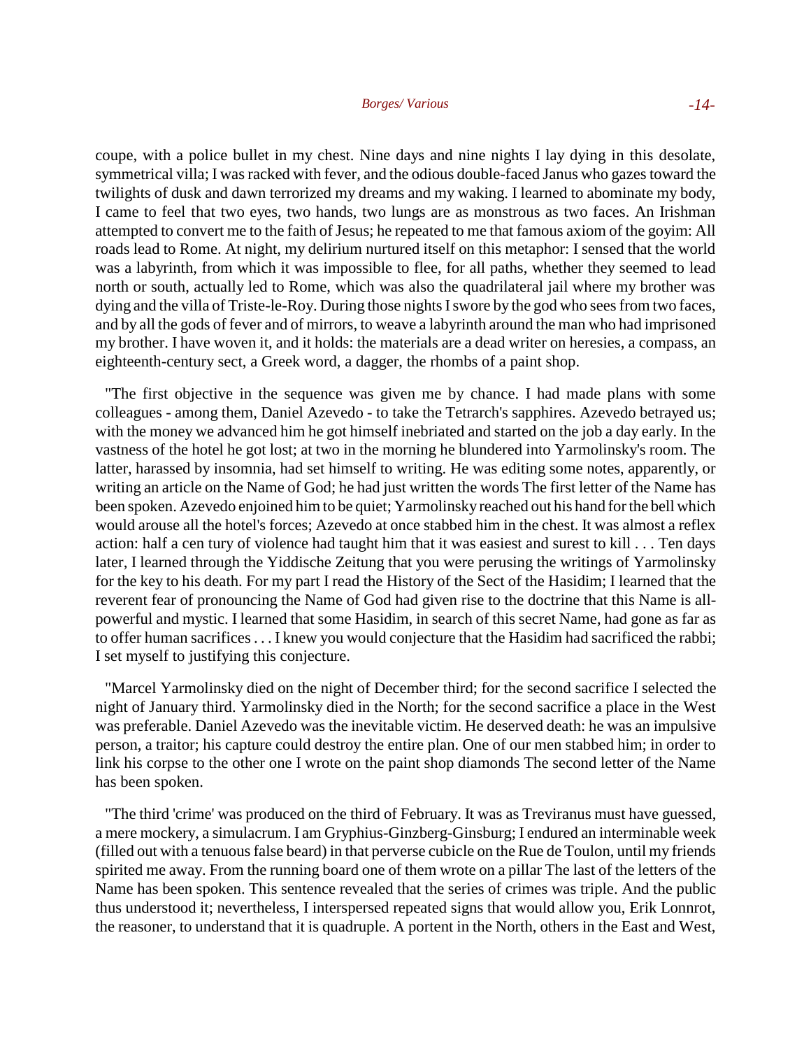coupe, with a police bullet in my chest. Nine days and nine nights I lay dying in this desolate, symmetrical villa; I was racked with fever, and the odious double-faced Janus who gazes toward the twilights of dusk and dawn terrorized my dreams and my waking. I learned to abominate my body, I came to feel that two eyes, two hands, two lungs are as monstrous as two faces. An Irishman attempted to convert me to the faith of Jesus; he repeated to me that famous axiom of the goyim: All roads lead to Rome. At night, my delirium nurtured itself on this metaphor: I sensed that the world was a labyrinth, from which it was impossible to flee, for all paths, whether they seemed to lead north or south, actually led to Rome, which was also the quadrilateral jail where my brother was dying and the villa of Triste-le-Roy. During those nights I swore by the god who sees from two faces, and by all the gods of fever and of mirrors, to weave a labyrinth around the man who had imprisoned my brother. I have woven it, and it holds: the materials are a dead writer on heresies, a compass, an eighteenth-century sect, a Greek word, a dagger, the rhombs of a paint shop.

"The first objective in the sequence was given me by chance. I had made plans with some colleagues - among them, Daniel Azevedo - to take the Tetrarch's sapphires. Azevedo betrayed us; with the money we advanced him he got himself inebriated and started on the job a day early. In the vastness of the hotel he got lost; at two in the morning he blundered into Yarmolinsky's room. The latter, harassed by insomnia, had set himself to writing. He was editing some notes, apparently, or writing an article on the Name of God; he had just written the words The first letter of the Name has been spoken. Azevedo enjoined him to be quiet; Yarmolinsky reached out his hand for the bell which would arouse all the hotel's forces; Azevedo at once stabbed him in the chest. It was almost a reflex action: half a cen tury of violence had taught him that it was easiest and surest to kill . . . Ten days later, I learned through the Yiddische Zeitung that you were perusing the writings of Yarmolinsky for the key to his death. For my part I read the History of the Sect of the Hasidim; I learned that the reverent fear of pronouncing the Name of God had given rise to the doctrine that this Name is all-powerful and mystic. I learned that some Hasidim, in search of this secret Name, had gone as far as to offer human sacrifices . . . I knew you would conjecture that the Hasidim had sacrificed the rabbi; I set myself to justifying this conjecture.

"Marcel Yarmolinsky died on the night of December third; for the second sacrifice I selected the night of January third. Yarmolinsky died in the North; for the second sacrifice a place in the West was preferable. Daniel Azevedo was the inevitable victim. He deserved death: he was an impulsive person, a traitor; his capture could destroy the entire plan. One of our men stabbed him; in order to link his corpse to the other one I wrote on the paint shop diamonds The second letter of the Name has been spoken.

"The third 'crime' was produced on the third of February. It was as Treviranus must have guessed, a mere mockery, a simulacrum. I am Gryphius-Ginzberg-Ginsburg; I endured an interminable week (filled out with a tenuous false beard) in that perverse cubicle on the Rue de Toulon, until my friends spirited me away. From the running board one of them wrote on a pillar The last of the letters of the Name has been spoken. This sentence revealed that the series of crimes was triple. And the public thus understood it; nevertheless, I interspersed repeated signs that would allow you, Erik Lonnrot, the reasoner, to understand that it is quadruple. A portent in the North, others in the East and West,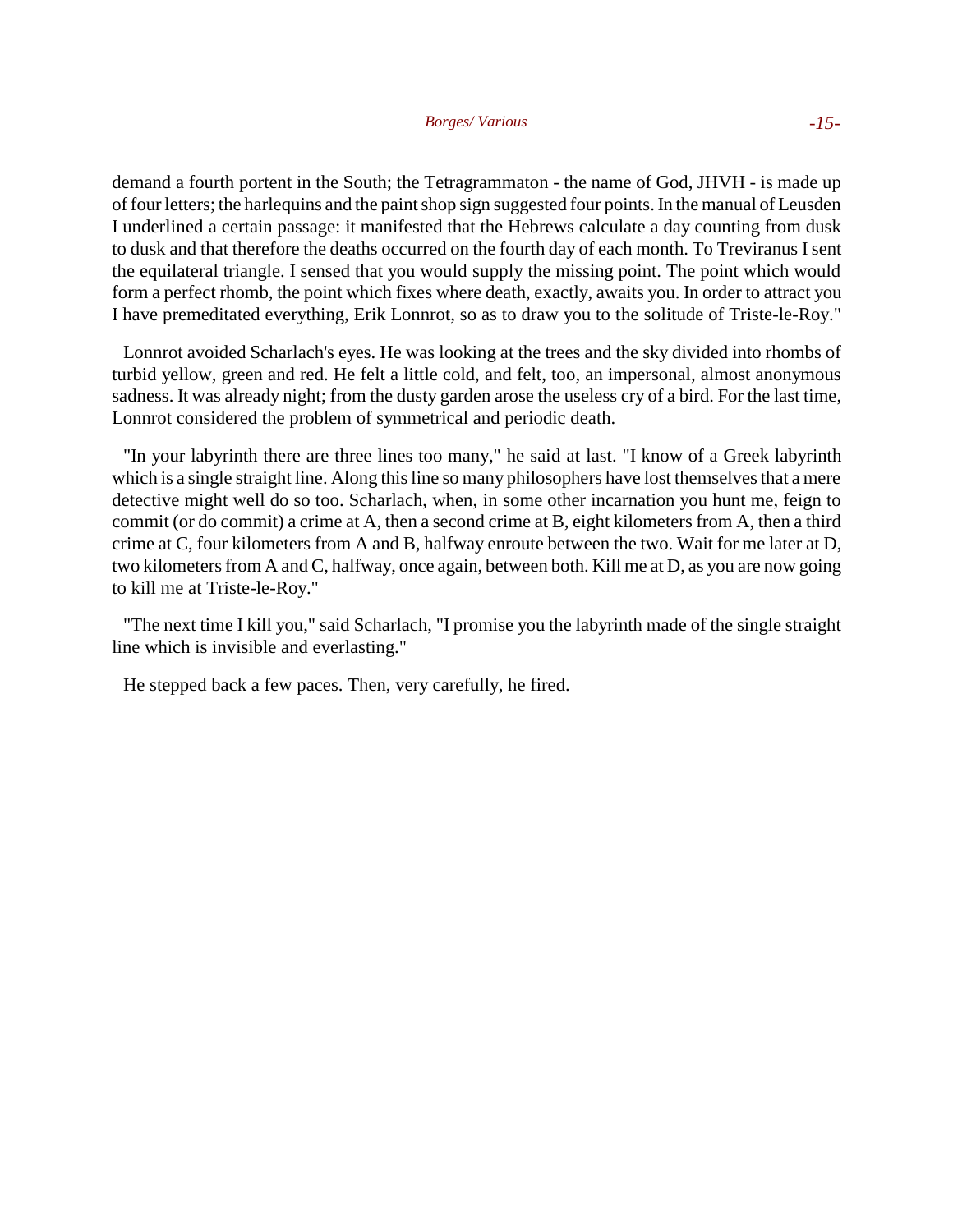demand a fourth portent in the South; the Tetragrammaton - the name of God, JHVH - is made up of four letters; the harlequins and the paint shop sign suggested four points. In the manual of Leusden I underlined a certain passage: it manifested that the Hebrews calculate a day counting from dusk to dusk and that therefore the deaths occurred on the fourth day of each month. To Treviranus I sent the equilateral triangle. I sensed that you would supply the missing point. The point which would form a perfect rhomb, the point which fixes where death, exactly, awaits you. In order to attract you I have premeditated everything, Erik Lonnrot, so as to draw you to the solitude of Triste-le-Roy."

Lonnrot avoided Scharlach's eyes. He was looking at the trees and the sky divided into rhombs of turbid yellow, green and red. He felt a little cold, and felt, too, an impersonal, almost anonymous sadness. It was already night; from the dusty garden arose the useless cry of a bird. For the last time, Lonnrot considered the problem of symmetrical and periodic death.

"In your labyrinth there are three lines too many," he said at last. "I know of a Greek labyrinth which is a single straight line. Along this line so many philosophers have lost themselves that a mere detective might well do so too. Scharlach, when, in some other incarnation you hunt me, feign to commit (or do commit) a crime at A, then a second crime at B, eight kilometers from A, then a third crime at C, four kilometers from A and B, halfway enroute between the two. Wait for me later at D, two kilometers from A and C, halfway, once again, between both. Kill me at D, as you are now going to kill me at Triste-le-Roy."

"The next time I kill you," said Scharlach, "I promise you the labyrinth made of the single straight line which is invisible and everlasting."

He stepped back a few paces. Then, very carefully, he fired.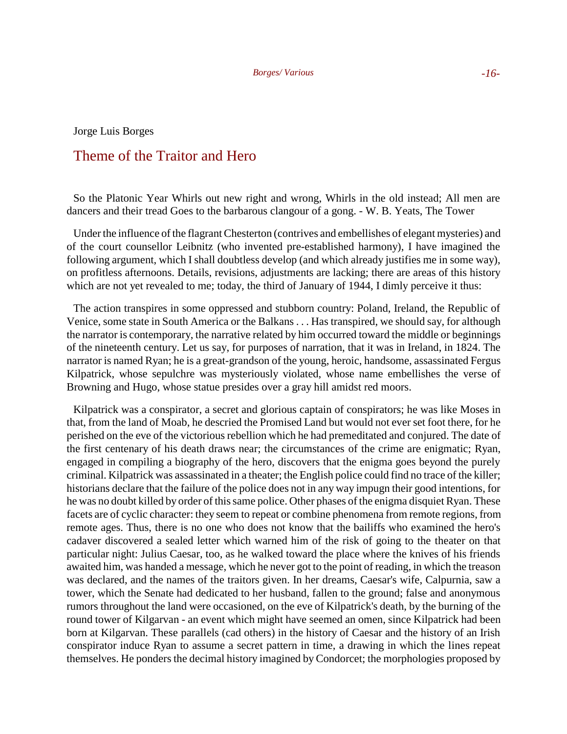Jorge Luis Borges

# Theme of the Traitor and Hero

So the Platonic Year Whirls out new right and wrong, Whirls in the old instead; All men are dancers and their tread Goes to the barbarous clangour of a gong. - W. B. Yeats, The Tower

Under the influence of the flagrant Chesterton (contrives and embellishes of elegant mysteries) and of the court counsellor Leibnitz (who invented pre-established harmony), I have imagined the following argument, which I shall doubtless develop (and which already justifies me in some way), on profitless afternoons. Details, revisions, adjustments are lacking; there are areas of this history which are not yet revealed to me; today, the third of January of 1944, I dimly perceive it thus:

The action transpires in some oppressed and stubborn country: Poland, Ireland, the Republic of Venice, some state in South America or the Balkans . . . Has transpired, we should say, for although the narrator is contemporary, the narrative related by him occurred toward the middle or beginnings of the nineteenth century. Let us say, for purposes of narration, that it was in Ireland, in 1824. The narrator is named Ryan; he is a great-grandson of the young, heroic, handsome, assassinated Fergus Kilpatrick, whose sepulchre was mysteriously violated, whose name embellishes the verse of Browning and Hugo, whose statue presides over a gray hill amidst red moors.

Kilpatrick was a conspirator, a secret and glorious captain of conspirators; he was like Moses in that, from the land of Moab, he descried the Promised Land but would not ever set foot there, for he perished on the eve of the victorious rebellion which he had premeditated and conjured. The date of the first centenary of his death draws near; the circumstances of the crime are enigmatic; Ryan, engaged in compiling a biography of the hero, discovers that the enigma goes beyond the purely criminal. Kilpatrick was assassinated in a theater; the English police could find no trace of the killer; historians declare that the failure of the police does not in any way impugn their good intentions, for he was no doubt killed by order of this same police. Other phases of the enigma disquiet Ryan. These facets are of cyclic character: they seem to repeat or combine phenomena from remote regions, from remote ages. Thus, there is no one who does not know that the bailiffs who examined the hero's cadaver discovered a sealed letter which warned him of the risk of going to the theater on that particular night: Julius Caesar, too, as he walked toward the place where the knives of his friends awaited him, was handed a message, which he never got to the point of reading, in which the treason was declared, and the names of the traitors given. In her dreams, Caesar's wife, Calpurnia, saw a tower, which the Senate had dedicated to her husband, fallen to the ground; false and anonymous rumors throughout the land were occasioned, on the eve of Kilpatrick's death, by the burning of the round tower of Kilgarvan - an event which might have seemed an omen, since Kilpatrick had been born at Kilgarvan. These parallels (cad others) in the history of Caesar and the history of an Irish conspirator induce Ryan to assume a secret pattern in time, a drawing in which the lines repeat themselves. He ponders the decimal history imagined by Condorcet; the morphologies proposed by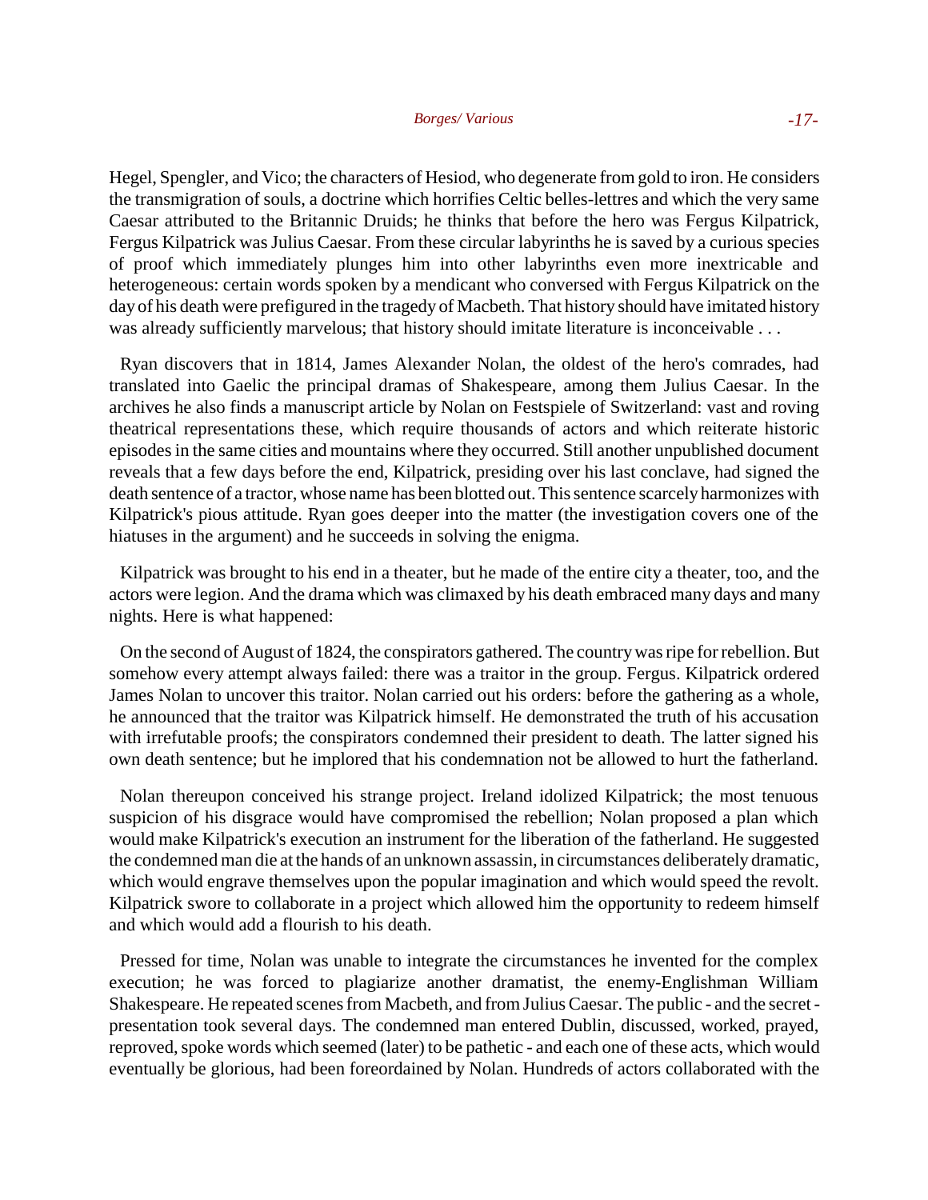Hegel, Spengler, and Vico; the characters of Hesiod, who degenerate from gold to iron. He considers the transmigration of souls, a doctrine which horrifies Celtic belles-lettres and which the very same Caesar attributed to the Britannic Druids; he thinks that before the hero was Fergus Kilpatrick, Fergus Kilpatrick was Julius Caesar. From these circular labyrinths he is saved by a curious species of proof which immediately plunges him into other labyrinths even more inextricable and heterogeneous: certain words spoken by a mendicant who conversed with Fergus Kilpatrick on the day of his death were prefigured in the tragedy of Macbeth. That history should have imitated history was already sufficiently marvelous; that history should imitate literature is inconceivable . . .

Ryan discovers that in 1814, James Alexander Nolan, the oldest of the hero's comrades, had translated into Gaelic the principal dramas of Shakespeare, among them Julius Caesar. In the archives he also finds a manuscript article by Nolan on Festspiele of Switzerland: vast and roving theatrical representations these, which require thousands of actors and which reiterate historic episodes in the same cities and mountains where they occurred. Still another unpublished document reveals that a few days before the end, Kilpatrick, presiding over his last conclave, had signed the death sentence of a tractor, whose name has been blotted out. This sentence scarcely harmonizes with Kilpatrick's pious attitude. Ryan goes deeper into the matter (the investigation covers one of the hiatuses in the argument) and he succeeds in solving the enigma.

Kilpatrick was brought to his end in a theater, but he made of the entire city a theater, too, and the actors were legion. And the drama which was climaxed by his death embraced many days and many nights. Here is what happened:

On the second of August of 1824, the conspirators gathered. The country was ripe for rebellion. But somehow every attempt always failed: there was a traitor in the group. Fergus. Kilpatrick ordered James Nolan to uncover this traitor. Nolan carried out his orders: before the gathering as a whole, he announced that the traitor was Kilpatrick himself. He demonstrated the truth of his accusation with irrefutable proofs; the conspirators condemned their president to death. The latter signed his own death sentence; but he implored that his condemnation not be allowed to hurt the fatherland.

Nolan thereupon conceived his strange project. Ireland idolized Kilpatrick; the most tenuous suspicion of his disgrace would have compromised the rebellion; Nolan proposed a plan which would make Kilpatrick's execution an instrument for the liberation of the fatherland. He suggested the condemned man die at the hands of an unknown assassin, in circumstances deliberately dramatic, which would engrave themselves upon the popular imagination and which would speed the revolt. Kilpatrick swore to collaborate in a project which allowed him the opportunity to redeem himself and which would add a flourish to his death.

Pressed for time, Nolan was unable to integrate the circumstances he invented for the complex execution; he was forced to plagiarize another dramatist, the enemy-Englishman William Shakespeare. He repeated scenes from Macbeth, and from Julius Caesar. The public - and the secret - presentation took several days. The condemned man entered Dublin, discussed, worked, prayed, reproved, spoke words which seemed (later) to be pathetic - and each one of these acts, which would eventually be glorious, had been foreordained by Nolan. Hundreds of actors collaborated with the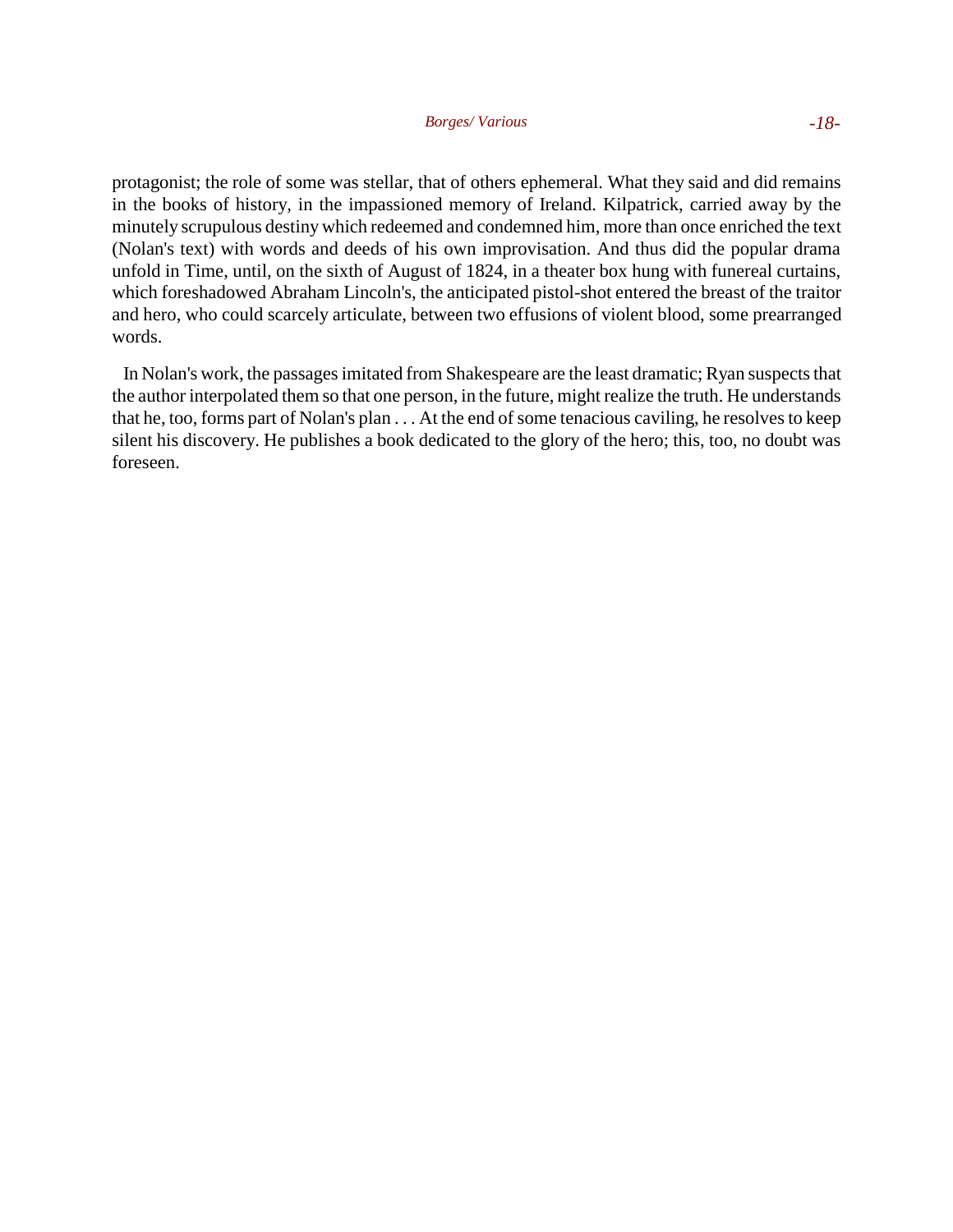protagonist; the role of some was stellar, that of others ephemeral. What they said and did remains in the books of history, in the impassioned memory of Ireland. Kilpatrick, carried away by the minutely scrupulous destiny which redeemed and condemned him, more than once enriched the text (Nolan's text) with words and deeds of his own improvisation. And thus did the popular drama unfold in Time, until, on the sixth of August of 1824, in a theater box hung with funereal curtains, which foreshadowed Abraham Lincoln's, the anticipated pistol-shot entered the breast of the traitor and hero, who could scarcely articulate, between two effusions of violent blood, some prearranged words.

In Nolan's work, the passages imitated from Shakespeare are the least dramatic; Ryan suspects that the author interpolated them so that one person, in the future, might realize the truth. He understands that he, too, forms part of Nolan's plan . . . At the end of some tenacious caviling, he resolves to keep silent his discovery. He publishes a book dedicated to the glory of the hero; this, too, no doubt was foreseen.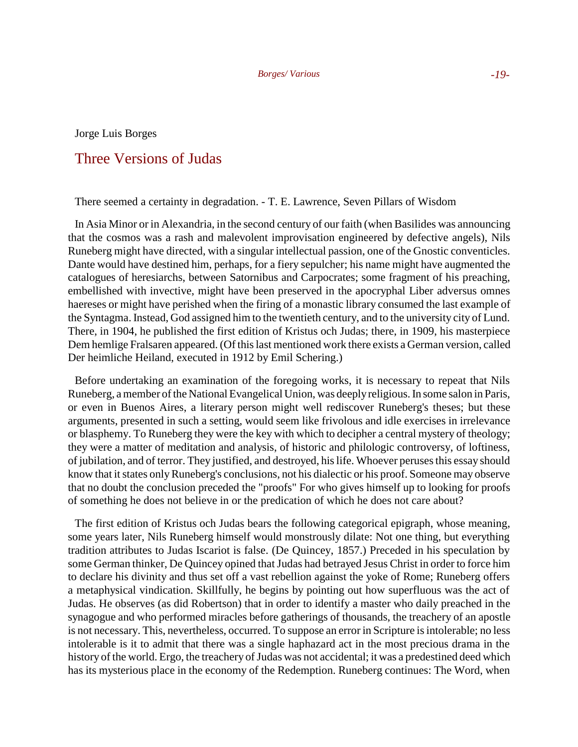Jorge Luis Borges

## Three Versions of Judas

There seemed a certainty in degradation. - T. E. Lawrence, Seven Pillars of Wisdom

In Asia Minor or in Alexandria, in the second century of our faith (when Basilides was announcing that the cosmos was a rash and malevolent improvisation engineered by defective angels), Nils Runeberg might have directed, with a singular intellectual passion, one of the Gnostic conventicles. Dante would have destined him, perhaps, for a fiery sepulcher; his name might have augmented the catalogues of heresiarchs, between Satornibus and Carpocrates; some fragment of his preaching, embellished with invective, might have been preserved in the apocryphal Liber adversus omnes haereses or might have perished when the firing of a monastic library consumed the last example of the Syntagma. Instead, God assigned him to the twentieth century, and to the university city of Lund. There, in 1904, he published the first edition of Kristus och Judas; there, in 1909, his masterpiece Dem hemlige Fralsaren appeared. (Of this last mentioned work there exists a German version, called Der heimliche Heiland, executed in 1912 by Emil Schering.)

Before undertaking an examination of the foregoing works, it is necessary to repeat that Nils Runeberg, a member of the National Evangelical Union, was deeply religious. In some salon in Paris, or even in Buenos Aires, a literary person might well rediscover Runeberg's theses; but these arguments, presented in such a setting, would seem like frivolous and idle exercises in irrelevance or blasphemy. To Runeberg they were the key with which to decipher a central mystery of theology; they were a matter of meditation and analysis, of historic and philologic controversy, of loftiness, of jubilation, and of terror. They justified, and destroyed, his life. Whoever peruses this essay should know that it states only Runeberg's conclusions, not his dialectic or his proof. Someone may observe that no doubt the conclusion preceded the "proofs" For who gives himself up to looking for proofs of something he does not believe in or the predication of which he does not care about?

The first edition of Kristus och Judas bears the following categorical epigraph, whose meaning, some years later, Nils Runeberg himself would monstrously dilate: Not one thing, but everything tradition attributes to Judas Iscariot is false. (De Quincey, 1857.) Preceded in his speculation by some German thinker, De Quincey opined that Judas had betrayed Jesus Christ in order to force him to declare his divinity and thus set off a vast rebellion against the yoke of Rome; Runeberg offers a metaphysical vindication. Skillfully, he begins by pointing out how superfluous was the act of Judas. He observes (as did Robertson) that in order to identify a master who daily preached in the synagogue and who performed miracles before gatherings of thousands, the treachery of an apostle is not necessary. This, nevertheless, occurred. To suppose an error in Scripture is intolerable; no less intolerable is it to admit that there was a single haphazard act in the most precious drama in the history of the world. Ergo, the treachery of Judas was not accidental; it was a predestined deed which has its mysterious place in the economy of the Redemption. Runeberg continues: The Word, when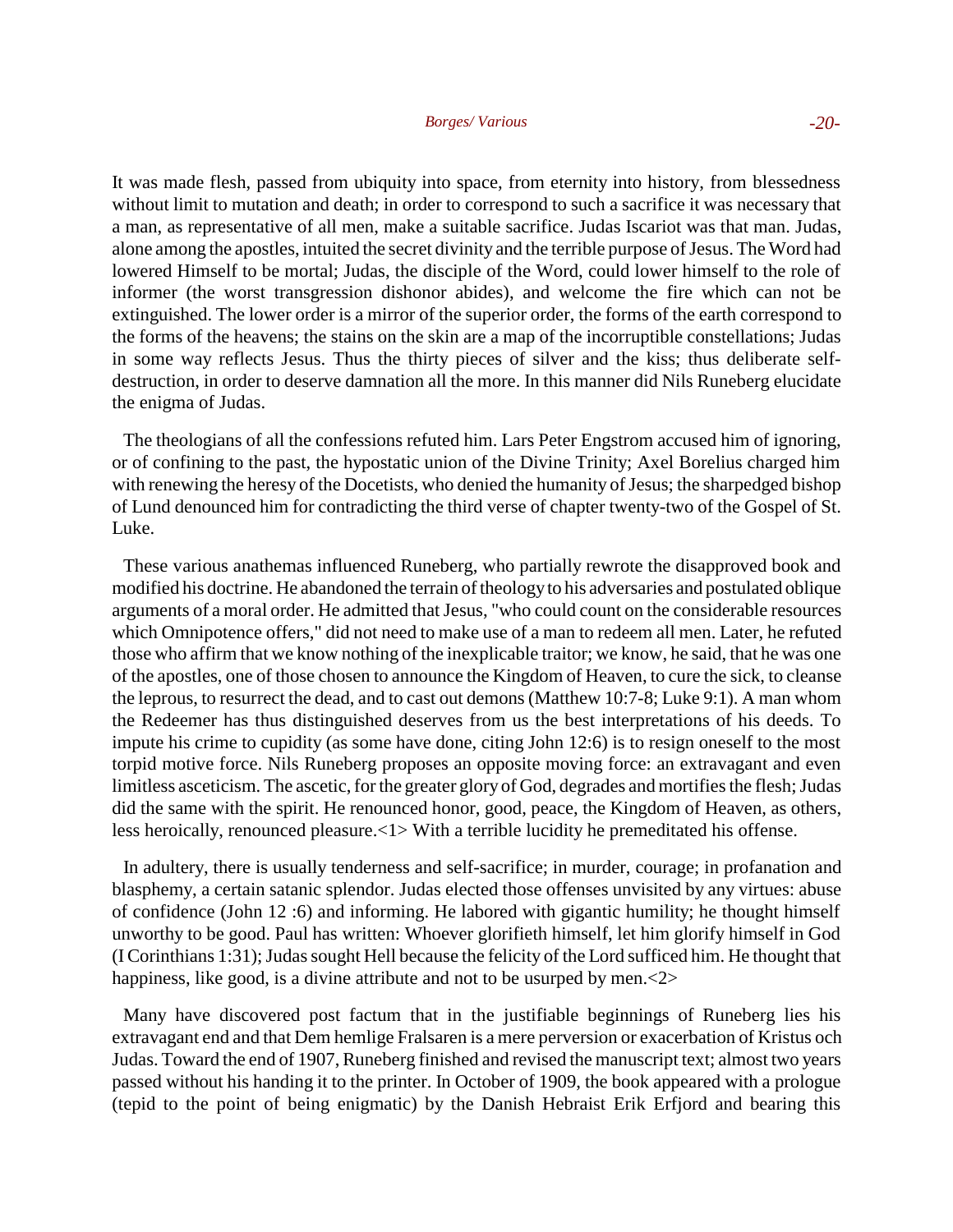It was made flesh, passed from ubiquity into space, from eternity into history, from blessedness without limit to mutation and death; in order to correspond to such a sacrifice it was necessary that a man, as representative of all men, make a suitable sacrifice. Judas Iscariot was that man. Judas, alone among the apostles, intuited the secret divinity and the terrible purpose of Jesus. The Word had lowered Himself to be mortal; Judas, the disciple of the Word, could lower himself to the role of informer (the worst transgression dishonor abides), and welcome the fire which can not be extinguished. The lower order is a mirror of the superior order, the forms of the earth correspond to the forms of the heavens; the stains on the skin are a map of the incorruptible constellations; Judas in some way reflects Jesus. Thus the thirty pieces of silver and the kiss; thus deliberate self-destruction, in order to deserve damnation all the more. In this manner did Nils Runeberg elucidate the enigma of Judas.

The theologians of all the confessions refuted him. Lars Peter Engstrom accused him of ignoring, or of confining to the past, the hypostatic union of the Divine Trinity; Axel Borelius charged him with renewing the heresy of the Docetists, who denied the humanity of Jesus; the sharpedged bishop of Lund denounced him for contradicting the third verse of chapter twenty-two of the Gospel of St. Luke.

These various anathemas influenced Runeberg, who partially rewrote the disapproved book and modified his doctrine. He abandoned the terrain of theology to his adversaries and postulated oblique arguments of a moral order. He admitted that Jesus, "who could count on the considerable resources which Omnipotence offers," did not need to make use of a man to redeem all men. Later, he refuted those who affirm that we know nothing of the inexplicable traitor; we know, he said, that he was one of the apostles, one of those chosen to announce the Kingdom of Heaven, to cure the sick, to cleanse the leprous, to resurrect the dead, and to cast out demons (Matthew 10:7-8; Luke 9:1). A man whom the Redeemer has thus distinguished deserves from us the best interpretations of his deeds. To impute his crime to cupidity (as some have done, citing John 12:6) is to resign oneself to the most torpid motive force. Nils Runeberg proposes an opposite moving force: an extravagant and even limitless asceticism. The ascetic, for the greater glory of God, degrades and mortifies the flesh; Judas did the same with the spirit. He renounced honor, good, peace, the Kingdom of Heaven, as others, less heroically, renounced pleasure.<1> With a terrible lucidity he premeditated his offense.

In adultery, there is usually tenderness and self-sacrifice; in murder, courage; in profanation and blasphemy, a certain satanic splendor. Judas elected those offenses unvisited by any virtues: abuse of confidence (John 12 :6) and informing. He labored with gigantic humility; he thought himself unworthy to be good. Paul has written: Whoever glorifieth himself, let him glorify himself in God (I Corinthians 1:31); Judas sought Hell because the felicity of the Lord sufficed him. He thought that happiness, like good, is a divine attribute and not to be usurped by men.<2>

Many have discovered post factum that in the justifiable beginnings of Runeberg lies his extravagant end and that Dem hemlige Fralsaren is a mere perversion or exacerbation of Kristus och Judas. Toward the end of 1907, Runeberg finished and revised the manuscript text; almost two years passed without his handing it to the printer. In October of 1909, the book appeared with a prologue (tepid to the point of being enigmatic) by the Danish Hebraist Erik Erfjord and bearing this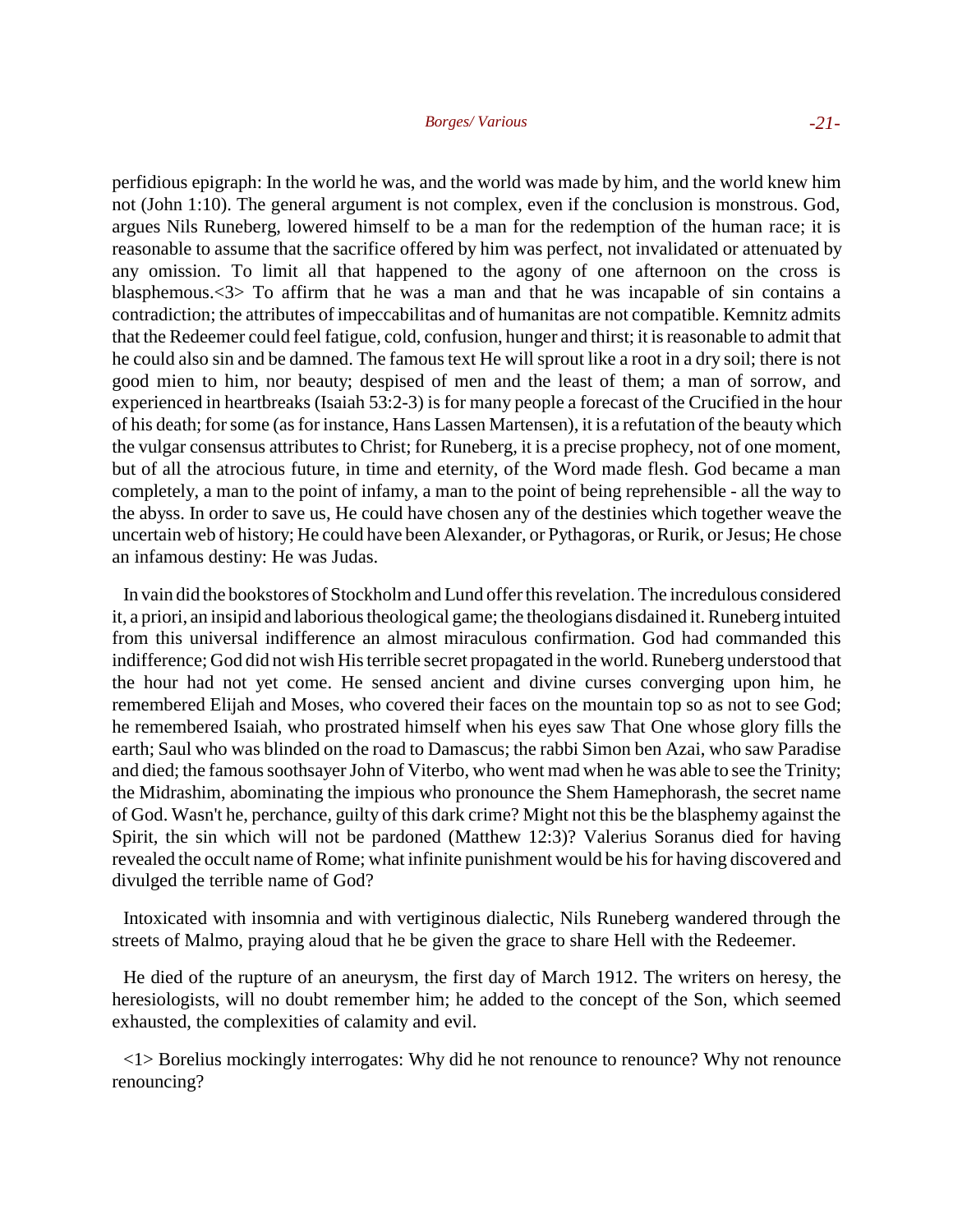perfidious epigraph: In the world he was, and the world was made by him, and the world knew him not (John 1:10). The general argument is not complex, even if the conclusion is monstrous. God, argues Nils Runeberg, lowered himself to be a man for the redemption of the human race; it is reasonable to assume that the sacrifice offered by him was perfect, not invalidated or attenuated by any omission. To limit all that happened to the agony of one afternoon on the cross is blasphemous.<3> To affirm that he was a man and that he was incapable of sin contains a contradiction; the attributes of impeccabilitas and of humanitas are not compatible. Kemnitz admits that the Redeemer could feel fatigue, cold, confusion, hunger and thirst; it is reasonable to admit that he could also sin and be damned. The famous text He will sprout like a root in a dry soil; there is not good mien to him, nor beauty; despised of men and the least of them; a man of sorrow, and experienced in heartbreaks (Isaiah 53:2-3) is for many people a forecast of the Crucified in the hour of his death; for some (as for instance, Hans Lassen Martensen), it is a refutation of the beauty which the vulgar consensus attributes to Christ; for Runeberg, it is a precise prophecy, not of one moment, but of all the atrocious future, in time and eternity, of the Word made flesh. God became a man completely, a man to the point of infamy, a man to the point of being reprehensible - all the way to the abyss. In order to save us, He could have chosen any of the destinies which together weave the uncertain web of history; He could have been Alexander, or Pythagoras, or Rurik, or Jesus; He chose an infamous destiny: He was Judas.

In vain did the bookstores of Stockholm and Lund offer this revelation. The incredulous considered it, a priori, an insipid and laborious theological game; the theologians disdained it. Runeberg intuited from this universal indifference an almost miraculous confirmation. God had commanded this indifference; God did not wish His terrible secret propagated in the world. Runeberg understood that the hour had not yet come. He sensed ancient and divine curses converging upon him, he remembered Elijah and Moses, who covered their faces on the mountain top so as not to see God; he remembered Isaiah, who prostrated himself when his eyes saw That One whose glory fills the earth; Saul who was blinded on the road to Damascus; the rabbi Simon ben Azai, who saw Paradise and died; the famous soothsayer John of Viterbo, who went mad when he was able to see the Trinity; the Midrashim, abominating the impious who pronounce the Shem Hamephorash, the secret name of God. Wasn't he, perchance, guilty of this dark crime? Might not this be the blasphemy against the Spirit, the sin which will not be pardoned (Matthew 12:3)? Valerius Soranus died for having revealed the occult name of Rome; what infinite punishment would be his for having discovered and divulged the terrible name of God?

Intoxicated with insomnia and with vertiginous dialectic, Nils Runeberg wandered through the streets of Malmo, praying aloud that he be given the grace to share Hell with the Redeemer.

He died of the rupture of an aneurysm, the first day of March 1912. The writers on heresy, the heresiologists, will no doubt remember him; he added to the concept of the Son, which seemed exhausted, the complexities of calamity and evil.

<1> Borelius mockingly interrogates: Why did he not renounce to renounce? Why not renounce renouncing?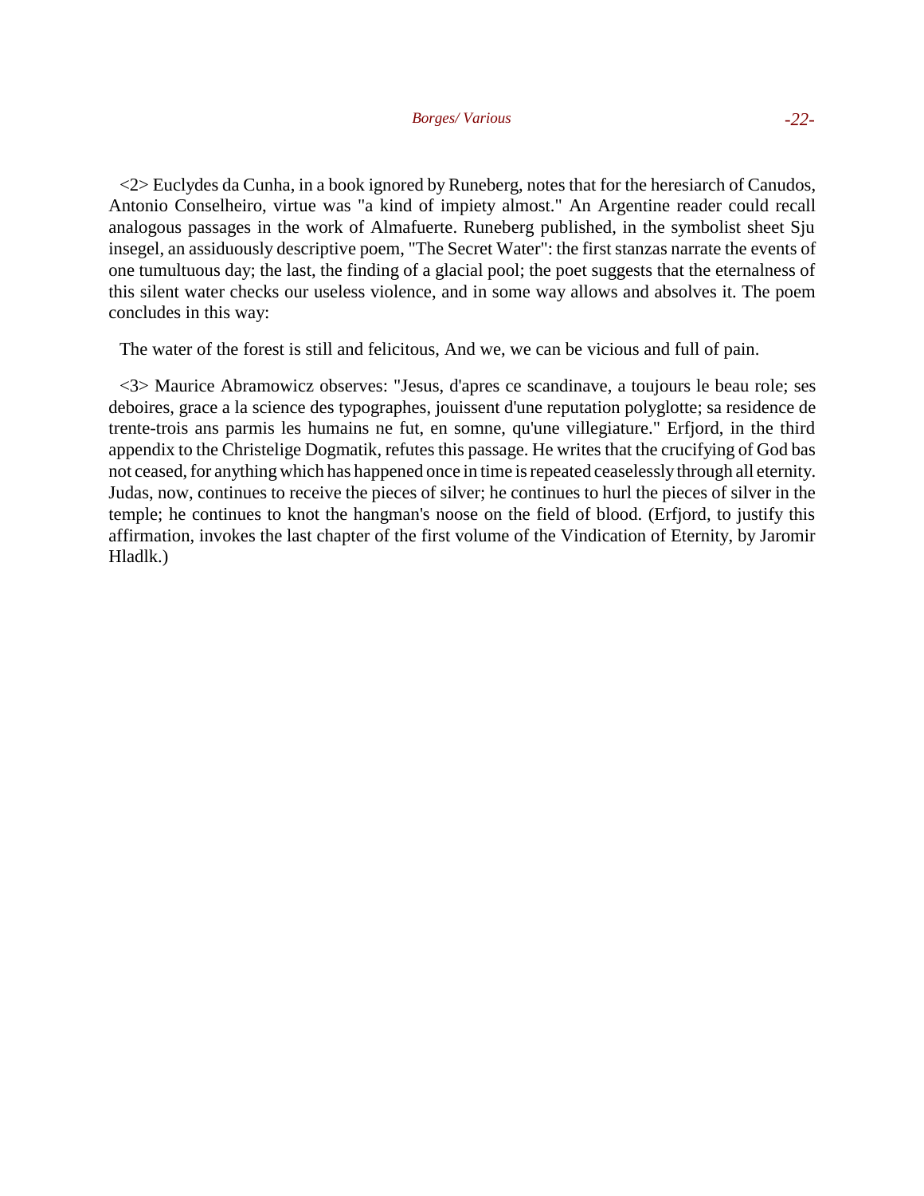<2> Euclydes da Cunha, in a book ignored by Runeberg, notes that for the heresiarch of Canudos, Antonio Conselheiro, virtue was "a kind of impiety almost." An Argentine reader could recall analogous passages in the work of Almafuerte. Runeberg published, in the symbolist sheet Sju insegel, an assiduously descriptive poem, "The Secret Water": the first stanzas narrate the events of one tumultuous day; the last, the finding of a glacial pool; the poet suggests that the eternalness of this silent water checks our useless violence, and in some way allows and absolves it. The poem concludes in this way:

The water of the forest is still and felicitous, And we, we can be vicious and full of pain.

<3> Maurice Abramowicz observes: "Jesus, d'apres ce scandinave, a toujours le beau role; ses deboires, grace a la science des typographes, jouissent d'une reputation polyglotte; sa residence de trente-trois ans parmis les humains ne fut, en somne, qu'une villegiature." Erfjord, in the third appendix to the Christelige Dogmatik, refutes this passage. He writes that the crucifying of God bas not ceased, for anything which has happened once in time is repeated ceaselessly through all eternity. Judas, now, continues to receive the pieces of silver; he continues to hurl the pieces of silver in the temple; he continues to knot the hangman's noose on the field of blood. (Erfjord, to justify this affirmation, invokes the last chapter of the first volume of the Vindication of Eternity, by Jaromir Hladlk.)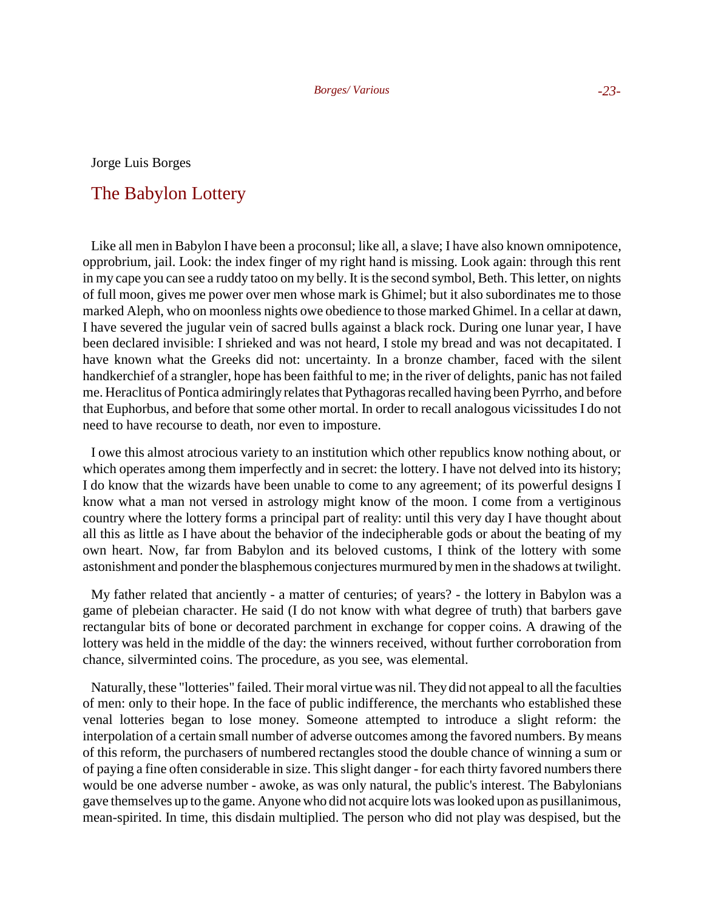Jorge Luis Borges

## The Babylon Lottery

Like all men in Babylon I have been a proconsul; like all, a slave; I have also known omnipotence, opprobrium, jail. Look: the index finger of my right hand is missing. Look again: through this rent in my cape you can see a ruddy tatoo on my belly. It is the second symbol, Beth. This letter, on nights of full moon, gives me power over men whose mark is Ghimel; but it also subordinates me to those marked Aleph, who on moonless nights owe obedience to those marked Ghimel. In a cellar at dawn, I have severed the jugular vein of sacred bulls against a black rock. During one lunar year, I have been declared invisible: I shrieked and was not heard, I stole my bread and was not decapitated. I have known what the Greeks did not: uncertainty. In a bronze chamber, faced with the silent handkerchief of a strangler, hope has been faithful to me; in the river of delights, panic has not failed me. Heraclitus of Pontica admiringly relates that Pythagoras recalled having been Pyrrho, and before that Euphorbus, and before that some other mortal. In order to recall analogous vicissitudes I do not need to have recourse to death, nor even to imposture.

I owe this almost atrocious variety to an institution which other republics know nothing about, or which operates among them imperfectly and in secret: the lottery. I have not delved into its history; I do know that the wizards have been unable to come to any agreement; of its powerful designs I know what a man not versed in astrology might know of the moon. I come from a vertiginous country where the lottery forms a principal part of reality: until this very day I have thought about all this as little as I have about the behavior of the indecipherable gods or about the beating of my own heart. Now, far from Babylon and its beloved customs, I think of the lottery with some astonishment and ponder the blasphemous conjectures murmured by men in the shadows at twilight.

My father related that anciently - a matter of centuries; of years? - the lottery in Babylon was a game of plebeian character. He said (I do not know with what degree of truth) that barbers gave rectangular bits of bone or decorated parchment in exchange for copper coins. A drawing of the lottery was held in the middle of the day: the winners received, without further corroboration from chance, silverminted coins. The procedure, as you see, was elemental.

Naturally, these "lotteries" failed. Their moral virtue was nil. They did not appeal to all the faculties of men: only to their hope. In the face of public indifference, the merchants who established these venal lotteries began to lose money. Someone attempted to introduce a slight reform: the interpolation of a certain small number of adverse outcomes among the favored numbers. By means of this reform, the purchasers of numbered rectangles stood the double chance of winning a sum or of paying a fine often considerable in size. This slight danger - for each thirty favored numbers there would be one adverse number - awoke, as was only natural, the public's interest. The Babylonians gave themselves up to the game. Anyone who did not acquire lots was looked upon as pusillanimous, mean-spirited. In time, this disdain multiplied. The person who did not play was despised, but the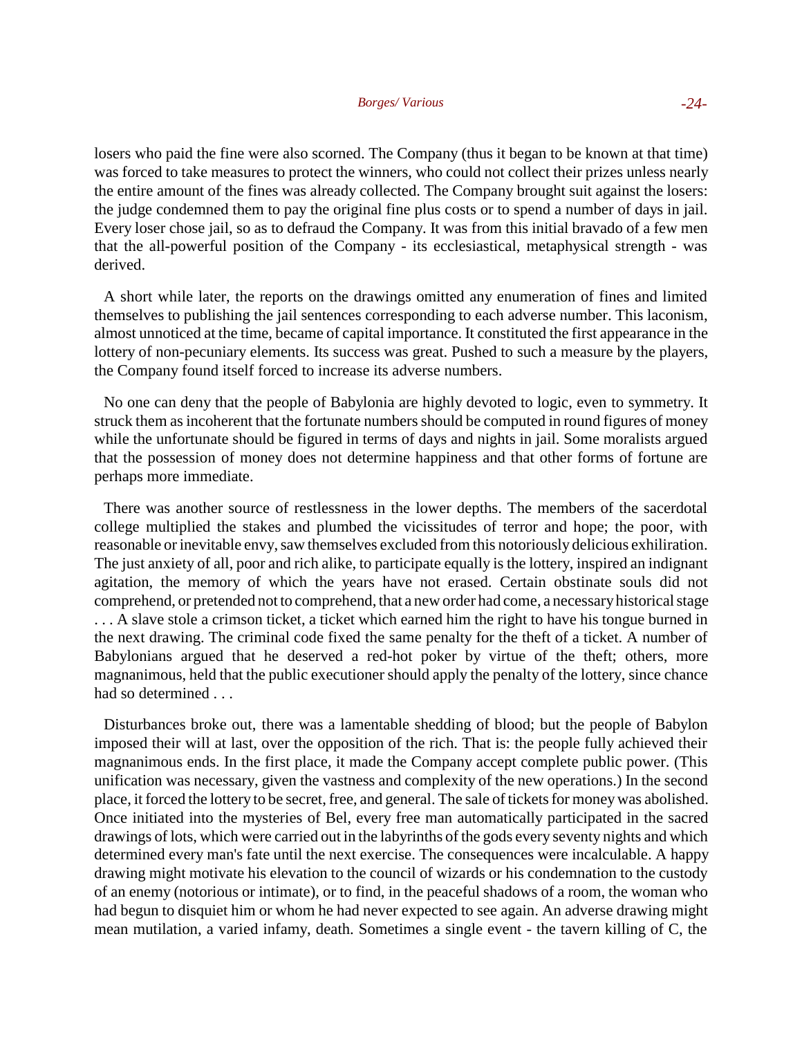losers who paid the fine were also scorned. The Company (thus it began to be known at that time) was forced to take measures to protect the winners, who could not collect their prizes unless nearly the entire amount of the fines was already collected. The Company brought suit against the losers: the judge condemned them to pay the original fine plus costs or to spend a number of days in jail. Every loser chose jail, so as to defraud the Company. It was from this initial bravado of a few men that the all-powerful position of the Company - its ecclesiastical, metaphysical strength - was derived.

A short while later, the reports on the drawings omitted any enumeration of fines and limited themselves to publishing the jail sentences corresponding to each adverse number. This laconism, almost unnoticed at the time, became of capital importance. It constituted the first appearance in the lottery of non-pecuniary elements. Its success was great. Pushed to such a measure by the players, the Company found itself forced to increase its adverse numbers.

No one can deny that the people of Babylonia are highly devoted to logic, even to symmetry. It struck them as incoherent that the fortunate numbers should be computed in round figures of money while the unfortunate should be figured in terms of days and nights in jail. Some moralists argued that the possession of money does not determine happiness and that other forms of fortune are perhaps more immediate.

There was another source of restlessness in the lower depths. The members of the sacerdotal college multiplied the stakes and plumbed the vicissitudes of terror and hope; the poor, with reasonable or inevitable envy, saw themselves excluded from this notoriously delicious exhiliration. The just anxiety of all, poor and rich alike, to participate equally is the lottery, inspired an indignant agitation, the memory of which the years have not erased. Certain obstinate souls did not comprehend, or pretended not to comprehend, that a new order had come, a necessary historical stage . . . A slave stole a crimson ticket, a ticket which earned him the right to have his tongue burned in the next drawing. The criminal code fixed the same penalty for the theft of a ticket. A number of Babylonians argued that he deserved a red-hot poker by virtue of the theft; others, more magnanimous, held that the public executioner should apply the penalty of the lottery, since chance had so determined . . .

Disturbances broke out, there was a lamentable shedding of blood; but the people of Babylon imposed their will at last, over the opposition of the rich. That is: the people fully achieved their magnanimous ends. In the first place, it made the Company accept complete public power. (This unification was necessary, given the vastness and complexity of the new operations.) In the second place, it forced the lottery to be secret, free, and general. The sale of tickets for money was abolished. Once initiated into the mysteries of Bel, every free man automatically participated in the sacred drawings of lots, which were carried out in the labyrinths of the gods every seventy nights and which determined every man's fate until the next exercise. The consequences were incalculable. A happy drawing might motivate his elevation to the council of wizards or his condemnation to the custody of an enemy (notorious or intimate), or to find, in the peaceful shadows of a room, the woman who had begun to disquiet him or whom he had never expected to see again. An adverse drawing might mean mutilation, a varied infamy, death. Sometimes a single event - the tavern killing of C, the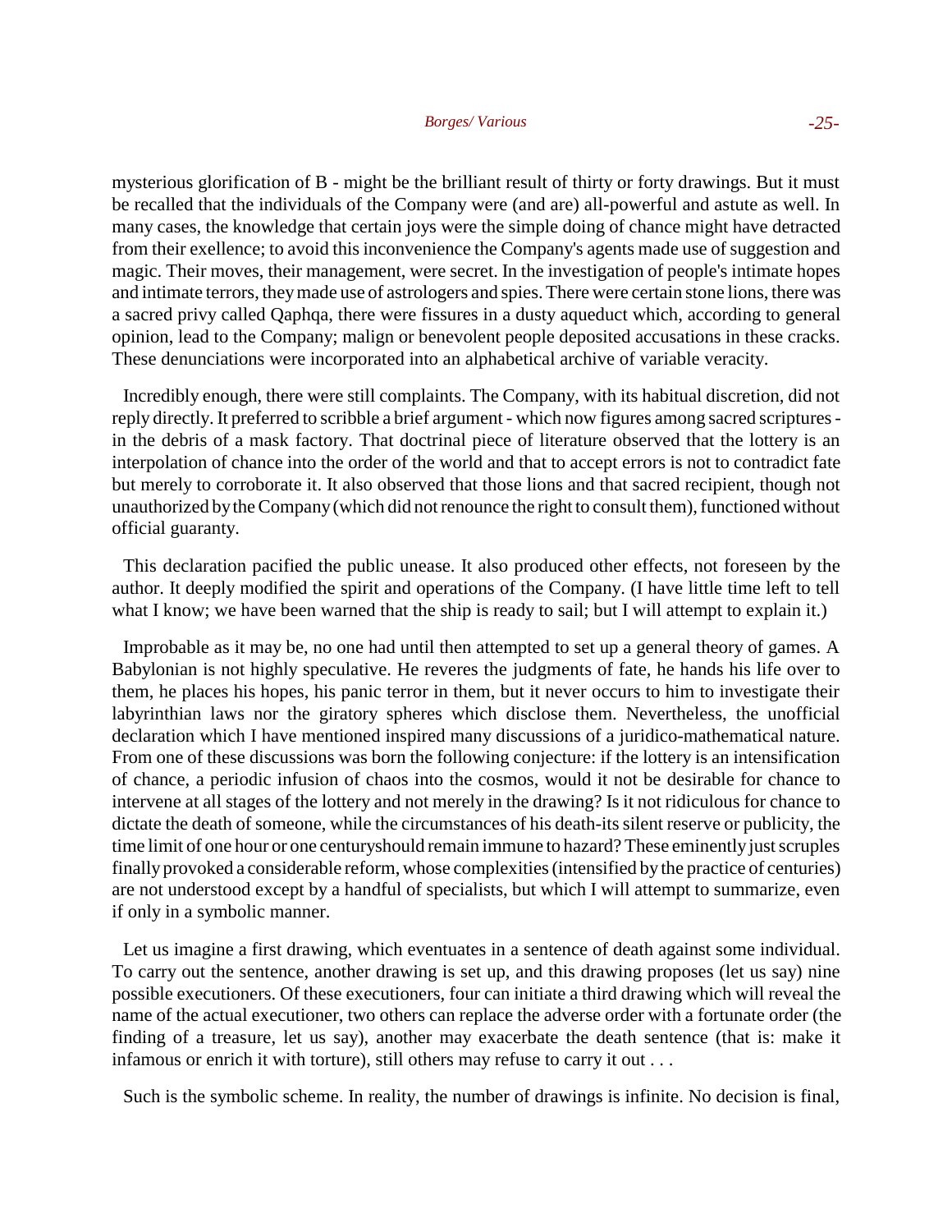mysterious glorification of B - might be the brilliant result of thirty or forty drawings. But it must be recalled that the individuals of the Company were (and are) all-powerful and astute as well. In many cases, the knowledge that certain joys were the simple doing of chance might have detracted from their exellence; to avoid this inconvenience the Company's agents made use of suggestion and magic. Their moves, their management, were secret. In the investigation of people's intimate hopes and intimate terrors, they made use of astrologers and spies. There were certain stone lions, there was a sacred privy called Qaphqa, there were fissures in a dusty aqueduct which, according to general opinion, lead to the Company; malign or benevolent people deposited accusations in these cracks. These denunciations were incorporated into an alphabetical archive of variable veracity.

Incredibly enough, there were still complaints. The Company, with its habitual discretion, did not reply directly. It preferred to scribble a brief argument - which now figures among sacred scriptures - in the debris of a mask factory. That doctrinal piece of literature observed that the lottery is an interpolation of chance into the order of the world and that to accept errors is not to contradict fate but merely to corroborate it. It also observed that those lions and that sacred recipient, though not unauthorized by the Company (which did not renounce the right to consult them), functioned without official guaranty.

This declaration pacified the public unease. It also produced other effects, not foreseen by the author. It deeply modified the spirit and operations of the Company. (I have little time left to tell what I know; we have been warned that the ship is ready to sail; but I will attempt to explain it.)

Improbable as it may be, no one had until then attempted to set up a general theory of games. A Babylonian is not highly speculative. He reveres the judgments of fate, he hands his life over to them, he places his hopes, his panic terror in them, but it never occurs to him to investigate their labyrinthian laws nor the giratory spheres which disclose them. Nevertheless, the unofficial declaration which I have mentioned inspired many discussions of a juridico-mathematical nature. From one of these discussions was born the following conjecture: if the lottery is an intensification of chance, a periodic infusion of chaos into the cosmos, would it not be desirable for chance to intervene at all stages of the lottery and not merely in the drawing? Is it not ridiculous for chance to dictate the death of someone, while the circumstances of his death-its silent reserve or publicity, the time limit of one hour or one centuryshould remain immune to hazard? These eminently just scruples finally provoked a considerable reform, whose complexities (intensified by the practice of centuries) are not understood except by a handful of specialists, but which I will attempt to summarize, even if only in a symbolic manner.

Let us imagine a first drawing, which eventuates in a sentence of death against some individual. To carry out the sentence, another drawing is set up, and this drawing proposes (let us say) nine possible executioners. Of these executioners, four can initiate a third drawing which will reveal the name of the actual executioner, two others can replace the adverse order with a fortunate order (the finding of a treasure, let us say), another may exacerbate the death sentence (that is: make it infamous or enrich it with torture), still others may refuse to carry it out . . .

Such is the symbolic scheme. In reality, the number of drawings is infinite. No decision is final,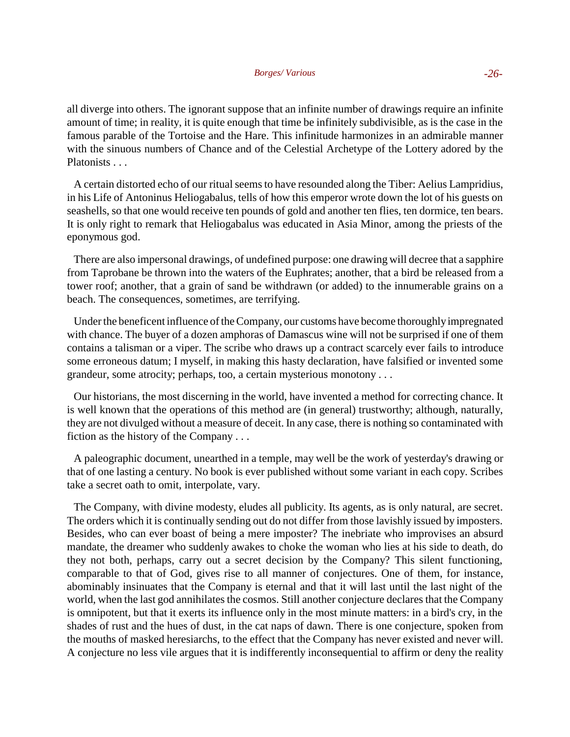all diverge into others. The ignorant suppose that an infinite number of drawings require an infinite amount of time; in reality, it is quite enough that time be infinitely subdivisible, as is the case in the famous parable of the Tortoise and the Hare. This infinitude harmonizes in an admirable manner with the sinuous numbers of Chance and of the Celestial Archetype of the Lottery adored by the Platonists . . .

A certain distorted echo of our ritual seems to have resounded along the Tiber: Aelius Lampridius, in his Life of Antoninus Heliogabalus, tells of how this emperor wrote down the lot of his guests on seashells, so that one would receive ten pounds of gold and another ten flies, ten dormice, ten bears. It is only right to remark that Heliogabalus was educated in Asia Minor, among the priests of the eponymous god.

There are also impersonal drawings, of undefined purpose: one drawing will decree that a sapphire from Taprobane be thrown into the waters of the Euphrates; another, that a bird be released from a tower roof; another, that a grain of sand be withdrawn (or added) to the innumerable grains on a beach. The consequences, sometimes, are terrifying.

Under the beneficent influence of the Company, our customs have become thoroughly impregnated with chance. The buyer of a dozen amphoras of Damascus wine will not be surprised if one of them contains a talisman or a viper. The scribe who draws up a contract scarcely ever fails to introduce some erroneous datum; I myself, in making this hasty declaration, have falsified or invented some grandeur, some atrocity; perhaps, too, a certain mysterious monotony . . .

Our historians, the most discerning in the world, have invented a method for correcting chance. It is well known that the operations of this method are (in general) trustworthy; although, naturally, they are not divulged without a measure of deceit. In any case, there is nothing so contaminated with fiction as the history of the Company . . .

A paleographic document, unearthed in a temple, may well be the work of yesterday's drawing or that of one lasting a century. No book is ever published without some variant in each copy. Scribes take a secret oath to omit, interpolate, vary.

The Company, with divine modesty, eludes all publicity. Its agents, as is only natural, are secret. The orders which it is continually sending out do not differ from those lavishly issued by imposters. Besides, who can ever boast of being a mere imposter? The inebriate who improvises an absurd mandate, the dreamer who suddenly awakes to choke the woman who lies at his side to death, do they not both, perhaps, carry out a secret decision by the Company? This silent functioning, comparable to that of God, gives rise to all manner of conjectures. One of them, for instance, abominably insinuates that the Company is eternal and that it will last until the last night of the world, when the last god annihilates the cosmos. Still another conjecture declares that the Company is omnipotent, but that it exerts its influence only in the most minute matters: in a bird's cry, in the shades of rust and the hues of dust, in the cat naps of dawn. There is one conjecture, spoken from the mouths of masked heresiarchs, to the effect that the Company has never existed and never will. A conjecture no less vile argues that it is indifferently inconsequential to affirm or deny the reality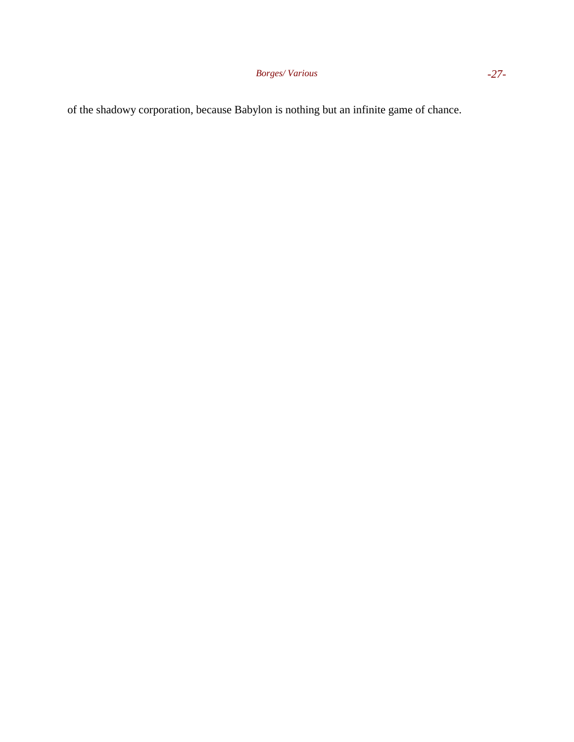of the shadowy corporation, because Babylon is nothing but an infinite game of chance.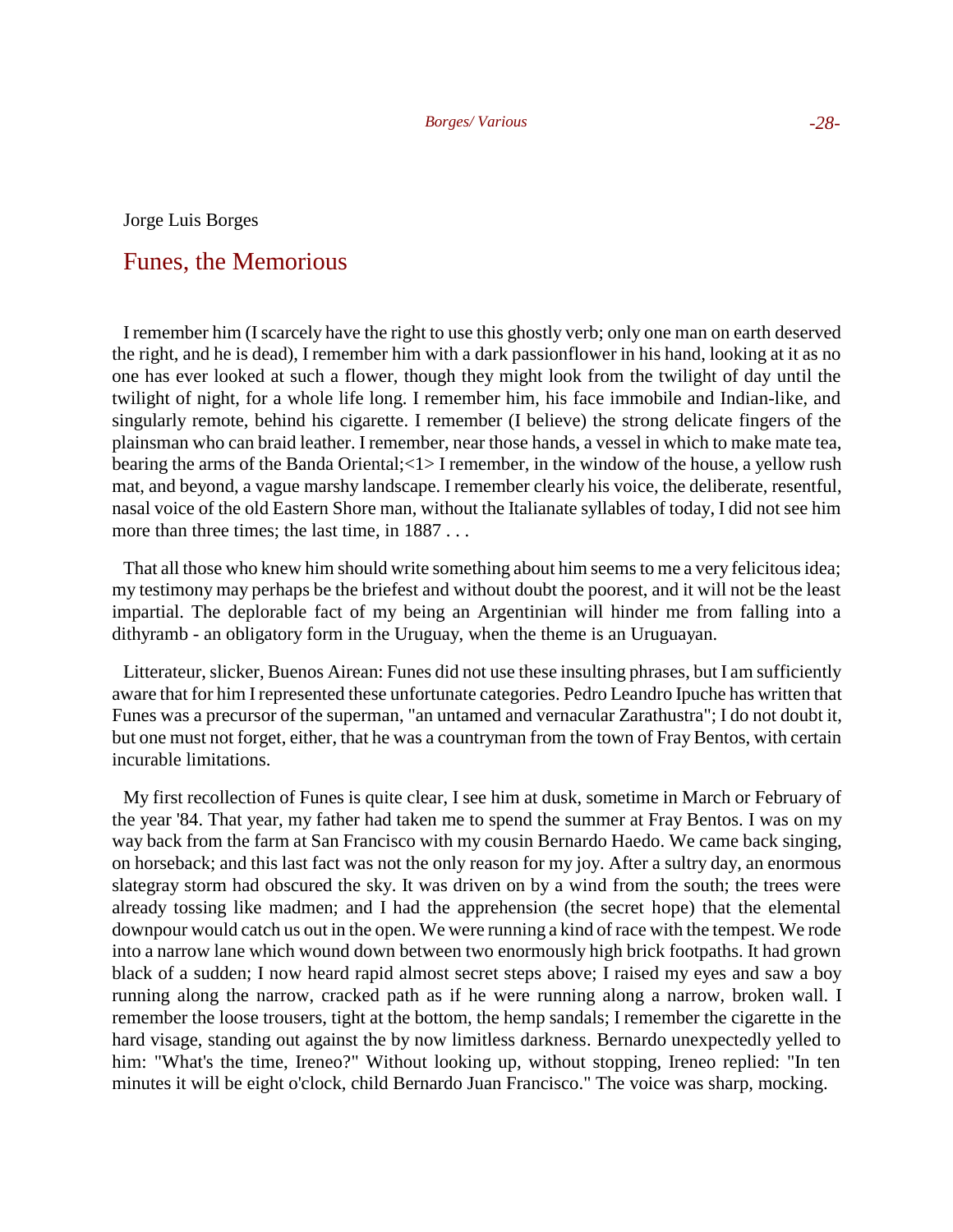Jorge Luis Borges

# Funes, the Memorious

I remember him (I scarcely have the right to use this ghostly verb; only one man on earth deserved the right, and he is dead), I remember him with a dark passionflower in his hand, looking at it as no one has ever looked at such a flower, though they might look from the twilight of day until the twilight of night, for a whole life long. I remember him, his face immobile and Indian-like, and singularly remote, behind his cigarette. I remember (I believe) the strong delicate fingers of the plainsman who can braid leather. I remember, near those hands, a vessel in which to make mate tea, bearing the arms of the Banda Oriental;<1> I remember, in the window of the house, a yellow rush mat, and beyond, a vague marshy landscape. I remember clearly his voice, the deliberate, resentful, nasal voice of the old Eastern Shore man, without the Italianate syllables of today, I did not see him more than three times; the last time, in 1887 . . .

That all those who knew him should write something about him seems to me a very felicitous idea; my testimony may perhaps be the briefest and without doubt the poorest, and it will not be the least impartial. The deplorable fact of my being an Argentinian will hinder me from falling into a dithyramb - an obligatory form in the Uruguay, when the theme is an Uruguayan.

Litterateur, slicker, Buenos Airean: Funes did not use these insulting phrases, but I am sufficiently aware that for him I represented these unfortunate categories. Pedro Leandro Ipuche has written that Funes was a precursor of the superman, "an untamed and vernacular Zarathustra"; I do not doubt it, but one must not forget, either, that he was a countryman from the town of Fray Bentos, with certain incurable limitations.

My first recollection of Funes is quite clear, I see him at dusk, sometime in March or February of the year '84. That year, my father had taken me to spend the summer at Fray Bentos. I was on my way back from the farm at San Francisco with my cousin Bernardo Haedo. We came back singing, on horseback; and this last fact was not the only reason for my joy. After a sultry day, an enormous slategray storm had obscured the sky. It was driven on by a wind from the south; the trees were already tossing like madmen; and I had the apprehension (the secret hope) that the elemental downpour would catch us out in the open. We were running a kind of race with the tempest. We rode into a narrow lane which wound down between two enormously high brick footpaths. It had grown black of a sudden; I now heard rapid almost secret steps above; I raised my eyes and saw a boy running along the narrow, cracked path as if he were running along a narrow, broken wall. I remember the loose trousers, tight at the bottom, the hemp sandals; I remember the cigarette in the hard visage, standing out against the by now limitless darkness. Bernardo unexpectedly yelled to him: "What's the time, Ireneo?" Without looking up, without stopping, Ireneo replied: "In ten minutes it will be eight o'clock, child Bernardo Juan Francisco." The voice was sharp, mocking.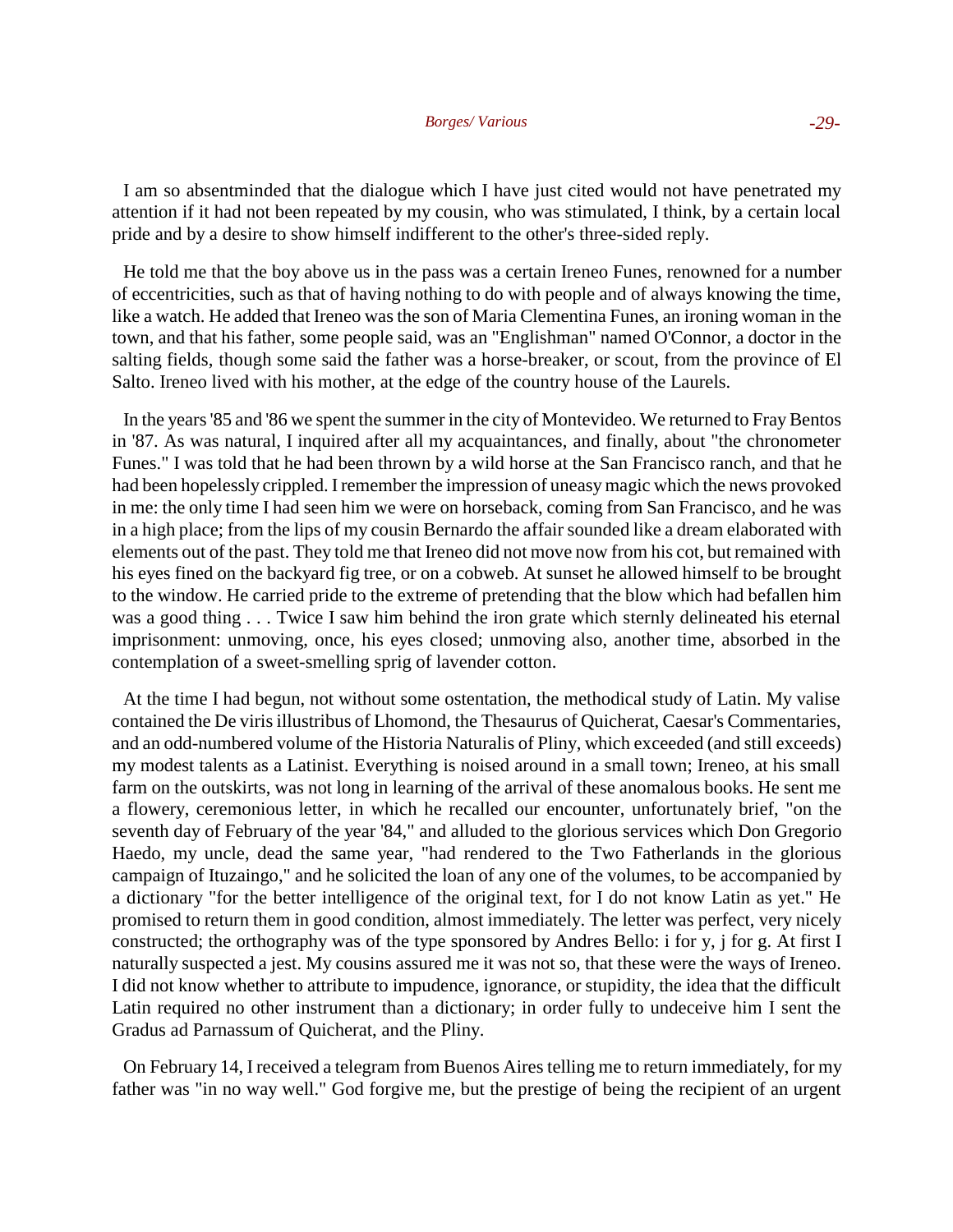I am so absentminded that the dialogue which I have just cited would not have penetrated my attention if it had not been repeated by my cousin, who was stimulated, I think, by a certain local pride and by a desire to show himself indifferent to the other's three-sided reply.

He told me that the boy above us in the pass was a certain Ireneo Funes, renowned for a number of eccentricities, such as that of having nothing to do with people and of always knowing the time, like a watch. He added that Ireneo was the son of Maria Clementina Funes, an ironing woman in the town, and that his father, some people said, was an "Englishman" named O'Connor, a doctor in the salting fields, though some said the father was a horse-breaker, or scout, from the province of El Salto. Ireneo lived with his mother, at the edge of the country house of the Laurels.

In the years '85 and '86 we spent the summer in the city of Montevideo. We returned to Fray Bentos in '87. As was natural, I inquired after all my acquaintances, and finally, about "the chronometer Funes." I was told that he had been thrown by a wild horse at the San Francisco ranch, and that he had been hopelessly crippled. I remember the impression of uneasy magic which the news provoked in me: the only time I had seen him we were on horseback, coming from San Francisco, and he was in a high place; from the lips of my cousin Bernardo the affair sounded like a dream elaborated with elements out of the past. They told me that Ireneo did not move now from his cot, but remained with his eyes fined on the backyard fig tree, or on a cobweb. At sunset he allowed himself to be brought to the window. He carried pride to the extreme of pretending that the blow which had befallen him was a good thing . . . Twice I saw him behind the iron grate which sternly delineated his eternal imprisonment: unmoving, once, his eyes closed; unmoving also, another time, absorbed in the contemplation of a sweet-smelling sprig of lavender cotton.

At the time I had begun, not without some ostentation, the methodical study of Latin. My valise contained the De viris illustribus of Lhomond, the Thesaurus of Quicherat, Caesar's Commentaries, and an odd-numbered volume of the Historia Naturalis of Pliny, which exceeded (and still exceeds) my modest talents as a Latinist. Everything is noised around in a small town; Ireneo, at his small farm on the outskirts, was not long in learning of the arrival of these anomalous books. He sent me a flowery, ceremonious letter, in which he recalled our encounter, unfortunately brief, "on the seventh day of February of the year '84," and alluded to the glorious services which Don Gregorio Haedo, my uncle, dead the same year, "had rendered to the Two Fatherlands in the glorious campaign of Ituzaingo," and he solicited the loan of any one of the volumes, to be accompanied by a dictionary "for the better intelligence of the original text, for I do not know Latin as yet." He promised to return them in good condition, almost immediately. The letter was perfect, very nicely constructed; the orthography was of the type sponsored by Andres Bello: i for y, j for g. At first I naturally suspected a jest. My cousins assured me it was not so, that these were the ways of Ireneo. I did not know whether to attribute to impudence, ignorance, or stupidity, the idea that the difficult Latin required no other instrument than a dictionary; in order fully to undeceive him I sent the Gradus ad Parnassum of Quicherat, and the Pliny.

On February 14, I received a telegram from Buenos Aires telling me to return immediately, for my father was "in no way well." God forgive me, but the prestige of being the recipient of an urgent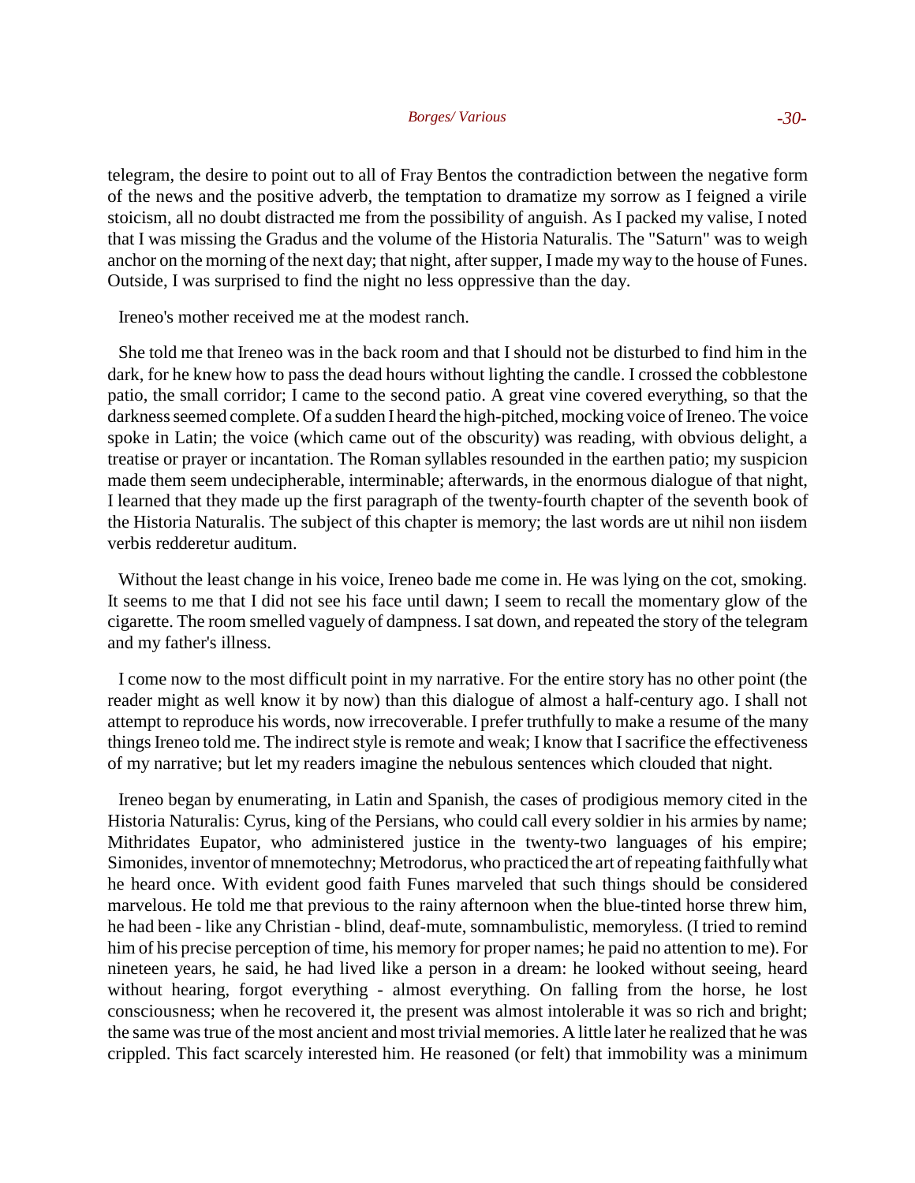telegram, the desire to point out to all of Fray Bentos the contradiction between the negative form of the news and the positive adverb, the temptation to dramatize my sorrow as I feigned a virile stoicism, all no doubt distracted me from the possibility of anguish. As I packed my valise, I noted that I was missing the Gradus and the volume of the Historia Naturalis. The "Saturn" was to weigh anchor on the morning of the next day; that night, after supper, I made my way to the house of Funes. Outside, I was surprised to find the night no less oppressive than the day.

Ireneo's mother received me at the modest ranch.

She told me that Ireneo was in the back room and that I should not be disturbed to find him in the dark, for he knew how to pass the dead hours without lighting the candle. I crossed the cobblestone patio, the small corridor; I came to the second patio. A great vine covered everything, so that the darkness seemed complete. Of a sudden I heard the high-pitched, mocking voice of Ireneo. The voice spoke in Latin; the voice (which came out of the obscurity) was reading, with obvious delight, a treatise or prayer or incantation. The Roman syllables resounded in the earthen patio; my suspicion made them seem undecipherable, interminable; afterwards, in the enormous dialogue of that night, I learned that they made up the first paragraph of the twenty-fourth chapter of the seventh book of the Historia Naturalis. The subject of this chapter is memory; the last words are ut nihil non iisdem verbis redderetur auditum.

Without the least change in his voice, Ireneo bade me come in. He was lying on the cot, smoking. It seems to me that I did not see his face until dawn; I seem to recall the momentary glow of the cigarette. The room smelled vaguely of dampness. I sat down, and repeated the story of the telegram and my father's illness.

I come now to the most difficult point in my narrative. For the entire story has no other point (the reader might as well know it by now) than this dialogue of almost a half-century ago. I shall not attempt to reproduce his words, now irrecoverable. I prefer truthfully to make a resume of the many things Ireneo told me. The indirect style is remote and weak; I know that I sacrifice the effectiveness of my narrative; but let my readers imagine the nebulous sentences which clouded that night.

Ireneo began by enumerating, in Latin and Spanish, the cases of prodigious memory cited in the Historia Naturalis: Cyrus, king of the Persians, who could call every soldier in his armies by name; Mithridates Eupator, who administered justice in the twenty-two languages of his empire; Simonides, inventor of mnemotechny; Metrodorus, who practiced the art of repeating faithfully what he heard once. With evident good faith Funes marveled that such things should be considered marvelous. He told me that previous to the rainy afternoon when the blue-tinted horse threw him, he had been - like any Christian - blind, deaf-mute, somnambulistic, memoryless. (I tried to remind him of his precise perception of time, his memory for proper names; he paid no attention to me). For nineteen years, he said, he had lived like a person in a dream: he looked without seeing, heard without hearing, forgot everything - almost everything. On falling from the horse, he lost consciousness; when he recovered it, the present was almost intolerable it was so rich and bright; the same was true of the most ancient and most trivial memories. A little later he realized that he was crippled. This fact scarcely interested him. He reasoned (or felt) that immobility was a minimum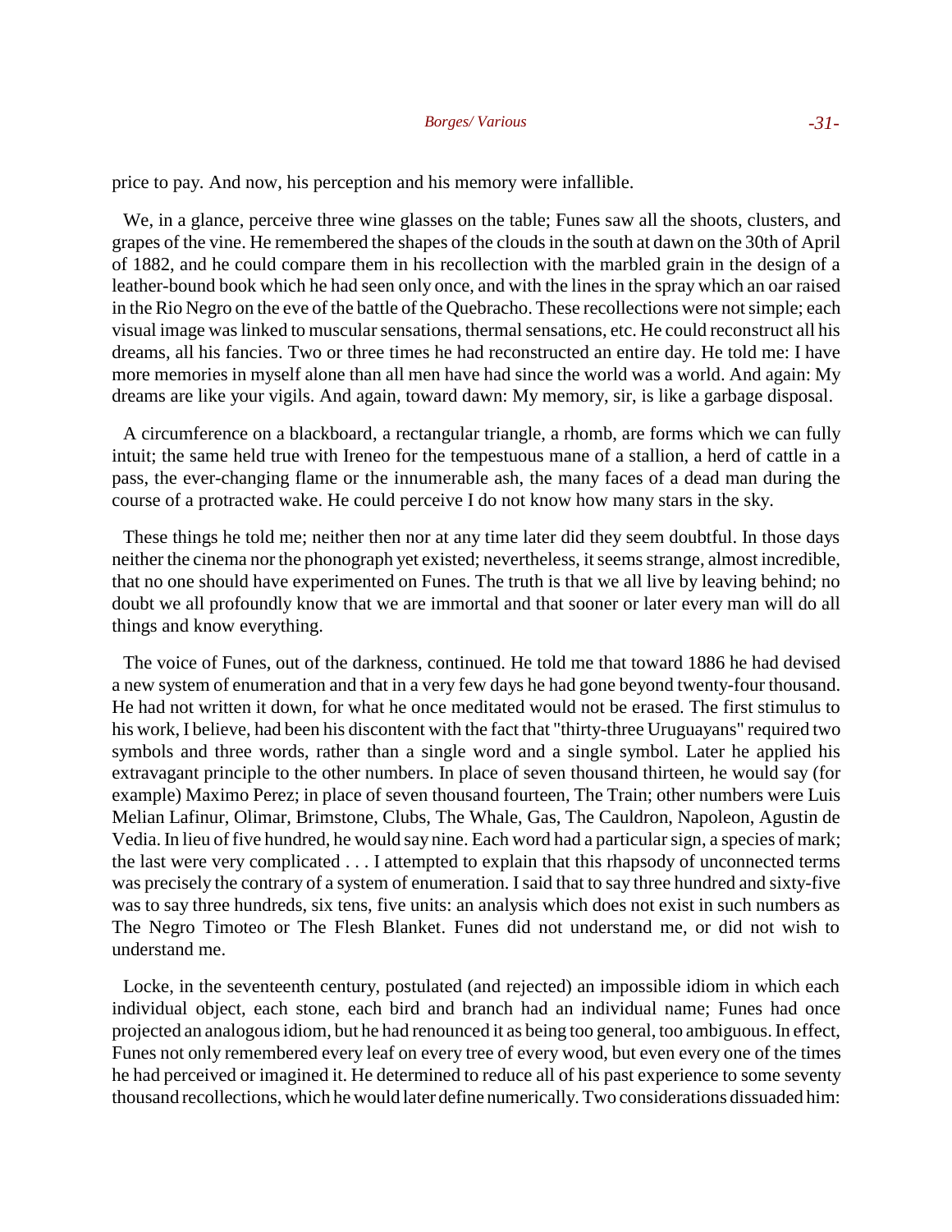price to pay. And now, his perception and his memory were infallible.

We, in a glance, perceive three wine glasses on the table; Funes saw all the shoots, clusters, and grapes of the vine. He remembered the shapes of the clouds in the south at dawn on the 30th of April of 1882, and he could compare them in his recollection with the marbled grain in the design of a leather-bound book which he had seen only once, and with the lines in the spray which an oar raised in the Rio Negro on the eve of the battle of the Quebracho. These recollections were not simple; each visual image was linked to muscular sensations, thermal sensations, etc. He could reconstruct all his dreams, all his fancies. Two or three times he had reconstructed an entire day. He told me: I have more memories in myself alone than all men have had since the world was a world. And again: My dreams are like your vigils. And again, toward dawn: My memory, sir, is like a garbage disposal.

A circumference on a blackboard, a rectangular triangle, a rhomb, are forms which we can fully intuit; the same held true with Ireneo for the tempestuous mane of a stallion, a herd of cattle in a pass, the ever-changing flame or the innumerable ash, the many faces of a dead man during the course of a protracted wake. He could perceive I do not know how many stars in the sky.

These things he told me; neither then nor at any time later did they seem doubtful. In those days neither the cinema nor the phonograph yet existed; nevertheless, it seems strange, almost incredible, that no one should have experimented on Funes. The truth is that we all live by leaving behind; no doubt we all profoundly know that we are immortal and that sooner or later every man will do all things and know everything.

The voice of Funes, out of the darkness, continued. He told me that toward 1886 he had devised a new system of enumeration and that in a very few days he had gone beyond twenty-four thousand. He had not written it down, for what he once meditated would not be erased. The first stimulus to his work, I believe, had been his discontent with the fact that "thirty-three Uruguayans" required two symbols and three words, rather than a single word and a single symbol. Later he applied his extravagant principle to the other numbers. In place of seven thousand thirteen, he would say (for example) Maximo Perez; in place of seven thousand fourteen, The Train; other numbers were Luis Melian Lafinur, Olimar, Brimstone, Clubs, The Whale, Gas, The Cauldron, Napoleon, Agustin de Vedia. In lieu of five hundred, he would say nine. Each word had a particular sign, a species of mark; the last were very complicated . . . I attempted to explain that this rhapsody of unconnected terms was precisely the contrary of a system of enumeration. I said that to say three hundred and sixty-five was to say three hundreds, six tens, five units: an analysis which does not exist in such numbers as The Negro Timoteo or The Flesh Blanket. Funes did not understand me, or did not wish to understand me.

Locke, in the seventeenth century, postulated (and rejected) an impossible idiom in which each individual object, each stone, each bird and branch had an individual name; Funes had once projected an analogous idiom, but he had renounced it as being too general, too ambiguous. In effect, Funes not only remembered every leaf on every tree of every wood, but even every one of the times he had perceived or imagined it. He determined to reduce all of his past experience to some seventy thousand recollections, which he would later define numerically. Two considerations dissuaded him: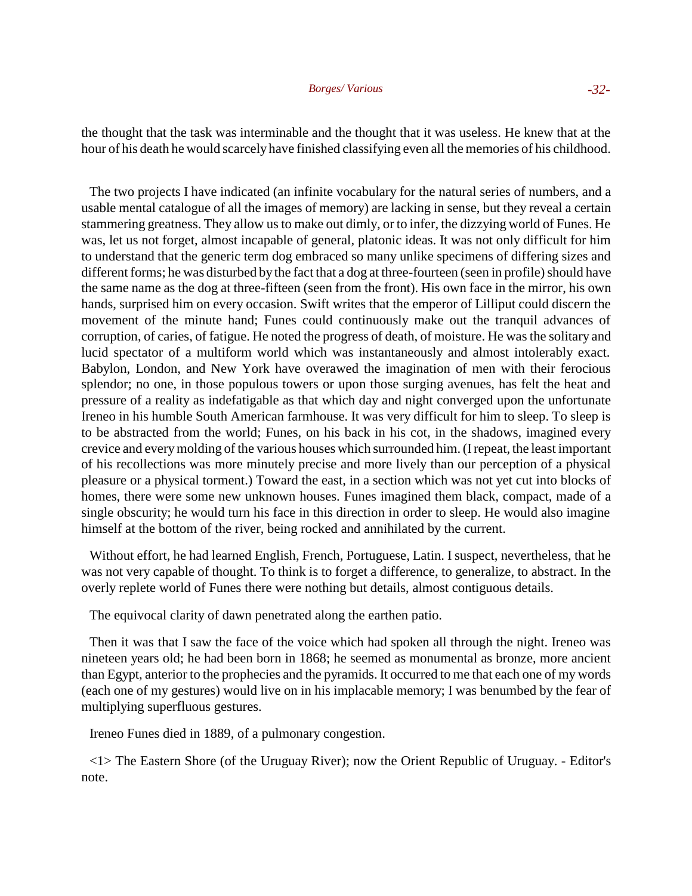the thought that the task was interminable and the thought that it was useless. He knew that at the hour of his death he would scarcely have finished classifying even all the memories of his childhood.

The two projects I have indicated (an infinite vocabulary for the natural series of numbers, and a usable mental catalogue of all the images of memory) are lacking in sense, but they reveal a certain stammering greatness. They allow us to make out dimly, or to infer, the dizzying world of Funes. He was, let us not forget, almost incapable of general, platonic ideas. It was not only difficult for him to understand that the generic term dog embraced so many unlike specimens of differing sizes and different forms; he was disturbed by the fact that a dog at three-fourteen (seen in profile) should have the same name as the dog at three-fifteen (seen from the front). His own face in the mirror, his own hands, surprised him on every occasion. Swift writes that the emperor of Lilliput could discern the movement of the minute hand; Funes could continuously make out the tranquil advances of corruption, of caries, of fatigue. He noted the progress of death, of moisture. He was the solitary and lucid spectator of a multiform world which was instantaneously and almost intolerably exact. Babylon, London, and New York have overawed the imagination of men with their ferocious splendor; no one, in those populous towers or upon those surging avenues, has felt the heat and pressure of a reality as indefatigable as that which day and night converged upon the unfortunate Ireneo in his humble South American farmhouse. It was very difficult for him to sleep. To sleep is to be abstracted from the world; Funes, on his back in his cot, in the shadows, imagined every crevice and every molding of the various houses which surrounded him. (I repeat, the least important of his recollections was more minutely precise and more lively than our perception of a physical pleasure or a physical torment.) Toward the east, in a section which was not yet cut into blocks of homes, there were some new unknown houses. Funes imagined them black, compact, made of a single obscurity; he would turn his face in this direction in order to sleep. He would also imagine himself at the bottom of the river, being rocked and annihilated by the current.

Without effort, he had learned English, French, Portuguese, Latin. I suspect, nevertheless, that he was not very capable of thought. To think is to forget a difference, to generalize, to abstract. In the overly replete world of Funes there were nothing but details, almost contiguous details.

The equivocal clarity of dawn penetrated along the earthen patio.

Then it was that I saw the face of the voice which had spoken all through the night. Ireneo was nineteen years old; he had been born in 1868; he seemed as monumental as bronze, more ancient than Egypt, anterior to the prophecies and the pyramids. It occurred to me that each one of my words (each one of my gestures) would live on in his implacable memory; I was benumbed by the fear of multiplying superfluous gestures.

Ireneo Funes died in 1889, of a pulmonary congestion.

<1> The Eastern Shore (of the Uruguay River); now the Orient Republic of Uruguay. - Editor's note.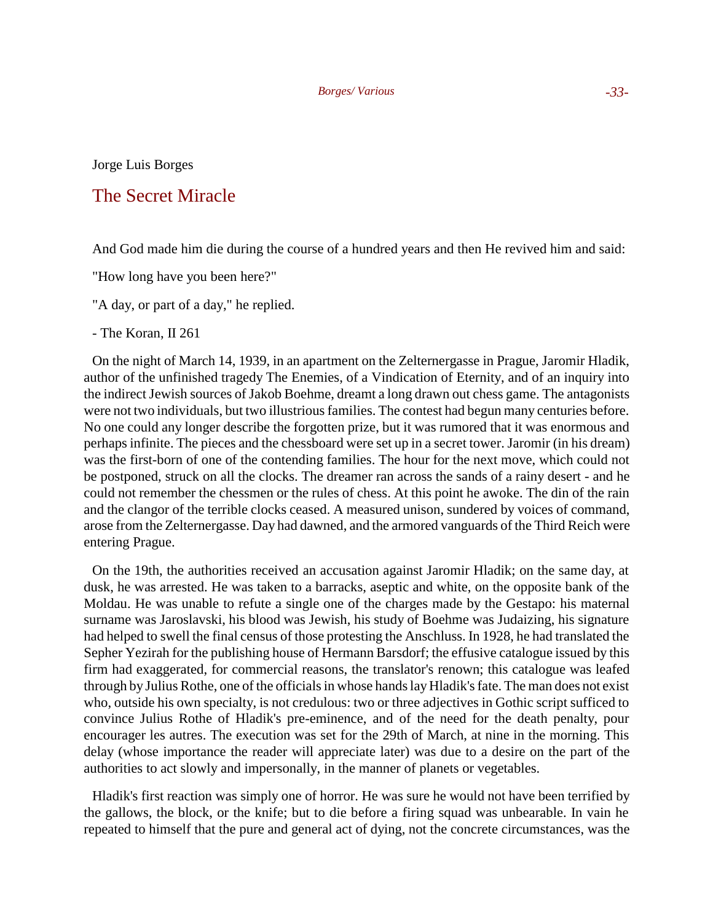Jorge Luis Borges

## The Secret Miracle

And God made him die during the course of a hundred years and then He revived him and said:

"How long have you been here?"

"A day, or part of a day," he replied.

- The Koran, II 261

On the night of March 14, 1939, in an apartment on the Zelternergasse in Prague, Jaromir Hladik, author of the unfinished tragedy The Enemies, of a Vindication of Eternity, and of an inquiry into the indirect Jewish sources of Jakob Boehme, dreamt a long drawn out chess game. The antagonists were not two individuals, but two illustrious families. The contest had begun many centuries before. No one could any longer describe the forgotten prize, but it was rumored that it was enormous and perhaps infinite. The pieces and the chessboard were set up in a secret tower. Jaromir (in his dream) was the first-born of one of the contending families. The hour for the next move, which could not be postponed, struck on all the clocks. The dreamer ran across the sands of a rainy desert - and he could not remember the chessmen or the rules of chess. At this point he awoke. The din of the rain and the clangor of the terrible clocks ceased. A measured unison, sundered by voices of command, arose from the Zelternergasse. Day had dawned, and the armored vanguards of the Third Reich were entering Prague.

On the 19th, the authorities received an accusation against Jaromir Hladik; on the same day, at dusk, he was arrested. He was taken to a barracks, aseptic and white, on the opposite bank of the Moldau. He was unable to refute a single one of the charges made by the Gestapo: his maternal surname was Jaroslavski, his blood was Jewish, his study of Boehme was Judaizing, his signature had helped to swell the final census of those protesting the Anschluss. In 1928, he had translated the Sepher Yezirah for the publishing house of Hermann Barsdorf; the effusive catalogue issued by this firm had exaggerated, for commercial reasons, the translator's renown; this catalogue was leafed through by Julius Rothe, one of the officials in whose hands lay Hladik's fate. The man does not exist who, outside his own specialty, is not credulous: two or three adjectives in Gothic script sufficed to convince Julius Rothe of Hladik's pre-eminence, and of the need for the death penalty, pour encourager les autres. The execution was set for the 29th of March, at nine in the morning. This delay (whose importance the reader will appreciate later) was due to a desire on the part of the authorities to act slowly and impersonally, in the manner of planets or vegetables.

Hladik's first reaction was simply one of horror. He was sure he would not have been terrified by the gallows, the block, or the knife; but to die before a firing squad was unbearable. In vain he repeated to himself that the pure and general act of dying, not the concrete circumstances, was the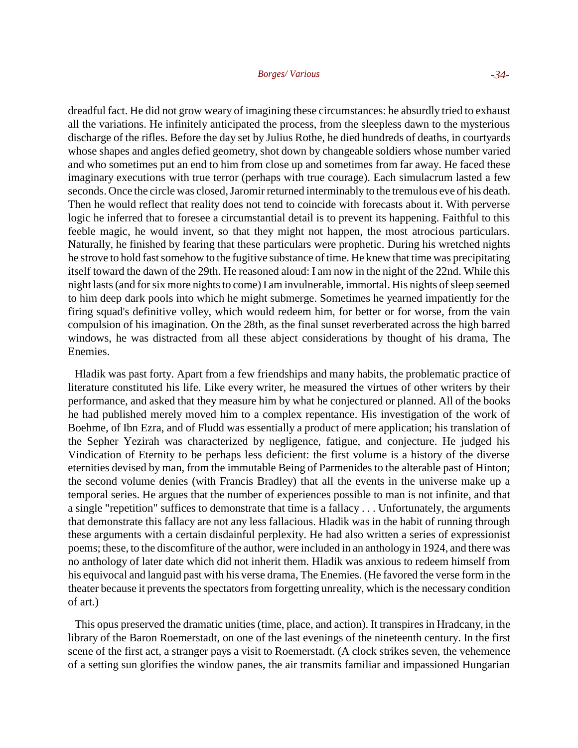dreadful fact. He did not grow weary of imagining these circumstances: he absurdly tried to exhaust all the variations. He infinitely anticipated the process, from the sleepless dawn to the mysterious discharge of the rifles. Before the day set by Julius Rothe, he died hundreds of deaths, in courtyards whose shapes and angles defied geometry, shot down by changeable soldiers whose number varied and who sometimes put an end to him from close up and sometimes from far away. He faced these imaginary executions with true terror (perhaps with true courage). Each simulacrum lasted a few seconds. Once the circle was closed, Jaromir returned interminably to the tremulous eve of his death. Then he would reflect that reality does not tend to coincide with forecasts about it. With perverse logic he inferred that to foresee a circumstantial detail is to prevent its happening. Faithful to this feeble magic, he would invent, so that they might not happen, the most atrocious particulars. Naturally, he finished by fearing that these particulars were prophetic. During his wretched nights he strove to hold fast somehow to the fugitive substance of time. He knew that time was precipitating itself toward the dawn of the 29th. He reasoned aloud: I am now in the night of the 22nd. While this night lasts (and for six more nights to come) I am invulnerable, immortal. His nights of sleep seemed to him deep dark pools into which he might submerge. Sometimes he yearned impatiently for the firing squad's definitive volley, which would redeem him, for better or for worse, from the vain compulsion of his imagination. On the 28th, as the final sunset reverberated across the high barred windows, he was distracted from all these abject considerations by thought of his drama, The Enemies.

Hladik was past forty. Apart from a few friendships and many habits, the problematic practice of literature constituted his life. Like every writer, he measured the virtues of other writers by their performance, and asked that they measure him by what he conjectured or planned. All of the books he had published merely moved him to a complex repentance. His investigation of the work of Boehme, of Ibn Ezra, and of Fludd was essentially a product of mere application; his translation of the Sepher Yezirah was characterized by negligence, fatigue, and conjecture. He judged his Vindication of Eternity to be perhaps less deficient: the first volume is a history of the diverse eternities devised by man, from the immutable Being of Parmenides to the alterable past of Hinton; the second volume denies (with Francis Bradley) that all the events in the universe make up a temporal series. He argues that the number of experiences possible to man is not infinite, and that a single "repetition" suffices to demonstrate that time is a fallacy . . . Unfortunately, the arguments that demonstrate this fallacy are not any less fallacious. Hladik was in the habit of running through these arguments with a certain disdainful perplexity. He had also written a series of expressionist poems; these, to the discomfiture of the author, were included in an anthology in 1924, and there was no anthology of later date which did not inherit them. Hladik was anxious to redeem himself from his equivocal and languid past with his verse drama, The Enemies. (He favored the verse form in the theater because it prevents the spectators from forgetting unreality, which is the necessary condition of art.)

This opus preserved the dramatic unities (time, place, and action). It transpires in Hradcany, in the library of the Baron Roemerstadt, on one of the last evenings of the nineteenth century. In the first scene of the first act, a stranger pays a visit to Roemerstadt. (A clock strikes seven, the vehemence of a setting sun glorifies the window panes, the air transmits familiar and impassioned Hungarian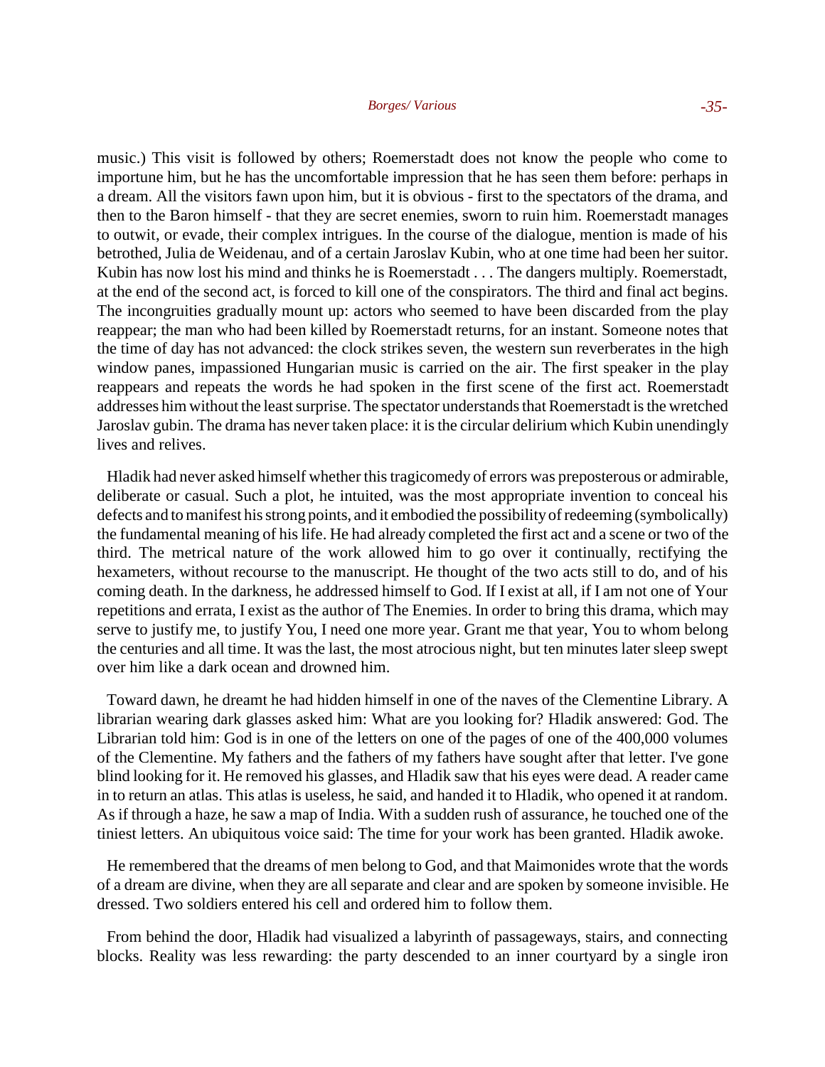music.) This visit is followed by others; Roemerstadt does not know the people who come to importune him, but he has the uncomfortable impression that he has seen them before: perhaps in a dream. All the visitors fawn upon him, but it is obvious - first to the spectators of the drama, and then to the Baron himself - that they are secret enemies, sworn to ruin him. Roemerstadt manages to outwit, or evade, their complex intrigues. In the course of the dialogue, mention is made of his betrothed, Julia de Weidenau, and of a certain Jaroslav Kubin, who at one time had been her suitor. Kubin has now lost his mind and thinks he is Roemerstadt . . . The dangers multiply. Roemerstadt, at the end of the second act, is forced to kill one of the conspirators. The third and final act begins. The incongruities gradually mount up: actors who seemed to have been discarded from the play reappear; the man who had been killed by Roemerstadt returns, for an instant. Someone notes that the time of day has not advanced: the clock strikes seven, the western sun reverberates in the high window panes, impassioned Hungarian music is carried on the air. The first speaker in the play reappears and repeats the words he had spoken in the first scene of the first act. Roemerstadt addresses him without the least surprise. The spectator understands that Roemerstadt is the wretched Jaroslav gubin. The drama has never taken place: it is the circular delirium which Kubin unendingly lives and relives.

Hladik had never asked himself whether this tragicomedy of errors was preposterous or admirable, deliberate or casual. Such a plot, he intuited, was the most appropriate invention to conceal his defects and to manifest his strong points, and it embodied the possibility of redeeming (symbolically) the fundamental meaning of his life. He had already completed the first act and a scene or two of the third. The metrical nature of the work allowed him to go over it continually, rectifying the hexameters, without recourse to the manuscript. He thought of the two acts still to do, and of his coming death. In the darkness, he addressed himself to God. If I exist at all, if I am not one of Your repetitions and errata, I exist as the author of The Enemies. In order to bring this drama, which may serve to justify me, to justify You, I need one more year. Grant me that year, You to whom belong the centuries and all time. It was the last, the most atrocious night, but ten minutes later sleep swept over him like a dark ocean and drowned him.

Toward dawn, he dreamt he had hidden himself in one of the naves of the Clementine Library. A librarian wearing dark glasses asked him: What are you looking for? Hladik answered: God. The Librarian told him: God is in one of the letters on one of the pages of one of the 400,000 volumes of the Clementine. My fathers and the fathers of my fathers have sought after that letter. I've gone blind looking for it. He removed his glasses, and Hladik saw that his eyes were dead. A reader came in to return an atlas. This atlas is useless, he said, and handed it to Hladik, who opened it at random. As if through a haze, he saw a map of India. With a sudden rush of assurance, he touched one of the tiniest letters. An ubiquitous voice said: The time for your work has been granted. Hladik awoke.

He remembered that the dreams of men belong to God, and that Maimonides wrote that the words of a dream are divine, when they are all separate and clear and are spoken by someone invisible. He dressed. Two soldiers entered his cell and ordered him to follow them.

From behind the door, Hladik had visualized a labyrinth of passageways, stairs, and connecting blocks. Reality was less rewarding: the party descended to an inner courtyard by a single iron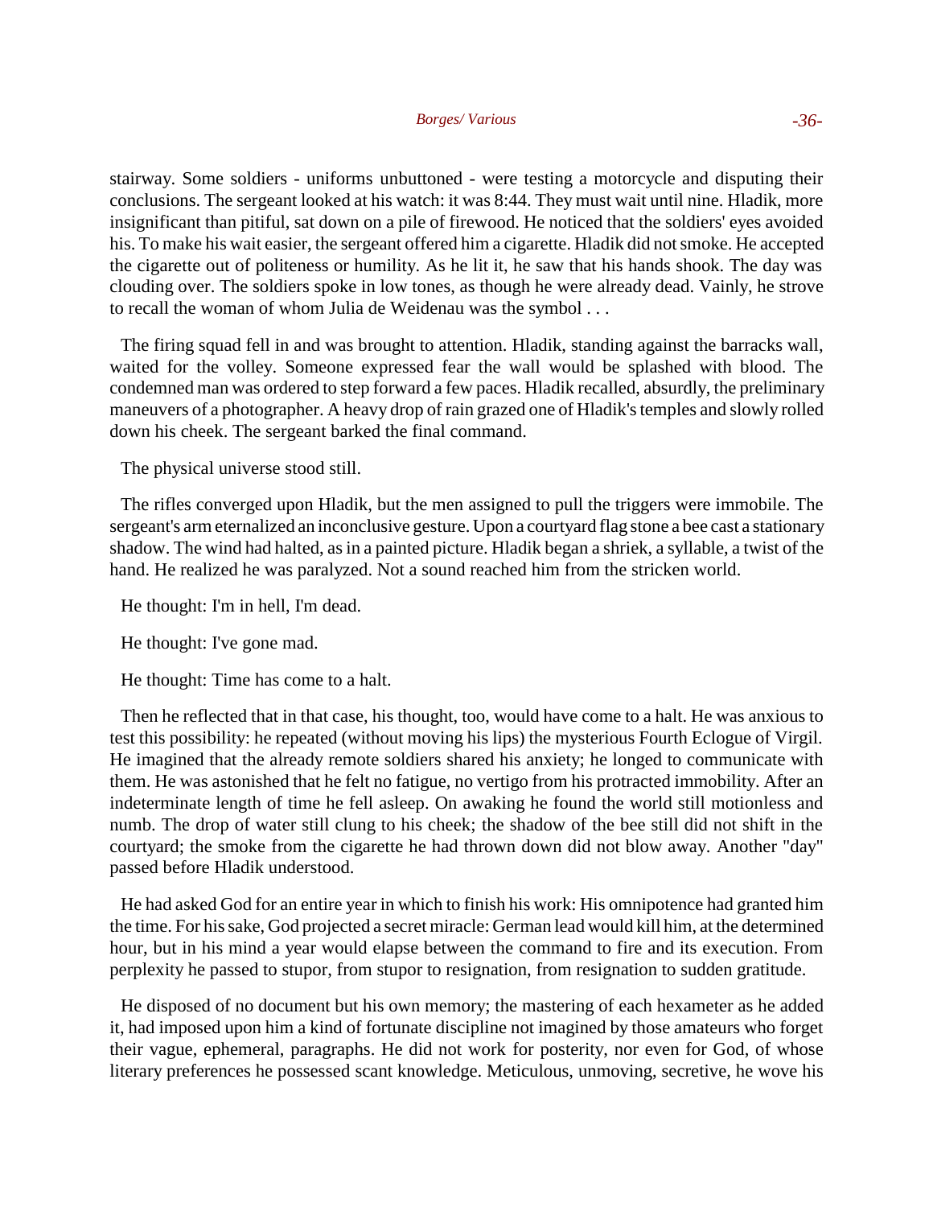stairway. Some soldiers - uniforms unbuttoned - were testing a motorcycle and disputing their conclusions. The sergeant looked at his watch: it was 8:44. They must wait until nine. Hladik, more insignificant than pitiful, sat down on a pile of firewood. He noticed that the soldiers' eyes avoided his. To make his wait easier, the sergeant offered him a cigarette. Hladik did not smoke. He accepted the cigarette out of politeness or humility. As he lit it, he saw that his hands shook. The day was clouding over. The soldiers spoke in low tones, as though he were already dead. Vainly, he strove to recall the woman of whom Julia de Weidenau was the symbol . . .

The firing squad fell in and was brought to attention. Hladik, standing against the barracks wall, waited for the volley. Someone expressed fear the wall would be splashed with blood. The condemned man was ordered to step forward a few paces. Hladik recalled, absurdly, the preliminary maneuvers of a photographer. A heavy drop of rain grazed one of Hladik's temples and slowly rolled down his cheek. The sergeant barked the final command.

The physical universe stood still.

The rifles converged upon Hladik, but the men assigned to pull the triggers were immobile. The sergeant's arm eternalized an inconclusive gesture. Upon a courtyard flag stone a bee cast a stationary shadow. The wind had halted, as in a painted picture. Hladik began a shriek, a syllable, a twist of the hand. He realized he was paralyzed. Not a sound reached him from the stricken world.

He thought: I'm in hell, I'm dead.

He thought: I've gone mad.

He thought: Time has come to a halt.

Then he reflected that in that case, his thought, too, would have come to a halt. He was anxious to test this possibility: he repeated (without moving his lips) the mysterious Fourth Eclogue of Virgil. He imagined that the already remote soldiers shared his anxiety; he longed to communicate with them. He was astonished that he felt no fatigue, no vertigo from his protracted immobility. After an indeterminate length of time he fell asleep. On awaking he found the world still motionless and numb. The drop of water still clung to his cheek; the shadow of the bee still did not shift in the courtyard; the smoke from the cigarette he had thrown down did not blow away. Another "day" passed before Hladik understood.

He had asked God for an entire year in which to finish his work: His omnipotence had granted him the time. For his sake, God projected a secret miracle: German lead would kill him, at the determined hour, but in his mind a year would elapse between the command to fire and its execution. From perplexity he passed to stupor, from stupor to resignation, from resignation to sudden gratitude.

He disposed of no document but his own memory; the mastering of each hexameter as he added it, had imposed upon him a kind of fortunate discipline not imagined by those amateurs who forget their vague, ephemeral, paragraphs. He did not work for posterity, nor even for God, of whose literary preferences he possessed scant knowledge. Meticulous, unmoving, secretive, he wove his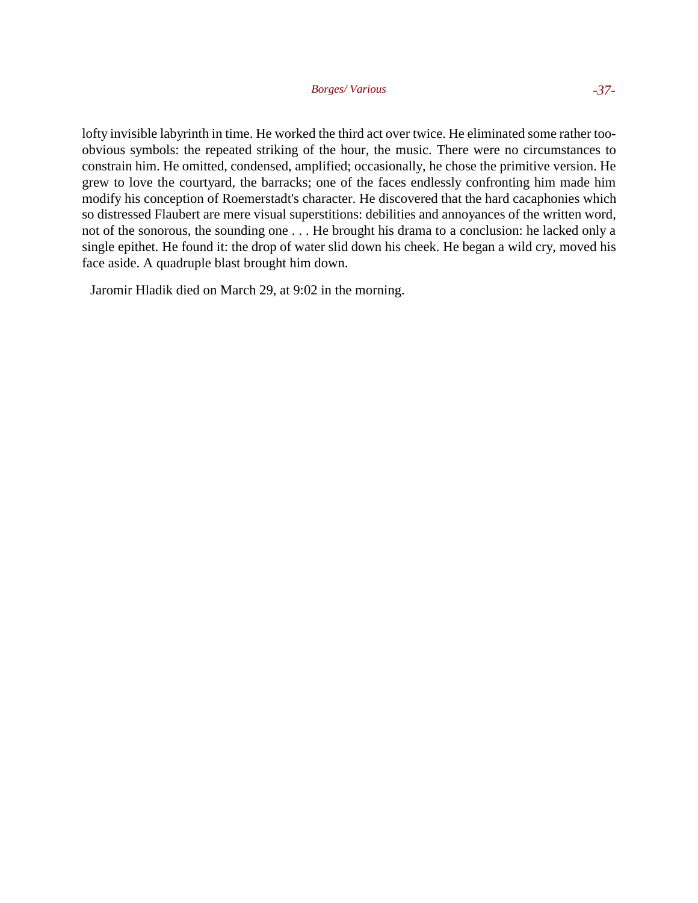lofty invisible labyrinth in time. He worked the third act over twice. He eliminated some rather too-obvious symbols: the repeated striking of the hour, the music. There were no circumstances to constrain him. He omitted, condensed, amplified; occasionally, he chose the primitive version. He grew to love the courtyard, the barracks; one of the faces endlessly confronting him made him modify his conception of Roemerstadt's character. He discovered that the hard cacaphonies which so distressed Flaubert are mere visual superstitions: debilities and annoyances of the written word, not of the sonorous, the sounding one . . . He brought his drama to a conclusion: he lacked only a single epithet. He found it: the drop of water slid down his cheek. He began a wild cry, moved his face aside. A quadruple blast brought him down.

Jaromir Hladik died on March 29, at 9:02 in the morning.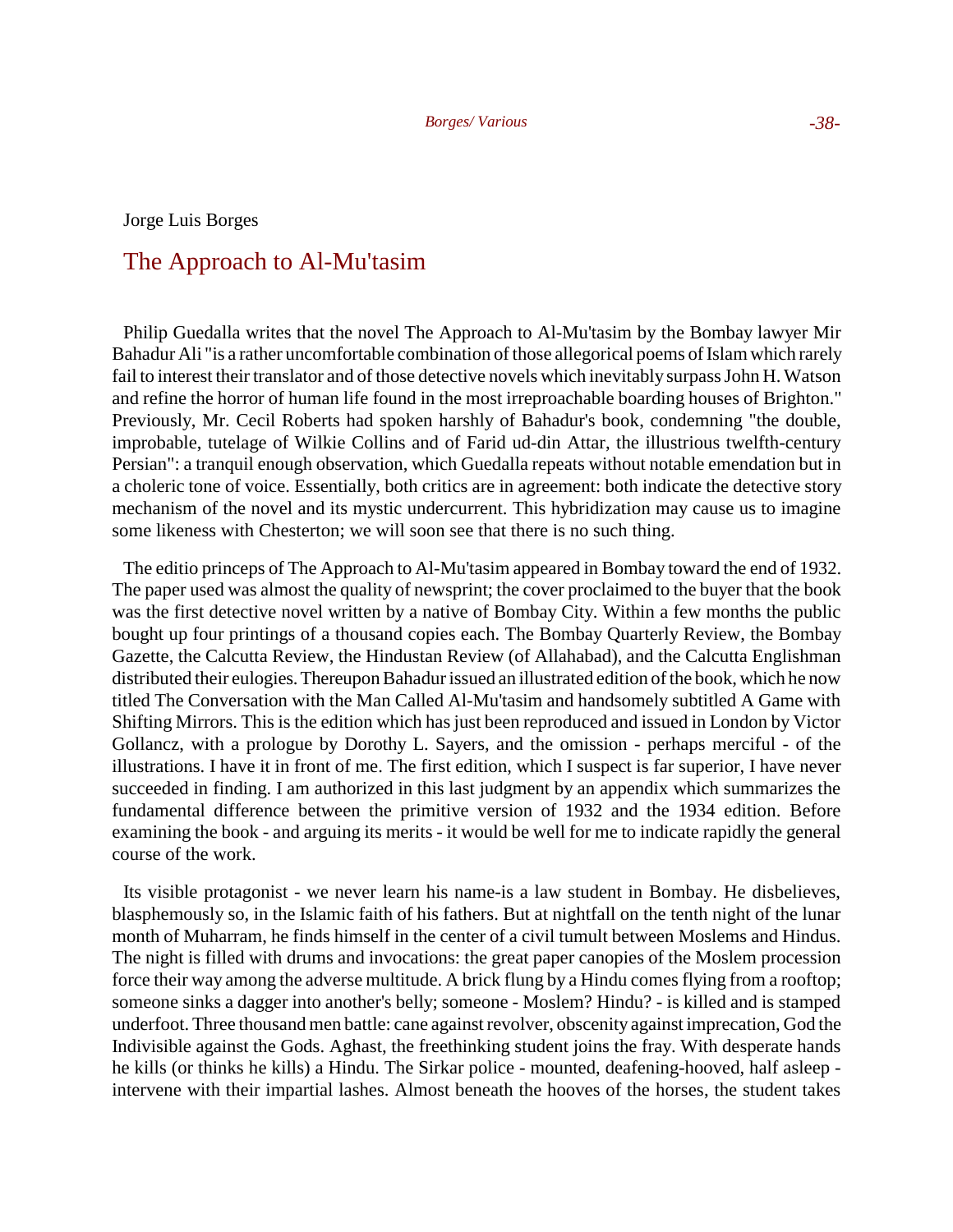Jorge Luis Borges

## The Approach to Al-Mu'tasim

Philip Guedalla writes that the novel The Approach to Al-Mu'tasim by the Bombay lawyer Mir Bahadur Ali "is a rather uncomfortable combination of those allegorical poems of Islam which rarely fail to interest their translator and of those detective novels which inevitably surpass John H. Watson and refine the horror of human life found in the most irreproachable boarding houses of Brighton." Previously, Mr. Cecil Roberts had spoken harshly of Bahadur's book, condemning "the double, improbable, tutelage of Wilkie Collins and of Farid ud-din Attar, the illustrious twelfth-century Persian": a tranquil enough observation, which Guedalla repeats without notable emendation but in a choleric tone of voice. Essentially, both critics are in agreement: both indicate the detective story mechanism of the novel and its mystic undercurrent. This hybridization may cause us to imagine some likeness with Chesterton; we will soon see that there is no such thing.

The editio princeps of The Approach to Al-Mu'tasim appeared in Bombay toward the end of 1932. The paper used was almost the quality of newsprint; the cover proclaimed to the buyer that the book was the first detective novel written by a native of Bombay City. Within a few months the public bought up four printings of a thousand copies each. The Bombay Quarterly Review, the Bombay Gazette, the Calcutta Review, the Hindustan Review (of Allahabad), and the Calcutta Englishman distributed their eulogies. Thereupon Bahadur issued an illustrated edition of the book, which he now titled The Conversation with the Man Called Al-Mu'tasim and handsomely subtitled A Game with Shifting Mirrors. This is the edition which has just been reproduced and issued in London by Victor Gollancz, with a prologue by Dorothy L. Sayers, and the omission - perhaps merciful - of the illustrations. I have it in front of me. The first edition, which I suspect is far superior, I have never succeeded in finding. I am authorized in this last judgment by an appendix which summarizes the fundamental difference between the primitive version of 1932 and the 1934 edition. Before examining the book - and arguing its merits - it would be well for me to indicate rapidly the general course of the work.

Its visible protagonist - we never learn his name-is a law student in Bombay. He disbelieves, blasphemously so, in the Islamic faith of his fathers. But at nightfall on the tenth night of the lunar month of Muharram, he finds himself in the center of a civil tumult between Moslems and Hindus. The night is filled with drums and invocations: the great paper canopies of the Moslem procession force their way among the adverse multitude. A brick flung by a Hindu comes flying from a rooftop; someone sinks a dagger into another's belly; someone - Moslem? Hindu? - is killed and is stamped underfoot. Three thousand men battle: cane against revolver, obscenity against imprecation, God the Indivisible against the Gods. Aghast, the freethinking student joins the fray. With desperate hands he kills (or thinks he kills) a Hindu. The Sirkar police - mounted, deafening-hooved, half asleep - intervene with their impartial lashes. Almost beneath the hooves of the horses, the student takes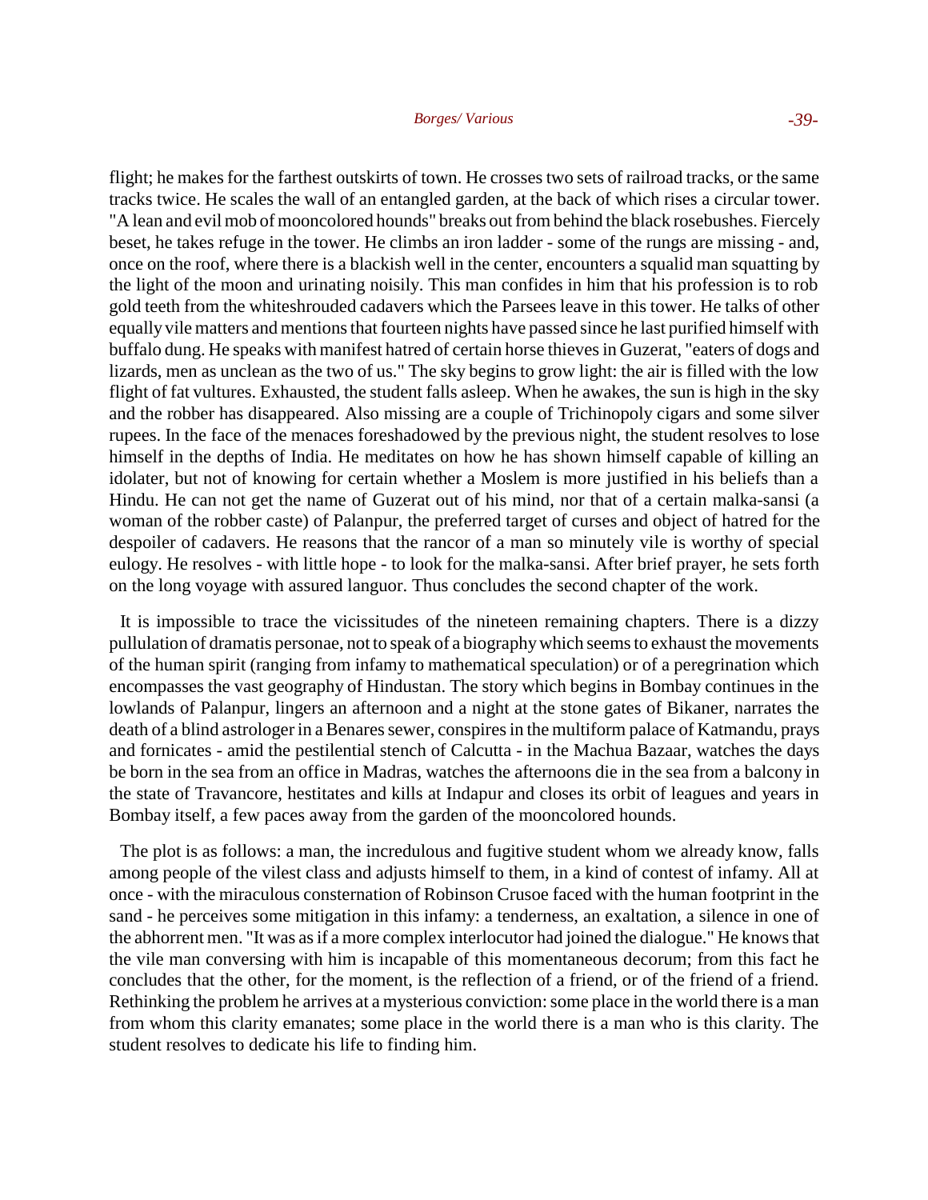flight; he makes for the farthest outskirts of town. He crosses two sets of railroad tracks, or the same tracks twice. He scales the wall of an entangled garden, at the back of which rises a circular tower. "A lean and evil mob of mooncolored hounds" breaks out from behind the black rosebushes. Fiercely beset, he takes refuge in the tower. He climbs an iron ladder - some of the rungs are missing - and, once on the roof, where there is a blackish well in the center, encounters a squalid man squatting by the light of the moon and urinating noisily. This man confides in him that his profession is to rob gold teeth from the whiteshrouded cadavers which the Parsees leave in this tower. He talks of other equally vile matters and mentions that fourteen nights have passed since he last purified himself with buffalo dung. He speaks with manifest hatred of certain horse thieves in Guzerat, "eaters of dogs and lizards, men as unclean as the two of us." The sky begins to grow light: the air is filled with the low flight of fat vultures. Exhausted, the student falls asleep. When he awakes, the sun is high in the sky and the robber has disappeared. Also missing are a couple of Trichinopoly cigars and some silver rupees. In the face of the menaces foreshadowed by the previous night, the student resolves to lose himself in the depths of India. He meditates on how he has shown himself capable of killing an idolater, but not of knowing for certain whether a Moslem is more justified in his beliefs than a Hindu. He can not get the name of Guzerat out of his mind, nor that of a certain malka-sansi (a woman of the robber caste) of Palanpur, the preferred target of curses and object of hatred for the despoiler of cadavers. He reasons that the rancor of a man so minutely vile is worthy of special eulogy. He resolves - with little hope - to look for the malka-sansi. After brief prayer, he sets forth on the long voyage with assured languor. Thus concludes the second chapter of the work.

It is impossible to trace the vicissitudes of the nineteen remaining chapters. There is a dizzy pullulation of dramatis personae, not to speak of a biography which seems to exhaust the movements of the human spirit (ranging from infamy to mathematical speculation) or of a peregrination which encompasses the vast geography of Hindustan. The story which begins in Bombay continues in the lowlands of Palanpur, lingers an afternoon and a night at the stone gates of Bikaner, narrates the death of a blind astrologer in a Benares sewer, conspires in the multiform palace of Katmandu, prays and fornicates - amid the pestilential stench of Calcutta - in the Machua Bazaar, watches the days be born in the sea from an office in Madras, watches the afternoons die in the sea from a balcony in the state of Travancore, hestitates and kills at Indapur and closes its orbit of leagues and years in Bombay itself, a few paces away from the garden of the mooncolored hounds.

The plot is as follows: a man, the incredulous and fugitive student whom we already know, falls among people of the vilest class and adjusts himself to them, in a kind of contest of infamy. All at once - with the miraculous consternation of Robinson Crusoe faced with the human footprint in the sand - he perceives some mitigation in this infamy: a tenderness, an exaltation, a silence in one of the abhorrent men. "It was as if a more complex interlocutor had joined the dialogue." He knows that the vile man conversing with him is incapable of this momentaneous decorum; from this fact he concludes that the other, for the moment, is the reflection of a friend, or of the friend of a friend. Rethinking the problem he arrives at a mysterious conviction: some place in the world there is a man from whom this clarity emanates; some place in the world there is a man who is this clarity. The student resolves to dedicate his life to finding him.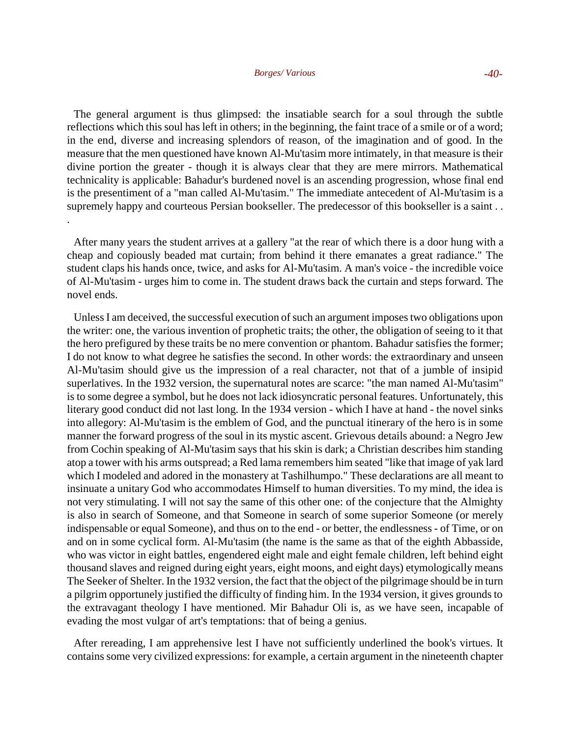The general argument is thus glimpsed: the insatiable search for a soul through the subtle reflections which this soul has left in others; in the beginning, the faint trace of a smile or of a word; in the end, diverse and increasing splendors of reason, of the imagination and of good. In the measure that the men questioned have known Al-Mu'tasim more intimately, in that measure is their divine portion the greater - though it is always clear that they are mere mirrors. Mathematical technicality is applicable: Bahadur's burdened novel is an ascending progression, whose final end is the presentiment of a "man called Al-Mu'tasim." The immediate antecedent of Al-Mu'tasim is a supremely happy and courteous Persian bookseller. The predecessor of this bookseller is a saint . . .

After many years the student arrives at a gallery "at the rear of which there is a door hung with a cheap and copiously beaded mat curtain; from behind it there emanates a great radiance." The student claps his hands once, twice, and asks for Al-Mu'tasim. A man's voice - the incredible voice of Al-Mu'tasim - urges him to come in. The student draws back the curtain and steps forward. The novel ends.

Unless I am deceived, the successful execution of such an argument imposes two obligations upon the writer: one, the various invention of prophetic traits; the other, the obligation of seeing to it that the hero prefigured by these traits be no mere convention or phantom. Bahadur satisfies the former; I do not know to what degree he satisfies the second. In other words: the extraordinary and unseen Al-Mu'tasim should give us the impression of a real character, not that of a jumble of insipid superlatives. In the 1932 version, the supernatural notes are scarce: "the man named Al-Mu'tasim" is to some degree a symbol, but he does not lack idiosyncratic personal features. Unfortunately, this literary good conduct did not last long. In the 1934 version - which I have at hand - the novel sinks into allegory: Al-Mu'tasim is the emblem of God, and the punctual itinerary of the hero is in some manner the forward progress of the soul in its mystic ascent. Grievous details abound: a Negro Jew from Cochin speaking of Al-Mu'tasim says that his skin is dark; a Christian describes him standing atop a tower with his arms outspread; a Red lama remembers him seated "like that image of yak lard which I modeled and adored in the monastery at Tashilhumpo." These declarations are all meant to insinuate a unitary God who accommodates Himself to human diversities. To my mind, the idea is not very stimulating. I will not say the same of this other one: of the conjecture that the Almighty is also in search of Someone, and that Someone in search of some superior Someone (or merely indispensable or equal Someone), and thus on to the end - or better, the endlessness - of Time, or on and on in some cyclical form. Al-Mu'tasim (the name is the same as that of the eighth Abbasside, who was victor in eight battles, engendered eight male and eight female children, left behind eight thousand slaves and reigned during eight years, eight moons, and eight days) etymologically means The Seeker of Shelter. In the 1932 version, the fact that the object of the pilgrimage should be in turn a pilgrim opportunely justified the difficulty of finding him. In the 1934 version, it gives grounds to the extravagant theology I have mentioned. Mir Bahadur Oli is, as we have seen, incapable of evading the most vulgar of art's temptations: that of being a genius.

After rereading, I am apprehensive lest I have not sufficiently underlined the book's virtues. It contains some very civilized expressions: for example, a certain argument in the nineteenth chapter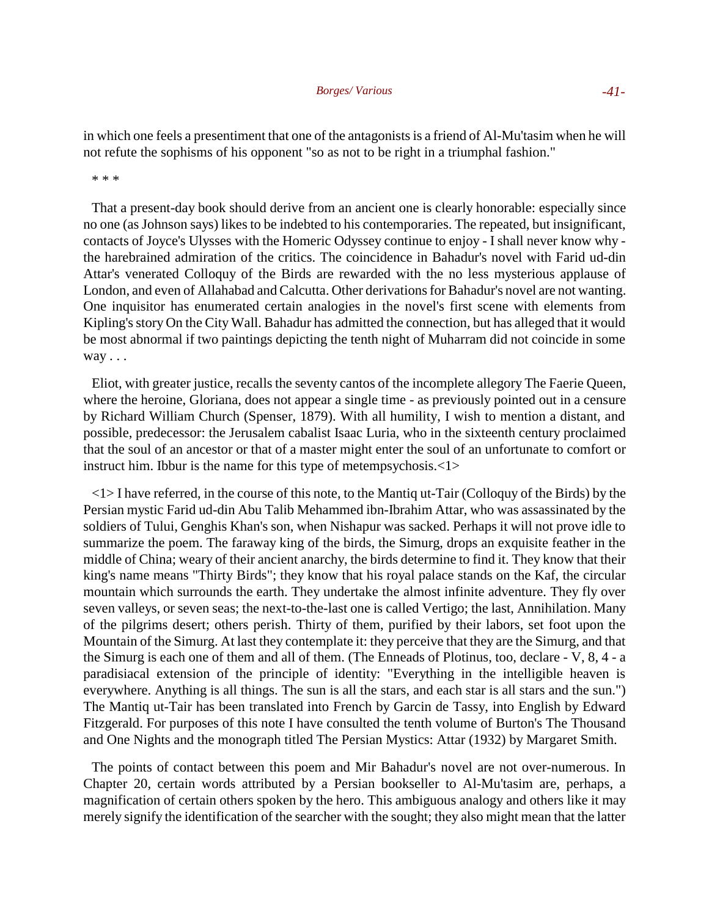in which one feels a presentiment that one of the antagonists is a friend of Al-Mu'tasim when he will not refute the sophisms of his opponent "so as not to be right in a triumphal fashion."

\* \* \*

That a present-day book should derive from an ancient one is clearly honorable: especially since no one (as Johnson says) likes to be indebted to his contemporaries. The repeated, but insignificant, contacts of Joyce's Ulysses with the Homeric Odyssey continue to enjoy - I shall never know why - the harebrained admiration of the critics. The coincidence in Bahadur's novel with Farid ud-din Attar's venerated Colloquy of the Birds are rewarded with the no less mysterious applause of London, and even of Allahabad and Calcutta. Other derivations for Bahadur's novel are not wanting. One inquisitor has enumerated certain analogies in the novel's first scene with elements from Kipling's story On the City Wall. Bahadur has admitted the connection, but has alleged that it would be most abnormal if two paintings depicting the tenth night of Muharram did not coincide in some way . . .

Eliot, with greater justice, recalls the seventy cantos of the incomplete allegory The Faerie Queen, where the heroine, Gloriana, does not appear a single time - as previously pointed out in a censure by Richard William Church (Spenser, 1879). With all humility, I wish to mention a distant, and possible, predecessor: the Jerusalem cabalist Isaac Luria, who in the sixteenth century proclaimed that the soul of an ancestor or that of a master might enter the soul of an unfortunate to comfort or instruct him. Ibbur is the name for this type of metempsychosis.<1>

<1> I have referred, in the course of this note, to the Mantiq ut-Tair (Colloquy of the Birds) by the Persian mystic Farid ud-din Abu Talib Mehammed ibn-Ibrahim Attar, who was assassinated by the soldiers of Tului, Genghis Khan's son, when Nishapur was sacked. Perhaps it will not prove idle to summarize the poem. The faraway king of the birds, the Simurg, drops an exquisite feather in the middle of China; weary of their ancient anarchy, the birds determine to find it. They know that their king's name means "Thirty Birds"; they know that his royal palace stands on the Kaf, the circular mountain which surrounds the earth. They undertake the almost infinite adventure. They fly over seven valleys, or seven seas; the next-to-the-last one is called Vertigo; the last, Annihilation. Many of the pilgrims desert; others perish. Thirty of them, purified by their labors, set foot upon the Mountain of the Simurg. At last they contemplate it: they perceive that they are the Simurg, and that the Simurg is each one of them and all of them. (The Enneads of Plotinus, too, declare - V, 8, 4 - a paradisiacal extension of the principle of identity: "Everything in the intelligible heaven is everywhere. Anything is all things. The sun is all the stars, and each star is all stars and the sun.") The Mantiq ut-Tair has been translated into French by Garcin de Tassy, into English by Edward Fitzgerald. For purposes of this note I have consulted the tenth volume of Burton's The Thousand and One Nights and the monograph titled The Persian Mystics: Attar (1932) by Margaret Smith.

The points of contact between this poem and Mir Bahadur's novel are not over-numerous. In Chapter 20, certain words attributed by a Persian bookseller to Al-Mu'tasim are, perhaps, a magnification of certain others spoken by the hero. This ambiguous analogy and others like it may merely signify the identification of the searcher with the sought; they also might mean that the latter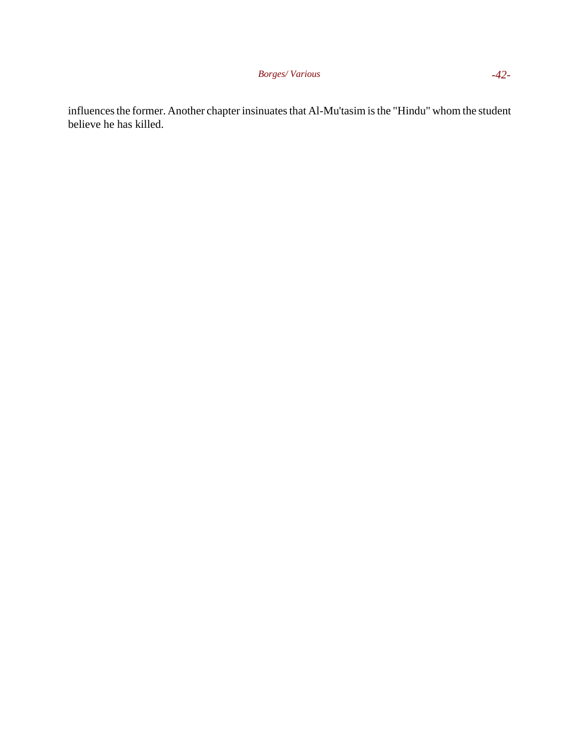influences the former. Another chapter insinuates that Al-Mu'tasim is the "Hindu" whom the student believe he has killed.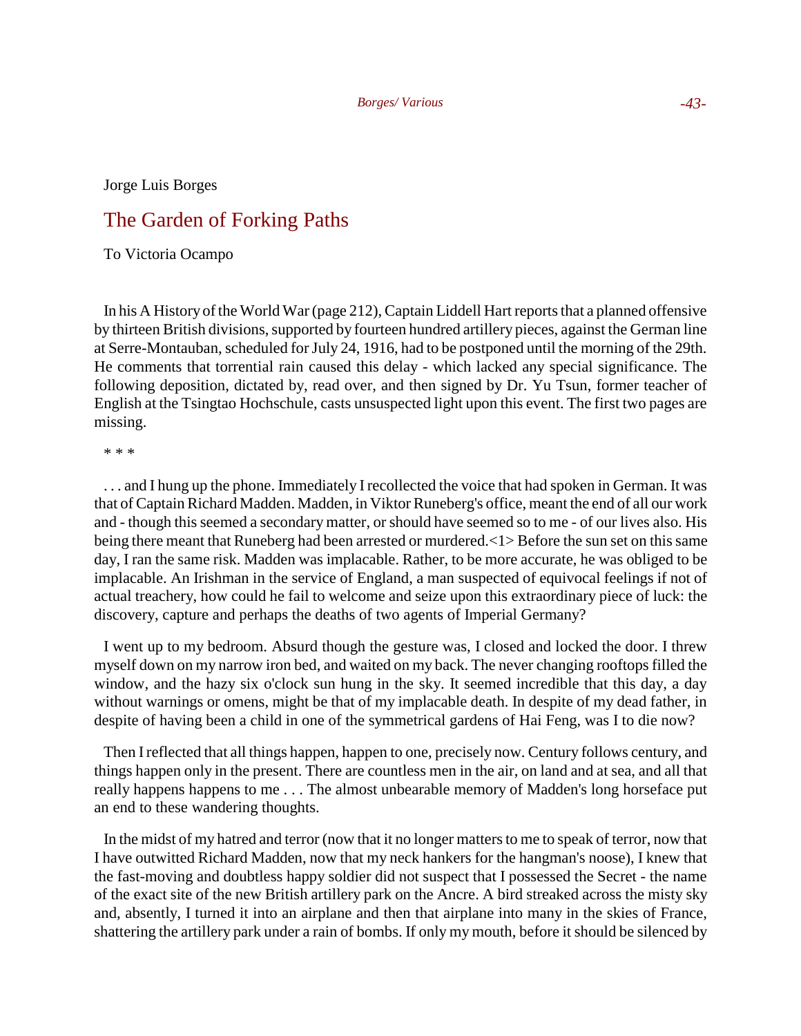Jorge Luis Borges

# The Garden of Forking Paths

To Victoria Ocampo

In his A History of the World War (page 212), Captain Liddell Hart reports that a planned offensive by thirteen British divisions, supported by fourteen hundred artillery pieces, against the German line at Serre-Montauban, scheduled for July 24, 1916, had to be postponed until the morning of the 29th. He comments that torrential rain caused this delay - which lacked any special significance. The following deposition, dictated by, read over, and then signed by Dr. Yu Tsun, former teacher of English at the Tsingtao Hochschule, casts unsuspected light upon this event. The first two pages are missing.

* * *

. . . and I hung up the phone. Immediately I recollected the voice that had spoken in German. It was that of Captain Richard Madden. Madden, in Viktor Runeberg's office, meant the end of all our work and - though this seemed a secondary matter, or should have seemed so to me - of our lives also. His being there meant that Runeberg had been arrested or murdered.<1> Before the sun set on this same day, I ran the same risk. Madden was implacable. Rather, to be more accurate, he was obliged to be implacable. An Irishman in the service of England, a man suspected of equivocal feelings if not of actual treachery, how could he fail to welcome and seize upon this extraordinary piece of luck: the discovery, capture and perhaps the deaths of two agents of Imperial Germany?

I went up to my bedroom. Absurd though the gesture was, I closed and locked the door. I threw myself down on my narrow iron bed, and waited on my back. The never changing rooftops filled the window, and the hazy six o'clock sun hung in the sky. It seemed incredible that this day, a day without warnings or omens, might be that of my implacable death. In despite of my dead father, in despite of having been a child in one of the symmetrical gardens of Hai Feng, was I to die now?

Then I reflected that all things happen, happen to one, precisely now. Century follows century, and things happen only in the present. There are countless men in the air, on land and at sea, and all that really happens happens to me . . . The almost unbearable memory of Madden's long horseface put an end to these wandering thoughts.

In the midst of my hatred and terror (now that it no longer matters to me to speak of terror, now that I have outwitted Richard Madden, now that my neck hankers for the hangman's noose), I knew that the fast-moving and doubtless happy soldier did not suspect that I possessed the Secret - the name of the exact site of the new British artillery park on the Ancre. A bird streaked across the misty sky and, absently, I turned it into an airplane and then that airplane into many in the skies of France, shattering the artillery park under a rain of bombs. If only my mouth, before it should be silenced by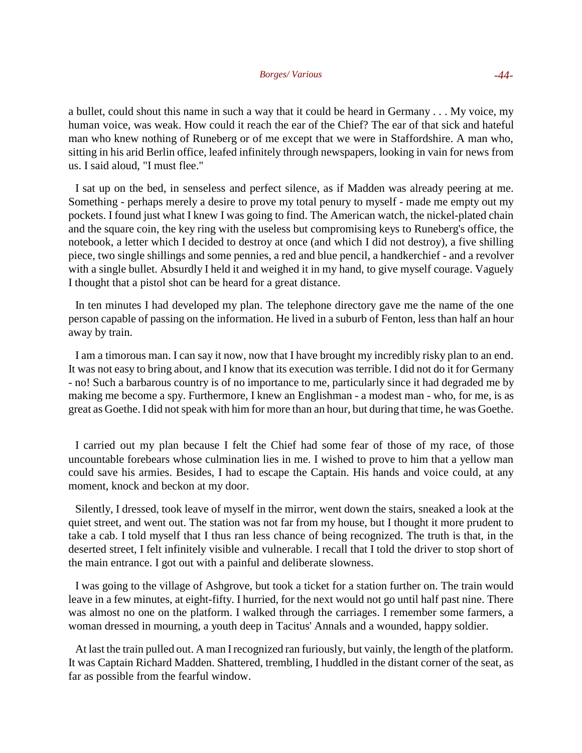a bullet, could shout this name in such a way that it could be heard in Germany . . . My voice, my human voice, was weak. How could it reach the ear of the Chief? The ear of that sick and hateful man who knew nothing of Runeberg or of me except that we were in Staffordshire. A man who, sitting in his arid Berlin office, leafed infinitely through newspapers, looking in vain for news from us. I said aloud, "I must flee."

I sat up on the bed, in senseless and perfect silence, as if Madden was already peering at me. Something - perhaps merely a desire to prove my total penury to myself - made me empty out my pockets. I found just what I knew I was going to find. The American watch, the nickel-plated chain and the square coin, the key ring with the useless but compromising keys to Runeberg's office, the notebook, a letter which I decided to destroy at once (and which I did not destroy), a five shilling piece, two single shillings and some pennies, a red and blue pencil, a handkerchief - and a revolver with a single bullet. Absurdly I held it and weighed it in my hand, to give myself courage. Vaguely I thought that a pistol shot can be heard for a great distance.

In ten minutes I had developed my plan. The telephone directory gave me the name of the one person capable of passing on the information. He lived in a suburb of Fenton, less than half an hour away by train.

I am a timorous man. I can say it now, now that I have brought my incredibly risky plan to an end. It was not easy to bring about, and I know that its execution was terrible. I did not do it for Germany - no! Such a barbarous country is of no importance to me, particularly since it had degraded me by making me become a spy. Furthermore, I knew an Englishman - a modest man - who, for me, is as great as Goethe. I did not speak with him for more than an hour, but during that time, he was Goethe.

I carried out my plan because I felt the Chief had some fear of those of my race, of those uncountable forebears whose culmination lies in me. I wished to prove to him that a yellow man could save his armies. Besides, I had to escape the Captain. His hands and voice could, at any moment, knock and beckon at my door.

Silently, I dressed, took leave of myself in the mirror, went down the stairs, sneaked a look at the quiet street, and went out. The station was not far from my house, but I thought it more prudent to take a cab. I told myself that I thus ran less chance of being recognized. The truth is that, in the deserted street, I felt infinitely visible and vulnerable. I recall that I told the driver to stop short of the main entrance. I got out with a painful and deliberate slowness.

I was going to the village of Ashgrove, but took a ticket for a station further on. The train would leave in a few minutes, at eight-fifty. I hurried, for the next would not go until half past nine. There was almost no one on the platform. I walked through the carriages. I remember some farmers, a woman dressed in mourning, a youth deep in Tacitus' Annals and a wounded, happy soldier.

At last the train pulled out. A man I recognized ran furiously, but vainly, the length of the platform. It was Captain Richard Madden. Shattered, trembling, I huddled in the distant corner of the seat, as far as possible from the fearful window.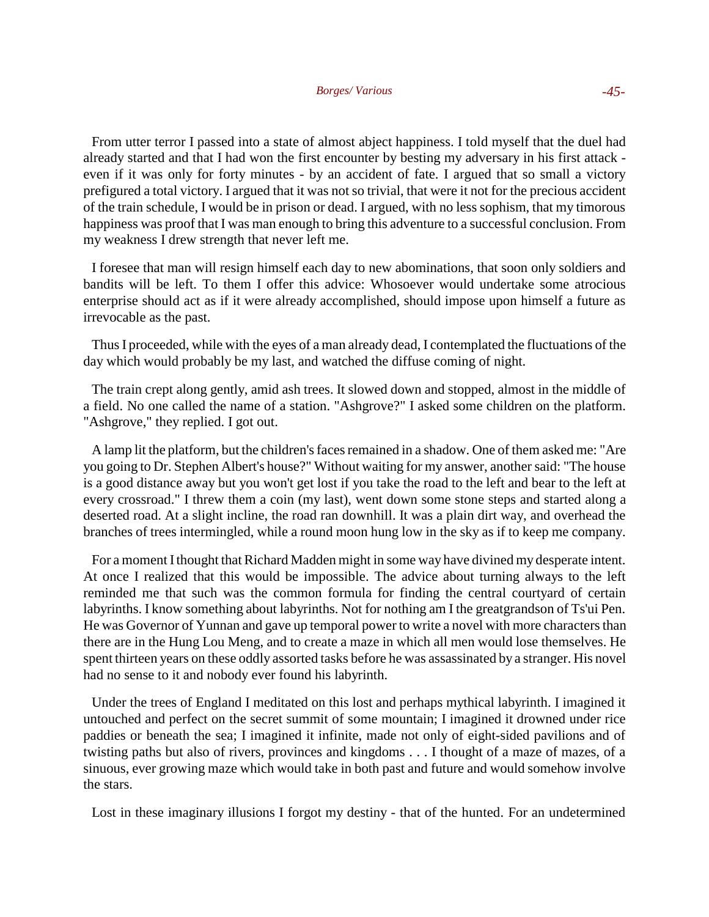From utter terror I passed into a state of almost abject happiness. I told myself that the duel had already started and that I had won the first encounter by besting my adversary in his first attack - even if it was only for forty minutes - by an accident of fate. I argued that so small a victory prefigured a total victory. I argued that it was not so trivial, that were it not for the precious accident of the train schedule, I would be in prison or dead. I argued, with no less sophism, that my timorous happiness was proof that I was man enough to bring this adventure to a successful conclusion. From my weakness I drew strength that never left me.

I foresee that man will resign himself each day to new abominations, that soon only soldiers and bandits will be left. To them I offer this advice: Whosoever would undertake some atrocious enterprise should act as if it were already accomplished, should impose upon himself a future as irrevocable as the past.

Thus I proceeded, while with the eyes of a man already dead, I contemplated the fluctuations of the day which would probably be my last, and watched the diffuse coming of night.

The train crept along gently, amid ash trees. It slowed down and stopped, almost in the middle of a field. No one called the name of a station. "Ashgrove?" I asked some children on the platform. "Ashgrove," they replied. I got out.

A lamp lit the platform, but the children's faces remained in a shadow. One of them asked me: "Are you going to Dr. Stephen Albert's house?" Without waiting for my answer, another said: "The house is a good distance away but you won't get lost if you take the road to the left and bear to the left at every crossroad." I threw them a coin (my last), went down some stone steps and started along a deserted road. At a slight incline, the road ran downhill. It was a plain dirt way, and overhead the branches of trees intermingled, while a round moon hung low in the sky as if to keep me company.

For a moment I thought that Richard Madden might in some way have divined my desperate intent. At once I realized that this would be impossible. The advice about turning always to the left reminded me that such was the common formula for finding the central courtyard of certain labyrinths. I know something about labyrinths. Not for nothing am I the greatgrandson of Ts'ui Pen. He was Governor of Yunnan and gave up temporal power to write a novel with more characters than there are in the Hung Lou Meng, and to create a maze in which all men would lose themselves. He spent thirteen years on these oddly assorted tasks before he was assassinated by a stranger. His novel had no sense to it and nobody ever found his labyrinth.

Under the trees of England I meditated on this lost and perhaps mythical labyrinth. I imagined it untouched and perfect on the secret summit of some mountain; I imagined it drowned under rice paddies or beneath the sea; I imagined it infinite, made not only of eight-sided pavilions and of twisting paths but also of rivers, provinces and kingdoms . . . I thought of a maze of mazes, of a sinuous, ever growing maze which would take in both past and future and would somehow involve the stars.

Lost in these imaginary illusions I forgot my destiny - that of the hunted. For an undetermined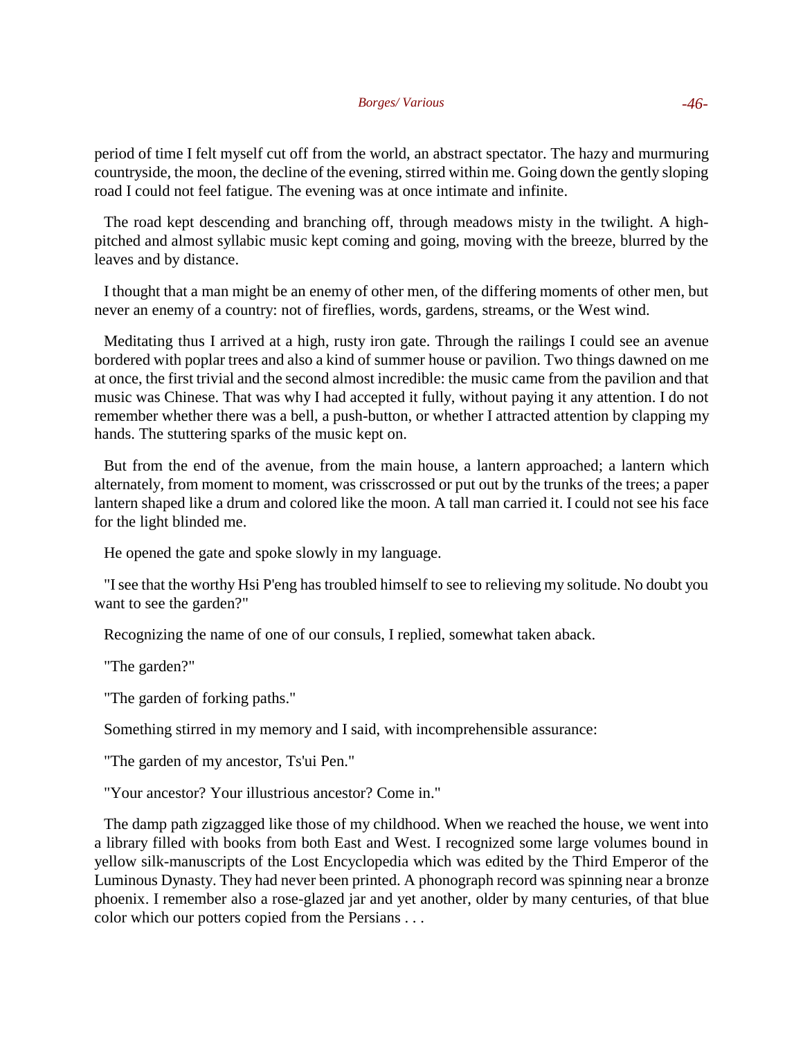period of time I felt myself cut off from the world, an abstract spectator. The hazy and murmuring countryside, the moon, the decline of the evening, stirred within me. Going down the gently sloping road I could not feel fatigue. The evening was at once intimate and infinite.

The road kept descending and branching off, through meadows misty in the twilight. A high-pitched and almost syllabic music kept coming and going, moving with the breeze, blurred by the leaves and by distance.

I thought that a man might be an enemy of other men, of the differing moments of other men, but never an enemy of a country: not of fireflies, words, gardens, streams, or the West wind.

Meditating thus I arrived at a high, rusty iron gate. Through the railings I could see an avenue bordered with poplar trees and also a kind of summer house or pavilion. Two things dawned on me at once, the first trivial and the second almost incredible: the music came from the pavilion and that music was Chinese. That was why I had accepted it fully, without paying it any attention. I do not remember whether there was a bell, a push-button, or whether I attracted attention by clapping my hands. The stuttering sparks of the music kept on.

But from the end of the avenue, from the main house, a lantern approached; a lantern which alternately, from moment to moment, was crisscrossed or put out by the trunks of the trees; a paper lantern shaped like a drum and colored like the moon. A tall man carried it. I could not see his face for the light blinded me.

He opened the gate and spoke slowly in my language.

"I see that the worthy Hsi P'eng has troubled himself to see to relieving my solitude. No doubt you want to see the garden?"

Recognizing the name of one of our consuls, I replied, somewhat taken aback.

"The garden?"

"The garden of forking paths."

Something stirred in my memory and I said, with incomprehensible assurance:

"The garden of my ancestor, Ts'ui Pen."

"Your ancestor? Your illustrious ancestor? Come in."

The damp path zigzagged like those of my childhood. When we reached the house, we went into a library filled with books from both East and West. I recognized some large volumes bound in yellow silk-manuscripts of the Lost Encyclopedia which was edited by the Third Emperor of the Luminous Dynasty. They had never been printed. A phonograph record was spinning near a bronze phoenix. I remember also a rose-glazed jar and yet another, older by many centuries, of that blue color which our potters copied from the Persians . . .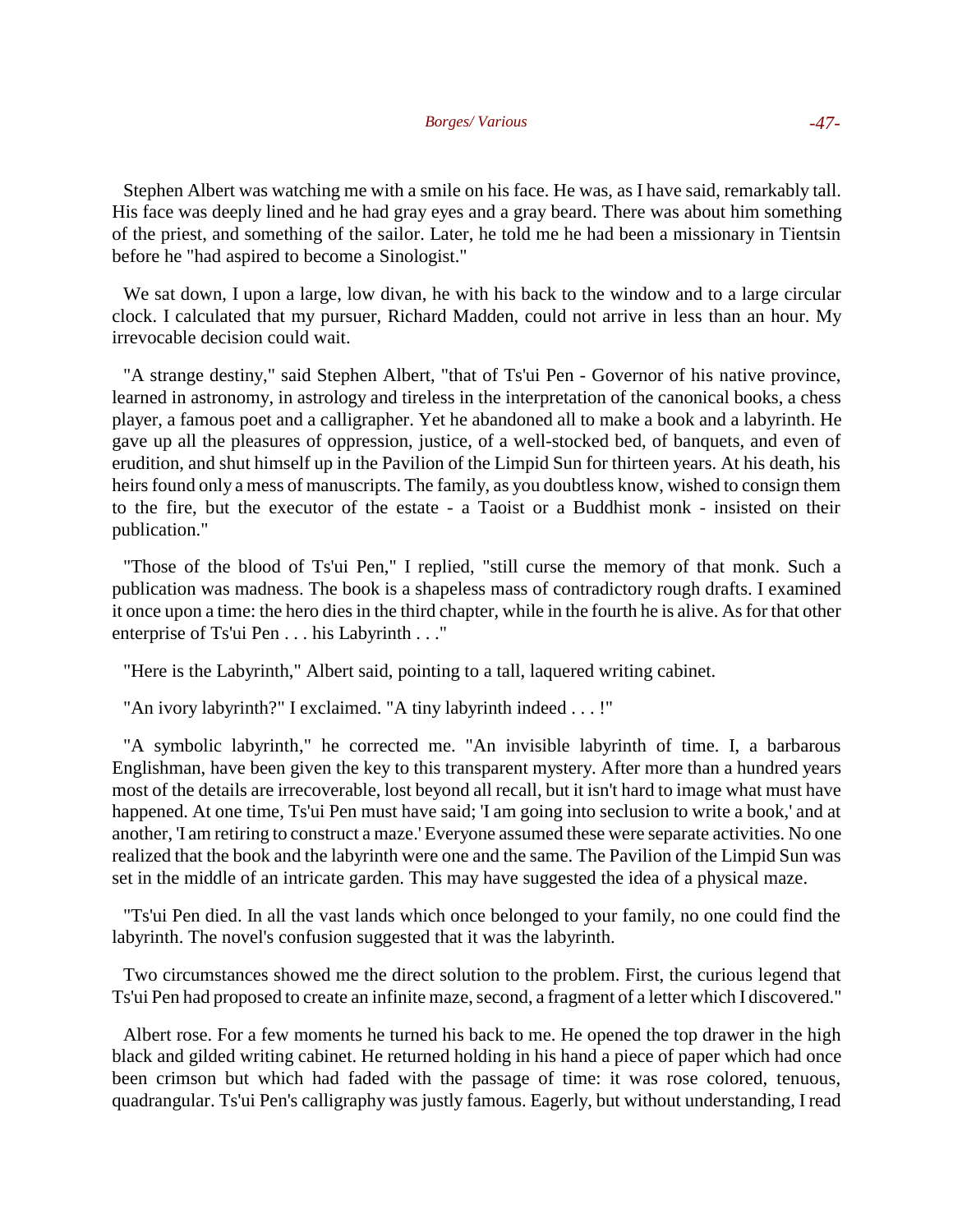Stephen Albert was watching me with a smile on his face. He was, as I have said, remarkably tall. His face was deeply lined and he had gray eyes and a gray beard. There was about him something of the priest, and something of the sailor. Later, he told me he had been a missionary in Tientsin before he "had aspired to become a Sinologist."

We sat down, I upon a large, low divan, he with his back to the window and to a large circular clock. I calculated that my pursuer, Richard Madden, could not arrive in less than an hour. My irrevocable decision could wait.

"A strange destiny," said Stephen Albert, "that of Ts'ui Pen - Governor of his native province, learned in astronomy, in astrology and tireless in the interpretation of the canonical books, a chess player, a famous poet and a calligrapher. Yet he abandoned all to make a book and a labyrinth. He gave up all the pleasures of oppression, justice, of a well-stocked bed, of banquets, and even of erudition, and shut himself up in the Pavilion of the Limpid Sun for thirteen years. At his death, his heirs found only a mess of manuscripts. The family, as you doubtless know, wished to consign them to the fire, but the executor of the estate - a Taoist or a Buddhist monk - insisted on their publication."

"Those of the blood of Ts'ui Pen," I replied, "still curse the memory of that monk. Such a publication was madness. The book is a shapeless mass of contradictory rough drafts. I examined it once upon a time: the hero dies in the third chapter, while in the fourth he is alive. As for that other enterprise of Ts'ui Pen . . . his Labyrinth . . ."

"Here is the Labyrinth," Albert said, pointing to a tall, laquered writing cabinet.

"An ivory labyrinth?" I exclaimed. "A tiny labyrinth indeed . . . !"

"A symbolic labyrinth," he corrected me. "An invisible labyrinth of time. I, a barbarous Englishman, have been given the key to this transparent mystery. After more than a hundred years most of the details are irrecoverable, lost beyond all recall, but it isn't hard to image what must have happened. At one time, Ts'ui Pen must have said; 'I am going into seclusion to write a book,' and at another, 'I am retiring to construct a maze.' Everyone assumed these were separate activities. No one realized that the book and the labyrinth were one and the same. The Pavilion of the Limpid Sun was set in the middle of an intricate garden. This may have suggested the idea of a physical maze.

"Ts'ui Pen died. In all the vast lands which once belonged to your family, no one could find the labyrinth. The novel's confusion suggested that it was the labyrinth.

Two circumstances showed me the direct solution to the problem. First, the curious legend that Ts'ui Pen had proposed to create an infinite maze, second, a fragment of a letter which I discovered."

Albert rose. For a few moments he turned his back to me. He opened the top drawer in the high black and gilded writing cabinet. He returned holding in his hand a piece of paper which had once been crimson but which had faded with the passage of time: it was rose colored, tenuous, quadrangular. Ts'ui Pen's calligraphy was justly famous. Eagerly, but without understanding, I read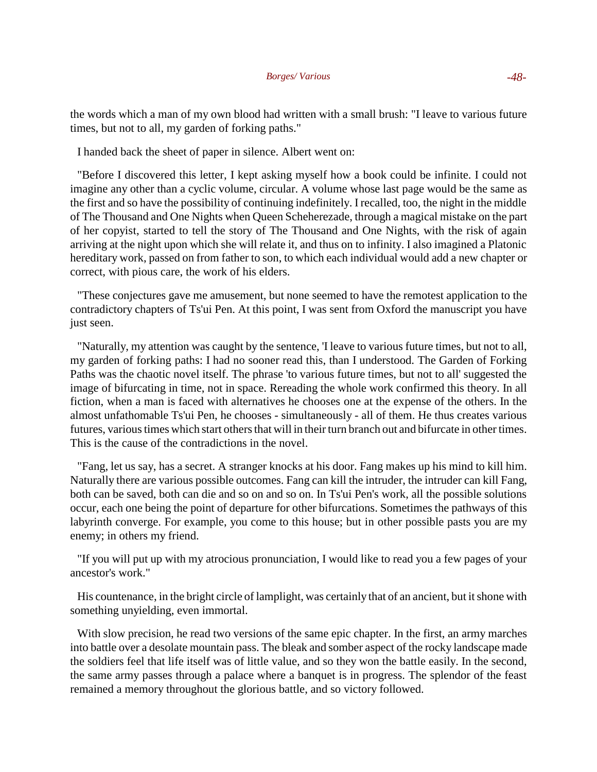the words which a man of my own blood had written with a small brush: "I leave to various future times, but not to all, my garden of forking paths."

I handed back the sheet of paper in silence. Albert went on:

"Before I discovered this letter, I kept asking myself how a book could be infinite. I could not imagine any other than a cyclic volume, circular. A volume whose last page would be the same as the first and so have the possibility of continuing indefinitely. I recalled, too, the night in the middle of The Thousand and One Nights when Queen Scheherezade, through a magical mistake on the part of her copyist, started to tell the story of The Thousand and One Nights, with the risk of again arriving at the night upon which she will relate it, and thus on to infinity. I also imagined a Platonic hereditary work, passed on from father to son, to which each individual would add a new chapter or correct, with pious care, the work of his elders.

"These conjectures gave me amusement, but none seemed to have the remotest application to the contradictory chapters of Ts'ui Pen. At this point, I was sent from Oxford the manuscript you have just seen.

"Naturally, my attention was caught by the sentence, 'I leave to various future times, but not to all, my garden of forking paths: I had no sooner read this, than I understood. The Garden of Forking Paths was the chaotic novel itself. The phrase 'to various future times, but not to all' suggested the image of bifurcating in time, not in space. Rereading the whole work confirmed this theory. In all fiction, when a man is faced with alternatives he chooses one at the expense of the others. In the almost unfathomable Ts'ui Pen, he chooses - simultaneously - all of them. He thus creates various futures, various times which start others that will in their turn branch out and bifurcate in other times. This is the cause of the contradictions in the novel.

"Fang, let us say, has a secret. A stranger knocks at his door. Fang makes up his mind to kill him. Naturally there are various possible outcomes. Fang can kill the intruder, the intruder can kill Fang, both can be saved, both can die and so on and so on. In Ts'ui Pen's work, all the possible solutions occur, each one being the point of departure for other bifurcations. Sometimes the pathways of this labyrinth converge. For example, you come to this house; but in other possible pasts you are my enemy; in others my friend.

"If you will put up with my atrocious pronunciation, I would like to read you a few pages of your ancestor's work."

His countenance, in the bright circle of lamplight, was certainly that of an ancient, but it shone with something unyielding, even immortal.

With slow precision, he read two versions of the same epic chapter. In the first, an army marches into battle over a desolate mountain pass. The bleak and somber aspect of the rocky landscape made the soldiers feel that life itself was of little value, and so they won the battle easily. In the second, the same army passes through a palace where a banquet is in progress. The splendor of the feast remained a memory throughout the glorious battle, and so victory followed.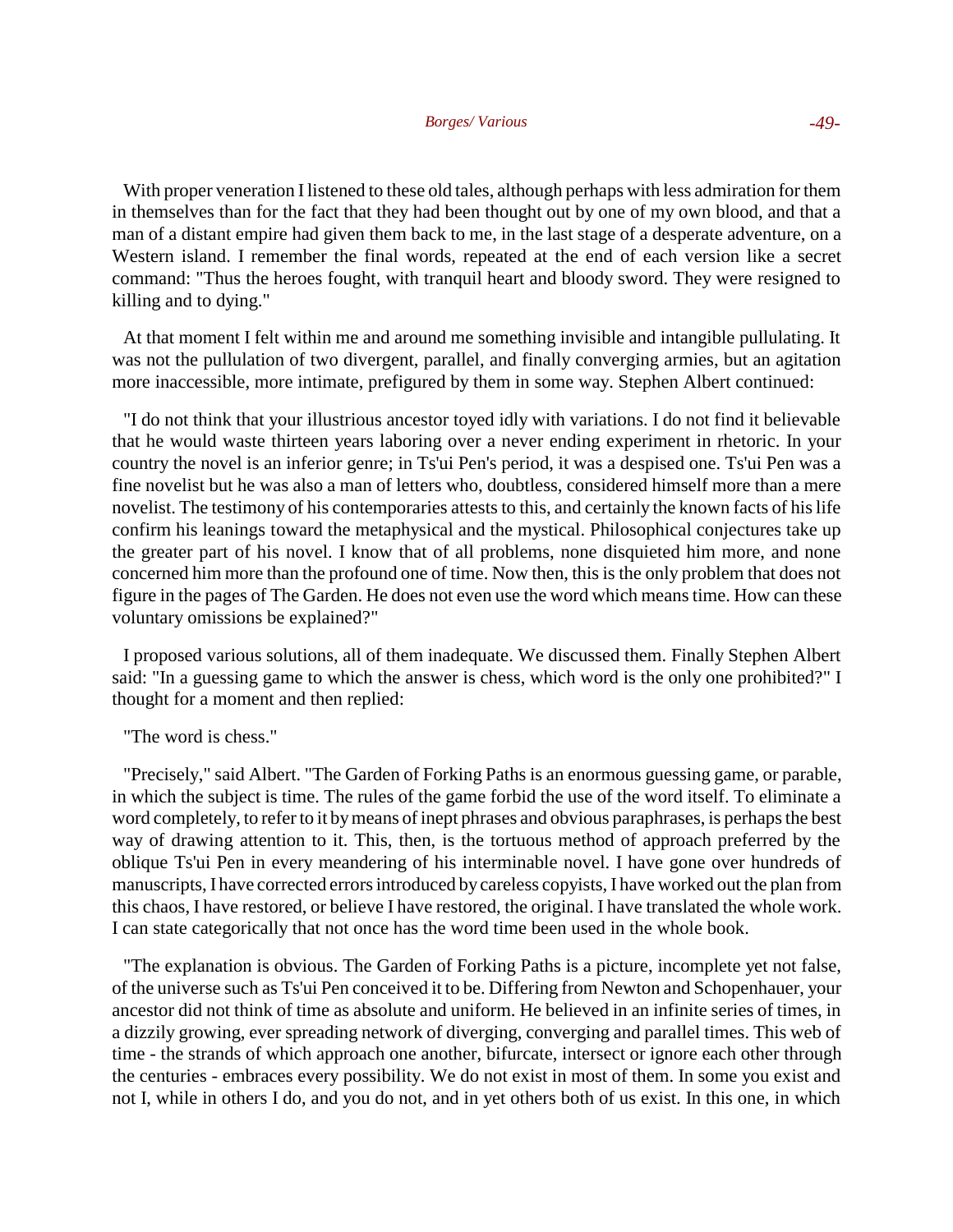With proper veneration I listened to these old tales, although perhaps with less admiration for them in themselves than for the fact that they had been thought out by one of my own blood, and that a man of a distant empire had given them back to me, in the last stage of a desperate adventure, on a Western island. I remember the final words, repeated at the end of each version like a secret command: "Thus the heroes fought, with tranquil heart and bloody sword. They were resigned to killing and to dying."

At that moment I felt within me and around me something invisible and intangible pullulating. It was not the pullulation of two divergent, parallel, and finally converging armies, but an agitation more inaccessible, more intimate, prefigured by them in some way. Stephen Albert continued:

"I do not think that your illustrious ancestor toyed idly with variations. I do not find it believable that he would waste thirteen years laboring over a never ending experiment in rhetoric. In your country the novel is an inferior genre; in Ts'ui Pen's period, it was a despised one. Ts'ui Pen was a fine novelist but he was also a man of letters who, doubtless, considered himself more than a mere novelist. The testimony of his contemporaries attests to this, and certainly the known facts of his life confirm his leanings toward the metaphysical and the mystical. Philosophical conjectures take up the greater part of his novel. I know that of all problems, none disquieted him more, and none concerned him more than the profound one of time. Now then, this is the only problem that does not figure in the pages of The Garden. He does not even use the word which means time. How can these voluntary omissions be explained?"

I proposed various solutions, all of them inadequate. We discussed them. Finally Stephen Albert said: "In a guessing game to which the answer is chess, which word is the only one prohibited?" I thought for a moment and then replied:

"The word is chess."

"Precisely," said Albert. "The Garden of Forking Paths is an enormous guessing game, or parable, in which the subject is time. The rules of the game forbid the use of the word itself. To eliminate a word completely, to refer to it by means of inept phrases and obvious paraphrases, is perhaps the best way of drawing attention to it. This, then, is the tortuous method of approach preferred by the oblique Ts'ui Pen in every meandering of his interminable novel. I have gone over hundreds of manuscripts, I have corrected errors introduced by careless copyists, I have worked out the plan from this chaos, I have restored, or believe I have restored, the original. I have translated the whole work. I can state categorically that not once has the word time been used in the whole book.

"The explanation is obvious. The Garden of Forking Paths is a picture, incomplete yet not false, of the universe such as Ts'ui Pen conceived it to be. Differing from Newton and Schopenhauer, your ancestor did not think of time as absolute and uniform. He believed in an infinite series of times, in a dizzily growing, ever spreading network of diverging, converging and parallel times. This web of time - the strands of which approach one another, bifurcate, intersect or ignore each other through the centuries - embraces every possibility. We do not exist in most of them. In some you exist and not I, while in others I do, and you do not, and in yet others both of us exist. In this one, in which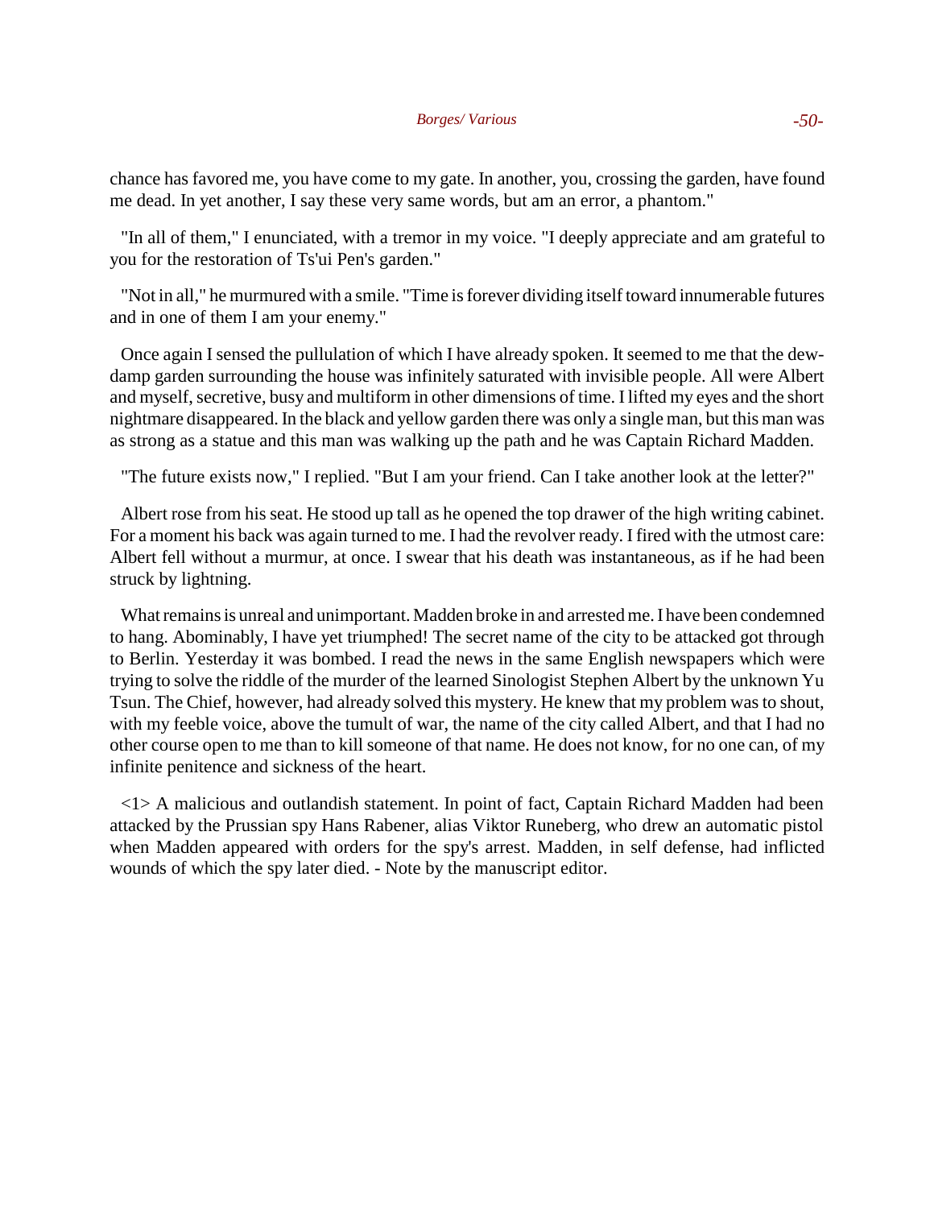chance has favored me, you have come to my gate. In another, you, crossing the garden, have found me dead. In yet another, I say these very same words, but am an error, a phantom."

"In all of them," I enunciated, with a tremor in my voice. "I deeply appreciate and am grateful to you for the restoration of Ts'ui Pen's garden."

"Not in all," he murmured with a smile. "Time is forever dividing itself toward innumerable futures and in one of them I am your enemy."

Once again I sensed the pullulation of which I have already spoken. It seemed to me that the dew-damp garden surrounding the house was infinitely saturated with invisible people. All were Albert and myself, secretive, busy and multiform in other dimensions of time. I lifted my eyes and the short nightmare disappeared. In the black and yellow garden there was only a single man, but this man was as strong as a statue and this man was walking up the path and he was Captain Richard Madden.

"The future exists now," I replied. "But I am your friend. Can I take another look at the letter?"

Albert rose from his seat. He stood up tall as he opened the top drawer of the high writing cabinet. For a moment his back was again turned to me. I had the revolver ready. I fired with the utmost care: Albert fell without a murmur, at once. I swear that his death was instantaneous, as if he had been struck by lightning.

What remains is unreal and unimportant. Madden broke in and arrested me. I have been condemned to hang. Abominably, I have yet triumphed! The secret name of the city to be attacked got through to Berlin. Yesterday it was bombed. I read the news in the same English newspapers which were trying to solve the riddle of the murder of the learned Sinologist Stephen Albert by the unknown Yu Tsun. The Chief, however, had already solved this mystery. He knew that my problem was to shout, with my feeble voice, above the tumult of war, the name of the city called Albert, and that I had no other course open to me than to kill someone of that name. He does not know, for no one can, of my infinite penitence and sickness of the heart.

<1> A malicious and outlandish statement. In point of fact, Captain Richard Madden had been attacked by the Prussian spy Hans Rabener, alias Viktor Runeberg, who drew an automatic pistol when Madden appeared with orders for the spy's arrest. Madden, in self defense, had inflicted wounds of which the spy later died. - Note by the manuscript editor.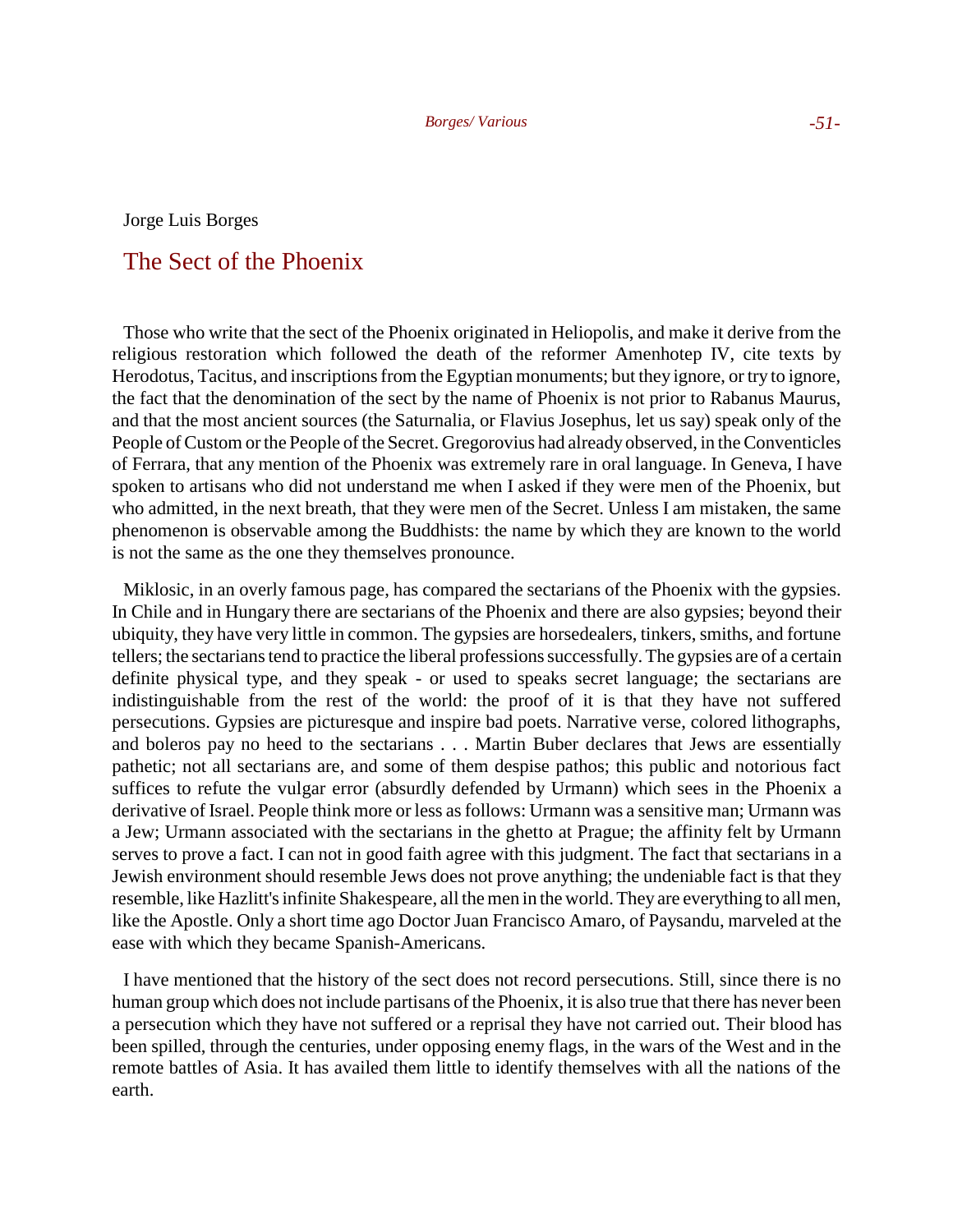Jorge Luis Borges

# The Sect of the Phoenix

Those who write that the sect of the Phoenix originated in Heliopolis, and make it derive from the religious restoration which followed the death of the reformer Amenhotep IV, cite texts by Herodotus, Tacitus, and inscriptions from the Egyptian monuments; but they ignore, or try to ignore, the fact that the denomination of the sect by the name of Phoenix is not prior to Rabanus Maurus, and that the most ancient sources (the Saturnalia, or Flavius Josephus, let us say) speak only of the People of Custom or the People of the Secret. Gregorovius had already observed, in the Conventicles of Ferrara, that any mention of the Phoenix was extremely rare in oral language. In Geneva, I have spoken to artisans who did not understand me when I asked if they were men of the Phoenix, but who admitted, in the next breath, that they were men of the Secret. Unless I am mistaken, the same phenomenon is observable among the Buddhists: the name by which they are known to the world is not the same as the one they themselves pronounce.

Miklosic, in an overly famous page, has compared the sectarians of the Phoenix with the gypsies. In Chile and in Hungary there are sectarians of the Phoenix and there are also gypsies; beyond their ubiquity, they have very little in common. The gypsies are horsedealers, tinkers, smiths, and fortune tellers; the sectarians tend to practice the liberal professions successfully. The gypsies are of a certain definite physical type, and they speak - or used to speaks secret language; the sectarians are indistinguishable from the rest of the world: the proof of it is that they have not suffered persecutions. Gypsies are picturesque and inspire bad poets. Narrative verse, colored lithographs, and boleros pay no heed to the sectarians . . . Martin Buber declares that Jews are essentially pathetic; not all sectarians are, and some of them despise pathos; this public and notorious fact suffices to refute the vulgar error (absurdly defended by Urmann) which sees in the Phoenix a derivative of Israel. People think more or less as follows: Urmann was a sensitive man; Urmann was a Jew; Urmann associated with the sectarians in the ghetto at Prague; the affinity felt by Urmann serves to prove a fact. I can not in good faith agree with this judgment. The fact that sectarians in a Jewish environment should resemble Jews does not prove anything; the undeniable fact is that they resemble, like Hazlitt's infinite Shakespeare, all the men in the world. They are everything to all men, like the Apostle. Only a short time ago Doctor Juan Francisco Amaro, of Paysandu, marveled at the ease with which they became Spanish-Americans.

I have mentioned that the history of the sect does not record persecutions. Still, since there is no human group which does not include partisans of the Phoenix, it is also true that there has never been a persecution which they have not suffered or a reprisal they have not carried out. Their blood has been spilled, through the centuries, under opposing enemy flags, in the wars of the West and in the remote battles of Asia. It has availed them little to identify themselves with all the nations of the earth.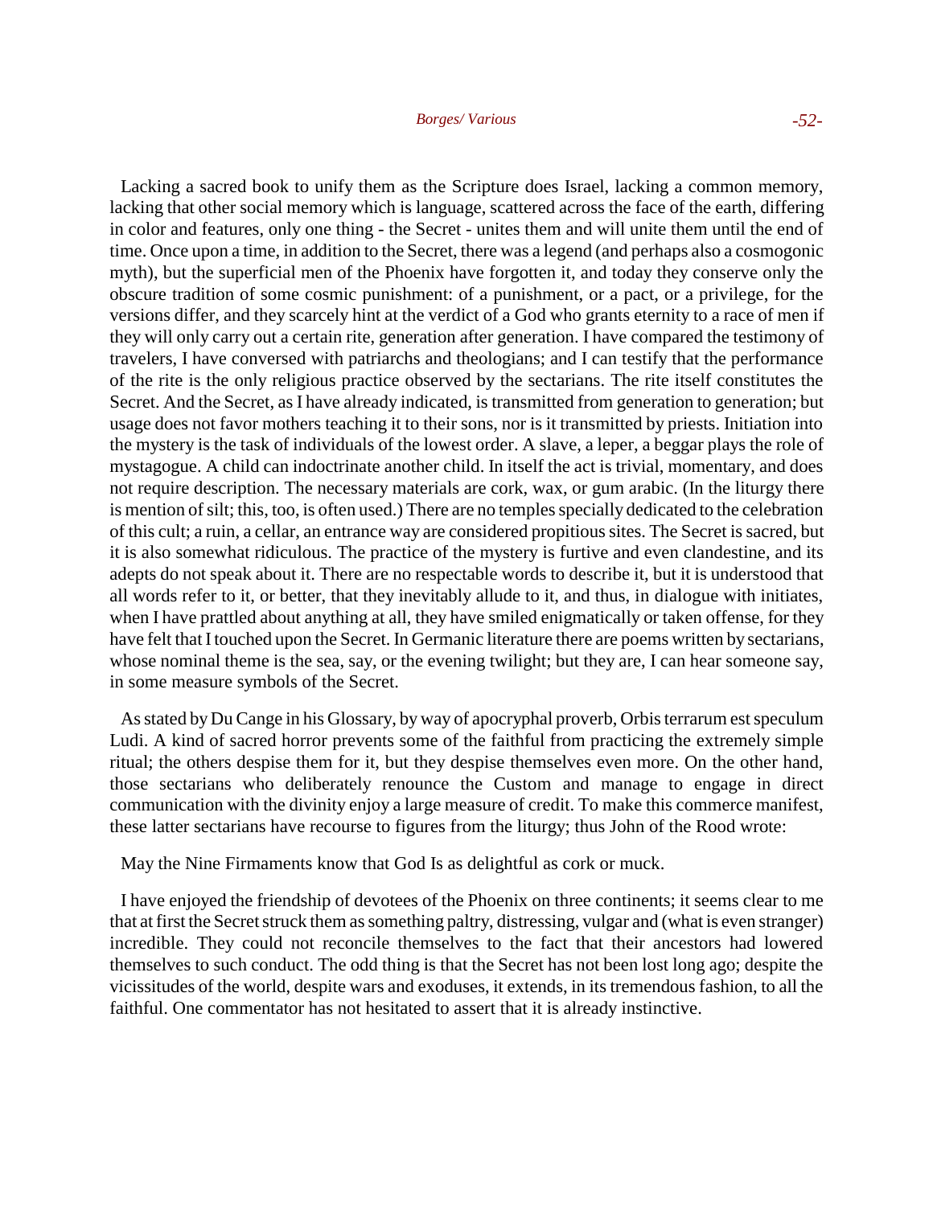Lacking a sacred book to unify them as the Scripture does Israel, lacking a common memory, lacking that other social memory which is language, scattered across the face of the earth, differing in color and features, only one thing - the Secret - unites them and will unite them until the end of time. Once upon a time, in addition to the Secret, there was a legend (and perhaps also a cosmogonic myth), but the superficial men of the Phoenix have forgotten it, and today they conserve only the obscure tradition of some cosmic punishment: of a punishment, or a pact, or a privilege, for the versions differ, and they scarcely hint at the verdict of a God who grants eternity to a race of men if they will only carry out a certain rite, generation after generation. I have compared the testimony of travelers, I have conversed with patriarchs and theologians; and I can testify that the performance of the rite is the only religious practice observed by the sectarians. The rite itself constitutes the Secret. And the Secret, as I have already indicated, is transmitted from generation to generation; but usage does not favor mothers teaching it to their sons, nor is it transmitted by priests. Initiation into the mystery is the task of individuals of the lowest order. A slave, a leper, a beggar plays the role of mystagogue. A child can indoctrinate another child. In itself the act is trivial, momentary, and does not require description. The necessary materials are cork, wax, or gum arabic. (In the liturgy there is mention of silt; this, too, is often used.) There are no temples specially dedicated to the celebration of this cult; a ruin, a cellar, an entrance way are considered propitious sites. The Secret is sacred, but it is also somewhat ridiculous. The practice of the mystery is furtive and even clandestine, and its adepts do not speak about it. There are no respectable words to describe it, but it is understood that all words refer to it, or better, that they inevitably allude to it, and thus, in dialogue with initiates, when I have prattled about anything at all, they have smiled enigmatically or taken offense, for they have felt that I touched upon the Secret. In Germanic literature there are poems written by sectarians, whose nominal theme is the sea, say, or the evening twilight; but they are, I can hear someone say, in some measure symbols of the Secret.

As stated by Du Cange in his Glossary, by way of apocryphal proverb, Orbis terrarum est speculum Ludi. A kind of sacred horror prevents some of the faithful from practicing the extremely simple ritual; the others despise them for it, but they despise themselves even more. On the other hand, those sectarians who deliberately renounce the Custom and manage to engage in direct communication with the divinity enjoy a large measure of credit. To make this commerce manifest, these latter sectarians have recourse to figures from the liturgy; thus John of the Rood wrote:

May the Nine Firmaments know that God Is as delightful as cork or muck.

I have enjoyed the friendship of devotees of the Phoenix on three continents; it seems clear to me that at first the Secret struck them as something paltry, distressing, vulgar and (what is even stranger) incredible. They could not reconcile themselves to the fact that their ancestors had lowered themselves to such conduct. The odd thing is that the Secret has not been lost long ago; despite the vicissitudes of the world, despite wars and exoduses, it extends, in its tremendous fashion, to all the faithful. One commentator has not hesitated to assert that it is already instinctive.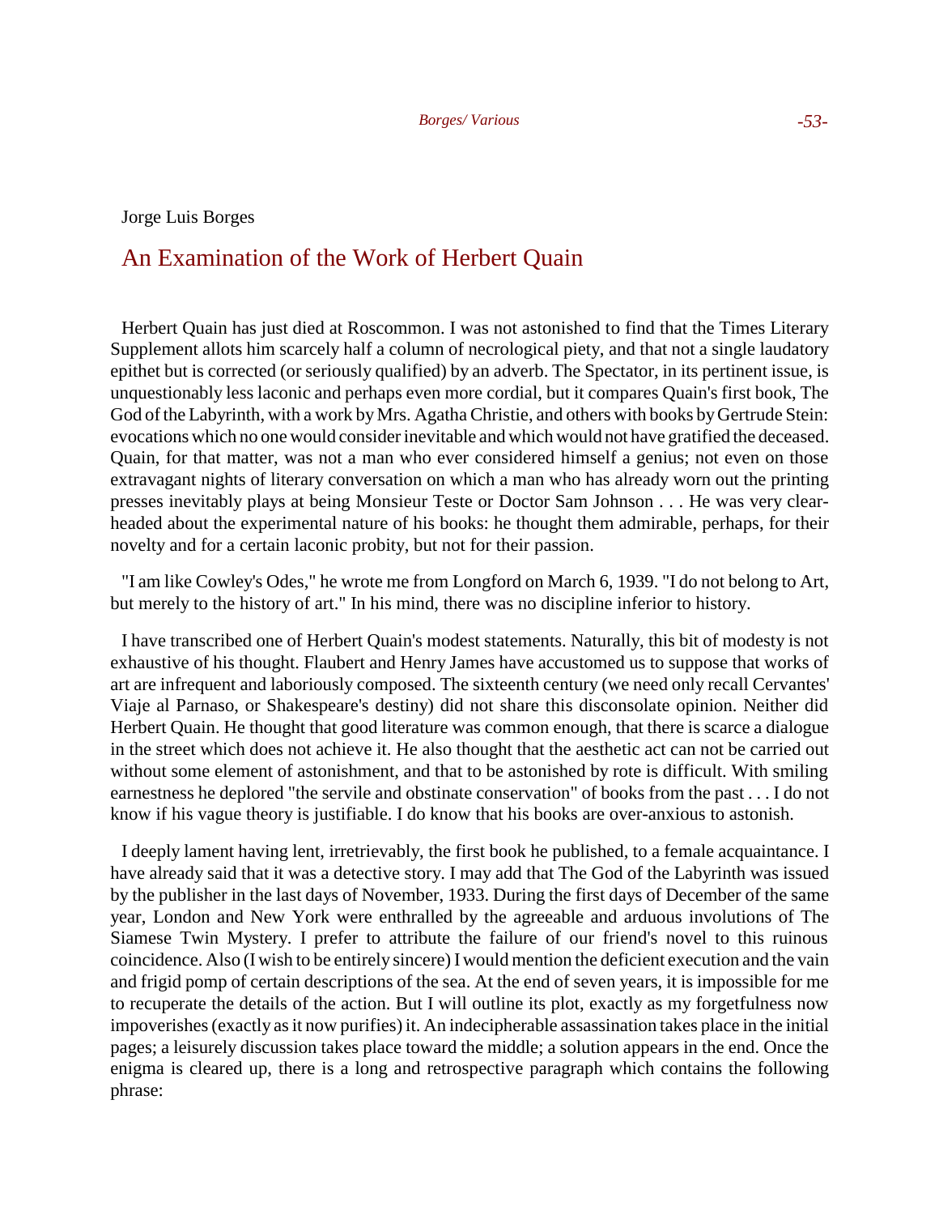Jorge Luis Borges

# An Examination of the Work of Herbert Quain

Herbert Quain has just died at Roscommon. I was not astonished to find that the Times Literary Supplement allots him scarcely half a column of necrological piety, and that not a single laudatory epithet but is corrected (or seriously qualified) by an adverb. The Spectator, in its pertinent issue, is unquestionably less laconic and perhaps even more cordial, but it compares Quain's first book, The God of the Labyrinth, with a work by Mrs. Agatha Christie, and others with books by Gertrude Stein: evocations which no one would consider inevitable and which would not have gratified the deceased. Quain, for that matter, was not a man who ever considered himself a genius; not even on those extravagant nights of literary conversation on which a man who has already worn out the printing presses inevitably plays at being Monsieur Teste or Doctor Sam Johnson . . . He was very clear-headed about the experimental nature of his books: he thought them admirable, perhaps, for their novelty and for a certain laconic probity, but not for their passion.

"I am like Cowley's Odes," he wrote me from Longford on March 6, 1939. "I do not belong to Art, but merely to the history of art." In his mind, there was no discipline inferior to history.

I have transcribed one of Herbert Quain's modest statements. Naturally, this bit of modesty is not exhaustive of his thought. Flaubert and Henry James have accustomed us to suppose that works of art are infrequent and laboriously composed. The sixteenth century (we need only recall Cervantes' Viaje al Parnaso, or Shakespeare's destiny) did not share this disconsolate opinion. Neither did Herbert Quain. He thought that good literature was common enough, that there is scarce a dialogue in the street which does not achieve it. He also thought that the aesthetic act can not be carried out without some element of astonishment, and that to be astonished by rote is difficult. With smiling earnestness he deplored "the servile and obstinate conservation" of books from the past . . . I do not know if his vague theory is justifiable. I do know that his books are over-anxious to astonish.

I deeply lament having lent, irretrievably, the first book he published, to a female acquaintance. I have already said that it was a detective story. I may add that The God of the Labyrinth was issued by the publisher in the last days of November, 1933. During the first days of December of the same year, London and New York were enthralled by the agreeable and arduous involutions of The Siamese Twin Mystery. I prefer to attribute the failure of our friend's novel to this ruinous coincidence. Also (I wish to be entirely sincere) I would mention the deficient execution and the vain and frigid pomp of certain descriptions of the sea. At the end of seven years, it is impossible for me to recuperate the details of the action. But I will outline its plot, exactly as my forgetfulness now impoverishes (exactly as it now purifies) it. An indecipherable assassination takes place in the initial pages; a leisurely discussion takes place toward the middle; a solution appears in the end. Once the enigma is cleared up, there is a long and retrospective paragraph which contains the following phrase: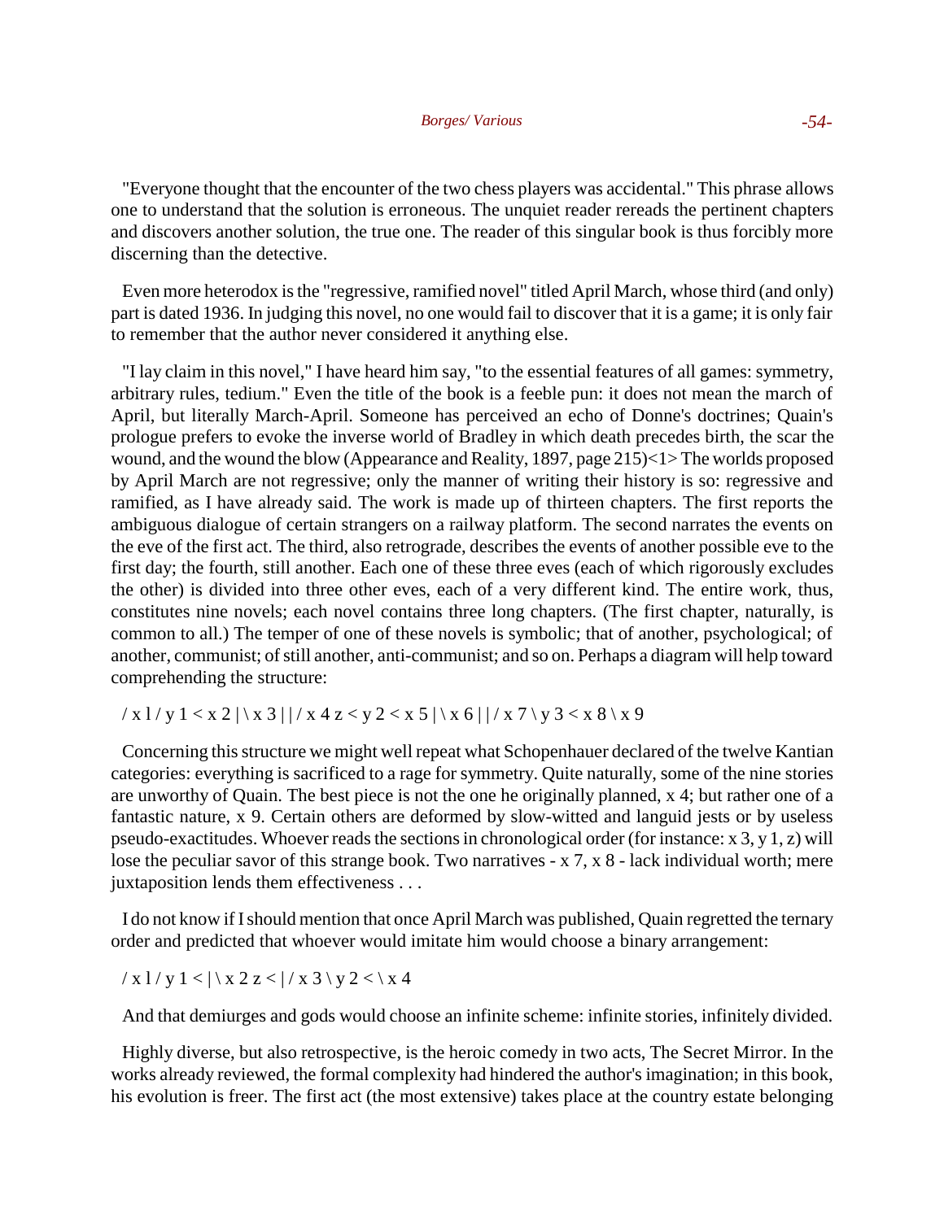"Everyone thought that the encounter of the two chess players was accidental." This phrase allows one to understand that the solution is erroneous. The unquiet reader rereads the pertinent chapters and discovers another solution, the true one. The reader of this singular book is thus forcibly more discerning than the detective.

Even more heterodox is the "regressive, ramified novel" titled April March, whose third (and only) part is dated 1936. In judging this novel, no one would fail to discover that it is a game; it is only fair to remember that the author never considered it anything else.

"I lay claim in this novel," I have heard him say, "to the essential features of all games: symmetry, arbitrary rules, tedium." Even the title of the book is a feeble pun: it does not mean the march of April, but literally March-April. Someone has perceived an echo of Donne's doctrines; Quain's prologue prefers to evoke the inverse world of Bradley in which death precedes birth, the scar the wound, and the wound the blow (Appearance and Reality, 1897, page 215)<1> The worlds proposed by April March are not regressive; only the manner of writing their history is so: regressive and ramified, as I have already said. The work is made up of thirteen chapters. The first reports the ambiguous dialogue of certain strangers on a railway platform. The second narrates the events on the eve of the first act. The third, also retrograde, describes the events of another possible eve to the first day; the fourth, still another. Each one of these three eves (each of which rigorously excludes the other) is divided into three other eves, each of a very different kind. The entire work, thus, constitutes nine novels; each novel contains three long chapters. (The first chapter, naturally, is common to all.) The temper of one of these novels is symbolic; that of another, psychological; of another, communist; of still another, anti-communist; and so on. Perhaps a diagram will help toward comprehending the structure:

/ x l / y 1 < x 2 | \ x 3 | | / x 4 z < y 2 < x 5 | \ x 6 | | / x 7 \ y 3 < x 8 \ x 9

Concerning this structure we might well repeat what Schopenhauer declared of the twelve Kantian categories: everything is sacrificed to a rage for symmetry. Quite naturally, some of the nine stories are unworthy of Quain. The best piece is not the one he originally planned, x 4; but rather one of a fantastic nature, x 9. Certain others are deformed by slow-witted and languid jests or by useless pseudo-exactitudes. Whoever reads the sections in chronological order (for instance: x 3, y 1, z) will lose the peculiar savor of this strange book. Two narratives - x 7, x 8 - lack individual worth; mere juxtaposition lends them effectiveness . . .

I do not know if I should mention that once April March was published, Quain regretted the ternary order and predicted that whoever would imitate him would choose a binary arrangement:

/ x l / y 1 < | \ x 2 z < | / x 3 \ y 2 < \ x 4

And that demiurges and gods would choose an infinite scheme: infinite stories, infinitely divided.

Highly diverse, but also retrospective, is the heroic comedy in two acts, The Secret Mirror. In the works already reviewed, the formal complexity had hindered the author's imagination; in this book, his evolution is freer. The first act (the most extensive) takes place at the country estate belonging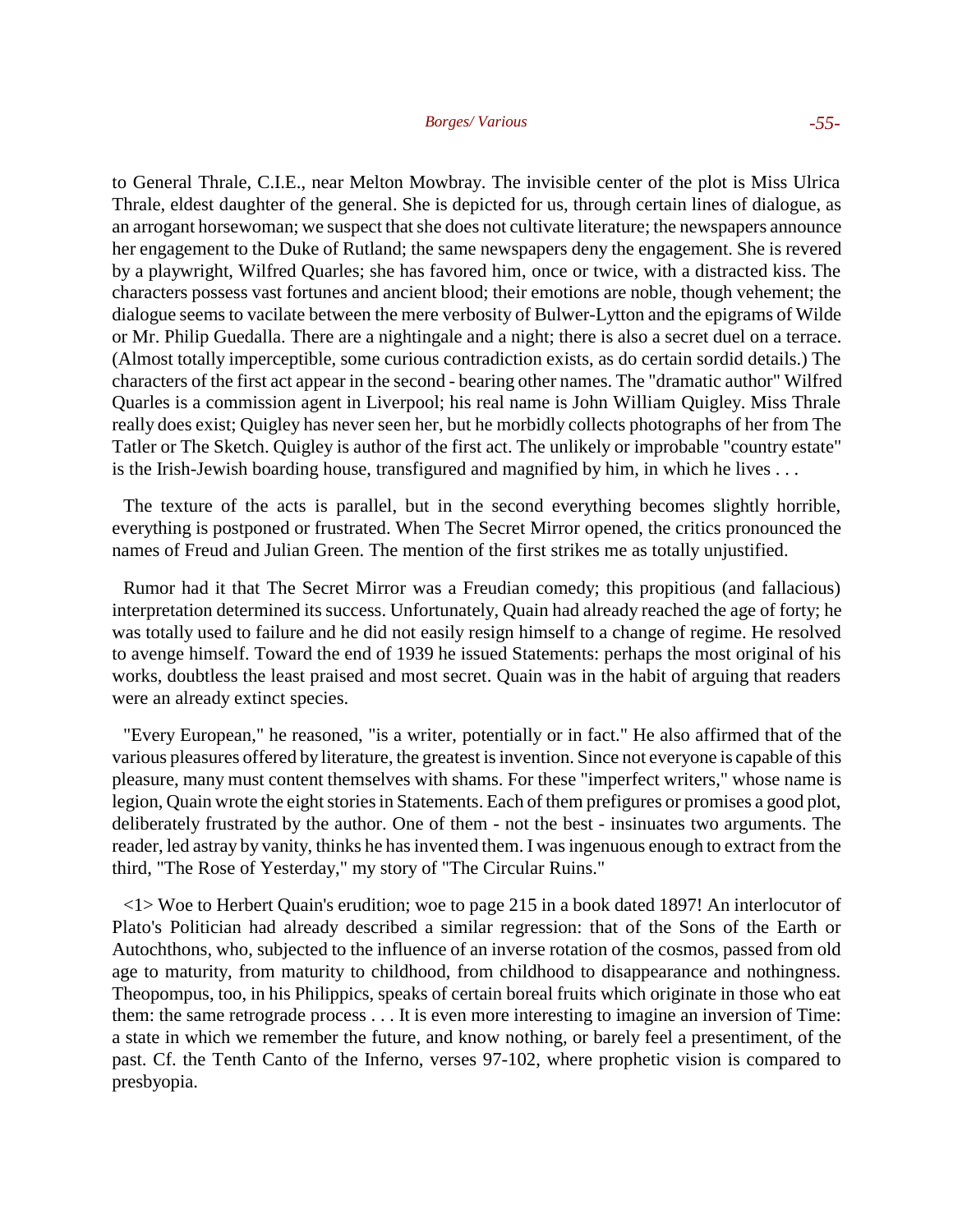to General Thrale, C.I.E., near Melton Mowbray. The invisible center of the plot is Miss Ulrica Thrale, eldest daughter of the general. She is depicted for us, through certain lines of dialogue, as an arrogant horsewoman; we suspect that she does not cultivate literature; the newspapers announce her engagement to the Duke of Rutland; the same newspapers deny the engagement. She is revered by a playwright, Wilfred Quarles; she has favored him, once or twice, with a distracted kiss. The characters possess vast fortunes and ancient blood; their emotions are noble, though vehement; the dialogue seems to vacilate between the mere verbosity of Bulwer-Lytton and the epigrams of Wilde or Mr. Philip Guedalla. There are a nightingale and a night; there is also a secret duel on a terrace. (Almost totally imperceptible, some curious contradiction exists, as do certain sordid details.) The characters of the first act appear in the second - bearing other names. The "dramatic author" Wilfred Quarles is a commission agent in Liverpool; his real name is John William Quigley. Miss Thrale really does exist; Quigley has never seen her, but he morbidly collects photographs of her from The Tatler or The Sketch. Quigley is author of the first act. The unlikely or improbable "country estate" is the Irish-Jewish boarding house, transfigured and magnified by him, in which he lives . . .

The texture of the acts is parallel, but in the second everything becomes slightly horrible, everything is postponed or frustrated. When The Secret Mirror opened, the critics pronounced the names of Freud and Julian Green. The mention of the first strikes me as totally unjustified.

Rumor had it that The Secret Mirror was a Freudian comedy; this propitious (and fallacious) interpretation determined its success. Unfortunately, Quain had already reached the age of forty; he was totally used to failure and he did not easily resign himself to a change of regime. He resolved to avenge himself. Toward the end of 1939 he issued Statements: perhaps the most original of his works, doubtless the least praised and most secret. Quain was in the habit of arguing that readers were an already extinct species.

"Every European," he reasoned, "is a writer, potentially or in fact." He also affirmed that of the various pleasures offered by literature, the greatest is invention. Since not everyone is capable of this pleasure, many must content themselves with shams. For these "imperfect writers," whose name is legion, Quain wrote the eight stories in Statements. Each of them prefigures or promises a good plot, deliberately frustrated by the author. One of them - not the best - insinuates two arguments. The reader, led astray by vanity, thinks he has invented them. I was ingenuous enough to extract from the third, "The Rose of Yesterday," my story of "The Circular Ruins."

<1> Woe to Herbert Quain's erudition; woe to page 215 in a book dated 1897! An interlocutor of Plato's Politician had already described a similar regression: that of the Sons of the Earth or Autochthons, who, subjected to the influence of an inverse rotation of the cosmos, passed from old age to maturity, from maturity to childhood, from childhood to disappearance and nothingness. Theopompus, too, in his Philippics, speaks of certain boreal fruits which originate in those who eat them: the same retrograde process . . . It is even more interesting to imagine an inversion of Time: a state in which we remember the future, and know nothing, or barely feel a presentiment, of the past. Cf. the Tenth Canto of the Inferno, verses 97-102, where prophetic vision is compared to presbyopia.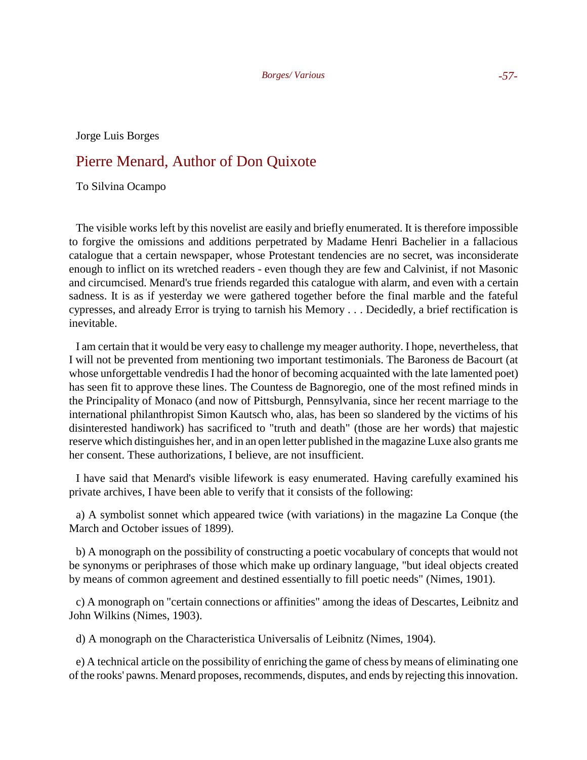Jorge Luis Borges

## Pierre Menard, Author of Don Quixote

To Silvina Ocampo

The visible works left by this novelist are easily and briefly enumerated. It is therefore impossible to forgive the omissions and additions perpetrated by Madame Henri Bachelier in a fallacious catalogue that a certain newspaper, whose Protestant tendencies are no secret, was inconsiderate enough to inflict on its wretched readers - even though they are few and Calvinist, if not Masonic and circumcised. Menard's true friends regarded this catalogue with alarm, and even with a certain sadness. It is as if yesterday we were gathered together before the final marble and the fateful cypresses, and already Error is trying to tarnish his Memory . . . Decidedly, a brief rectification is inevitable.

I am certain that it would be very easy to challenge my meager authority. I hope, nevertheless, that I will not be prevented from mentioning two important testimonials. The Baroness de Bacourt (at whose unforgettable vendredis I had the honor of becoming acquainted with the late lamented poet) has seen fit to approve these lines. The Countess de Bagnoregio, one of the most refined minds in the Principality of Monaco (and now of Pittsburgh, Pennsylvania, since her recent marriage to the international philanthropist Simon Kautsch who, alas, has been so slandered by the victims of his disinterested handiwork) has sacrificed to "truth and death" (those are her words) that majestic reserve which distinguishes her, and in an open letter published in the magazine Luxe also grants me her consent. These authorizations, I believe, are not insufficient.

I have said that Menard's visible lifework is easy enumerated. Having carefully examined his private archives, I have been able to verify that it consists of the following:

a) A symbolist sonnet which appeared twice (with variations) in the magazine La Conque (the March and October issues of 1899).

b) A monograph on the possibility of constructing a poetic vocabulary of concepts that would not be synonyms or periphrases of those which make up ordinary language, "but ideal objects created by means of common agreement and destined essentially to fill poetic needs" (Nimes, 1901).

c) A monograph on "certain connections or affinities" among the ideas of Descartes, Leibnitz and John Wilkins (Nimes, 1903).

d) A monograph on the Characteristica Universalis of Leibnitz (Nimes, 1904).

e) A technical article on the possibility of enriching the game of chess by means of eliminating one of the rooks' pawns. Menard proposes, recommends, disputes, and ends by rejecting this innovation.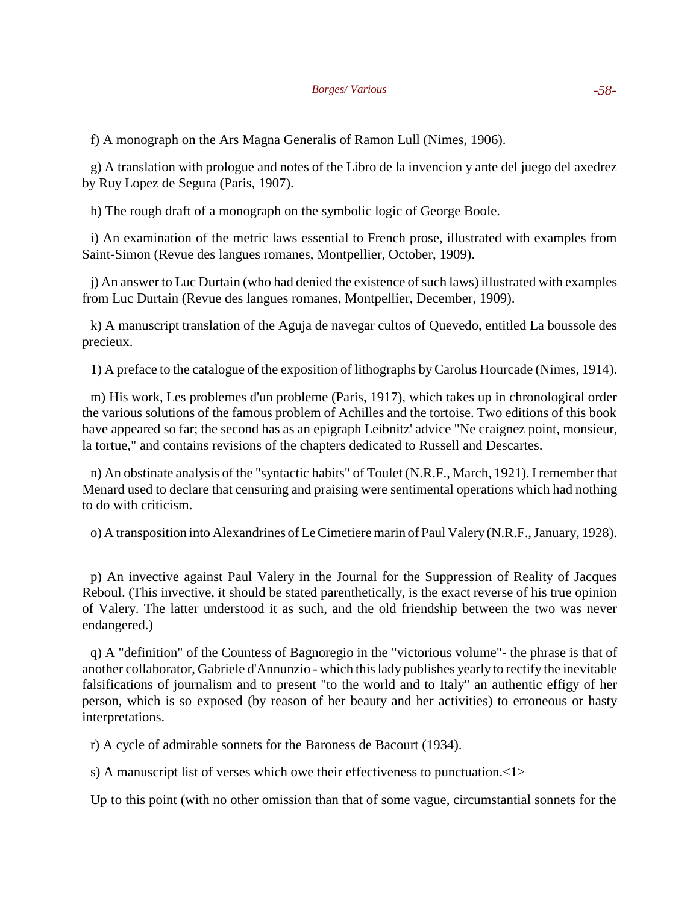f) A monograph on the Ars Magna Generalis of Ramon Lull (Nimes, 1906).

g) A translation with prologue and notes of the Libro de la invencion y ante del juego del axedrez by Ruy Lopez de Segura (Paris, 1907).

h) The rough draft of a monograph on the symbolic logic of George Boole.

i) An examination of the metric laws essential to French prose, illustrated with examples from Saint-Simon (Revue des langues romanes, Montpellier, October, 1909).

j) An answer to Luc Durtain (who had denied the existence of such laws) illustrated with examples from Luc Durtain (Revue des langues romanes, Montpellier, December, 1909).

k) A manuscript translation of the Aguja de navegar cultos of Quevedo, entitled La boussole des precieux.

1) A preface to the catalogue of the exposition of lithographs by Carolus Hourcade (Nimes, 1914).

m) His work, Les problemes d'un probleme (Paris, 1917), which takes up in chronological order the various solutions of the famous problem of Achilles and the tortoise. Two editions of this book have appeared so far; the second has as an epigraph Leibnitz' advice "Ne craignez point, monsieur, la tortue," and contains revisions of the chapters dedicated to Russell and Descartes.

n) An obstinate analysis of the "syntactic habits" of Toulet (N.R.F., March, 1921). I remember that Menard used to declare that censuring and praising were sentimental operations which had nothing to do with criticism.

o) A transposition into Alexandrines of Le Cimetiere marin of Paul Valery (N.R.F., January, 1928).

p) An invective against Paul Valery in the Journal for the Suppression of Reality of Jacques Reboul. (This invective, it should be stated parenthetically, is the exact reverse of his true opinion of Valery. The latter understood it as such, and the old friendship between the two was never endangered.)

q) A "definition" of the Countess of Bagnoregio in the "victorious volume"- the phrase is that of another collaborator, Gabriele d'Annunzio - which this lady publishes yearly to rectify the inevitable falsifications of journalism and to present "to the world and to Italy" an authentic effigy of her person, which is so exposed (by reason of her beauty and her activities) to erroneous or hasty interpretations.

r) A cycle of admirable sonnets for the Baroness de Bacourt (1934).

s) A manuscript list of verses which owe their effectiveness to punctuation.<1>

Up to this point (with no other omission than that of some vague, circumstantial sonnets for the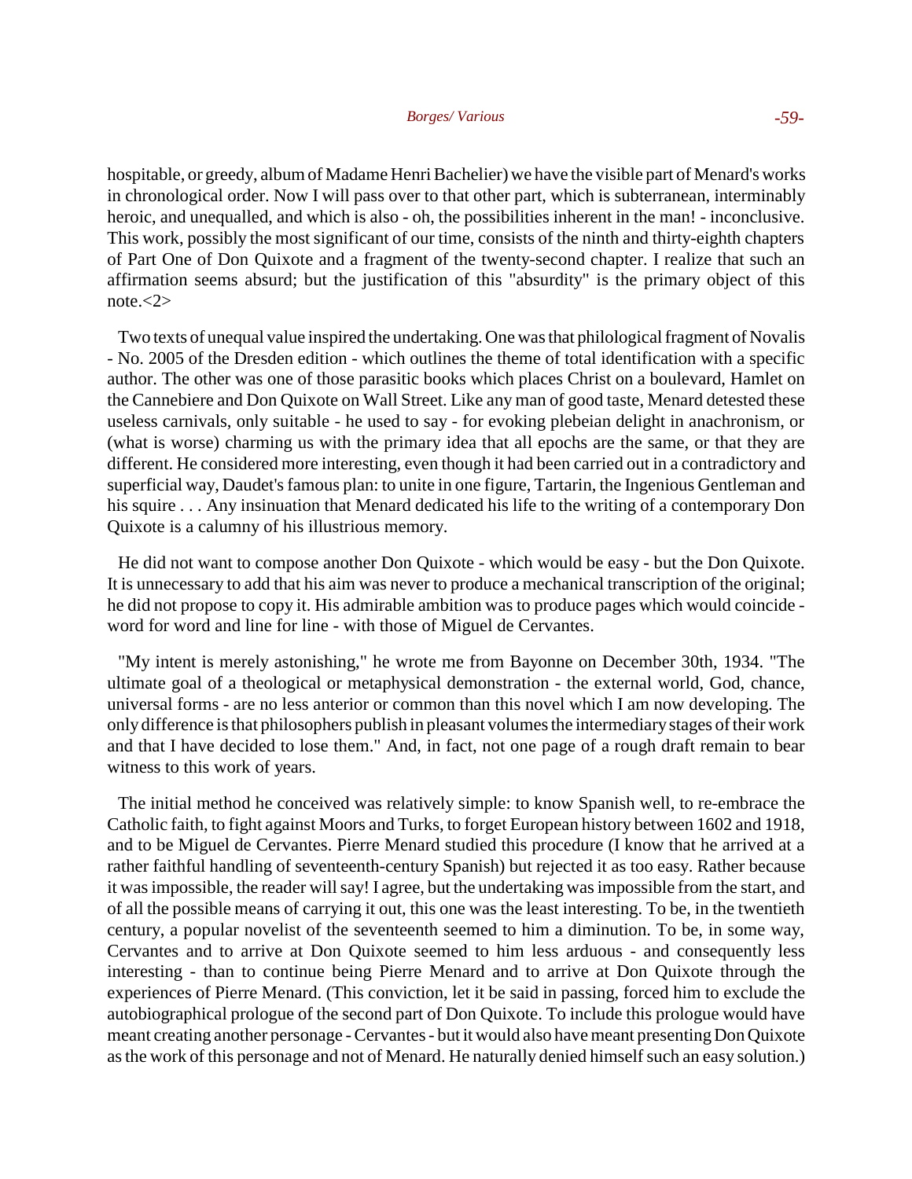hospitable, or greedy, album of Madame Henri Bachelier) we have the visible part of Menard's works in chronological order. Now I will pass over to that other part, which is subterranean, interminably heroic, and unequalled, and which is also - oh, the possibilities inherent in the man! - inconclusive. This work, possibly the most significant of our time, consists of the ninth and thirty-eighth chapters of Part One of Don Quixote and a fragment of the twenty-second chapter. I realize that such an affirmation seems absurd; but the justification of this "absurdity" is the primary object of this note.<2>

Two texts of unequal value inspired the undertaking. One was that philological fragment of Novalis - No. 2005 of the Dresden edition - which outlines the theme of total identification with a specific author. The other was one of those parasitic books which places Christ on a boulevard, Hamlet on the Cannebiere and Don Quixote on Wall Street. Like any man of good taste, Menard detested these useless carnivals, only suitable - he used to say - for evoking plebeian delight in anachronism, or (what is worse) charming us with the primary idea that all epochs are the same, or that they are different. He considered more interesting, even though it had been carried out in a contradictory and superficial way, Daudet's famous plan: to unite in one figure, Tartarin, the Ingenious Gentleman and his squire . . . Any insinuation that Menard dedicated his life to the writing of a contemporary Don Quixote is a calumny of his illustrious memory.

He did not want to compose another Don Quixote - which would be easy - but the Don Quixote. It is unnecessary to add that his aim was never to produce a mechanical transcription of the original; he did not propose to copy it. His admirable ambition was to produce pages which would coincide - word for word and line for line - with those of Miguel de Cervantes.

"My intent is merely astonishing," he wrote me from Bayonne on December 30th, 1934. "The ultimate goal of a theological or metaphysical demonstration - the external world, God, chance, universal forms - are no less anterior or common than this novel which I am now developing. The only difference is that philosophers publish in pleasant volumes the intermediary stages of their work and that I have decided to lose them." And, in fact, not one page of a rough draft remain to bear witness to this work of years.

The initial method he conceived was relatively simple: to know Spanish well, to re-embrace the Catholic faith, to fight against Moors and Turks, to forget European history between 1602 and 1918, and to be Miguel de Cervantes. Pierre Menard studied this procedure (I know that he arrived at a rather faithful handling of seventeenth-century Spanish) but rejected it as too easy. Rather because it was impossible, the reader will say! I agree, but the undertaking was impossible from the start, and of all the possible means of carrying it out, this one was the least interesting. To be, in the twentieth century, a popular novelist of the seventeenth seemed to him a diminution. To be, in some way, Cervantes and to arrive at Don Quixote seemed to him less arduous - and consequently less interesting - than to continue being Pierre Menard and to arrive at Don Quixote through the experiences of Pierre Menard. (This conviction, let it be said in passing, forced him to exclude the autobiographical prologue of the second part of Don Quixote. To include this prologue would have meant creating another personage - Cervantes - but it would also have meant presenting Don Quixote as the work of this personage and not of Menard. He naturally denied himself such an easy solution.)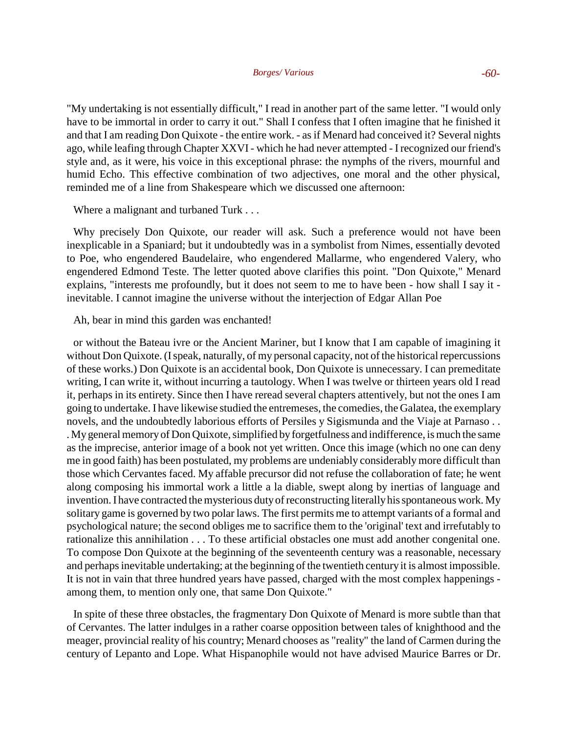"My undertaking is not essentially difficult," I read in another part of the same letter. "I would only have to be immortal in order to carry it out." Shall I confess that I often imagine that he finished it and that I am reading Don Quixote - the entire work. - as if Menard had conceived it? Several nights ago, while leafing through Chapter XXVI - which he had never attempted - I recognized our friend's style and, as it were, his voice in this exceptional phrase: the nymphs of the rivers, mournful and humid Echo. This effective combination of two adjectives, one moral and the other physical, reminded me of a line from Shakespeare which we discussed one afternoon:

Where a malignant and turbaned Turk . . .

Why precisely Don Quixote, our reader will ask. Such a preference would not have been inexplicable in a Spaniard; but it undoubtedly was in a symbolist from Nimes, essentially devoted to Poe, who engendered Baudelaire, who engendered Mallarme, who engendered Valery, who engendered Edmond Teste. The letter quoted above clarifies this point. "Don Quixote," Menard explains, "interests me profoundly, but it does not seem to me to have been - how shall I say it - inevitable. I cannot imagine the universe without the interjection of Edgar Allan Poe

Ah, bear in mind this garden was enchanted!

or without the Bateau ivre or the Ancient Mariner, but I know that I am capable of imagining it without Don Quixote. (I speak, naturally, of my personal capacity, not of the historical repercussions of these works.) Don Quixote is an accidental book, Don Quixote is unnecessary. I can premeditate writing, I can write it, without incurring a tautology. When I was twelve or thirteen years old I read it, perhaps in its entirety. Since then I have reread several chapters attentively, but not the ones I am going to undertake. I have likewise studied the entremeses, the comedies, the Galatea, the exemplary novels, and the undoubtedly laborious efforts of Persiles y Sigismunda and the Viaje at Parnaso . . . My general memory of Don Quixote, simplified by forgetfulness and indifference, is much the same as the imprecise, anterior image of a book not yet written. Once this image (which no one can deny me in good faith) has been postulated, my problems are undeniably considerably more difficult than those which Cervantes faced. My affable precursor did not refuse the collaboration of fate; he went along composing his immortal work a little a la diable, swept along by inertias of language and invention. I have contracted the mysterious duty of reconstructing literally his spontaneous work. My solitary game is governed by two polar laws. The first permits me to attempt variants of a formal and psychological nature; the second obliges me to sacrifice them to the 'original' text and irrefutably to rationalize this annihilation . . . To these artificial obstacles one must add another congenital one. To compose Don Quixote at the beginning of the seventeenth century was a reasonable, necessary and perhaps inevitable undertaking; at the beginning of the twentieth century it is almost impossible. It is not in vain that three hundred years have passed, charged with the most complex happenings - among them, to mention only one, that same Don Quixote."

In spite of these three obstacles, the fragmentary Don Quixote of Menard is more subtle than that of Cervantes. The latter indulges in a rather coarse opposition between tales of knighthood and the meager, provincial reality of his country; Menard chooses as "reality" the land of Carmen during the century of Lepanto and Lope. What Hispanophile would not have advised Maurice Barres or Dr.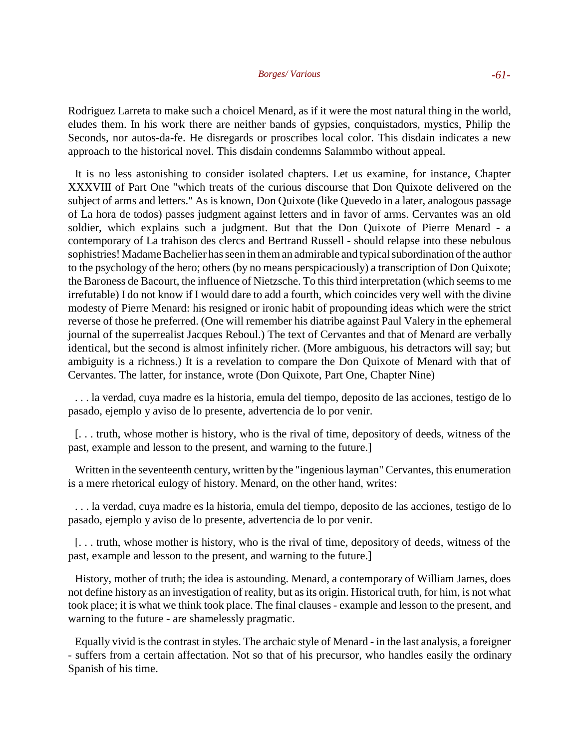Rodriguez Larreta to make such a choicel Menard, as if it were the most natural thing in the world, eludes them. In his work there are neither bands of gypsies, conquistadors, mystics, Philip the Seconds, nor autos-da-fe. He disregards or proscribes local color. This disdain indicates a new approach to the historical novel. This disdain condemns Salammbo without appeal.

It is no less astonishing to consider isolated chapters. Let us examine, for instance, Chapter XXXVIII of Part One "which treats of the curious discourse that Don Quixote delivered on the subject of arms and letters." As is known, Don Quixote (like Quevedo in a later, analogous passage of La hora de todos) passes judgment against letters and in favor of arms. Cervantes was an old soldier, which explains such a judgment. But that the Don Quixote of Pierre Menard - a contemporary of La trahison des clercs and Bertrand Russell - should relapse into these nebulous sophistries! Madame Bachelier has seen in them an admirable and typical subordination of the author to the psychology of the hero; others (by no means perspicaciously) a transcription of Don Quixote; the Baroness de Bacourt, the influence of Nietzsche. To this third interpretation (which seems to me irrefutable) I do not know if I would dare to add a fourth, which coincides very well with the divine modesty of Pierre Menard: his resigned or ironic habit of propounding ideas which were the strict reverse of those he preferred. (One will remember his diatribe against Paul Valery in the ephemeral journal of the superrealist Jacques Reboul.) The text of Cervantes and that of Menard are verbally identical, but the second is almost infinitely richer. (More ambiguous, his detractors will say; but ambiguity is a richness.) It is a revelation to compare the Don Quixote of Menard with that of Cervantes. The latter, for instance, wrote (Don Quixote, Part One, Chapter Nine)

. . . la verdad, cuya madre es la historia, emula del tiempo, deposito de las acciones, testigo de lo pasado, ejemplo y aviso de lo presente, advertencia de lo por venir.

[. . . truth, whose mother is history, who is the rival of time, depository of deeds, witness of the past, example and lesson to the present, and warning to the future.]

Written in the seventeenth century, written by the "ingenious layman" Cervantes, this enumeration is a mere rhetorical eulogy of history. Menard, on the other hand, writes:

. . . la verdad, cuya madre es la historia, emula del tiempo, deposito de las acciones, testigo de lo pasado, ejemplo y aviso de lo presente, advertencia de lo por venir.

[. . . truth, whose mother is history, who is the rival of time, depository of deeds, witness of the past, example and lesson to the present, and warning to the future.]

History, mother of truth; the idea is astounding. Menard, a contemporary of William James, does not define history as an investigation of reality, but as its origin. Historical truth, for him, is not what took place; it is what we think took place. The final clauses - example and lesson to the present, and warning to the future - are shamelessly pragmatic.

Equally vivid is the contrast in styles. The archaic style of Menard - in the last analysis, a foreigner - suffers from a certain affectation. Not so that of his precursor, who handles easily the ordinary Spanish of his time.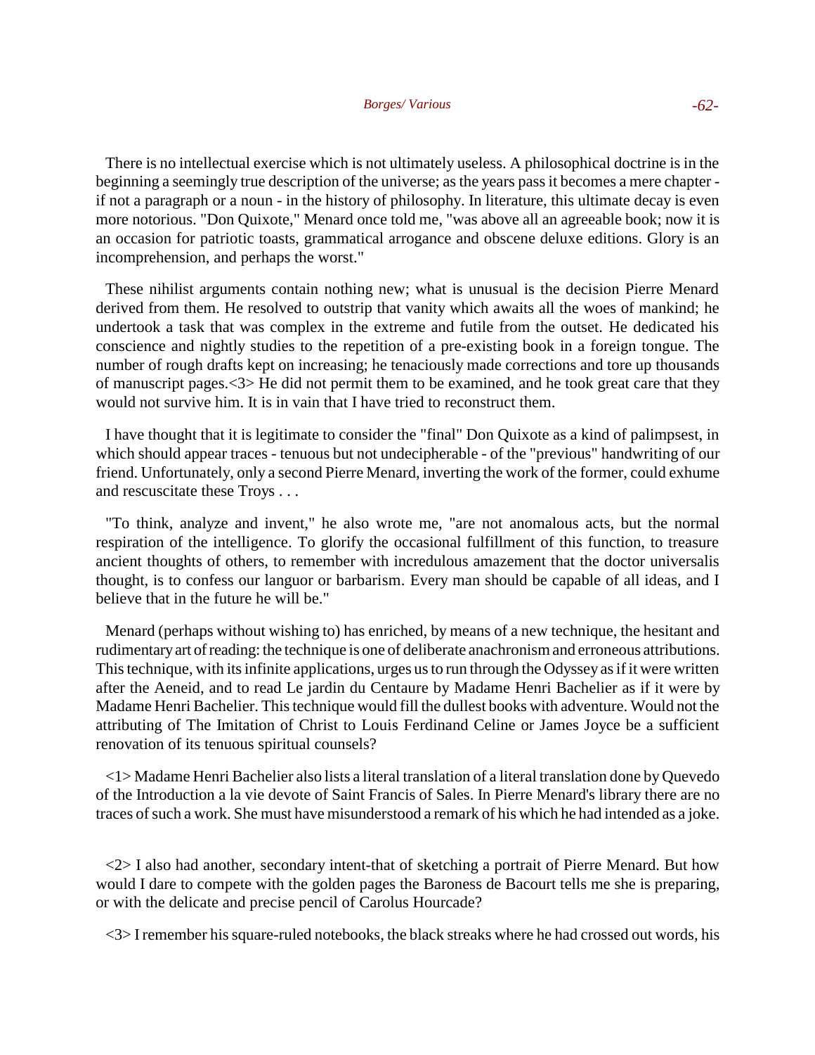There is no intellectual exercise which is not ultimately useless. A philosophical doctrine is in the beginning a seemingly true description of the universe; as the years pass it becomes a mere chapter - if not a paragraph or a noun - in the history of philosophy. In literature, this ultimate decay is even more notorious. "Don Quixote," Menard once told me, "was above all an agreeable book; now it is an occasion for patriotic toasts, grammatical arrogance and obscene deluxe editions. Glory is an incomprehension, and perhaps the worst."

These nihilist arguments contain nothing new; what is unusual is the decision Pierre Menard derived from them. He resolved to outstrip that vanity which awaits all the woes of mankind; he undertook a task that was complex in the extreme and futile from the outset. He dedicated his conscience and nightly studies to the repetition of a pre-existing book in a foreign tongue. The number of rough drafts kept on increasing; he tenaciously made corrections and tore up thousands of manuscript pages.<3> He did not permit them to be examined, and he took great care that they would not survive him. It is in vain that I have tried to reconstruct them.

I have thought that it is legitimate to consider the "final" Don Quixote as a kind of palimpsest, in which should appear traces - tenuous but not undecipherable - of the "previous" handwriting of our friend. Unfortunately, only a second Pierre Menard, inverting the work of the former, could exhume and rescuscitate these Troys . . .

"To think, analyze and invent," he also wrote me, "are not anomalous acts, but the normal respiration of the intelligence. To glorify the occasional fulfillment of this function, to treasure ancient thoughts of others, to remember with incredulous amazement that the doctor universalis thought, is to confess our languor or barbarism. Every man should be capable of all ideas, and I believe that in the future he will be."

Menard (perhaps without wishing to) has enriched, by means of a new technique, the hesitant and rudimentary art of reading: the technique is one of deliberate anachronism and erroneous attributions. This technique, with its infinite applications, urges us to run through the Odyssey as if it were written after the Aeneid, and to read Le jardin du Centaure by Madame Henri Bachelier as if it were by Madame Henri Bachelier. This technique would fill the dullest books with adventure. Would not the attributing of The Imitation of Christ to Louis Ferdinand Celine or James Joyce be a sufficient renovation of its tenuous spiritual counsels?

<1> Madame Henri Bachelier also lists a literal translation of a literal translation done by Quevedo of the Introduction a la vie devote of Saint Francis of Sales. In Pierre Menard's library there are no traces of such a work. She must have misunderstood a remark of his which he had intended as a joke.

<2> I also had another, secondary intent-that of sketching a portrait of Pierre Menard. But how would I dare to compete with the golden pages the Baroness de Bacourt tells me she is preparing, or with the delicate and precise pencil of Carolus Hourcade?

<3> I remember his square-ruled notebooks, the black streaks where he had crossed out words, his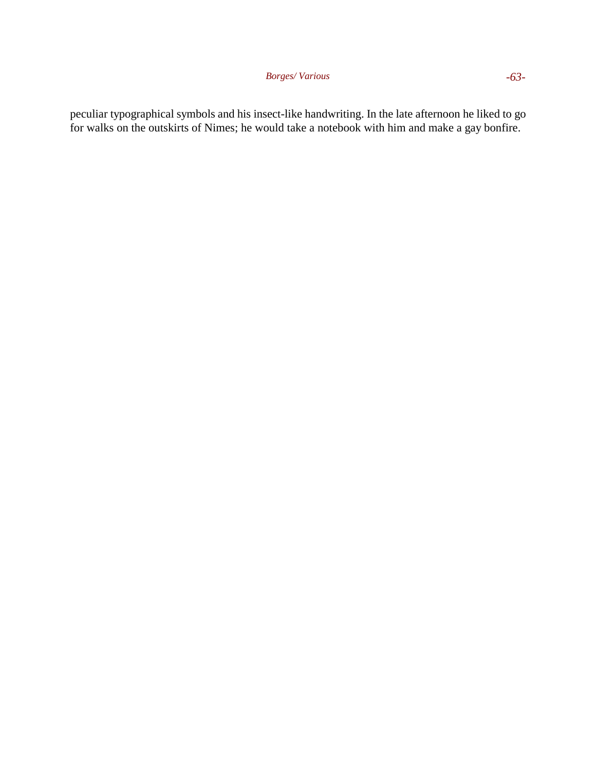peculiar typographical symbols and his insect-like handwriting. In the late afternoon he liked to go for walks on the outskirts of Nimes; he would take a notebook with him and make a gay bonfire.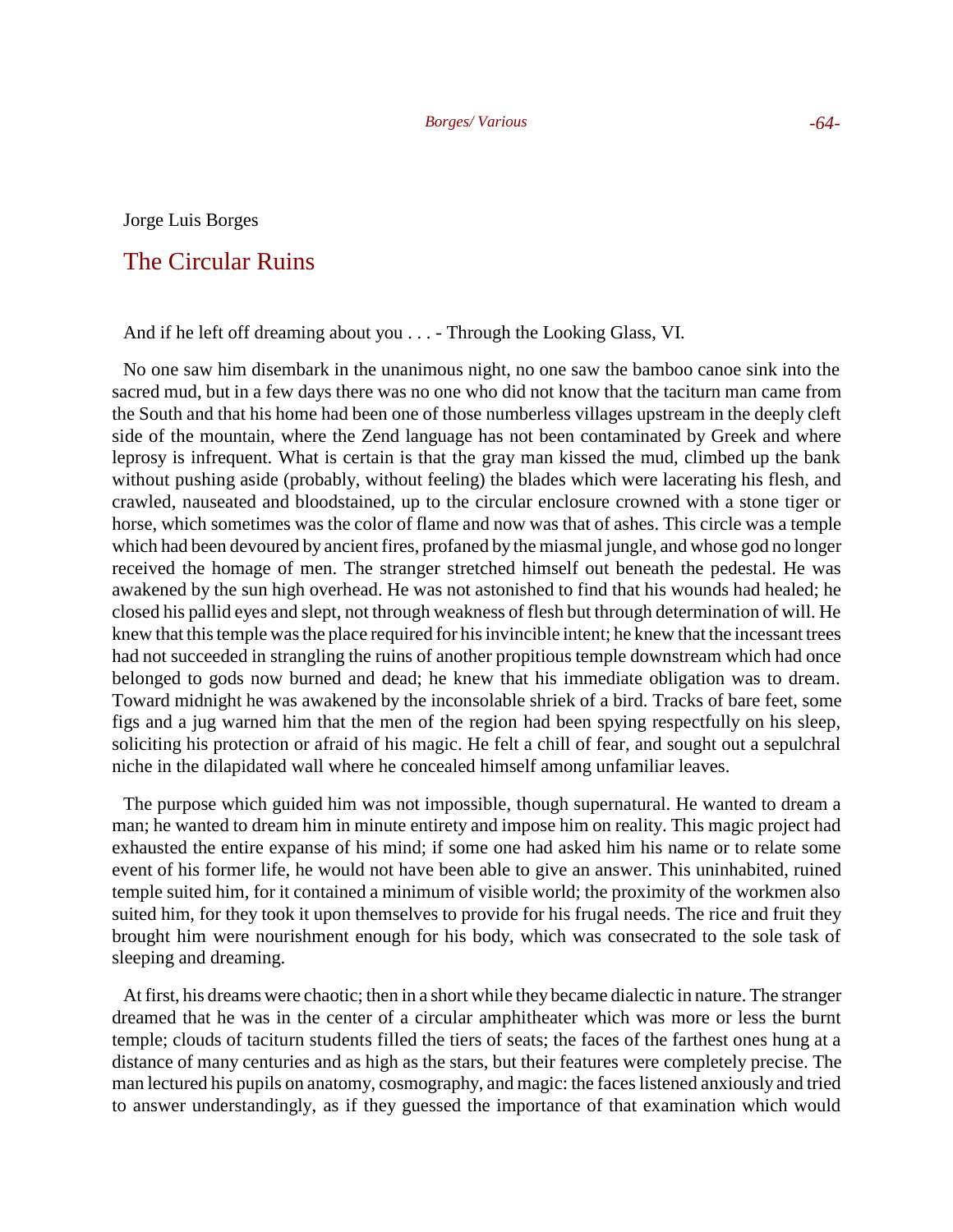Jorge Luis Borges

## The Circular Ruins

And if he left off dreaming about you . . . - Through the Looking Glass, VI.

No one saw him disembark in the unanimous night, no one saw the bamboo canoe sink into the sacred mud, but in a few days there was no one who did not know that the taciturn man came from the South and that his home had been one of those numberless villages upstream in the deeply cleft side of the mountain, where the Zend language has not been contaminated by Greek and where leprosy is infrequent. What is certain is that the gray man kissed the mud, climbed up the bank without pushing aside (probably, without feeling) the blades which were lacerating his flesh, and crawled, nauseated and bloodstained, up to the circular enclosure crowned with a stone tiger or horse, which sometimes was the color of flame and now was that of ashes. This circle was a temple which had been devoured by ancient fires, profaned by the miasmal jungle, and whose god no longer received the homage of men. The stranger stretched himself out beneath the pedestal. He was awakened by the sun high overhead. He was not astonished to find that his wounds had healed; he closed his pallid eyes and slept, not through weakness of flesh but through determination of will. He knew that this temple was the place required for his invincible intent; he knew that the incessant trees had not succeeded in strangling the ruins of another propitious temple downstream which had once belonged to gods now burned and dead; he knew that his immediate obligation was to dream. Toward midnight he was awakened by the inconsolable shriek of a bird. Tracks of bare feet, some figs and a jug warned him that the men of the region had been spying respectfully on his sleep, soliciting his protection or afraid of his magic. He felt a chill of fear, and sought out a sepulchral niche in the dilapidated wall where he concealed himself among unfamiliar leaves.

The purpose which guided him was not impossible, though supernatural. He wanted to dream a man; he wanted to dream him in minute entirety and impose him on reality. This magic project had exhausted the entire expanse of his mind; if some one had asked him his name or to relate some event of his former life, he would not have been able to give an answer. This uninhabited, ruined temple suited him, for it contained a minimum of visible world; the proximity of the workmen also suited him, for they took it upon themselves to provide for his frugal needs. The rice and fruit they brought him were nourishment enough for his body, which was consecrated to the sole task of sleeping and dreaming.

At first, his dreams were chaotic; then in a short while they became dialectic in nature. The stranger dreamed that he was in the center of a circular amphitheater which was more or less the burnt temple; clouds of taciturn students filled the tiers of seats; the faces of the farthest ones hung at a distance of many centuries and as high as the stars, but their features were completely precise. The man lectured his pupils on anatomy, cosmography, and magic: the faces listened anxiously and tried to answer understandingly, as if they guessed the importance of that examination which would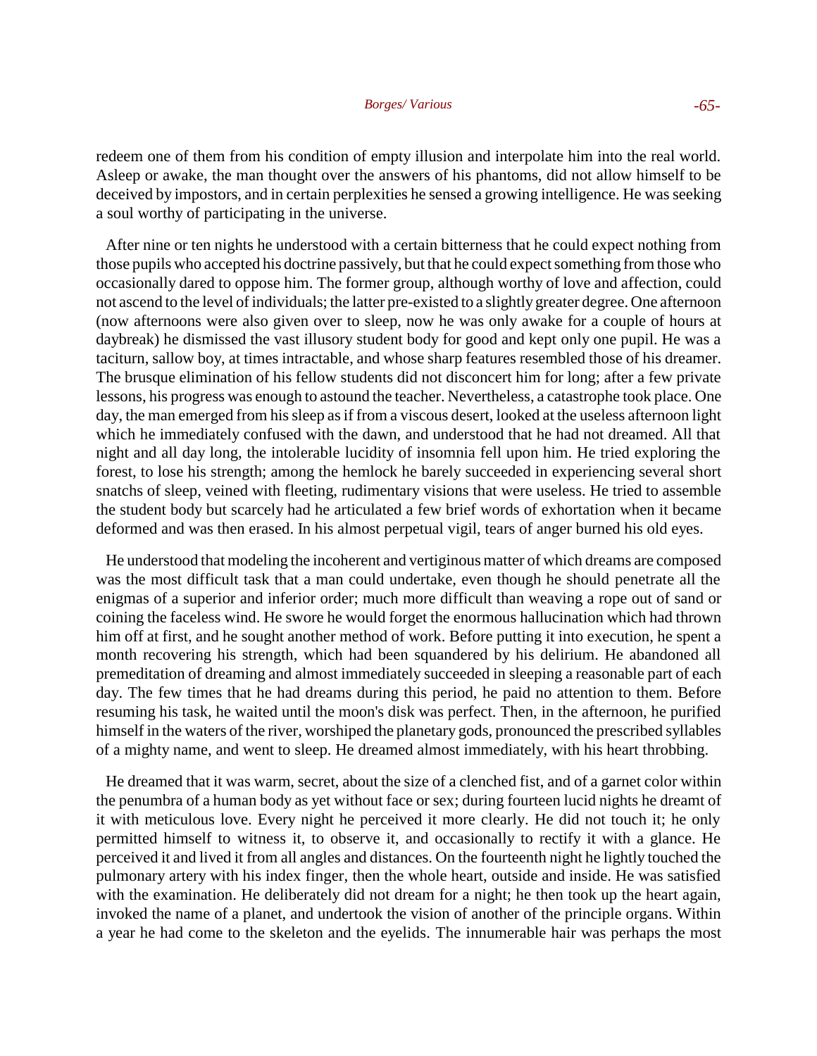redeem one of them from his condition of empty illusion and interpolate him into the real world. Asleep or awake, the man thought over the answers of his phantoms, did not allow himself to be deceived by impostors, and in certain perplexities he sensed a growing intelligence. He was seeking a soul worthy of participating in the universe.

After nine or ten nights he understood with a certain bitterness that he could expect nothing from those pupils who accepted his doctrine passively, but that he could expect something from those who occasionally dared to oppose him. The former group, although worthy of love and affection, could not ascend to the level of individuals; the latter pre-existed to a slightly greater degree. One afternoon (now afternoons were also given over to sleep, now he was only awake for a couple of hours at daybreak) he dismissed the vast illusory student body for good and kept only one pupil. He was a taciturn, sallow boy, at times intractable, and whose sharp features resembled those of his dreamer. The brusque elimination of his fellow students did not disconcert him for long; after a few private lessons, his progress was enough to astound the teacher. Nevertheless, a catastrophe took place. One day, the man emerged from his sleep as if from a viscous desert, looked at the useless afternoon light which he immediately confused with the dawn, and understood that he had not dreamed. All that night and all day long, the intolerable lucidity of insomnia fell upon him. He tried exploring the forest, to lose his strength; among the hemlock he barely succeeded in experiencing several short snatchs of sleep, veined with fleeting, rudimentary visions that were useless. He tried to assemble the student body but scarcely had he articulated a few brief words of exhortation when it became deformed and was then erased. In his almost perpetual vigil, tears of anger burned his old eyes.

He understood that modeling the incoherent and vertiginous matter of which dreams are composed was the most difficult task that a man could undertake, even though he should penetrate all the enigmas of a superior and inferior order; much more difficult than weaving a rope out of sand or coining the faceless wind. He swore he would forget the enormous hallucination which had thrown him off at first, and he sought another method of work. Before putting it into execution, he spent a month recovering his strength, which had been squandered by his delirium. He abandoned all premeditation of dreaming and almost immediately succeeded in sleeping a reasonable part of each day. The few times that he had dreams during this period, he paid no attention to them. Before resuming his task, he waited until the moon's disk was perfect. Then, in the afternoon, he purified himself in the waters of the river, worshiped the planetary gods, pronounced the prescribed syllables of a mighty name, and went to sleep. He dreamed almost immediately, with his heart throbbing.

He dreamed that it was warm, secret, about the size of a clenched fist, and of a garnet color within the penumbra of a human body as yet without face or sex; during fourteen lucid nights he dreamt of it with meticulous love. Every night he perceived it more clearly. He did not touch it; he only permitted himself to witness it, to observe it, and occasionally to rectify it with a glance. He perceived it and lived it from all angles and distances. On the fourteenth night he lightly touched the pulmonary artery with his index finger, then the whole heart, outside and inside. He was satisfied with the examination. He deliberately did not dream for a night; he then took up the heart again, invoked the name of a planet, and undertook the vision of another of the principle organs. Within a year he had come to the skeleton and the eyelids. The innumerable hair was perhaps the most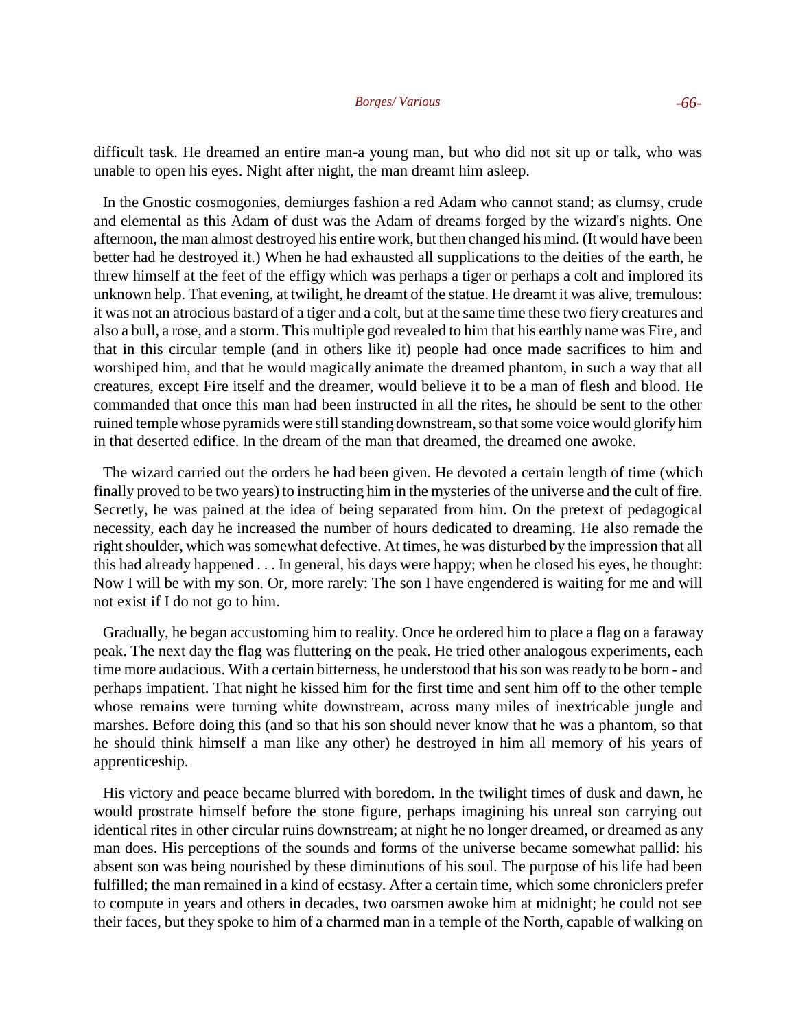difficult task. He dreamed an entire man-a young man, but who did not sit up or talk, who was unable to open his eyes. Night after night, the man dreamt him asleep.

In the Gnostic cosmogonies, demiurges fashion a red Adam who cannot stand; as clumsy, crude and elemental as this Adam of dust was the Adam of dreams forged by the wizard's nights. One afternoon, the man almost destroyed his entire work, but then changed his mind. (It would have been better had he destroyed it.) When he had exhausted all supplications to the deities of the earth, he threw himself at the feet of the effigy which was perhaps a tiger or perhaps a colt and implored its unknown help. That evening, at twilight, he dreamt of the statue. He dreamt it was alive, tremulous: it was not an atrocious bastard of a tiger and a colt, but at the same time these two fiery creatures and also a bull, a rose, and a storm. This multiple god revealed to him that his earthly name was Fire, and that in this circular temple (and in others like it) people had once made sacrifices to him and worshiped him, and that he would magically animate the dreamed phantom, in such a way that all creatures, except Fire itself and the dreamer, would believe it to be a man of flesh and blood. He commanded that once this man had been instructed in all the rites, he should be sent to the other ruined temple whose pyramids were still standing downstream, so that some voice would glorify him in that deserted edifice. In the dream of the man that dreamed, the dreamed one awoke.

The wizard carried out the orders he had been given. He devoted a certain length of time (which finally proved to be two years) to instructing him in the mysteries of the universe and the cult of fire. Secretly, he was pained at the idea of being separated from him. On the pretext of pedagogical necessity, each day he increased the number of hours dedicated to dreaming. He also remade the right shoulder, which was somewhat defective. At times, he was disturbed by the impression that all this had already happened . . . In general, his days were happy; when he closed his eyes, he thought: Now I will be with my son. Or, more rarely: The son I have engendered is waiting for me and will not exist if I do not go to him.

Gradually, he began accustoming him to reality. Once he ordered him to place a flag on a faraway peak. The next day the flag was fluttering on the peak. He tried other analogous experiments, each time more audacious. With a certain bitterness, he understood that his son was ready to be born - and perhaps impatient. That night he kissed him for the first time and sent him off to the other temple whose remains were turning white downstream, across many miles of inextricable jungle and marshes. Before doing this (and so that his son should never know that he was a phantom, so that he should think himself a man like any other) he destroyed in him all memory of his years of apprenticeship.

His victory and peace became blurred with boredom. In the twilight times of dusk and dawn, he would prostrate himself before the stone figure, perhaps imagining his unreal son carrying out identical rites in other circular ruins downstream; at night he no longer dreamed, or dreamed as any man does. His perceptions of the sounds and forms of the universe became somewhat pallid: his absent son was being nourished by these diminutions of his soul. The purpose of his life had been fulfilled; the man remained in a kind of ecstasy. After a certain time, which some chroniclers prefer to compute in years and others in decades, two oarsmen awoke him at midnight; he could not see their faces, but they spoke to him of a charmed man in a temple of the North, capable of walking on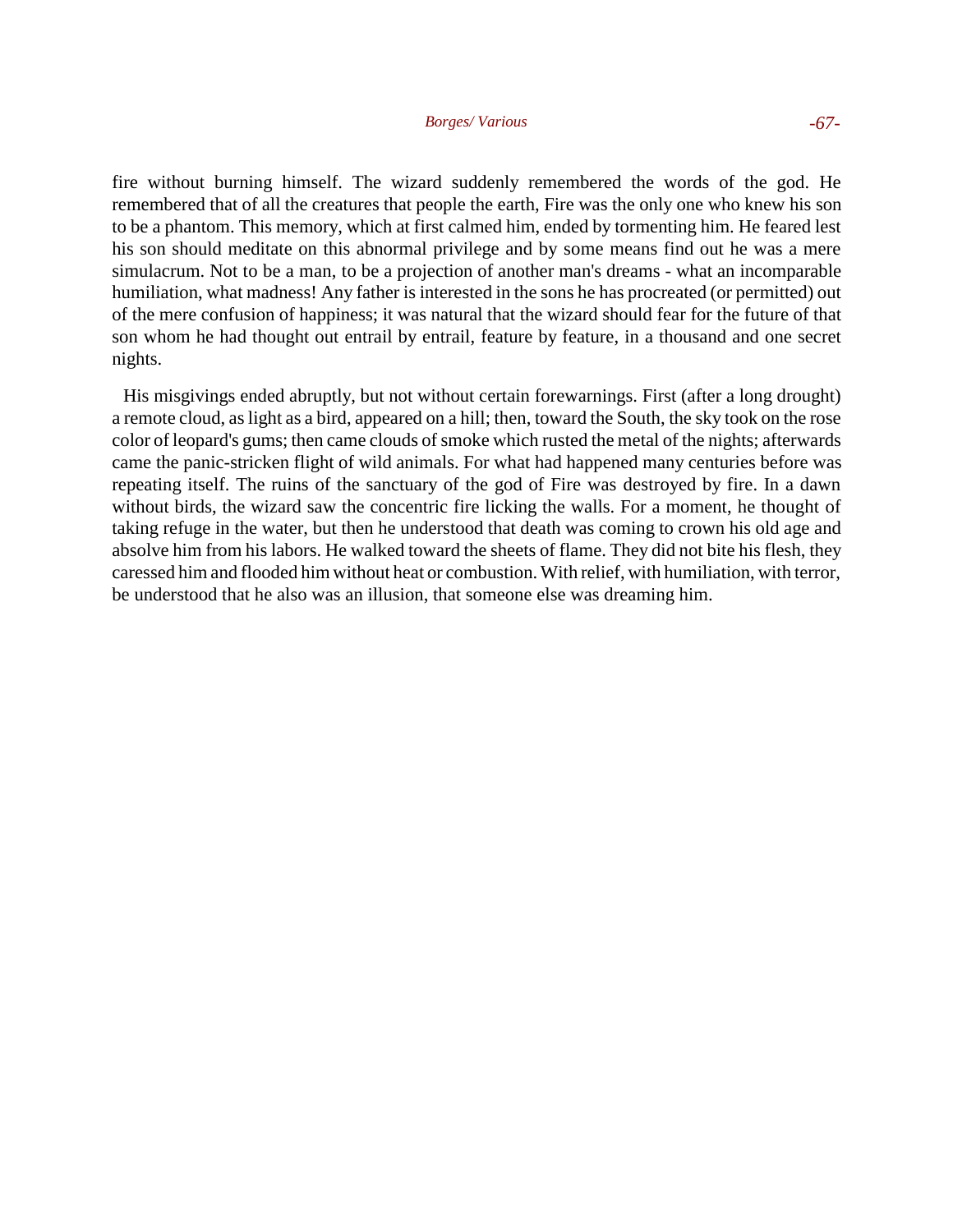fire without burning himself. The wizard suddenly remembered the words of the god. He remembered that of all the creatures that people the earth, Fire was the only one who knew his son to be a phantom. This memory, which at first calmed him, ended by tormenting him. He feared lest his son should meditate on this abnormal privilege and by some means find out he was a mere simulacrum. Not to be a man, to be a projection of another man's dreams - what an incomparable humiliation, what madness! Any father is interested in the sons he has procreated (or permitted) out of the mere confusion of happiness; it was natural that the wizard should fear for the future of that son whom he had thought out entrail by entrail, feature by feature, in a thousand and one secret nights.

His misgivings ended abruptly, but not without certain forewarnings. First (after a long drought) a remote cloud, as light as a bird, appeared on a hill; then, toward the South, the sky took on the rose color of leopard's gums; then came clouds of smoke which rusted the metal of the nights; afterwards came the panic-stricken flight of wild animals. For what had happened many centuries before was repeating itself. The ruins of the sanctuary of the god of Fire was destroyed by fire. In a dawn without birds, the wizard saw the concentric fire licking the walls. For a moment, he thought of taking refuge in the water, but then he understood that death was coming to crown his old age and absolve him from his labors. He walked toward the sheets of flame. They did not bite his flesh, they caressed him and flooded him without heat or combustion. With relief, with humiliation, with terror, be understood that he also was an illusion, that someone else was dreaming him.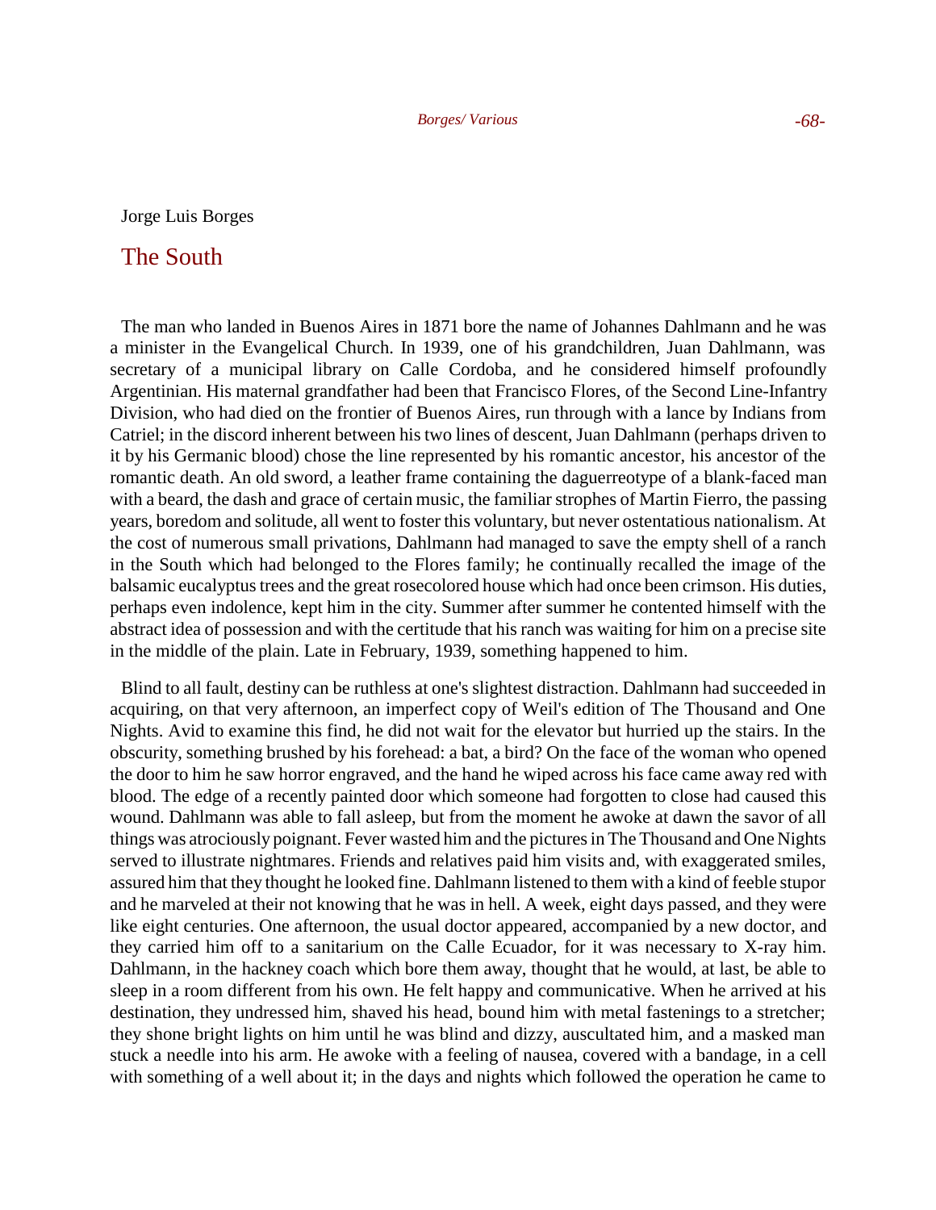Jorge Luis Borges

## The South

The man who landed in Buenos Aires in 1871 bore the name of Johannes Dahlmann and he was a minister in the Evangelical Church. In 1939, one of his grandchildren, Juan Dahlmann, was secretary of a municipal library on Calle Cordoba, and he considered himself profoundly Argentinian. His maternal grandfather had been that Francisco Flores, of the Second Line-Infantry Division, who had died on the frontier of Buenos Aires, run through with a lance by Indians from Catriel; in the discord inherent between his two lines of descent, Juan Dahlmann (perhaps driven to it by his Germanic blood) chose the line represented by his romantic ancestor, his ancestor of the romantic death. An old sword, a leather frame containing the daguerreotype of a blank-faced man with a beard, the dash and grace of certain music, the familiar strophes of Martin Fierro, the passing years, boredom and solitude, all went to foster this voluntary, but never ostentatious nationalism. At the cost of numerous small privations, Dahlmann had managed to save the empty shell of a ranch in the South which had belonged to the Flores family; he continually recalled the image of the balsamic eucalyptus trees and the great rosecolored house which had once been crimson. His duties, perhaps even indolence, kept him in the city. Summer after summer he contented himself with the abstract idea of possession and with the certitude that his ranch was waiting for him on a precise site in the middle of the plain. Late in February, 1939, something happened to him.

Blind to all fault, destiny can be ruthless at one's slightest distraction. Dahlmann had succeeded in acquiring, on that very afternoon, an imperfect copy of Weil's edition of The Thousand and One Nights. Avid to examine this find, he did not wait for the elevator but hurried up the stairs. In the obscurity, something brushed by his forehead: a bat, a bird? On the face of the woman who opened the door to him he saw horror engraved, and the hand he wiped across his face came away red with blood. The edge of a recently painted door which someone had forgotten to close had caused this wound. Dahlmann was able to fall asleep, but from the moment he awoke at dawn the savor of all things was atrociously poignant. Fever wasted him and the pictures in The Thousand and One Nights served to illustrate nightmares. Friends and relatives paid him visits and, with exaggerated smiles, assured him that they thought he looked fine. Dahlmann listened to them with a kind of feeble stupor and he marveled at their not knowing that he was in hell. A week, eight days passed, and they were like eight centuries. One afternoon, the usual doctor appeared, accompanied by a new doctor, and they carried him off to a sanitarium on the Calle Ecuador, for it was necessary to X-ray him. Dahlmann, in the hackney coach which bore them away, thought that he would, at last, be able to sleep in a room different from his own. He felt happy and communicative. When he arrived at his destination, they undressed him, shaved his head, bound him with metal fastenings to a stretcher; they shone bright lights on him until he was blind and dizzy, auscultated him, and a masked man stuck a needle into his arm. He awoke with a feeling of nausea, covered with a bandage, in a cell with something of a well about it; in the days and nights which followed the operation he came to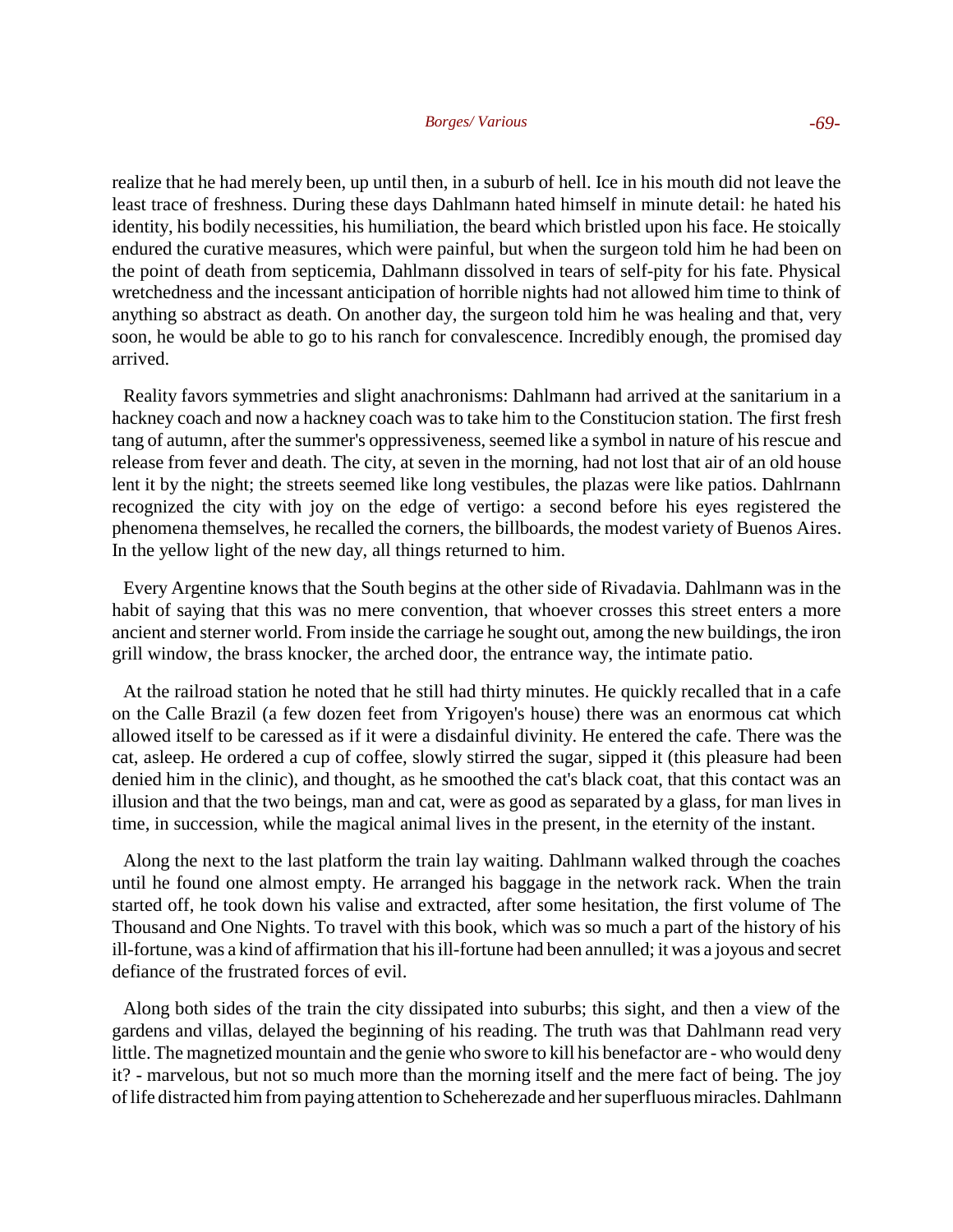realize that he had merely been, up until then, in a suburb of hell. Ice in his mouth did not leave the least trace of freshness. During these days Dahlmann hated himself in minute detail: he hated his identity, his bodily necessities, his humiliation, the beard which bristled upon his face. He stoically endured the curative measures, which were painful, but when the surgeon told him he had been on the point of death from septicemia, Dahlmann dissolved in tears of self-pity for his fate. Physical wretchedness and the incessant anticipation of horrible nights had not allowed him time to think of anything so abstract as death. On another day, the surgeon told him he was healing and that, very soon, he would be able to go to his ranch for convalescence. Incredibly enough, the promised day arrived.

Reality favors symmetries and slight anachronisms: Dahlmann had arrived at the sanitarium in a hackney coach and now a hackney coach was to take him to the Constitucion station. The first fresh tang of autumn, after the summer's oppressiveness, seemed like a symbol in nature of his rescue and release from fever and death. The city, at seven in the morning, had not lost that air of an old house lent it by the night; the streets seemed like long vestibules, the plazas were like patios. Dahlrnann recognized the city with joy on the edge of vertigo: a second before his eyes registered the phenomena themselves, he recalled the corners, the billboards, the modest variety of Buenos Aires. In the yellow light of the new day, all things returned to him.

Every Argentine knows that the South begins at the other side of Rivadavia. Dahlmann was in the habit of saying that this was no mere convention, that whoever crosses this street enters a more ancient and sterner world. From inside the carriage he sought out, among the new buildings, the iron grill window, the brass knocker, the arched door, the entrance way, the intimate patio.

At the railroad station he noted that he still had thirty minutes. He quickly recalled that in a cafe on the Calle Brazil (a few dozen feet from Yrigoyen's house) there was an enormous cat which allowed itself to be caressed as if it were a disdainful divinity. He entered the cafe. There was the cat, asleep. He ordered a cup of coffee, slowly stirred the sugar, sipped it (this pleasure had been denied him in the clinic), and thought, as he smoothed the cat's black coat, that this contact was an illusion and that the two beings, man and cat, were as good as separated by a glass, for man lives in time, in succession, while the magical animal lives in the present, in the eternity of the instant.

Along the next to the last platform the train lay waiting. Dahlmann walked through the coaches until he found one almost empty. He arranged his baggage in the network rack. When the train started off, he took down his valise and extracted, after some hesitation, the first volume of The Thousand and One Nights. To travel with this book, which was so much a part of the history of his ill-fortune, was a kind of affirmation that his ill-fortune had been annulled; it was a joyous and secret defiance of the frustrated forces of evil.

Along both sides of the train the city dissipated into suburbs; this sight, and then a view of the gardens and villas, delayed the beginning of his reading. The truth was that Dahlmann read very little. The magnetized mountain and the genie who swore to kill his benefactor are - who would deny it? - marvelous, but not so much more than the morning itself and the mere fact of being. The joy of life distracted him from paying attention to Scheherezade and her superfluous miracles. Dahlmann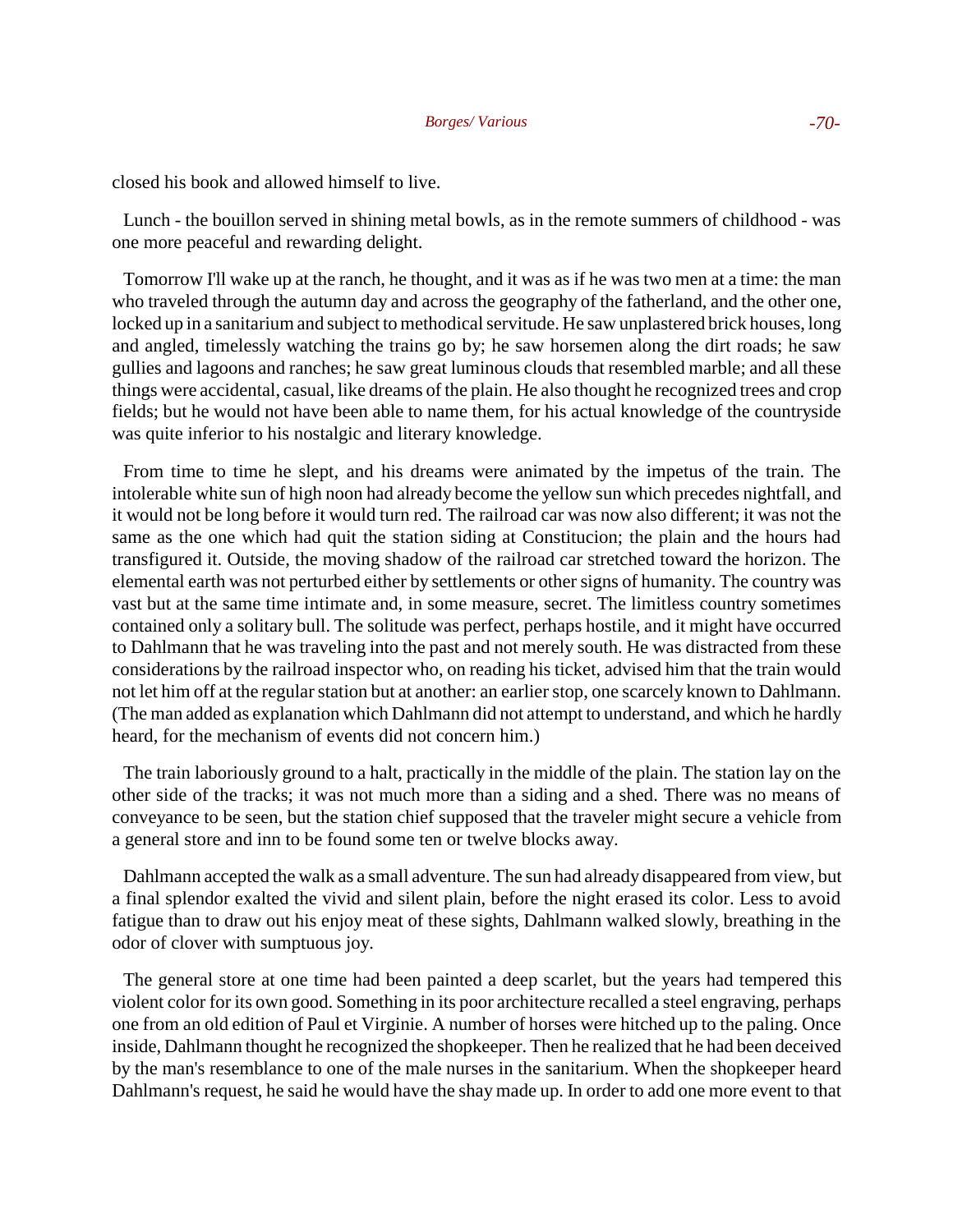closed his book and allowed himself to live.

Lunch - the bouillon served in shining metal bowls, as in the remote summers of childhood - was one more peaceful and rewarding delight.

Tomorrow I'll wake up at the ranch, he thought, and it was as if he was two men at a time: the man who traveled through the autumn day and across the geography of the fatherland, and the other one, locked up in a sanitarium and subject to methodical servitude. He saw unplastered brick houses, long and angled, timelessly watching the trains go by; he saw horsemen along the dirt roads; he saw gullies and lagoons and ranches; he saw great luminous clouds that resembled marble; and all these things were accidental, casual, like dreams of the plain. He also thought he recognized trees and crop fields; but he would not have been able to name them, for his actual knowledge of the countryside was quite inferior to his nostalgic and literary knowledge.

From time to time he slept, and his dreams were animated by the impetus of the train. The intolerable white sun of high noon had already become the yellow sun which precedes nightfall, and it would not be long before it would turn red. The railroad car was now also different; it was not the same as the one which had quit the station siding at Constitucion; the plain and the hours had transfigured it. Outside, the moving shadow of the railroad car stretched toward the horizon. The elemental earth was not perturbed either by settlements or other signs of humanity. The country was vast but at the same time intimate and, in some measure, secret. The limitless country sometimes contained only a solitary bull. The solitude was perfect, perhaps hostile, and it might have occurred to Dahlmann that he was traveling into the past and not merely south. He was distracted from these considerations by the railroad inspector who, on reading his ticket, advised him that the train would not let him off at the regular station but at another: an earlier stop, one scarcely known to Dahlmann. (The man added as explanation which Dahlmann did not attempt to understand, and which he hardly heard, for the mechanism of events did not concern him.)

The train laboriously ground to a halt, practically in the middle of the plain. The station lay on the other side of the tracks; it was not much more than a siding and a shed. There was no means of conveyance to be seen, but the station chief supposed that the traveler might secure a vehicle from a general store and inn to be found some ten or twelve blocks away.

Dahlmann accepted the walk as a small adventure. The sun had already disappeared from view, but a final splendor exalted the vivid and silent plain, before the night erased its color. Less to avoid fatigue than to draw out his enjoy meat of these sights, Dahlmann walked slowly, breathing in the odor of clover with sumptuous joy.

The general store at one time had been painted a deep scarlet, but the years had tempered this violent color for its own good. Something in its poor architecture recalled a steel engraving, perhaps one from an old edition of Paul et Virginie. A number of horses were hitched up to the paling. Once inside, Dahlmann thought he recognized the shopkeeper. Then he realized that he had been deceived by the man's resemblance to one of the male nurses in the sanitarium. When the shopkeeper heard Dahlmann's request, he said he would have the shay made up. In order to add one more event to that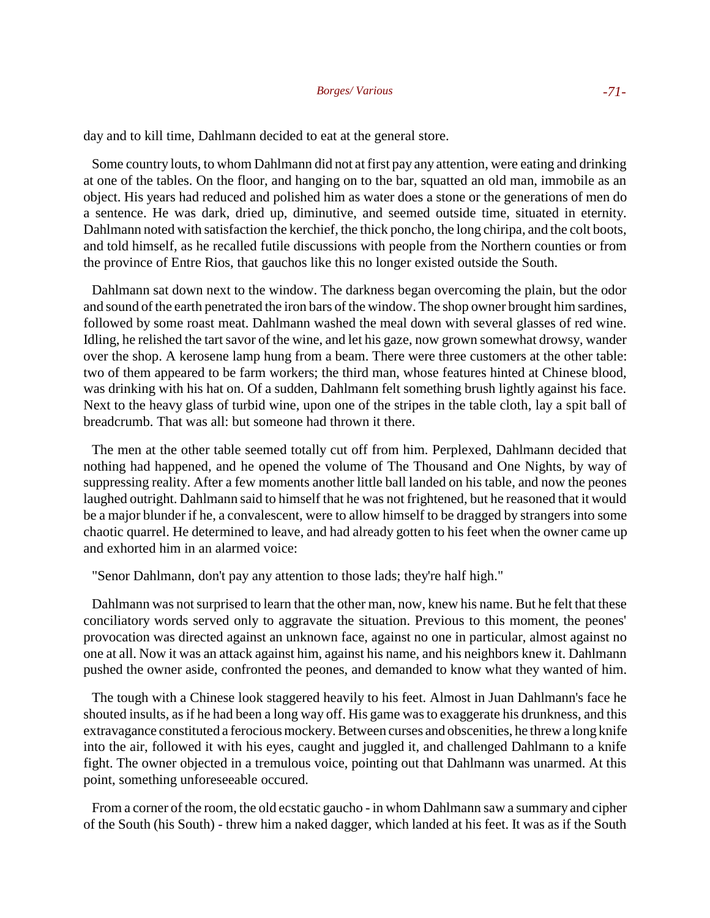day and to kill time, Dahlmann decided to eat at the general store.

Some country louts, to whom Dahlmann did not at first pay any attention, were eating and drinking at one of the tables. On the floor, and hanging on to the bar, squatted an old man, immobile as an object. His years had reduced and polished him as water does a stone or the generations of men do a sentence. He was dark, dried up, diminutive, and seemed outside time, situated in eternity. Dahlmann noted with satisfaction the kerchief, the thick poncho, the long chiripa, and the colt boots, and told himself, as he recalled futile discussions with people from the Northern counties or from the province of Entre Rios, that gauchos like this no longer existed outside the South.

Dahlmann sat down next to the window. The darkness began overcoming the plain, but the odor and sound of the earth penetrated the iron bars of the window. The shop owner brought him sardines, followed by some roast meat. Dahlmann washed the meal down with several glasses of red wine. Idling, he relished the tart savor of the wine, and let his gaze, now grown somewhat drowsy, wander over the shop. A kerosene lamp hung from a beam. There were three customers at the other table: two of them appeared to be farm workers; the third man, whose features hinted at Chinese blood, was drinking with his hat on. Of a sudden, Dahlmann felt something brush lightly against his face. Next to the heavy glass of turbid wine, upon one of the stripes in the table cloth, lay a spit ball of breadcrumb. That was all: but someone had thrown it there.

The men at the other table seemed totally cut off from him. Perplexed, Dahlmann decided that nothing had happened, and he opened the volume of The Thousand and One Nights, by way of suppressing reality. After a few moments another little ball landed on his table, and now the peones laughed outright. Dahlmann said to himself that he was not frightened, but he reasoned that it would be a major blunder if he, a convalescent, were to allow himself to be dragged by strangers into some chaotic quarrel. He determined to leave, and had already gotten to his feet when the owner came up and exhorted him in an alarmed voice:

"Senor Dahlmann, don't pay any attention to those lads; they're half high."

Dahlmann was not surprised to learn that the other man, now, knew his name. But he felt that these conciliatory words served only to aggravate the situation. Previous to this moment, the peones' provocation was directed against an unknown face, against no one in particular, almost against no one at all. Now it was an attack against him, against his name, and his neighbors knew it. Dahlmann pushed the owner aside, confronted the peones, and demanded to know what they wanted of him.

The tough with a Chinese look staggered heavily to his feet. Almost in Juan Dahlmann's face he shouted insults, as if he had been a long way off. His game was to exaggerate his drunkness, and this extravagance constituted a ferocious mockery. Between curses and obscenities, he threw a long knife into the air, followed it with his eyes, caught and juggled it, and challenged Dahlmann to a knife fight. The owner objected in a tremulous voice, pointing out that Dahlmann was unarmed. At this point, something unforeseeable occured.

From a corner of the room, the old ecstatic gaucho - in whom Dahlmann saw a summary and cipher of the South (his South) - threw him a naked dagger, which landed at his feet. It was as if the South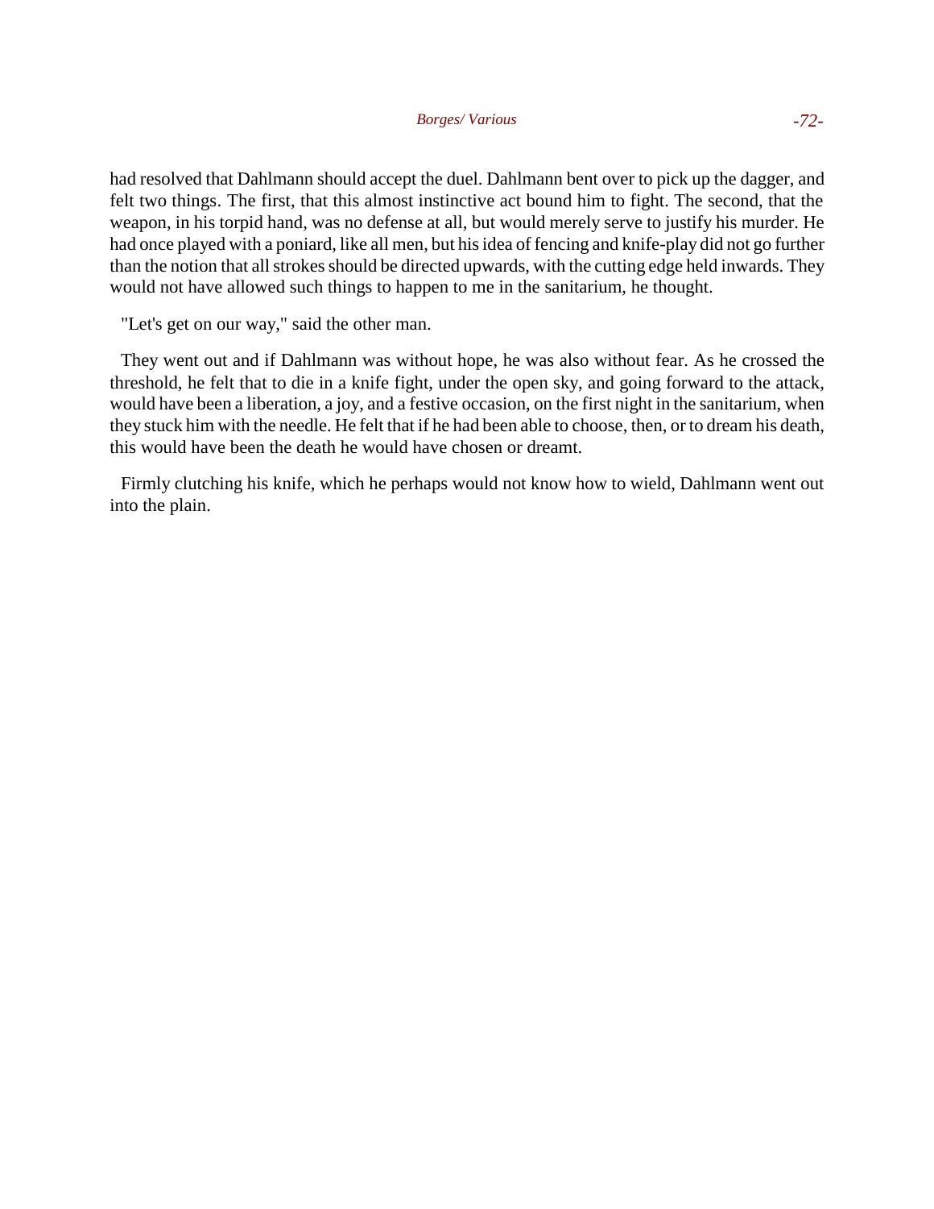had resolved that Dahlmann should accept the duel. Dahlmann bent over to pick up the dagger, and felt two things. The first, that this almost instinctive act bound him to fight. The second, that the weapon, in his torpid hand, was no defense at all, but would merely serve to justify his murder. He had once played with a poniard, like all men, but his idea of fencing and knife-play did not go further than the notion that all strokes should be directed upwards, with the cutting edge held inwards. They would not have allowed such things to happen to me in the sanitarium, he thought.

"Let's get on our way," said the other man.

They went out and if Dahlmann was without hope, he was also without fear. As he crossed the threshold, he felt that to die in a knife fight, under the open sky, and going forward to the attack, would have been a liberation, a joy, and a festive occasion, on the first night in the sanitarium, when they stuck him with the needle. He felt that if he had been able to choose, then, or to dream his death, this would have been the death he would have chosen or dreamt.

Firmly clutching his knife, which he perhaps would not know how to wield, Dahlmann went out into the plain.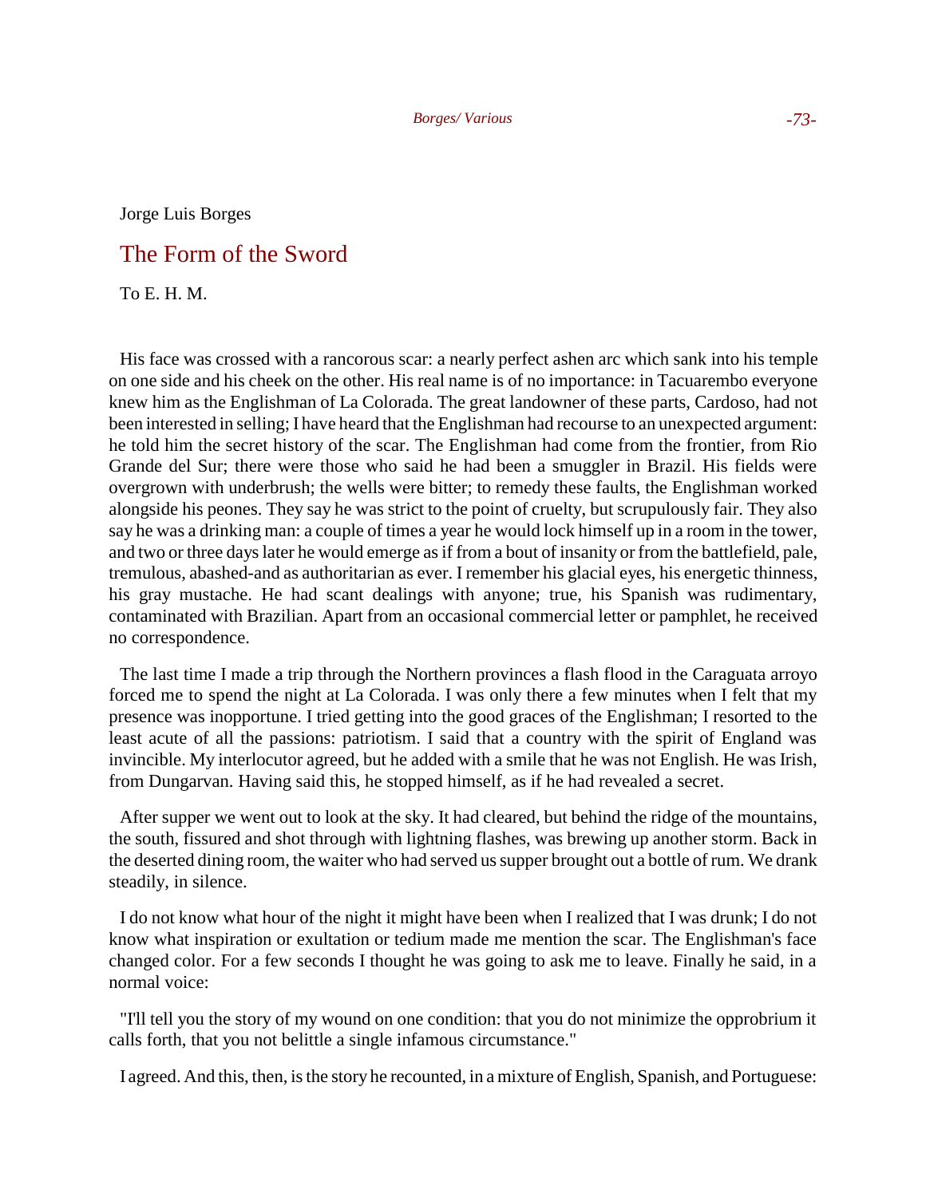Jorge Luis Borges

## The Form of the Sword

To E. H. M.

His face was crossed with a rancorous scar: a nearly perfect ashen arc which sank into his temple on one side and his cheek on the other. His real name is of no importance: in Tacuarembo everyone knew him as the Englishman of La Colorada. The great landowner of these parts, Cardoso, had not been interested in selling; I have heard that the Englishman had recourse to an unexpected argument: he told him the secret history of the scar. The Englishman had come from the frontier, from Rio Grande del Sur; there were those who said he had been a smuggler in Brazil. His fields were overgrown with underbrush; the wells were bitter; to remedy these faults, the Englishman worked alongside his peones. They say he was strict to the point of cruelty, but scrupulously fair. They also say he was a drinking man: a couple of times a year he would lock himself up in a room in the tower, and two or three days later he would emerge as if from a bout of insanity or from the battlefield, pale, tremulous, abashed-and as authoritarian as ever. I remember his glacial eyes, his energetic thinness, his gray mustache. He had scant dealings with anyone; true, his Spanish was rudimentary, contaminated with Brazilian. Apart from an occasional commercial letter or pamphlet, he received no correspondence.

The last time I made a trip through the Northern provinces a flash flood in the Caraguata arroyo forced me to spend the night at La Colorada. I was only there a few minutes when I felt that my presence was inopportune. I tried getting into the good graces of the Englishman; I resorted to the least acute of all the passions: patriotism. I said that a country with the spirit of England was invincible. My interlocutor agreed, but he added with a smile that he was not English. He was Irish, from Dungarvan. Having said this, he stopped himself, as if he had revealed a secret.

After supper we went out to look at the sky. It had cleared, but behind the ridge of the mountains, the south, fissured and shot through with lightning flashes, was brewing up another storm. Back in the deserted dining room, the waiter who had served us supper brought out a bottle of rum. We drank steadily, in silence.

I do not know what hour of the night it might have been when I realized that I was drunk; I do not know what inspiration or exultation or tedium made me mention the scar. The Englishman's face changed color. For a few seconds I thought he was going to ask me to leave. Finally he said, in a normal voice:

"I'll tell you the story of my wound on one condition: that you do not minimize the opprobrium it calls forth, that you not belittle a single infamous circumstance."

I agreed. And this, then, is the story he recounted, in a mixture of English, Spanish, and Portuguese: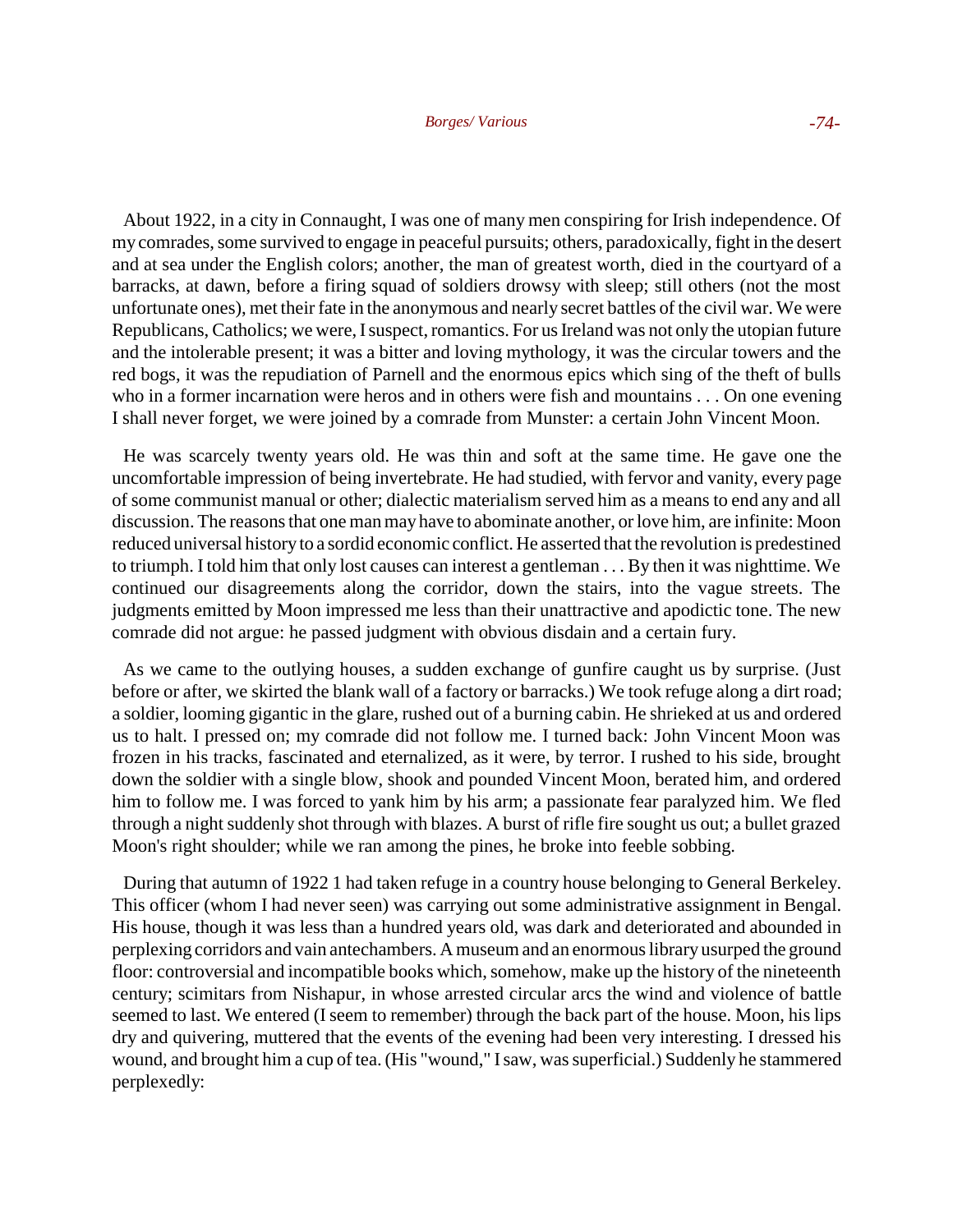About 1922, in a city in Connaught, I was one of many men conspiring for Irish independence. Of my comrades, some survived to engage in peaceful pursuits; others, paradoxically, fight in the desert and at sea under the English colors; another, the man of greatest worth, died in the courtyard of a barracks, at dawn, before a firing squad of soldiers drowsy with sleep; still others (not the most unfortunate ones), met their fate in the anonymous and nearly secret battles of the civil war. We were Republicans, Catholics; we were, I suspect, romantics. For us Ireland was not only the utopian future and the intolerable present; it was a bitter and loving mythology, it was the circular towers and the red bogs, it was the repudiation of Parnell and the enormous epics which sing of the theft of bulls who in a former incarnation were heros and in others were fish and mountains . . . On one evening I shall never forget, we were joined by a comrade from Munster: a certain John Vincent Moon.

He was scarcely twenty years old. He was thin and soft at the same time. He gave one the uncomfortable impression of being invertebrate. He had studied, with fervor and vanity, every page of some communist manual or other; dialectic materialism served him as a means to end any and all discussion. The reasons that one man may have to abominate another, or love him, are infinite: Moon reduced universal history to a sordid economic conflict. He asserted that the revolution is predestined to triumph. I told him that only lost causes can interest a gentleman . . . By then it was nighttime. We continued our disagreements along the corridor, down the stairs, into the vague streets. The judgments emitted by Moon impressed me less than their unattractive and apodictic tone. The new comrade did not argue: he passed judgment with obvious disdain and a certain fury.

As we came to the outlying houses, a sudden exchange of gunfire caught us by surprise. (Just before or after, we skirted the blank wall of a factory or barracks.) We took refuge along a dirt road; a soldier, looming gigantic in the glare, rushed out of a burning cabin. He shrieked at us and ordered us to halt. I pressed on; my comrade did not follow me. I turned back: John Vincent Moon was frozen in his tracks, fascinated and eternalized, as it were, by terror. I rushed to his side, brought down the soldier with a single blow, shook and pounded Vincent Moon, berated him, and ordered him to follow me. I was forced to yank him by his arm; a passionate fear paralyzed him. We fled through a night suddenly shot through with blazes. A burst of rifle fire sought us out; a bullet grazed Moon's right shoulder; while we ran among the pines, he broke into feeble sobbing.

During that autumn of 1922 1 had taken refuge in a country house belonging to General Berkeley. This officer (whom I had never seen) was carrying out some administrative assignment in Bengal. His house, though it was less than a hundred years old, was dark and deteriorated and abounded in perplexing corridors and vain antechambers. A museum and an enormous library usurped the ground floor: controversial and incompatible books which, somehow, make up the history of the nineteenth century; scimitars from Nishapur, in whose arrested circular arcs the wind and violence of battle seemed to last. We entered (I seem to remember) through the back part of the house. Moon, his lips dry and quivering, muttered that the events of the evening had been very interesting. I dressed his wound, and brought him a cup of tea. (His "wound," I saw, was superficial.) Suddenly he stammered perplexedly: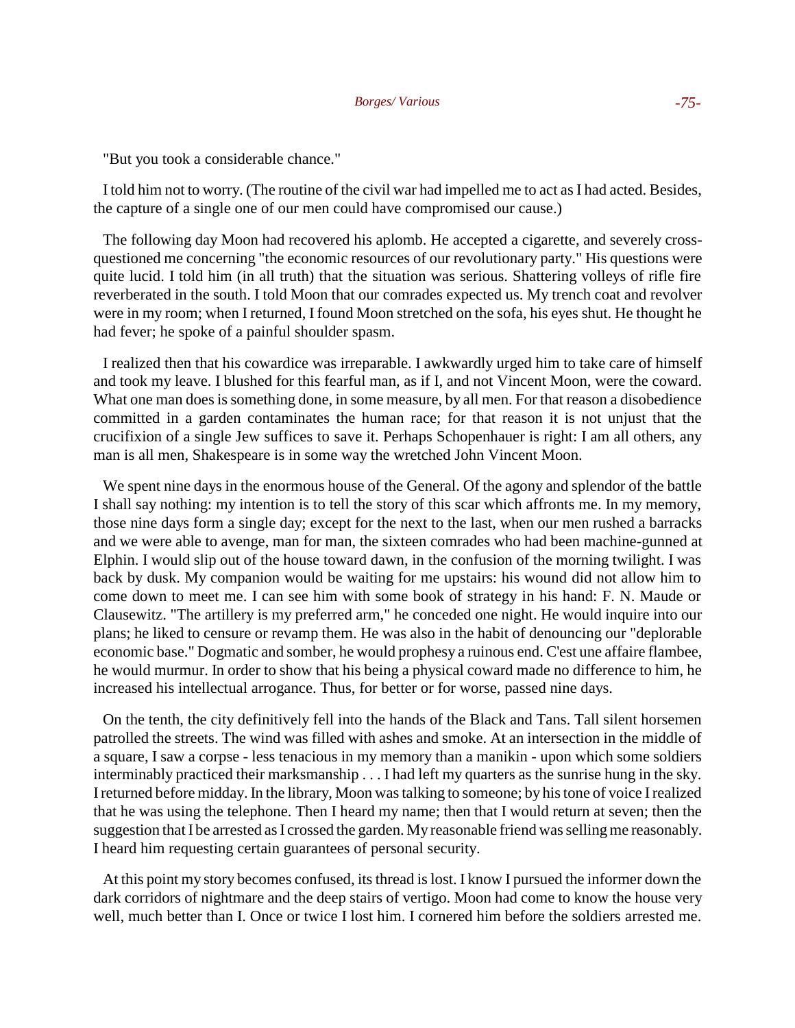"But you took a considerable chance."

I told him not to worry. (The routine of the civil war had impelled me to act as I had acted. Besides, the capture of a single one of our men could have compromised our cause.)

The following day Moon had recovered his aplomb. He accepted a cigarette, and severely cross-questioned me concerning "the economic resources of our revolutionary party." His questions were quite lucid. I told him (in all truth) that the situation was serious. Shattering volleys of rifle fire reverberated in the south. I told Moon that our comrades expected us. My trench coat and revolver were in my room; when I returned, I found Moon stretched on the sofa, his eyes shut. He thought he had fever; he spoke of a painful shoulder spasm.

I realized then that his cowardice was irreparable. I awkwardly urged him to take care of himself and took my leave. I blushed for this fearful man, as if I, and not Vincent Moon, were the coward. What one man does is something done, in some measure, by all men. For that reason a disobedience committed in a garden contaminates the human race; for that reason it is not unjust that the crucifixion of a single Jew suffices to save it. Perhaps Schopenhauer is right: I am all others, any man is all men, Shakespeare is in some way the wretched John Vincent Moon.

We spent nine days in the enormous house of the General. Of the agony and splendor of the battle I shall say nothing: my intention is to tell the story of this scar which affronts me. In my memory, those nine days form a single day; except for the next to the last, when our men rushed a barracks and we were able to avenge, man for man, the sixteen comrades who had been machine-gunned at Elphin. I would slip out of the house toward dawn, in the confusion of the morning twilight. I was back by dusk. My companion would be waiting for me upstairs: his wound did not allow him to come down to meet me. I can see him with some book of strategy in his hand: F. N. Maude or Clausewitz. "The artillery is my preferred arm," he conceded one night. He would inquire into our plans; he liked to censure or revamp them. He was also in the habit of denouncing our "deplorable economic base." Dogmatic and somber, he would prophesy a ruinous end. C'est une affaire flambee, he would murmur. In order to show that his being a physical coward made no difference to him, he increased his intellectual arrogance. Thus, for better or for worse, passed nine days.

On the tenth, the city definitively fell into the hands of the Black and Tans. Tall silent horsemen patrolled the streets. The wind was filled with ashes and smoke. At an intersection in the middle of a square, I saw a corpse - less tenacious in my memory than a manikin - upon which some soldiers interminably practiced their marksmanship . . . I had left my quarters as the sunrise hung in the sky. I returned before midday. In the library, Moon was talking to someone; by his tone of voice I realized that he was using the telephone. Then I heard my name; then that I would return at seven; then the suggestion that I be arrested as I crossed the garden. My reasonable friend was selling me reasonably. I heard him requesting certain guarantees of personal security.

At this point my story becomes confused, its thread is lost. I know I pursued the informer down the dark corridors of nightmare and the deep stairs of vertigo. Moon had come to know the house very well, much better than I. Once or twice I lost him. I cornered him before the soldiers arrested me.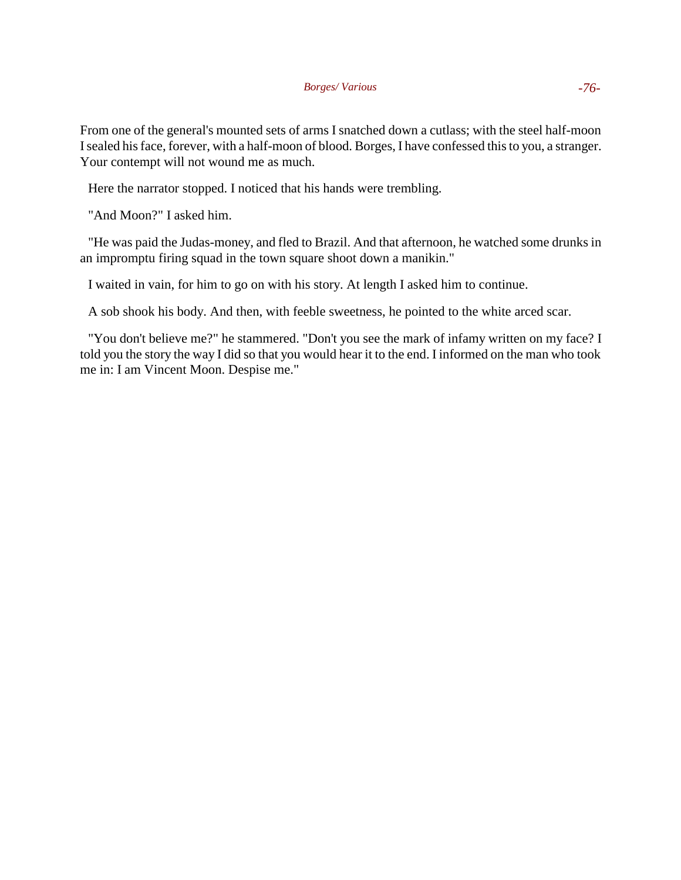From one of the general's mounted sets of arms I snatched down a cutlass; with the steel half-moon I sealed his face, forever, with a half-moon of blood. Borges, I have confessed this to you, a stranger. Your contempt will not wound me as much.

Here the narrator stopped. I noticed that his hands were trembling.

"And Moon?" I asked him.

"He was paid the Judas-money, and fled to Brazil. And that afternoon, he watched some drunks in an impromptu firing squad in the town square shoot down a manikin."

I waited in vain, for him to go on with his story. At length I asked him to continue.

A sob shook his body. And then, with feeble sweetness, he pointed to the white arced scar.

"You don't believe me?" he stammered. "Don't you see the mark of infamy written on my face? I told you the story the way I did so that you would hear it to the end. I informed on the man who took me in: I am Vincent Moon. Despise me."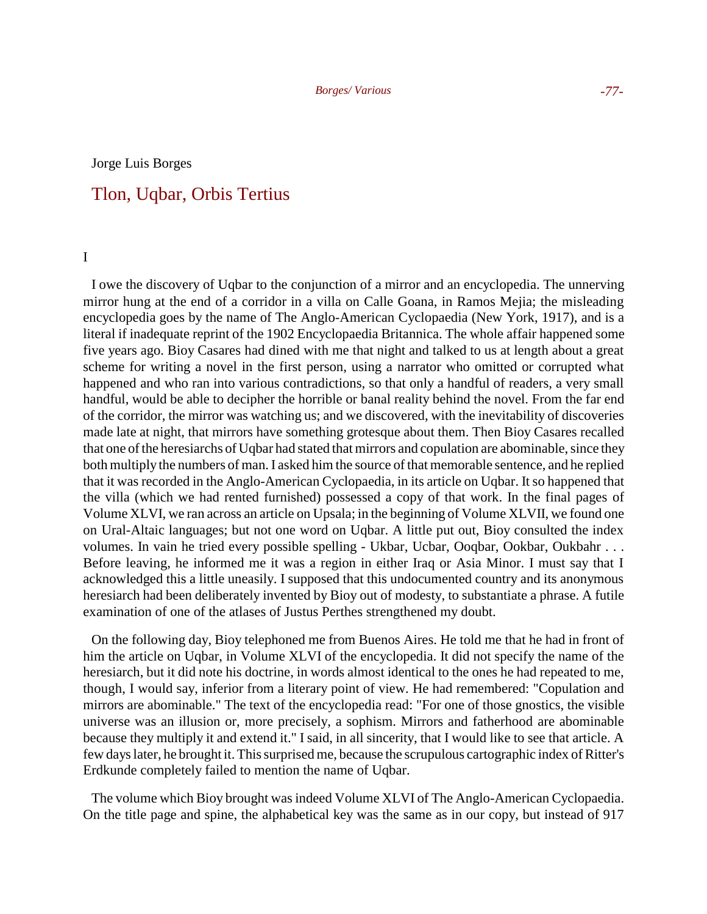Jorge Luis Borges

## Tlon, Uqbar, Orbis Tertius

I

I owe the discovery of Uqbar to the conjunction of a mirror and an encyclopedia. The unnerving mirror hung at the end of a corridor in a villa on Calle Goana, in Ramos Mejia; the misleading encyclopedia goes by the name of The Anglo-American Cyclopaedia (New York, 1917), and is a literal if inadequate reprint of the 1902 Encyclopaedia Britannica. The whole affair happened some five years ago. Bioy Casares had dined with me that night and talked to us at length about a great scheme for writing a novel in the first person, using a narrator who omitted or corrupted what happened and who ran into various contradictions, so that only a handful of readers, a very small handful, would be able to decipher the horrible or banal reality behind the novel. From the far end of the corridor, the mirror was watching us; and we discovered, with the inevitability of discoveries made late at night, that mirrors have something grotesque about them. Then Bioy Casares recalled that one of the heresiarchs of Uqbar had stated that mirrors and copulation are abominable, since they both multiply the numbers of man. I asked him the source of that memorable sentence, and he replied that it was recorded in the Anglo-American Cyclopaedia, in its article on Uqbar. It so happened that the villa (which we had rented furnished) possessed a copy of that work. In the final pages of Volume XLVI, we ran across an article on Upsala; in the beginning of Volume XLVII, we found one on Ural-Altaic languages; but not one word on Uqbar. A little put out, Bioy consulted the index volumes. In vain he tried every possible spelling - Ukbar, Ucbar, Ooqbar, Ookbar, Oukbahr . . . Before leaving, he informed me it was a region in either Iraq or Asia Minor. I must say that I acknowledged this a little uneasily. I supposed that this undocumented country and its anonymous heresiarch had been deliberately invented by Bioy out of modesty, to substantiate a phrase. A futile examination of one of the atlases of Justus Perthes strengthened my doubt.

On the following day, Bioy telephoned me from Buenos Aires. He told me that he had in front of him the article on Uqbar, in Volume XLVI of the encyclopedia. It did not specify the name of the heresiarch, but it did note his doctrine, in words almost identical to the ones he had repeated to me, though, I would say, inferior from a literary point of view. He had remembered: "Copulation and mirrors are abominable." The text of the encyclopedia read: "For one of those gnostics, the visible universe was an illusion or, more precisely, a sophism. Mirrors and fatherhood are abominable because they multiply it and extend it." I said, in all sincerity, that I would like to see that article. A few days later, he brought it. This surprised me, because the scrupulous cartographic index of Ritter's Erdkunde completely failed to mention the name of Uqbar.

The volume which Bioy brought was indeed Volume XLVI of The Anglo-American Cyclopaedia. On the title page and spine, the alphabetical key was the same as in our copy, but instead of 917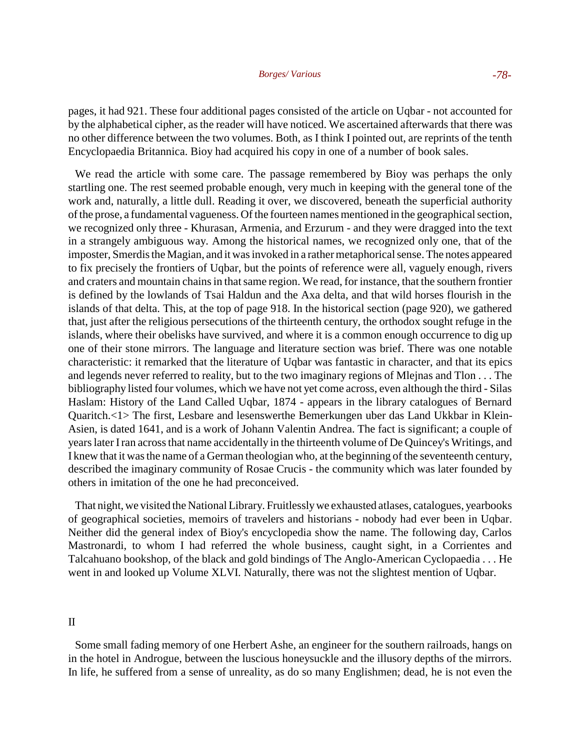pages, it had 921. These four additional pages consisted of the article on Uqbar - not accounted for by the alphabetical cipher, as the reader will have noticed. We ascertained afterwards that there was no other difference between the two volumes. Both, as I think I pointed out, are reprints of the tenth Encyclopaedia Britannica. Bioy had acquired his copy in one of a number of book sales.

We read the article with some care. The passage remembered by Bioy was perhaps the only startling one. The rest seemed probable enough, very much in keeping with the general tone of the work and, naturally, a little dull. Reading it over, we discovered, beneath the superficial authority of the prose, a fundamental vagueness. Of the fourteen names mentioned in the geographical section, we recognized only three - Khurasan, Armenia, and Erzurum - and they were dragged into the text in a strangely ambiguous way. Among the historical names, we recognized only one, that of the imposter, Smerdis the Magian, and it was invoked in a rather metaphorical sense. The notes appeared to fix precisely the frontiers of Uqbar, but the points of reference were all, vaguely enough, rivers and craters and mountain chains in that same region. We read, for instance, that the southern frontier is defined by the lowlands of Tsai Haldun and the Axa delta, and that wild horses flourish in the islands of that delta. This, at the top of page 918. In the historical section (page 920), we gathered that, just after the religious persecutions of the thirteenth century, the orthodox sought refuge in the islands, where their obelisks have survived, and where it is a common enough occurrence to dig up one of their stone mirrors. The language and literature section was brief. There was one notable characteristic: it remarked that the literature of Uqbar was fantastic in character, and that its epics and legends never referred to reality, but to the two imaginary regions of Mlejnas and Tlon . . . The bibliography listed four volumes, which we have not yet come across, even although the third - Silas Haslam: History of the Land Called Uqbar, 1874 - appears in the library catalogues of Bernard Quaritch.<1> The first, Lesbare and lesenswerthe Bemerkungen uber das Land Ukkbar in Klein-Asien, is dated 1641, and is a work of Johann Valentin Andrea. The fact is significant; a couple of years later I ran across that name accidentally in the thirteenth volume of De Quincey's Writings, and I knew that it was the name of a German theologian who, at the beginning of the seventeenth century, described the imaginary community of Rosae Crucis - the community which was later founded by others in imitation of the one he had preconceived.

That night, we visited the National Library. Fruitlessly we exhausted atlases, catalogues, yearbooks of geographical societies, memoirs of travelers and historians - nobody had ever been in Uqbar. Neither did the general index of Bioy's encyclopedia show the name. The following day, Carlos Mastronardi, to whom I had referred the whole business, caught sight, in a Corrientes and Talcahuano bookshop, of the black and gold bindings of The Anglo-American Cyclopaedia . . . He went in and looked up Volume XLVI. Naturally, there was not the slightest mention of Uqbar.

## II

Some small fading memory of one Herbert Ashe, an engineer for the southern railroads, hangs on in the hotel in Androgue, between the luscious honeysuckle and the illusory depths of the mirrors. In life, he suffered from a sense of unreality, as do so many Englishmen; dead, he is not even the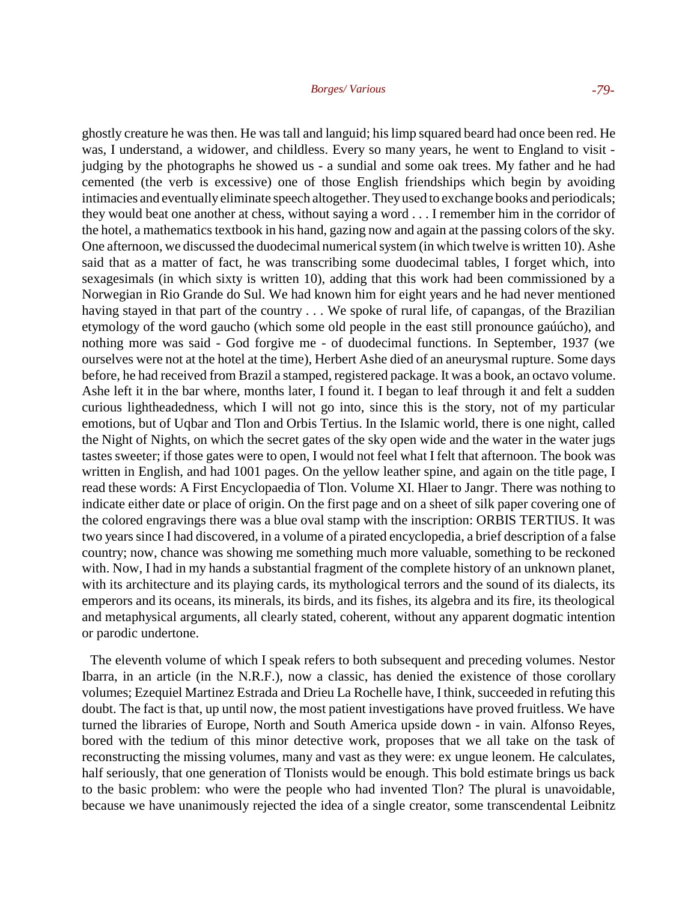ghostly creature he was then. He was tall and languid; his limp squared beard had once been red. He was, I understand, a widower, and childless. Every so many years, he went to England to visit - judging by the photographs he showed us - a sundial and some oak trees. My father and he had cemented (the verb is excessive) one of those English friendships which begin by avoiding intimacies and eventually eliminate speech altogether. They used to exchange books and periodicals; they would beat one another at chess, without saying a word . . . I remember him in the corridor of the hotel, a mathematics textbook in his hand, gazing now and again at the passing colors of the sky. One afternoon, we discussed the duodecimal numerical system (in which twelve is written 10). Ashe said that as a matter of fact, he was transcribing some duodecimal tables, I forget which, into sexagesimals (in which sixty is written 10), adding that this work had been commissioned by a Norwegian in Rio Grande do Sul. We had known him for eight years and he had never mentioned having stayed in that part of the country . . . We spoke of rural life, of capangas, of the Brazilian etymology of the word gaucho (which some old people in the east still pronounce gaúúcho), and nothing more was said - God forgive me - of duodecimal functions. In September, 1937 (we ourselves were not at the hotel at the time), Herbert Ashe died of an aneurysmal rupture. Some days before, he had received from Brazil a stamped, registered package. It was a book, an octavo volume. Ashe left it in the bar where, months later, I found it. I began to leaf through it and felt a sudden curious lightheadedness, which I will not go into, since this is the story, not of my particular emotions, but of Uqbar and Tlon and Orbis Tertius. In the Islamic world, there is one night, called the Night of Nights, on which the secret gates of the sky open wide and the water in the water jugs tastes sweeter; if those gates were to open, I would not feel what I felt that afternoon. The book was written in English, and had 1001 pages. On the yellow leather spine, and again on the title page, I read these words: A First Encyclopaedia of Tlon. Volume XI. Hlaer to Jangr. There was nothing to indicate either date or place of origin. On the first page and on a sheet of silk paper covering one of the colored engravings there was a blue oval stamp with the inscription: ORBIS TERTIUS. It was two years since I had discovered, in a volume of a pirated encyclopedia, a brief description of a false country; now, chance was showing me something much more valuable, something to be reckoned with. Now, I had in my hands a substantial fragment of the complete history of an unknown planet, with its architecture and its playing cards, its mythological terrors and the sound of its dialects, its emperors and its oceans, its minerals, its birds, and its fishes, its algebra and its fire, its theological and metaphysical arguments, all clearly stated, coherent, without any apparent dogmatic intention or parodic undertone.

The eleventh volume of which I speak refers to both subsequent and preceding volumes. Nestor Ibarra, in an article (in the N.R.F.), now a classic, has denied the existence of those corollary volumes; Ezequiel Martinez Estrada and Drieu La Rochelle have, I think, succeeded in refuting this doubt. The fact is that, up until now, the most patient investigations have proved fruitless. We have turned the libraries of Europe, North and South America upside down - in vain. Alfonso Reyes, bored with the tedium of this minor detective work, proposes that we all take on the task of reconstructing the missing volumes, many and vast as they were: ex ungue leonem. He calculates, half seriously, that one generation of Tlonists would be enough. This bold estimate brings us back to the basic problem: who were the people who had invented Tlon? The plural is unavoidable, because we have unanimously rejected the idea of a single creator, some transcendental Leibnitz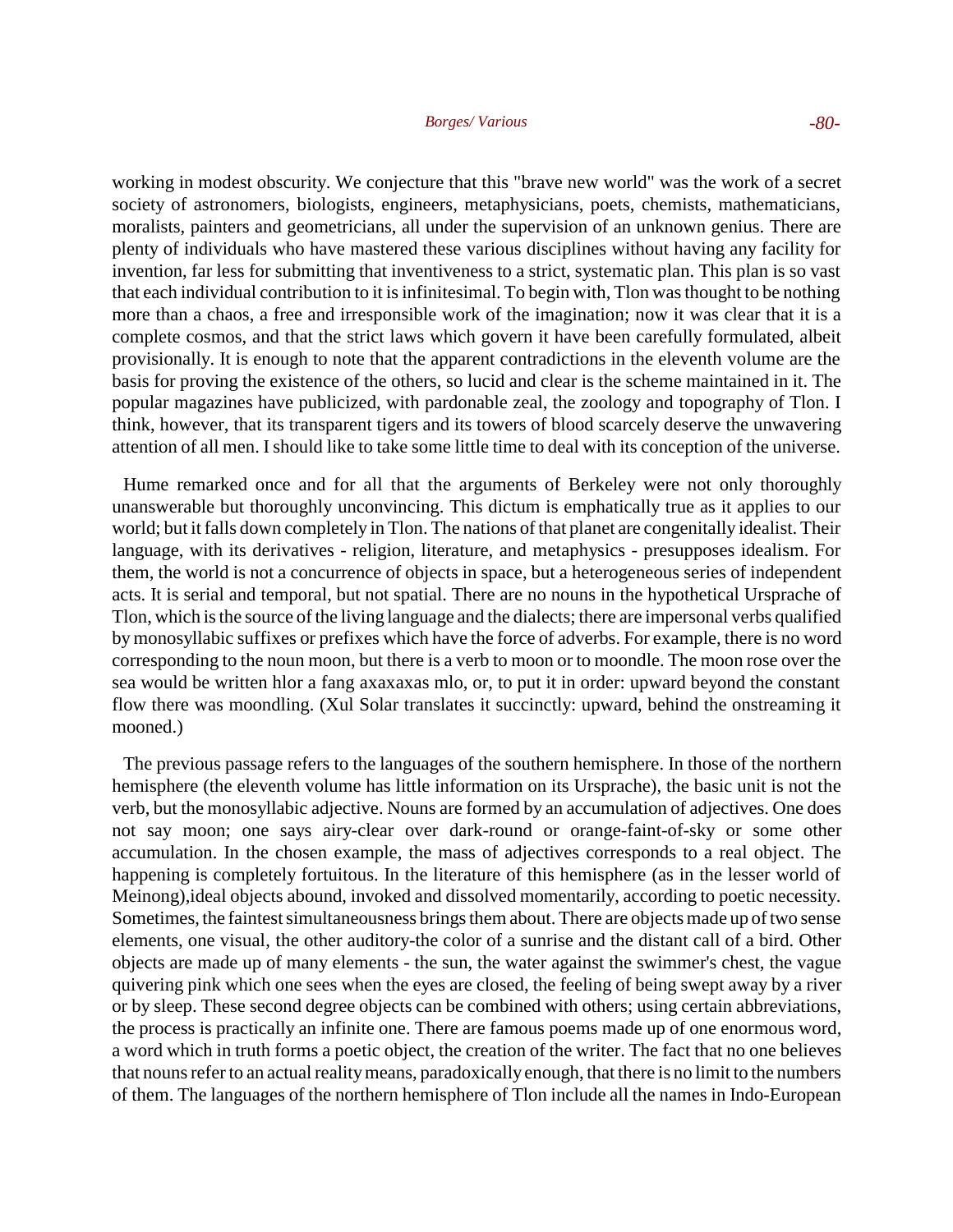working in modest obscurity. We conjecture that this "brave new world" was the work of a secret society of astronomers, biologists, engineers, metaphysicians, poets, chemists, mathematicians, moralists, painters and geometricians, all under the supervision of an unknown genius. There are plenty of individuals who have mastered these various disciplines without having any facility for invention, far less for submitting that inventiveness to a strict, systematic plan. This plan is so vast that each individual contribution to it is infinitesimal. To begin with, Tlon was thought to be nothing more than a chaos, a free and irresponsible work of the imagination; now it was clear that it is a complete cosmos, and that the strict laws which govern it have been carefully formulated, albeit provisionally. It is enough to note that the apparent contradictions in the eleventh volume are the basis for proving the existence of the others, so lucid and clear is the scheme maintained in it. The popular magazines have publicized, with pardonable zeal, the zoology and topography of Tlon. I think, however, that its transparent tigers and its towers of blood scarcely deserve the unwavering attention of all men. I should like to take some little time to deal with its conception of the universe.

Hume remarked once and for all that the arguments of Berkeley were not only thoroughly unanswerable but thoroughly unconvincing. This dictum is emphatically true as it applies to our world; but it falls down completely in Tlon. The nations of that planet are congenitally idealist. Their language, with its derivatives - religion, literature, and metaphysics - presupposes idealism. For them, the world is not a concurrence of objects in space, but a heterogeneous series of independent acts. It is serial and temporal, but not spatial. There are no nouns in the hypothetical Ursprache of Tlon, which is the source of the living language and the dialects; there are impersonal verbs qualified by monosyllabic suffixes or prefixes which have the force of adverbs. For example, there is no word corresponding to the noun moon, but there is a verb to moon or to moondle. The moon rose over the sea would be written hlor a fang axaxaxas mlo, or, to put it in order: upward beyond the constant flow there was moondling. (Xul Solar translates it succinctly: upward, behind the onstreaming it mooned.)

The previous passage refers to the languages of the southern hemisphere. In those of the northern hemisphere (the eleventh volume has little information on its Ursprache), the basic unit is not the verb, but the monosyllabic adjective. Nouns are formed by an accumulation of adjectives. One does not say moon; one says airy-clear over dark-round or orange-faint-of-sky or some other accumulation. In the chosen example, the mass of adjectives corresponds to a real object. The happening is completely fortuitous. In the literature of this hemisphere (as in the lesser world of Meinong),ideal objects abound, invoked and dissolved momentarily, according to poetic necessity. Sometimes, the faintest simultaneousness brings them about. There are objects made up of two sense elements, one visual, the other auditory-the color of a sunrise and the distant call of a bird. Other objects are made up of many elements - the sun, the water against the swimmer's chest, the vague quivering pink which one sees when the eyes are closed, the feeling of being swept away by a river or by sleep. These second degree objects can be combined with others; using certain abbreviations, the process is practically an infinite one. There are famous poems made up of one enormous word, a word which in truth forms a poetic object, the creation of the writer. The fact that no one believes that nouns refer to an actual reality means, paradoxically enough, that there is no limit to the numbers of them. The languages of the northern hemisphere of Tlon include all the names in Indo-European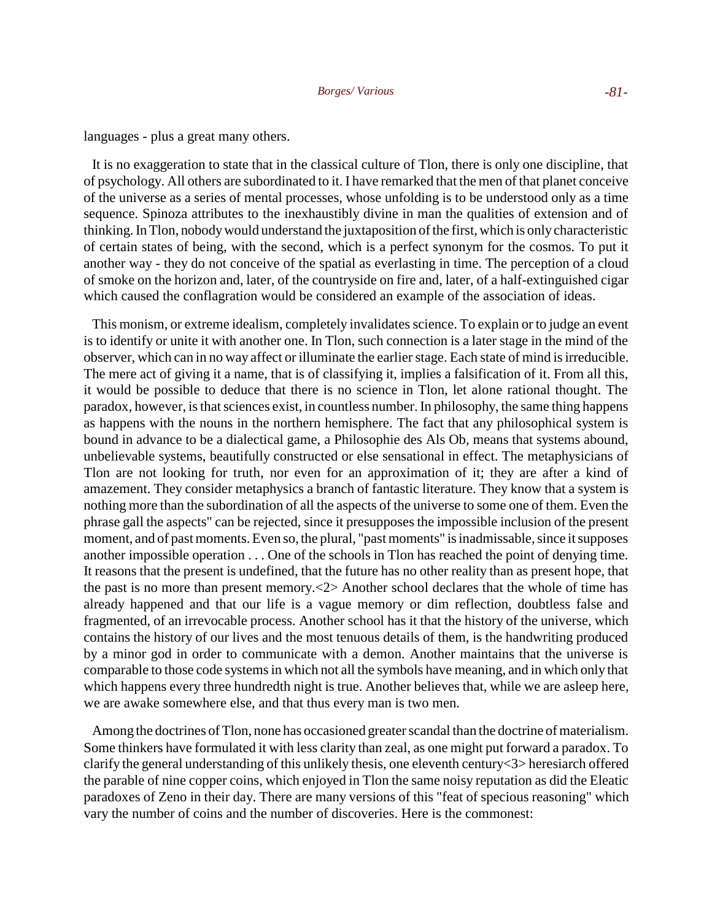languages - plus a great many others.

It is no exaggeration to state that in the classical culture of Tlon, there is only one discipline, that of psychology. All others are subordinated to it. I have remarked that the men of that planet conceive of the universe as a series of mental processes, whose unfolding is to be understood only as a time sequence. Spinoza attributes to the inexhaustibly divine in man the qualities of extension and of thinking. In Tlon, nobody would understand the juxtaposition of the first, which is only characteristic of certain states of being, with the second, which is a perfect synonym for the cosmos. To put it another way - they do not conceive of the spatial as everlasting in time. The perception of a cloud of smoke on the horizon and, later, of the countryside on fire and, later, of a half-extinguished cigar which caused the conflagration would be considered an example of the association of ideas.

This monism, or extreme idealism, completely invalidates science. To explain or to judge an event is to identify or unite it with another one. In Tlon, such connection is a later stage in the mind of the observer, which can in no way affect or illuminate the earlier stage. Each state of mind is irreducible. The mere act of giving it a name, that is of classifying it, implies a falsification of it. From all this, it would be possible to deduce that there is no science in Tlon, let alone rational thought. The paradox, however, is that sciences exist, in countless number. In philosophy, the same thing happens as happens with the nouns in the northern hemisphere. The fact that any philosophical system is bound in advance to be a dialectical game, a Philosophie des Als Ob, means that systems abound, unbelievable systems, beautifully constructed or else sensational in effect. The metaphysicians of Tlon are not looking for truth, nor even for an approximation of it; they are after a kind of amazement. They consider metaphysics a branch of fantastic literature. They know that a system is nothing more than the subordination of all the aspects of the universe to some one of them. Even the phrase gall the aspects" can be rejected, since it presupposes the impossible inclusion of the present moment, and of past moments. Even so, the plural, "past moments" is inadmissable, since it supposes another impossible operation . . . One of the schools in Tlon has reached the point of denying time. It reasons that the present is undefined, that the future has no other reality than as present hope, that the past is no more than present memory.<2> Another school declares that the whole of time has already happened and that our life is a vague memory or dim reflection, doubtless false and fragmented, of an irrevocable process. Another school has it that the history of the universe, which contains the history of our lives and the most tenuous details of them, is the handwriting produced by a minor god in order to communicate with a demon. Another maintains that the universe is comparable to those code systems in which not all the symbols have meaning, and in which only that which happens every three hundredth night is true. Another believes that, while we are asleep here, we are awake somewhere else, and that thus every man is two men.

Among the doctrines of Tlon, none has occasioned greater scandal than the doctrine of materialism. Some thinkers have formulated it with less clarity than zeal, as one might put forward a paradox. To clarify the general understanding of this unlikely thesis, one eleventh century<3> heresiarch offered the parable of nine copper coins, which enjoyed in Tlon the same noisy reputation as did the Eleatic paradoxes of Zeno in their day. There are many versions of this "feat of specious reasoning" which vary the number of coins and the number of discoveries. Here is the commonest: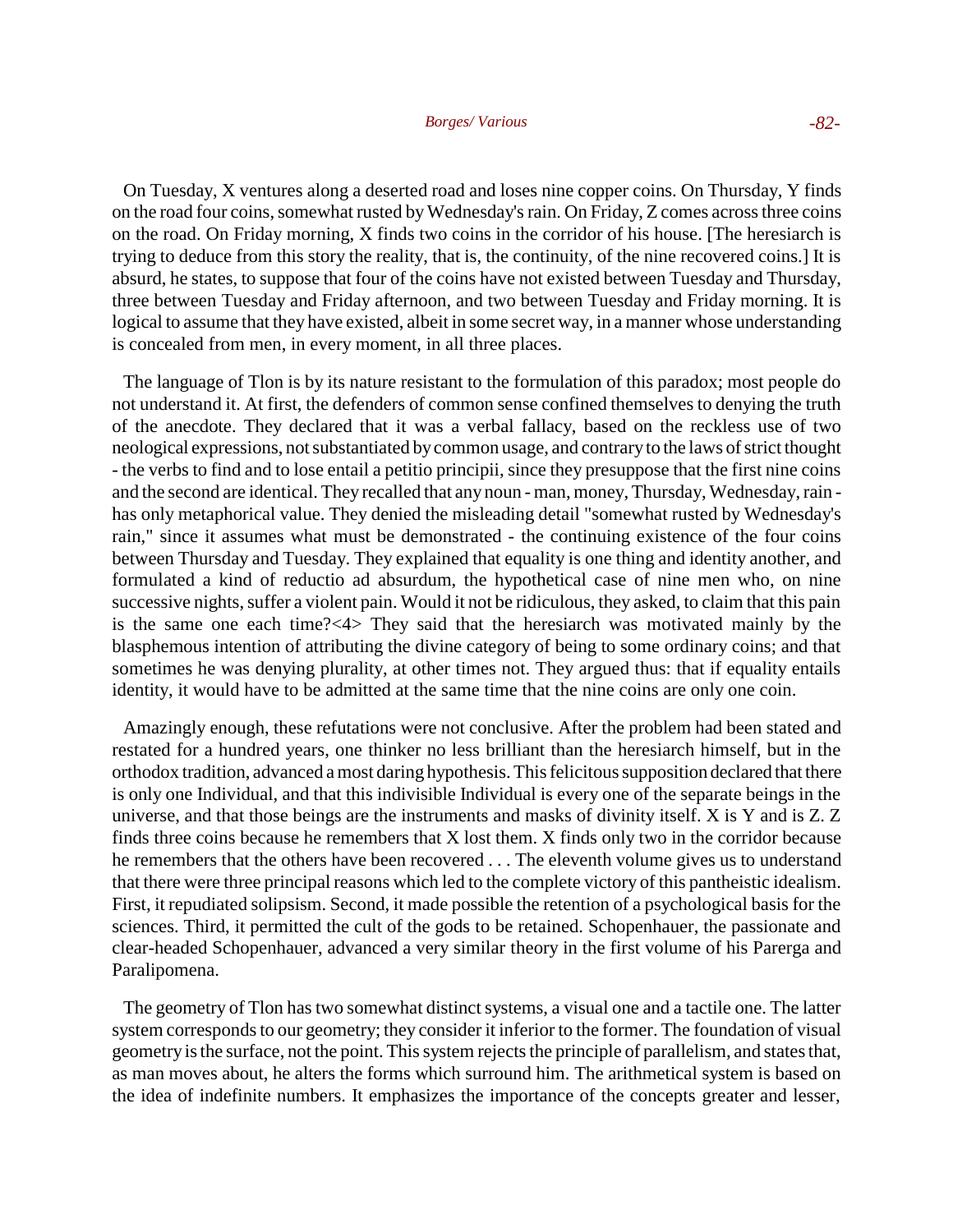On Tuesday, X ventures along a deserted road and loses nine copper coins. On Thursday, Y finds on the road four coins, somewhat rusted by Wednesday's rain. On Friday, Z comes across three coins on the road. On Friday morning, X finds two coins in the corridor of his house. [The heresiarch is trying to deduce from this story the reality, that is, the continuity, of the nine recovered coins.] It is absurd, he states, to suppose that four of the coins have not existed between Tuesday and Thursday, three between Tuesday and Friday afternoon, and two between Tuesday and Friday morning. It is logical to assume that they have existed, albeit in some secret way, in a manner whose understanding is concealed from men, in every moment, in all three places.

The language of Tlon is by its nature resistant to the formulation of this paradox; most people do not understand it. At first, the defenders of common sense confined themselves to denying the truth of the anecdote. They declared that it was a verbal fallacy, based on the reckless use of two neological expressions, not substantiated by common usage, and contrary to the laws of strict thought - the verbs to find and to lose entail a petitio principii, since they presuppose that the first nine coins and the second are identical. They recalled that any noun - man, money, Thursday, Wednesday, rain - has only metaphorical value. They denied the misleading detail "somewhat rusted by Wednesday's rain," since it assumes what must be demonstrated - the continuing existence of the four coins between Thursday and Tuesday. They explained that equality is one thing and identity another, and formulated a kind of reductio ad absurdum, the hypothetical case of nine men who, on nine successive nights, suffer a violent pain. Would it not be ridiculous, they asked, to claim that this pain is the same one each time?<4> They said that the heresiarch was motivated mainly by the blasphemous intention of attributing the divine category of being to some ordinary coins; and that sometimes he was denying plurality, at other times not. They argued thus: that if equality entails identity, it would have to be admitted at the same time that the nine coins are only one coin.

Amazingly enough, these refutations were not conclusive. After the problem had been stated and restated for a hundred years, one thinker no less brilliant than the heresiarch himself, but in the orthodox tradition, advanced a most daring hypothesis. This felicitous supposition declared that there is only one Individual, and that this indivisible Individual is every one of the separate beings in the universe, and that those beings are the instruments and masks of divinity itself. X is Y and is Z. Z finds three coins because he remembers that X lost them. X finds only two in the corridor because he remembers that the others have been recovered . . . The eleventh volume gives us to understand that there were three principal reasons which led to the complete victory of this pantheistic idealism. First, it repudiated solipsism. Second, it made possible the retention of a psychological basis for the sciences. Third, it permitted the cult of the gods to be retained. Schopenhauer, the passionate and clear-headed Schopenhauer, advanced a very similar theory in the first volume of his Parerga and Paralipomena.

The geometry of Tlon has two somewhat distinct systems, a visual one and a tactile one. The latter system corresponds to our geometry; they consider it inferior to the former. The foundation of visual geometry is the surface, not the point. This system rejects the principle of parallelism, and states that, as man moves about, he alters the forms which surround him. The arithmetical system is based on the idea of indefinite numbers. It emphasizes the importance of the concepts greater and lesser,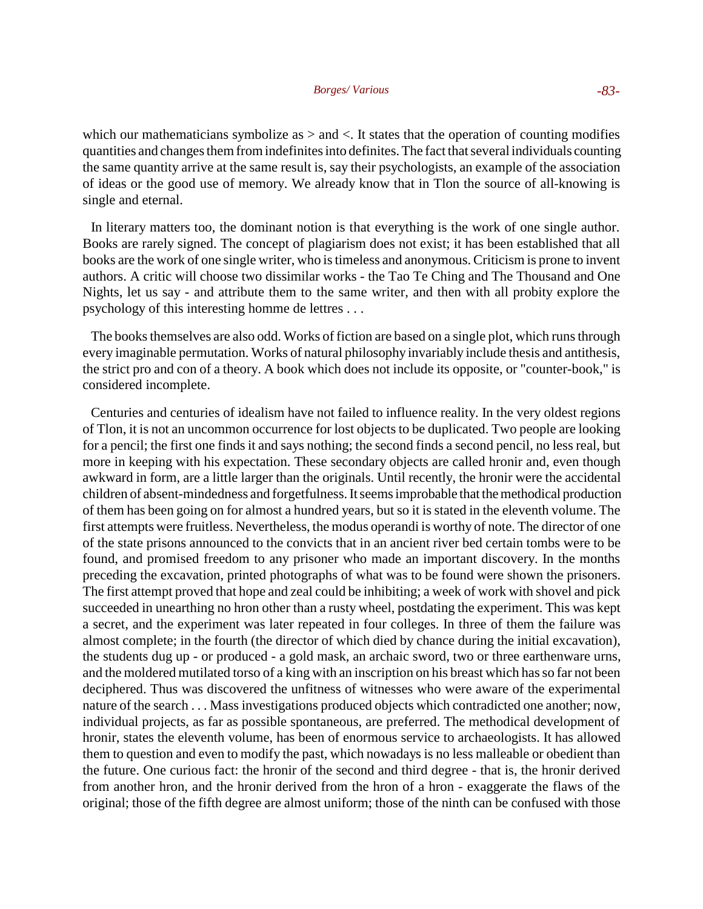which our mathematicians symbolize as > and <. It states that the operation of counting modifies quantities and changes them from indefinites into definites. The fact that several individuals counting the same quantity arrive at the same result is, say their psychologists, an example of the association of ideas or the good use of memory. We already know that in Tlon the source of all-knowing is single and eternal.

In literary matters too, the dominant notion is that everything is the work of one single author. Books are rarely signed. The concept of plagiarism does not exist; it has been established that all books are the work of one single writer, who is timeless and anonymous. Criticism is prone to invent authors. A critic will choose two dissimilar works - the Tao Te Ching and The Thousand and One Nights, let us say - and attribute them to the same writer, and then with all probity explore the psychology of this interesting homme de lettres . . .

The books themselves are also odd. Works of fiction are based on a single plot, which runs through every imaginable permutation. Works of natural philosophy invariably include thesis and antithesis, the strict pro and con of a theory. A book which does not include its opposite, or "counter-book," is considered incomplete.

Centuries and centuries of idealism have not failed to influence reality. In the very oldest regions of Tlon, it is not an uncommon occurrence for lost objects to be duplicated. Two people are looking for a pencil; the first one finds it and says nothing; the second finds a second pencil, no less real, but more in keeping with his expectation. These secondary objects are called hronir and, even though awkward in form, are a little larger than the originals. Until recently, the hronir were the accidental children of absent-mindedness and forgetfulness. It seems improbable that the methodical production of them has been going on for almost a hundred years, but so it is stated in the eleventh volume. The first attempts were fruitless. Nevertheless, the modus operandi is worthy of note. The director of one of the state prisons announced to the convicts that in an ancient river bed certain tombs were to be found, and promised freedom to any prisoner who made an important discovery. In the months preceding the excavation, printed photographs of what was to be found were shown the prisoners. The first attempt proved that hope and zeal could be inhibiting; a week of work with shovel and pick succeeded in unearthing no hron other than a rusty wheel, postdating the experiment. This was kept a secret, and the experiment was later repeated in four colleges. In three of them the failure was almost complete; in the fourth (the director of which died by chance during the initial excavation), the students dug up - or produced - a gold mask, an archaic sword, two or three earthenware urns, and the moldered mutilated torso of a king with an inscription on his breast which has so far not been deciphered. Thus was discovered the unfitness of witnesses who were aware of the experimental nature of the search . . . Mass investigations produced objects which contradicted one another; now, individual projects, as far as possible spontaneous, are preferred. The methodical development of hronir, states the eleventh volume, has been of enormous service to archaeologists. It has allowed them to question and even to modify the past, which nowadays is no less malleable or obedient than the future. One curious fact: the hronir of the second and third degree - that is, the hronir derived from another hron, and the hronir derived from the hron of a hron - exaggerate the flaws of the original; those of the fifth degree are almost uniform; those of the ninth can be confused with those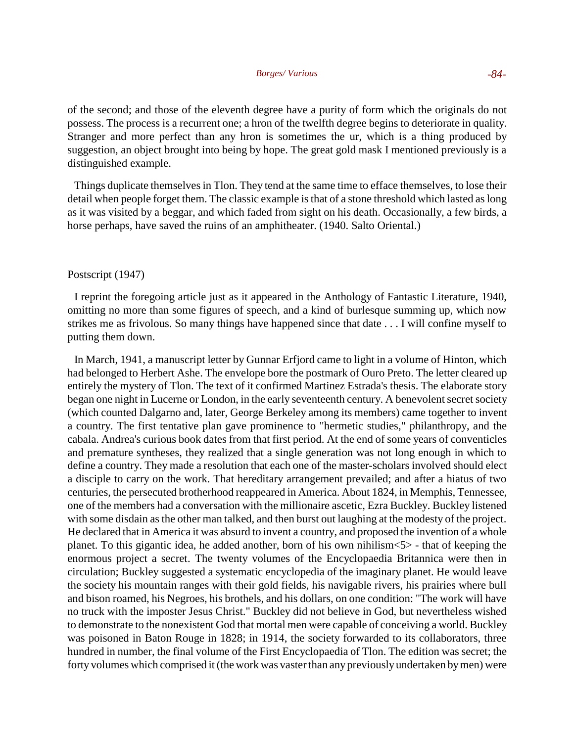of the second; and those of the eleventh degree have a purity of form which the originals do not possess. The process is a recurrent one; a hron of the twelfth degree begins to deteriorate in quality. Stranger and more perfect than any hron is sometimes the ur, which is a thing produced by suggestion, an object brought into being by hope. The great gold mask I mentioned previously is a distinguished example.

Things duplicate themselves in Tlon. They tend at the same time to efface themselves, to lose their detail when people forget them. The classic example is that of a stone threshold which lasted as long as it was visited by a beggar, and which faded from sight on his death. Occasionally, a few birds, a horse perhaps, have saved the ruins of an amphitheater. (1940. Salto Oriental.)

Postscript (1947)

I reprint the foregoing article just as it appeared in the Anthology of Fantastic Literature, 1940, omitting no more than some figures of speech, and a kind of burlesque summing up, which now strikes me as frivolous. So many things have happened since that date . . . I will confine myself to putting them down.

In March, 1941, a manuscript letter by Gunnar Erfjord came to light in a volume of Hinton, which had belonged to Herbert Ashe. The envelope bore the postmark of Ouro Preto. The letter cleared up entirely the mystery of Tlon. The text of it confirmed Martinez Estrada's thesis. The elaborate story began one night in Lucerne or London, in the early seventeenth century. A benevolent secret society (which counted Dalgarno and, later, George Berkeley among its members) came together to invent a country. The first tentative plan gave prominence to "hermetic studies," philanthropy, and the cabala. Andrea's curious book dates from that first period. At the end of some years of conventicles and premature syntheses, they realized that a single generation was not long enough in which to define a country. They made a resolution that each one of the master-scholars involved should elect a disciple to carry on the work. That hereditary arrangement prevailed; and after a hiatus of two centuries, the persecuted brotherhood reappeared in America. About 1824, in Memphis, Tennessee, one of the members had a conversation with the millionaire ascetic, Ezra Buckley. Buckley listened with some disdain as the other man talked, and then burst out laughing at the modesty of the project. He declared that in America it was absurd to invent a country, and proposed the invention of a whole planet. To this gigantic idea, he added another, born of his own nihilism<5> - that of keeping the enormous project a secret. The twenty volumes of the Encyclopaedia Britannica were then in circulation; Buckley suggested a systematic encyclopedia of the imaginary planet. He would leave the society his mountain ranges with their gold fields, his navigable rivers, his prairies where bull and bison roamed, his Negroes, his brothels, and his dollars, on one condition: "The work will have no truck with the imposter Jesus Christ." Buckley did not believe in God, but nevertheless wished to demonstrate to the nonexistent God that mortal men were capable of conceiving a world. Buckley was poisoned in Baton Rouge in 1828; in 1914, the society forwarded to its collaborators, three hundred in number, the final volume of the First Encyclopaedia of Tlon. The edition was secret; the forty volumes which comprised it (the work was vaster than any previously undertaken by men) were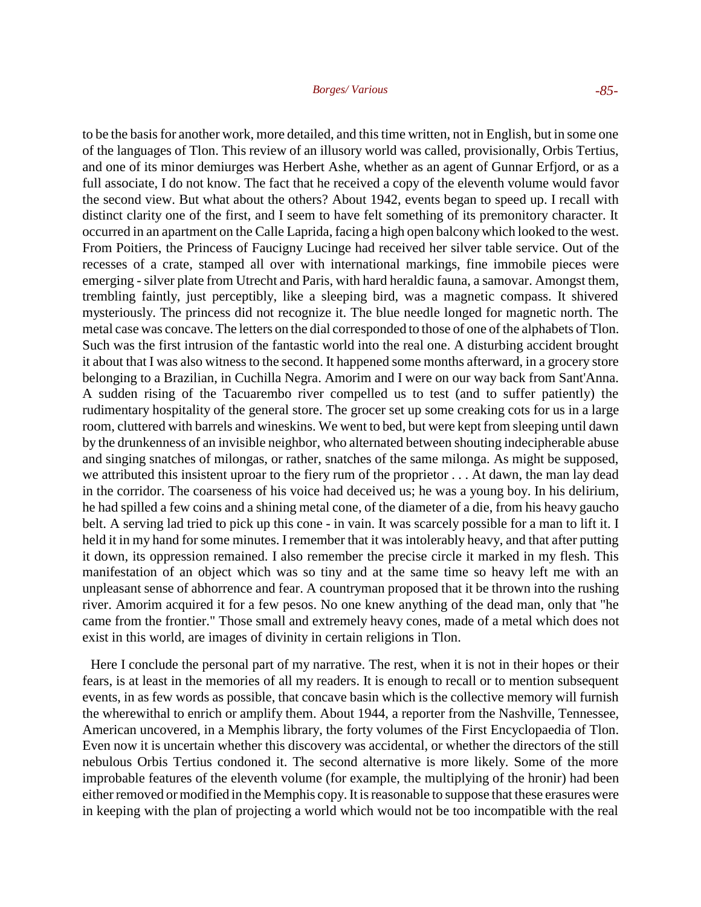to be the basis for another work, more detailed, and this time written, not in English, but in some one of the languages of Tlon. This review of an illusory world was called, provisionally, Orbis Tertius, and one of its minor demiurges was Herbert Ashe, whether as an agent of Gunnar Erfjord, or as a full associate, I do not know. The fact that he received a copy of the eleventh volume would favor the second view. But what about the others? About 1942, events began to speed up. I recall with distinct clarity one of the first, and I seem to have felt something of its premonitory character. It occurred in an apartment on the Calle Laprida, facing a high open balcony which looked to the west. From Poitiers, the Princess of Faucigny Lucinge had received her silver table service. Out of the recesses of a crate, stamped all over with international markings, fine immobile pieces were emerging - silver plate from Utrecht and Paris, with hard heraldic fauna, a samovar. Amongst them, trembling faintly, just perceptibly, like a sleeping bird, was a magnetic compass. It shivered mysteriously. The princess did not recognize it. The blue needle longed for magnetic north. The metal case was concave. The letters on the dial corresponded to those of one of the alphabets of Tlon. Such was the first intrusion of the fantastic world into the real one. A disturbing accident brought it about that I was also witness to the second. It happened some months afterward, in a grocery store belonging to a Brazilian, in Cuchilla Negra. Amorim and I were on our way back from Sant'Anna. A sudden rising of the Tacuarembo river compelled us to test (and to suffer patiently) the rudimentary hospitality of the general store. The grocer set up some creaking cots for us in a large room, cluttered with barrels and wineskins. We went to bed, but were kept from sleeping until dawn by the drunkenness of an invisible neighbor, who alternated between shouting indecipherable abuse and singing snatches of milongas, or rather, snatches of the same milonga. As might be supposed, we attributed this insistent uproar to the fiery rum of the proprietor . . . At dawn, the man lay dead in the corridor. The coarseness of his voice had deceived us; he was a young boy. In his delirium, he had spilled a few coins and a shining metal cone, of the diameter of a die, from his heavy gaucho belt. A serving lad tried to pick up this cone - in vain. It was scarcely possible for a man to lift it. I held it in my hand for some minutes. I remember that it was intolerably heavy, and that after putting it down, its oppression remained. I also remember the precise circle it marked in my flesh. This manifestation of an object which was so tiny and at the same time so heavy left me with an unpleasant sense of abhorrence and fear. A countryman proposed that it be thrown into the rushing river. Amorim acquired it for a few pesos. No one knew anything of the dead man, only that "he came from the frontier." Those small and extremely heavy cones, made of a metal which does not exist in this world, are images of divinity in certain religions in Tlon.

Here I conclude the personal part of my narrative. The rest, when it is not in their hopes or their fears, is at least in the memories of all my readers. It is enough to recall or to mention subsequent events, in as few words as possible, that concave basin which is the collective memory will furnish the wherewithal to enrich or amplify them. About 1944, a reporter from the Nashville, Tennessee, American uncovered, in a Memphis library, the forty volumes of the First Encyclopaedia of Tlon. Even now it is uncertain whether this discovery was accidental, or whether the directors of the still nebulous Orbis Tertius condoned it. The second alternative is more likely. Some of the more improbable features of the eleventh volume (for example, the multiplying of the hronir) had been either removed or modified in the Memphis copy. It is reasonable to suppose that these erasures were in keeping with the plan of projecting a world which would not be too incompatible with the real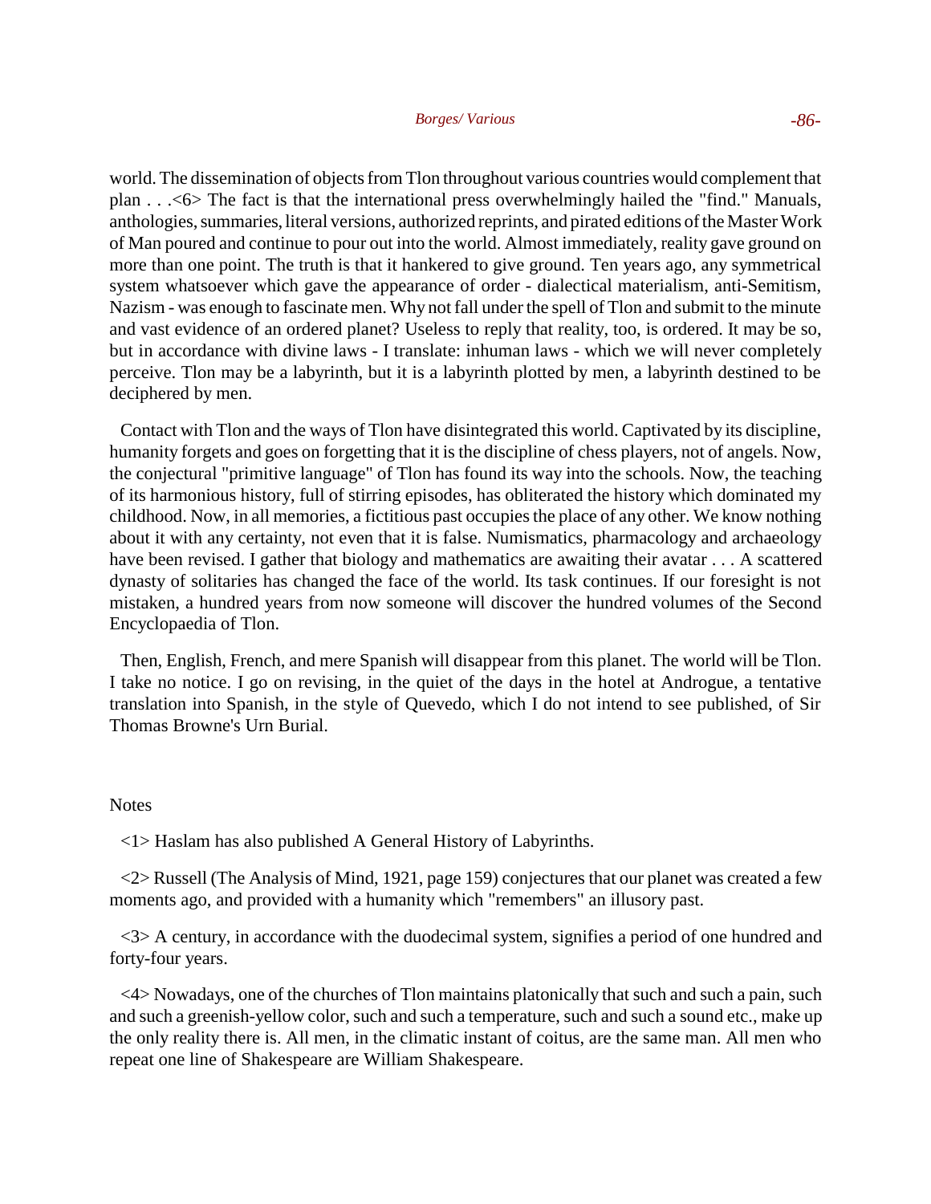world. The dissemination of objects from Tlon throughout various countries would complement that plan . . .<6> The fact is that the international press overwhelmingly hailed the "find." Manuals, anthologies, summaries, literal versions, authorized reprints, and pirated editions of the Master Work of Man poured and continue to pour out into the world. Almost immediately, reality gave ground on more than one point. The truth is that it hankered to give ground. Ten years ago, any symmetrical system whatsoever which gave the appearance of order - dialectical materialism, anti-Semitism, Nazism - was enough to fascinate men. Why not fall under the spell of Tlon and submit to the minute and vast evidence of an ordered planet? Useless to reply that reality, too, is ordered. It may be so, but in accordance with divine laws - I translate: inhuman laws - which we will never completely perceive. Tlon may be a labyrinth, but it is a labyrinth plotted by men, a labyrinth destined to be deciphered by men.

Contact with Tlon and the ways of Tlon have disintegrated this world. Captivated by its discipline, humanity forgets and goes on forgetting that it is the discipline of chess players, not of angels. Now, the conjectural "primitive language" of Tlon has found its way into the schools. Now, the teaching of its harmonious history, full of stirring episodes, has obliterated the history which dominated my childhood. Now, in all memories, a fictitious past occupies the place of any other. We know nothing about it with any certainty, not even that it is false. Numismatics, pharmacology and archaeology have been revised. I gather that biology and mathematics are awaiting their avatar . . . A scattered dynasty of solitaries has changed the face of the world. Its task continues. If our foresight is not mistaken, a hundred years from now someone will discover the hundred volumes of the Second Encyclopaedia of Tlon.

Then, English, French, and mere Spanish will disappear from this planet. The world will be Tlon. I take no notice. I go on revising, in the quiet of the days in the hotel at Androgue, a tentative translation into Spanish, in the style of Quevedo, which I do not intend to see published, of Sir Thomas Browne's Urn Burial.

Notes

<1> Haslam has also published A General History of Labyrinths.

<2> Russell (The Analysis of Mind, 1921, page 159) conjectures that our planet was created a few moments ago, and provided with a humanity which "remembers" an illusory past.

<3> A century, in accordance with the duodecimal system, signifies a period of one hundred and forty-four years.

<4> Nowadays, one of the churches of Tlon maintains platonically that such and such a pain, such and such a greenish-yellow color, such and such a temperature, such and such a sound etc., make up the only reality there is. All men, in the climatic instant of coitus, are the same man. All men who repeat one line of Shakespeare are William Shakespeare.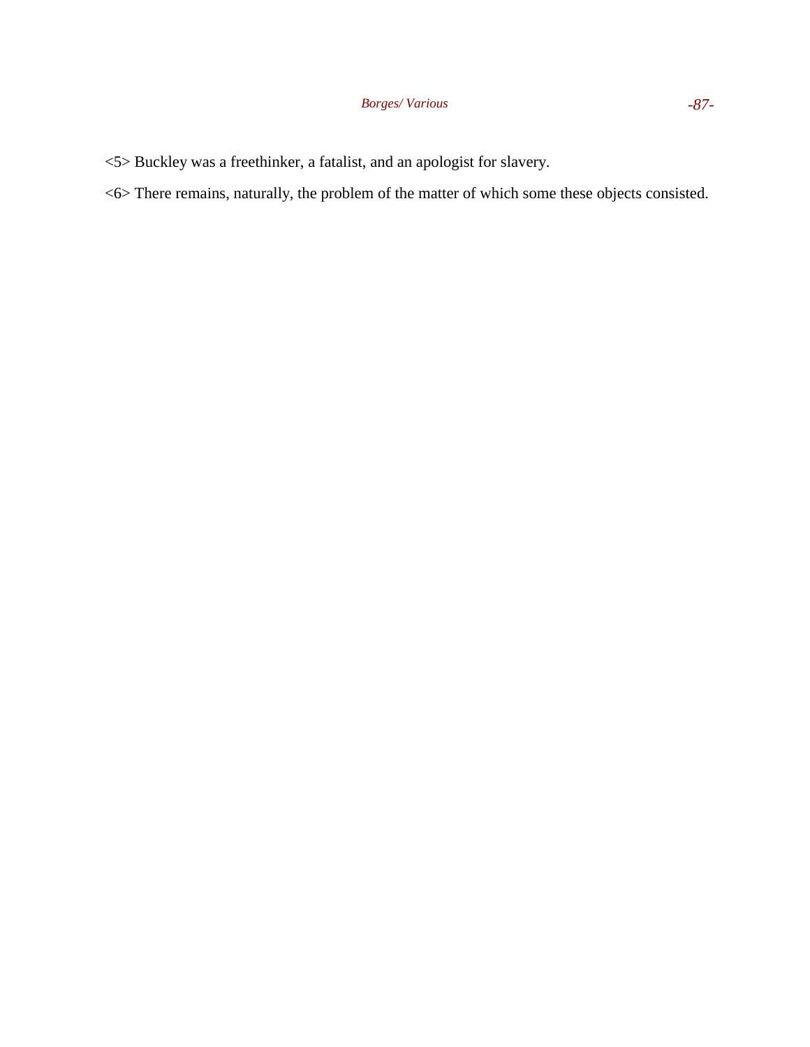<5> Buckley was a freethinker, a fatalist, and an apologist for slavery.

<6> There remains, naturally, the problem of the matter of which some these objects consisted.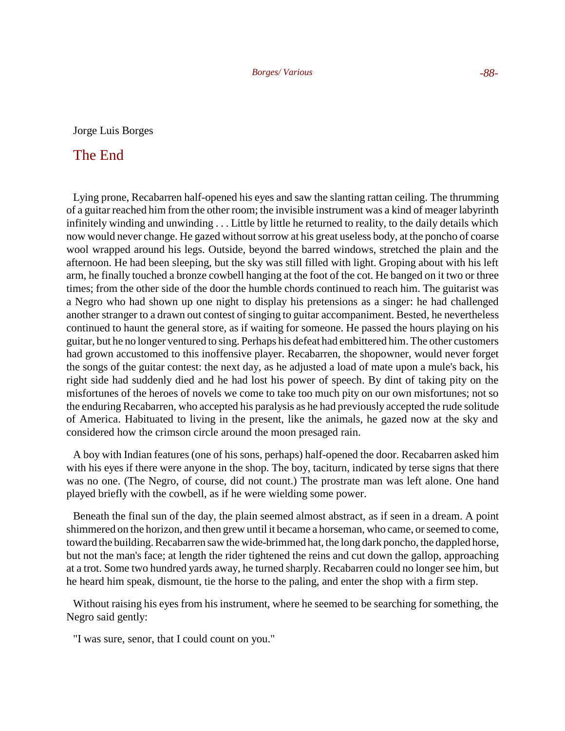Jorge Luis Borges

# The End

Lying prone, Recabarren half-opened his eyes and saw the slanting rattan ceiling. The thrumming of a guitar reached him from the other room; the invisible instrument was a kind of meager labyrinth infinitely winding and unwinding . . . Little by little he returned to reality, to the daily details which now would never change. He gazed without sorrow at his great useless body, at the poncho of coarse wool wrapped around his legs. Outside, beyond the barred windows, stretched the plain and the afternoon. He had been sleeping, but the sky was still filled with light. Groping about with his left arm, he finally touched a bronze cowbell hanging at the foot of the cot. He banged on it two or three times; from the other side of the door the humble chords continued to reach him. The guitarist was a Negro who had shown up one night to display his pretensions as a singer: he had challenged another stranger to a drawn out contest of singing to guitar accompaniment. Bested, he nevertheless continued to haunt the general store, as if waiting for someone. He passed the hours playing on his guitar, but he no longer ventured to sing. Perhaps his defeat had embittered him. The other customers had grown accustomed to this inoffensive player. Recabarren, the shopowner, would never forget the songs of the guitar contest: the next day, as he adjusted a load of mate upon a mule's back, his right side had suddenly died and he had lost his power of speech. By dint of taking pity on the misfortunes of the heroes of novels we come to take too much pity on our own misfortunes; not so the enduring Recabarren, who accepted his paralysis as he had previously accepted the rude solitude of America. Habituated to living in the present, like the animals, he gazed now at the sky and considered how the crimson circle around the moon presaged rain.

A boy with Indian features (one of his sons, perhaps) half-opened the door. Recabarren asked him with his eyes if there were anyone in the shop. The boy, taciturn, indicated by terse signs that there was no one. (The Negro, of course, did not count.) The prostrate man was left alone. One hand played briefly with the cowbell, as if he were wielding some power.

Beneath the final sun of the day, the plain seemed almost abstract, as if seen in a dream. A point shimmered on the horizon, and then grew until it became a horseman, who came, or seemed to come, toward the building. Recabarren saw the wide-brimmed hat, the long dark poncho, the dappled horse, but not the man's face; at length the rider tightened the reins and cut down the gallop, approaching at a trot. Some two hundred yards away, he turned sharply. Recabarren could no longer see him, but he heard him speak, dismount, tie the horse to the paling, and enter the shop with a firm step.

Without raising his eyes from his instrument, where he seemed to be searching for something, the Negro said gently:

"I was sure, senor, that I could count on you."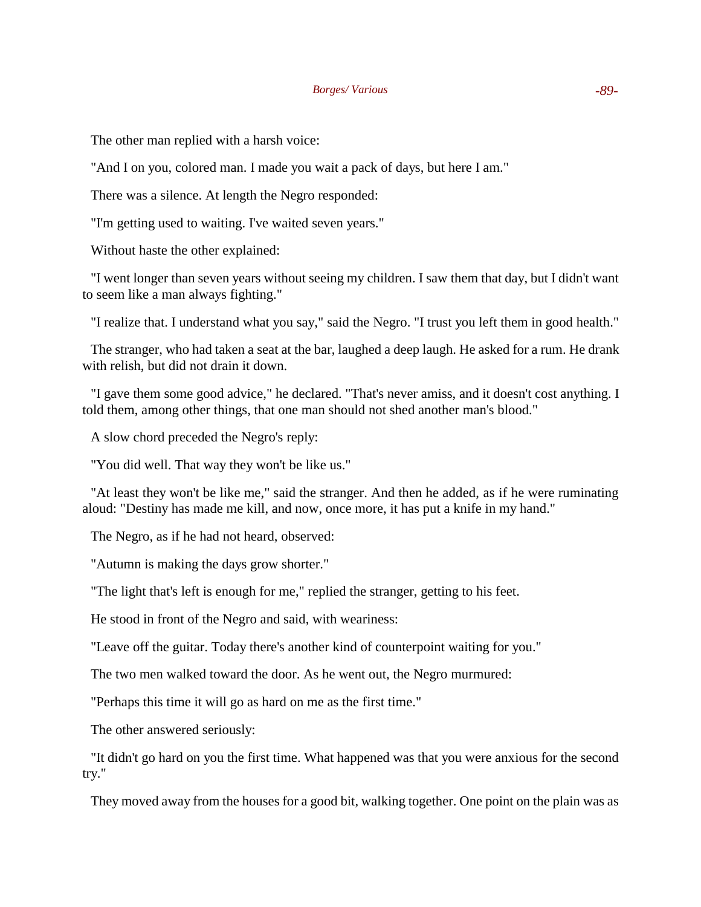The other man replied with a harsh voice:

"And I on you, colored man. I made you wait a pack of days, but here I am."

There was a silence. At length the Negro responded:

"I'm getting used to waiting. I've waited seven years."

Without haste the other explained:

"I went longer than seven years without seeing my children. I saw them that day, but I didn't want to seem like a man always fighting."

"I realize that. I understand what you say," said the Negro. "I trust you left them in good health."

The stranger, who had taken a seat at the bar, laughed a deep laugh. He asked for a rum. He drank with relish, but did not drain it down.

"I gave them some good advice," he declared. "That's never amiss, and it doesn't cost anything. I told them, among other things, that one man should not shed another man's blood."

A slow chord preceded the Negro's reply:

"You did well. That way they won't be like us."

"At least they won't be like me," said the stranger. And then he added, as if he were ruminating aloud: "Destiny has made me kill, and now, once more, it has put a knife in my hand."

The Negro, as if he had not heard, observed:

"Autumn is making the days grow shorter."

"The light that's left is enough for me," replied the stranger, getting to his feet.

He stood in front of the Negro and said, with weariness:

"Leave off the guitar. Today there's another kind of counterpoint waiting for you."

The two men walked toward the door. As he went out, the Negro murmured:

"Perhaps this time it will go as hard on me as the first time."

The other answered seriously:

"It didn't go hard on you the first time. What happened was that you were anxious for the second try."

They moved away from the houses for a good bit, walking together. One point on the plain was as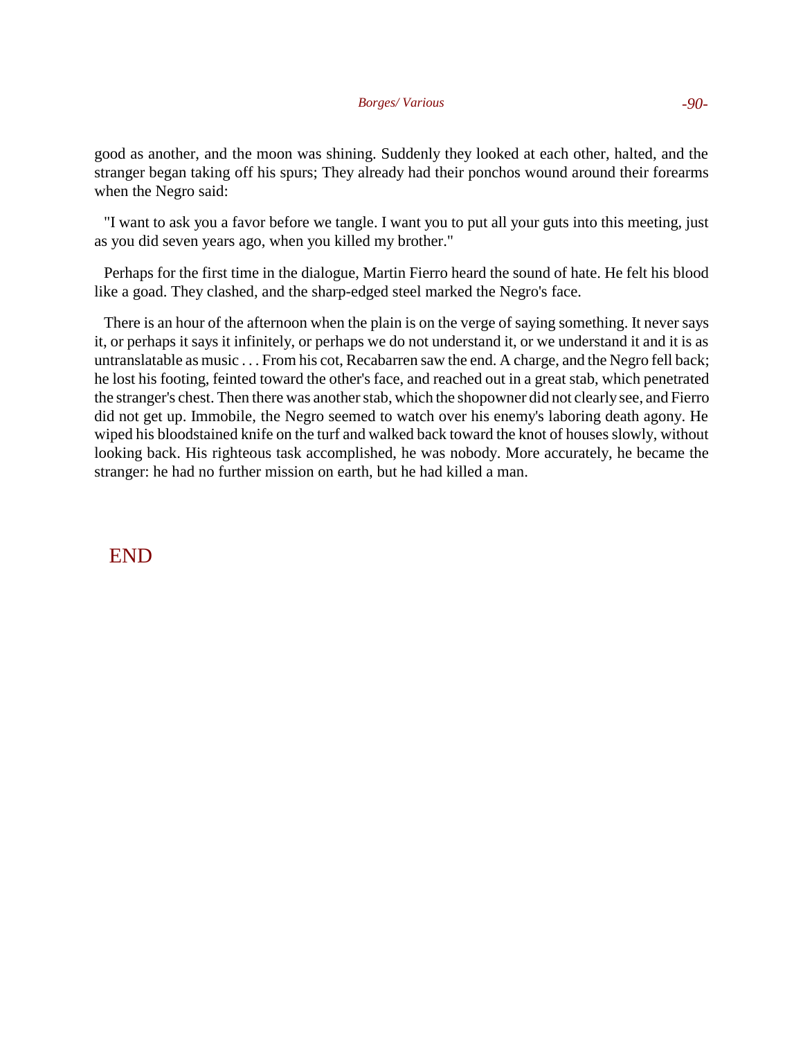good as another, and the moon was shining. Suddenly they looked at each other, halted, and the stranger began taking off his spurs; They already had their ponchos wound around their forearms when the Negro said:

"I want to ask you a favor before we tangle. I want you to put all your guts into this meeting, just as you did seven years ago, when you killed my brother."

Perhaps for the first time in the dialogue, Martin Fierro heard the sound of hate. He felt his blood like a goad. They clashed, and the sharp-edged steel marked the Negro's face.

There is an hour of the afternoon when the plain is on the verge of saying something. It never says it, or perhaps it says it infinitely, or perhaps we do not understand it, or we understand it and it is as untranslatable as music . . . From his cot, Recabarren saw the end. A charge, and the Negro fell back; he lost his footing, feinted toward the other's face, and reached out in a great stab, which penetrated the stranger's chest. Then there was another stab, which the shopowner did not clearly see, and Fierro did not get up. Immobile, the Negro seemed to watch over his enemy's laboring death agony. He wiped his bloodstained knife on the turf and walked back toward the knot of houses slowly, without looking back. His righteous task accomplished, he was nobody. More accurately, he became the stranger: he had no further mission on earth, but he had killed a man.

END